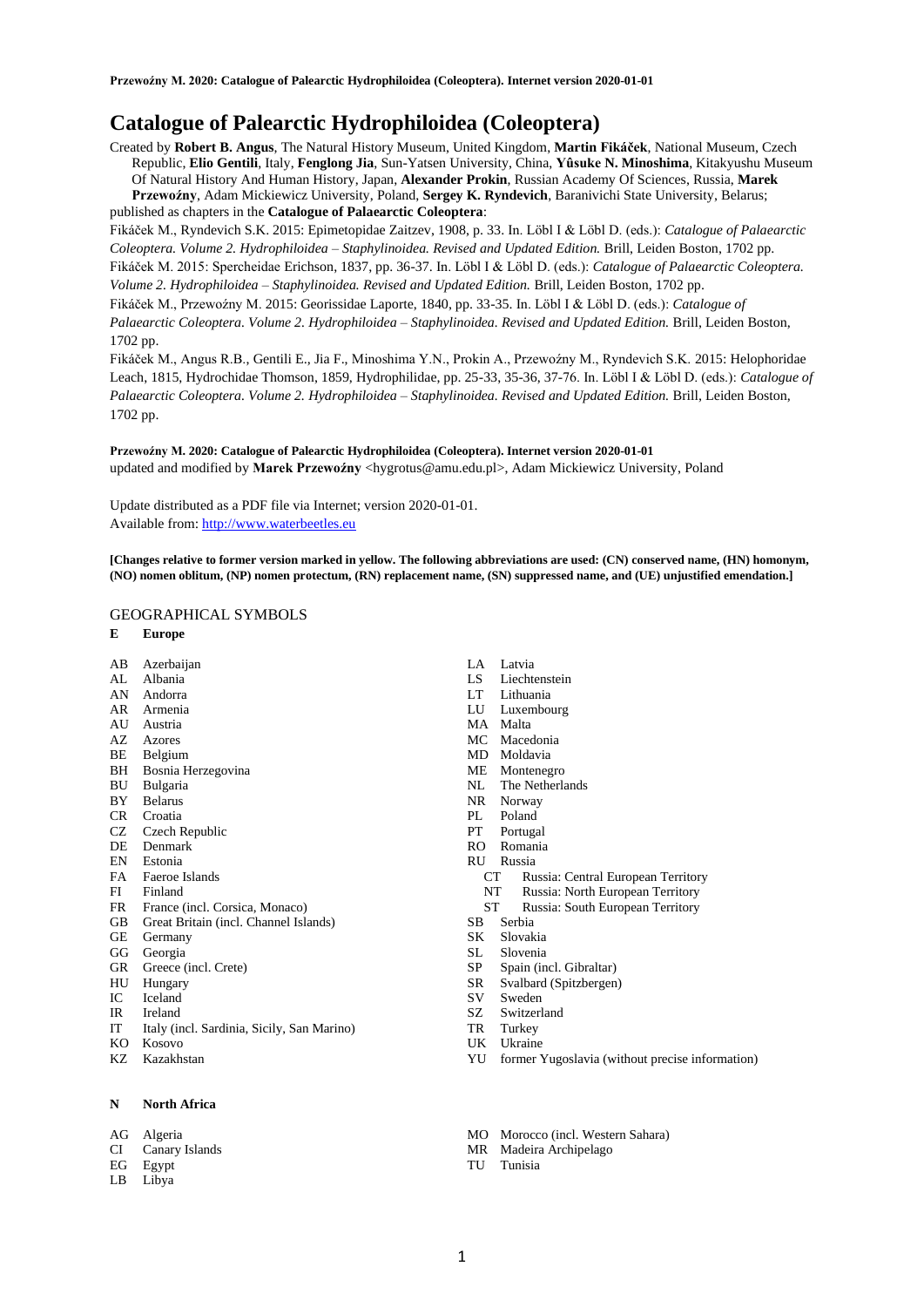**Przewoźny M. 2020: Catalogue of Palearctic Hydrophiloidea (Coleoptera). Internet version 2020-01-01**

# Catalogue of Palearctic Hydrophiloidea (Coleoptera)

Created by **Robert B. Angus**, The Natural History Museum, United Kingdom, **Martin Fikáček**, National Museum, Czech Republic, **Elio Gentili**, Italy, **Fenglong Jia**, Sun-Yatsen University, China, **Yûsuke N. Minoshima**, Kitakyushu Museum Of Natural History And Human History, Japan, **Alexander Prokin**, Russian Academy Of Sciences, Russia, **Marek Przewoźny**, Adam Mickiewicz University, Poland, **Sergey K. Ryndevich**, Baranivichi State University, Belarus; published as chapters in the **Catalogue of Palaearctic Coleoptera**:

Fikáček M., Ryndevich S.K. 2015: Epimetopidae Zaitzev, 1908, p. 33. In. Löbl I & Löbl D. (eds.): *Catalogue of Palaearctic Coleoptera. Volume 2. Hydrophiloidea – Staphylinoidea. Revised and Updated Edition.* Brill, Leiden Boston, 1702 pp.

Fikáček M. 2015: Spercheidae Erichson, 1837, pp. 36-37. In. Löbl I & Löbl D. (eds.): *Catalogue of Palaearctic Coleoptera. Volume 2. Hydrophiloidea – Staphylinoidea. Revised and Updated Edition.* Brill, Leiden Boston, 1702 pp.

Fikáček M., Przewoźny M. 2015: Georissidae Laporte, 1840, pp. 33-35. In. Löbl I & Löbl D. (eds.): *Catalogue of Palaearctic Coleoptera. Volume 2. Hydrophiloidea – Staphylinoidea. Revised and Updated Edition.* Brill, Leiden Boston, 1702 pp.

Fikáček M., Angus R.B., Gentili E., Jia F., Minoshima Y.N., Prokin A., Przewoźny M., Ryndevich S.K. 2015: Helophoridae Leach, 1815, Hydrochidae Thomson, 1859, Hydrophilidae, pp. 25-33, 35-36, 37-76. In. Löbl I & Löbl D. (eds.): *Catalogue of Palaearctic Coleoptera. Volume 2. Hydrophiloidea – Staphylinoidea. Revised and Updated Edition.* Brill, Leiden Boston, 1702 pp.

**Przewoźny M. 2020: Catalogue of Palearctic Hydrophiloidea (Coleoptera). Internet version 2020-01-01**
updated and modified by **Marek Przewoźny** <hygrotus@amu.edu.pl>, Adam Mickiewicz University, Poland

Update distributed as a PDF file via Internet; version 2020-01-01.
Available from: http://www.waterbeetles.eu

**[Changes relative to former version marked in yellow. The following abbreviations are used: (CN) conserved name, (HN) homonym, (NO) nomen oblitum, (NP) nomen protectum, (RN) replacement name, (SN) suppressed name, and (UE) unjustified emendation.]**

## GEOGRAPHICAL SYMBOLS

**E Europe**

- AB Azerbaijan
- AL Albania
- AN Andorra
- AR Armenia
- AU Austria
- AZ Azores
- BE Belgium
- BH Bosnia Herzegovina
- BU Bulgaria
- BY Belarus
- CR Croatia
- CZ Czech Republic
- DE Denmark
- EN Estonia
- FA Faeroe Islands
- FI Finland
- FR France (incl. Corsica, Monaco)
- GB Great Britain (incl. Channel Islands)
- GE Germany
- GG Georgia
- GR Greece (incl. Crete)
- HU Hungary
- IC Iceland
- IR Ireland
- IT Italy (incl. Sardinia, Sicily, San Marino)
- KO Kosovo
- KZ Kazakhstan
- LA Latvia
- LS Liechtenstein
- LT Lithuania
- LU Luxembourg
- MA Malta
- MC Macedonia
- MD Moldavia
- ME Montenegro
- NL The Netherlands
- NR Norway
- PL Poland
- PT Portugal
- RO Romania
- RU Russia
  - CT Russia: Central European Territory
  - NT Russia: North European Territory
  - ST Russia: South European Territory
- SB Serbia
- SK Slovakia
- SL Slovenia
- SP Spain (incl. Gibraltar)
- SR Svalbard (Spitzbergen)
- SV Sweden
- SZ Switzerland
- TR Turkey
- UK Ukraine
- YU former Yugoslavia (without precise information)

**N North Africa**

- AG Algeria
- CI Canary Islands
- EG Egypt
- LB Libya
- MO Morocco (incl. Western Sahara)
- MR Madeira Archipelago
- TU Tunisia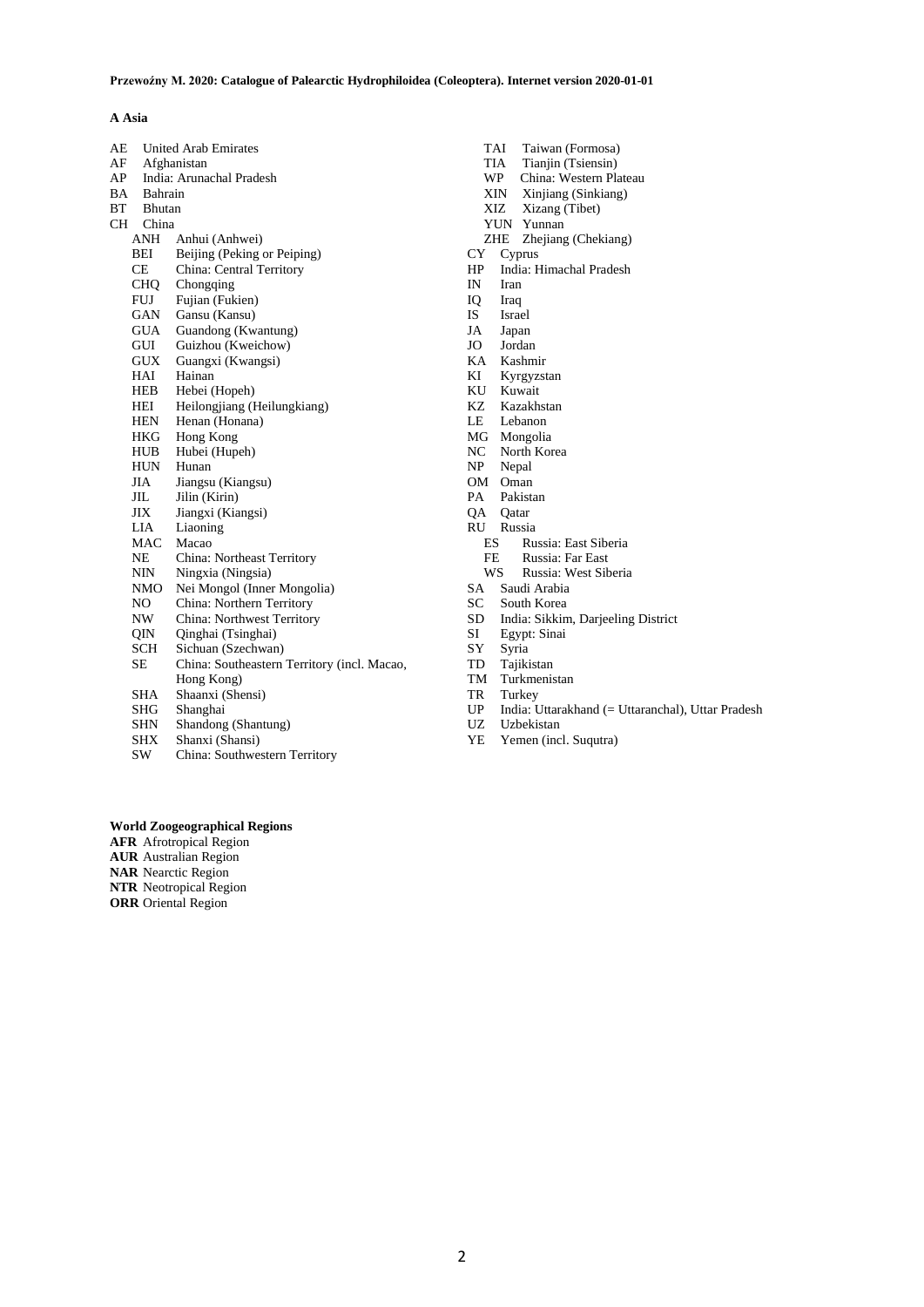**A Asia**

- AE United Arab Emirates
- AF Afghanistan
- AP India: Arunachal Pradesh
- BA Bahrain
- BT Bhutan
- CH China
  - ANH Anhui (Anhwei)
  - BEI Beijing (Peking or Peiping)
  - CE China: Central Territory
  - CHQ Chongqing
  - FUJ Fujian (Fukien)
  - GAN Gansu (Kansu)
  - GUA Guandong (Kwantung)
  - GUI Guizhou (Kweichow)
  - GUX Guangxi (Kwangsi)
  - HAI Hainan
  - HEB Hebei (Hopeh)
  - HEI Heilongjiang (Heilungkiang)
  - HEN Henan (Honana)
  - HKG Hong Kong
  - HUB Hubei (Hupeh)
  - HUN Hunan
  - JIA Jiangsu (Kiangsu)
  - JIL Jilin (Kirin)
  - JIX Jiangxi (Kiangsi)
  - LIA Liaoning
  - MAC Macao
  - NE China: Northeast Territory
  - NIN Ningxia (Ningsia)
  - NMO Nei Mongol (Inner Mongolia)
  - NO China: Northern Territory
  - NW China: Northwest Territory
  - QIN Qinghai (Tsinghai)
  - SCH Sichuan (Szechwan)
  - SE China: Southeastern Territory (incl. Macao, Hong Kong)
  - SHA Shaanxi (Shensi)
  - SHG Shanghai
  - SHN Shandong (Shantung)
  - SHX Shanxi (Shansi)
  - SW China: Southwestern Territory
  - TAI Taiwan (Formosa)
  - TIA Tianjin (Tsiensin)
  - WP China: Western Plateau
  - XIN Xinjiang (Sinkiang)
  - XIZ Xizang (Tibet)
  - YUN Yunnan
  - ZHE Zhejiang (Chekiang)
- CY Cyprus
- HP India: Himachal Pradesh
- IN Iran
- IQ Iraq
- IS Israel
- JA Japan
- JO Jordan
- KA Kashmir
- KI Kyrgyzstan
- KU Kuwait
- KZ Kazakhstan
- LE Lebanon
- MG Mongolia
- NC North Korea
- NP Nepal
- OM Oman
- PA Pakistan
- QA Qatar
- RU Russia
  - ES Russia: East Siberia
  - FE Russia: Far East
  - WS Russia: West Siberia
- SA Saudi Arabia
- SC South Korea
- SD India: Sikkim, Darjeeling District
- SI Egypt: Sinai
- SY Syria
- TD Tajikistan
- TM Turkmenistan
- TR Turkey
- UP India: Uttarakhand (= Uttaranchal), Uttar Pradesh
- UZ Uzbekistan
- YE Yemen (incl. Suqutra)

**World Zoogeographical Regions**

**AFR** Afrotropical Region
**AUR** Australian Region
**NAR** Nearctic Region
**NTR** Neotropical Region
**ORR** Oriental Region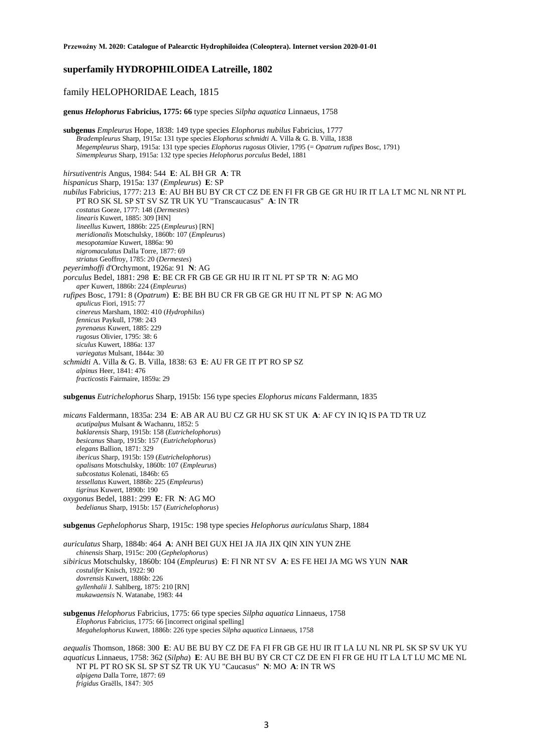## superfamily HYDROPHILOIDEA Latreille, 1802

### family HELOPHORIDAE Leach, 1815

**genus *Helophorus* Fabricius, 1775: 66** type species *Silpha aquatica* Linnaeus, 1758

**subgenus** *Empleurus* Hope, 1838: 149 type species *Elophorus nubilus* Fabricius, 1777
*Bradempleurus* Sharp, 1915a: 131 type species *Elophorus schmidti* A. Villa & G. B. Villa, 1838
*Megempleurus* Sharp, 1915a: 131 type species *Elophorus rugosus* Olivier, 1795 (= *Opatrum rufipes* Bosc, 1791)
*Simempleurus* Sharp, 1915a: 132 type species *Helophorus porculus* Bedel, 1881

*hirsutiventris* Angus, 1984: 544 **E**: AL BH GR **A**: TR
*hispanicus* Sharp, 1915a: 137 (*Empleurus*) **E**: SP
*nubilus* Fabricius, 1777: 213 **E**: AU BH BU BY CR CT CZ DE EN FI FR GB GE GR HU IR IT LA LT MC NL NR NT PL PT RO SK SL SP ST SV SZ TR UK YU "Transcaucasus" **A**: IN TR
*costatus* Goeze, 1777: 148 (*Dermestes*)
*linearis* Kuwert, 1885: 309 [HN]
*lineellus* Kuwert, 1886b: 225 (*Empleurus*) [RN]
*meridionalis* Motschulsky, 1860b: 107 (*Empleurus*)
*mesopotamiae* Kuwert, 1886a: 90
*nigromaculatus* Dalla Torre, 1877: 69
*striatus* Geoffroy, 1785: 20 (*Dermestes*)
*peyerimhoffi* d'Orchymont, 1926a: 91 **N**: AG
*porculus* Bedel, 1881: 298 **E**: BE CR FR GB GE GR HU IR IT NL PT SP TR **N**: AG MO
*aper* Kuwert, 1886b: 224 (*Empleurus*)
*rufipes* Bosc, 1791: 8 (*Opatrum*) **E**: BE BH BU CR FR GB GE GR HU IT NL PT SP **N**: AG MO
*apulicus* Fiori, 1915: 77
*cinereus* Marsham, 1802: 410 (*Hydrophilus*)
*fennicus* Paykull, 1798: 243
*pyrenaeus* Kuwert, 1885: 229
*rugosus* Olivier, 1795: 38: 6
*siculus* Kuwert, 1886a: 137
*variegatus* Mulsant, 1844a: 30
*schmidti* A. Villa & G. B. Villa, 1838: 63 **E**: AU FR GE IT PT RO SP SZ
*alpinus* Heer, 1841: 476
*fracticostis* Fairmaire, 1859a: 29

**subgenus** *Eutrichelophorus* Sharp, 1915b: 156 type species *Elophorus micans* Faldermann, 1835

*micans* Faldermann, 1835a: 234 **E**: AB AR AU BU CZ GR HU SK ST UK **A**: AF CY IN IQ IS PA TD TR UZ
*acutipalpus* Mulsant & Wachanru, 1852: 5
*baklarensis* Sharp, 1915b: 158 (*Eutrichelophorus*)
*besicanus* Sharp, 1915b: 157 (*Eutrichelophorus*)
*elegans* Ballion, 1871: 329
*ibericus* Sharp, 1915b: 159 (*Eutrichelophorus*)
*opalisans* Motschulsky, 1860b: 107 (*Empleurus*)
*subcostatus* Kolenati, 1846b: 65
*tessellatus* Kuwert, 1886b: 225 (*Empleurus*)
*tigrinus* Kuwert, 1890b: 190
*oxygonus* Bedel, 1881: 299 **E**: FR **N**: AG MO
*bedelianus* Sharp, 1915b: 157 (*Eutrichelophorus*)

**subgenus** *Gephelophorus* Sharp, 1915c: 198 type species *Helophorus auriculatus* Sharp, 1884

*auriculatus* Sharp, 1884b: 464 **A**: ANH BEI GUX HEI JA JIA JIX QIN XIN YUN ZHE
*chinensis* Sharp, 1915c: 200 (*Gephelophorus*)
*sibiricus* Motschulsky, 1860b: 104 (*Empleurus*) **E**: FI NR NT SV **A**: ES FE HEI JA MG WS YUN **NAR**
*costulifer* Knisch, 1922: 90
*dovrensis* Kuwert, 1886b: 226
*gyllenhalii* J. Sahlberg, 1875: 210 [RN]
*mukawaensis* N. Watanabe, 1983: 44

**subgenus** *Helophorus* Fabricius, 1775: 66 type species *Silpha aquatica* Linnaeus, 1758
*Elophorus* Fabricius, 1775: 66 [incorrect original spelling]
*Megahelophorus* Kuwert, 1886b: 226 type species *Silpha aquatica* Linnaeus, 1758

*aequalis* Thomson, 1868: 300 **E**: AU BE BU BY CZ DE FA FI FR GB GE HU IR IT LA LU NL NR PL SK SP SV UK YU
*aquaticus* Linnaeus, 1758: 362 (*Silpha*) **E**: AU BE BH BU BY CR CT CZ DE EN FI FR GE HU IT LA LT LU MC ME NL NT PL PT RO SK SL SP ST SZ TR UK YU "Caucasus" **N**: MO **A**: IN TR WS
*alpigena* Dalla Torre, 1877: 69
*frigidus* Graëlls, 1847: 305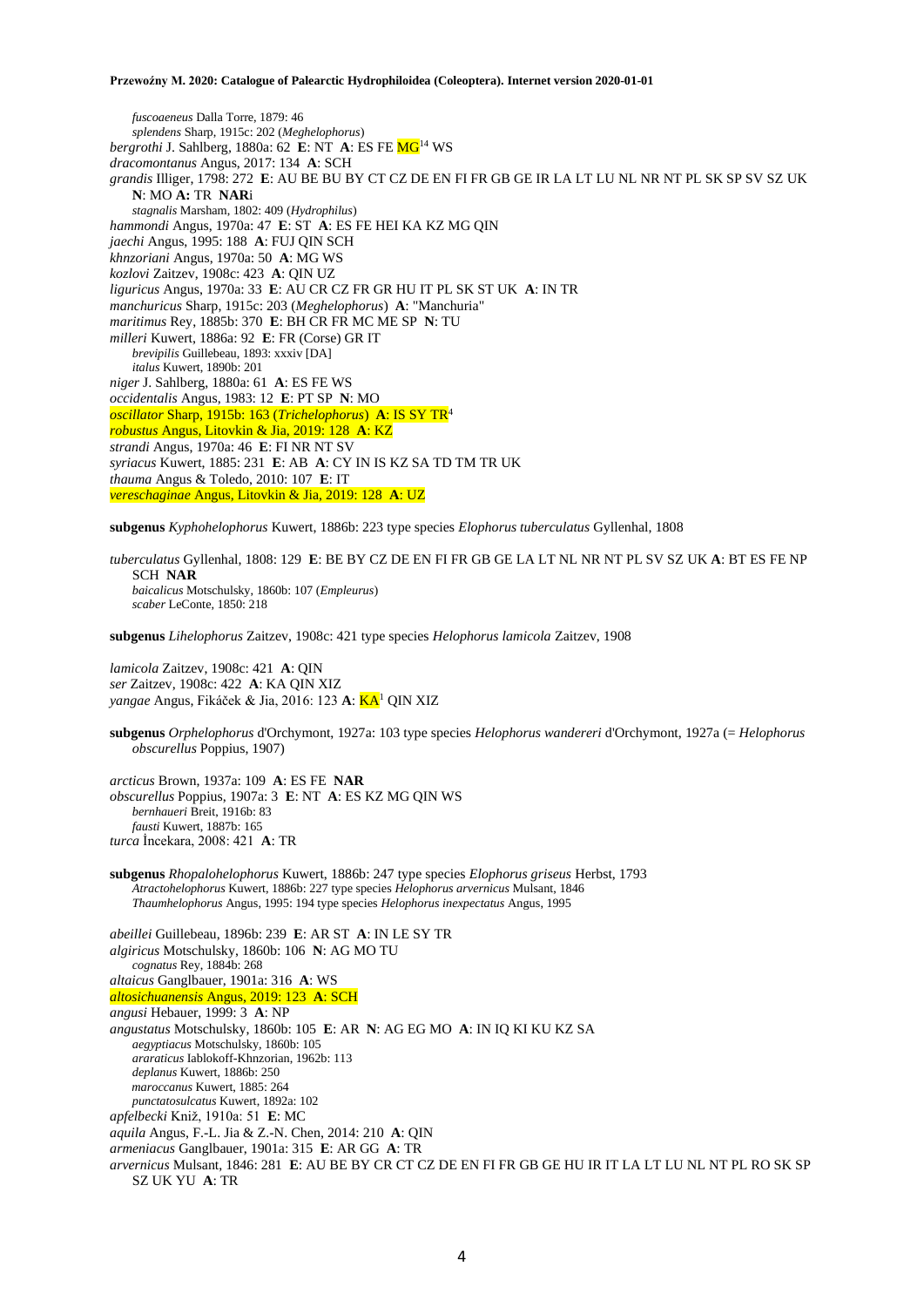*fuscoaeneus* Dalla Torre, 1879: 46
*splendens* Sharp, 1915c: 202 (*Meghelophorus*)
*bergrothi* J. Sahlberg, 1880a: 62 **E**: NT **A**: ES FE MG[14] WS
*dracomontanus* Angus, 2017: 134 **A**: SCH
*grandis* Illiger, 1798: 272 **E**: AU BE BU BY CT CZ DE EN FI FR GB GE IR LA LT LU NL NR NT PL SK SP SV SZ UK **N**: MO **A:** TR **NAR**i
*stagnalis* Marsham, 1802: 409 (*Hydrophilus*)
*hammondi* Angus, 1970a: 47 **E**: ST **A**: ES FE HEI KA KZ MG QIN
*jaechi* Angus, 1995: 188 **A**: FUJ QIN SCH
*khnzoriani* Angus, 1970a: 50 **A**: MG WS
*kozlovi* Zaitzev, 1908c: 423 **A**: QIN UZ
*liguricus* Angus, 1970a: 33 **E**: AU CR CZ FR GR HU IT PL SK ST UK **A**: IN TR
*manchuricus* Sharp, 1915c: 203 (*Meghelophorus*) **A**: "Manchuria"
*maritimus* Rey, 1885b: 370 **E**: BH CR FR MC ME SP **N**: TU
*milleri* Kuwert, 1886a: 92 **E**: FR (Corse) GR IT
*brevipilis* Guillebeau, 1893: xxxiv [DA]
*italus* Kuwert, 1890b: 201
*niger* J. Sahlberg, 1880a: 61 **A**: ES FE WS
*occidentalis* Angus, 1983: 12 **E**: PT SP **N**: MO
*oscillator* Sharp, 1915b: 163 (*Trichelophorus*) **A**: IS SY TR[4]
*robustus* Angus, Litovkin & Jia, 2019: 128 **A**: KZ
*strandi* Angus, 1970a: 46 **E**: FI NR NT SV
*syriacus* Kuwert, 1885: 231 **E**: AB **A**: CY IN IS KZ SA TD TM TR UK
*thauma* Angus & Toledo, 2010: 107 **E**: IT
*vereschaginae* Angus, Litovkin & Jia, 2019: 128 **A**: UZ

**subgenus** *Kyphohelophorus* Kuwert, 1886b: 223 type species *Elophorus tuberculatus* Gyllenhal, 1808

*tuberculatus* Gyllenhal, 1808: 129 **E**: BE BY CZ DE EN FI FR GB GE LA LT NL NR NT PL SV SZ UK **A**: BT ES FE NP SCH **NAR**
*baicalicus* Motschulsky, 1860b: 107 (*Empleurus*)
*scaber* LeConte, 1850: 218

**subgenus** *Lihelophorus* Zaitzev, 1908c: 421 type species *Helophorus lamicola* Zaitzev, 1908

*lamicola* Zaitzev, 1908c: 421 **A**: QIN
*ser* Zaitzev, 1908c: 422 **A**: KA QIN XIZ
*yangae* Angus, Fikáček & Jia, 2016: 123 **A**: KA[1] QIN XIZ

**subgenus** *Orphelophorus* d'Orchymont, 1927a: 103 type species *Helophorus wandereri* d'Orchymont, 1927a (= *Helophorus obscurellus* Poppius, 1907)

*arcticus* Brown, 1937a: 109 **A**: ES FE **NAR**
*obscurellus* Poppius, 1907a: 3 **E**: NT **A**: ES KZ MG QIN WS
*bernhaueri* Breit, 1916b: 83
*fausti* Kuwert, 1887b: 165
*turca* İncekara, 2008: 421 **A**: TR

**subgenus** *Rhopalohelophorus* Kuwert, 1886b: 247 type species *Elophorus griseus* Herbst, 1793
*Atractohelophorus* Kuwert, 1886b: 227 type species *Helophorus arvernicus* Mulsant, 1846
*Thaumhelophorus* Angus, 1995: 194 type species *Helophorus inexpectatus* Angus, 1995

*abeillei* Guillebeau, 1896b: 239 **E**: AR ST **A**: IN LE SY TR
*algiricus* Motschulsky, 1860b: 106 **N**: AG MO TU
*cognatus* Rey, 1884b: 268
*altaicus* Ganglbauer, 1901a: 316 **A**: WS
*altosichuanensis* Angus, 2019: 123 **A**: SCH
*angusi* Hebauer, 1999: 3 **A**: NP
*angustatus* Motschulsky, 1860b: 105 **E**: AR **N**: AG EG MO **A**: IN IQ KI KU KZ SA
*aegyptiacus* Motschulsky, 1860b: 105
*araraticus* Iablokoff-Khnzorian, 1962b: 113
*deplanus* Kuwert, 1886b: 250
*maroccanus* Kuwert, 1885: 264
*punctatosulcatus* Kuwert, 1892a: 102
*apfelbecki* Kniž, 1910a: 51 **E**: MC
*aquila* Angus, F.-L. Jia & Z.-N. Chen, 2014: 210 **A**: QIN
*armeniacus* Ganglbauer, 1901a: 315 **E**: AR GG **A**: TR
*arvernicus* Mulsant, 1846: 281 **E**: AU BE BY CR CT CZ DE EN FI FR GB GE HU IR IT LA LT LU NL NT PL RO SK SP SZ UK YU **A**: TR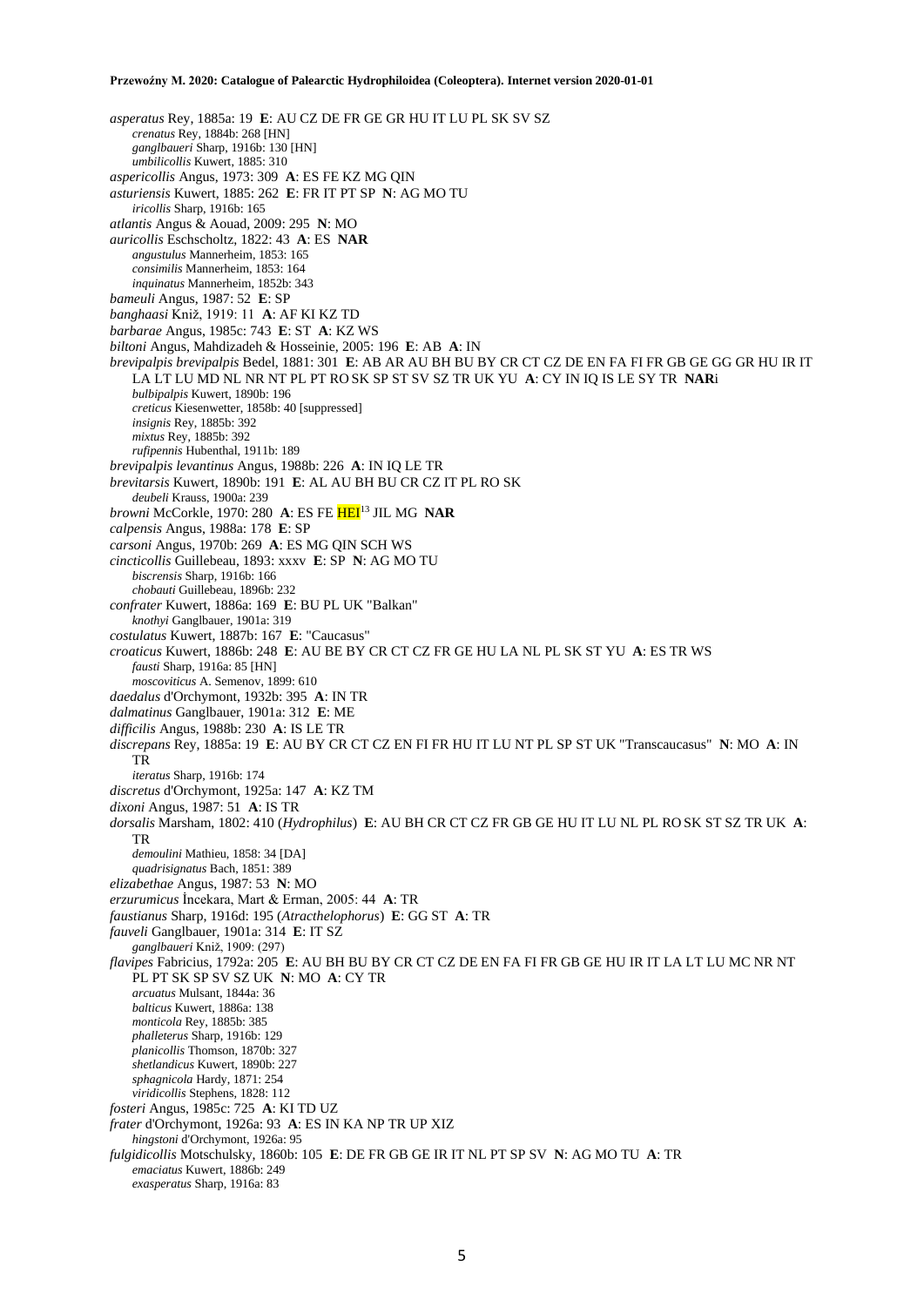*asperatus* Rey, 1885a: 19 **E**: AU CZ DE FR GE GR HU IT LU PL SK SV SZ
*crenatus* Rey, 1884b: 268 [HN]
*ganglbaueri* Sharp, 1916b: 130 [HN]
*umbilicollis* Kuwert, 1885: 310
*aspericollis* Angus, 1973: 309 **A**: ES FE KZ MG QIN
*asturiensis* Kuwert, 1885: 262 **E**: FR IT PT SP **N**: AG MO TU
*iricollis* Sharp, 1916b: 165
*atlantis* Angus & Aouad, 2009: 295 **N**: MO
*auricollis* Eschscholtz, 1822: 43 **A**: ES **NAR**
*angustulus* Mannerheim, 1853: 165
*consimilis* Mannerheim, 1853: 164
*inquinatus* Mannerheim, 1852b: 343
*bameuli* Angus, 1987: 52 **E**: SP
*banghaasi* Kniž, 1919: 11 **A**: AF KI KZ TD
*barbarae* Angus, 1985c: 743 **E**: ST **A**: KZ WS
*biltoni* Angus, Mahdizadeh & Hosseinie, 2005: 196 **E**: AB **A**: IN
*brevipalpis brevipalpis* Bedel, 1881: 301 **E**: AB AR AU BH BU BY CR CT CZ DE EN FA FI FR GB GE GG GR HU IR IT LA LT LU MD NL NR NT PL PT RO SK SP ST SV SZ TR UK YU **A**: CY IN IQ IS LE SY TR **NAR**i
*bulbipalpis* Kuwert, 1890b: 196
*creticus* Kiesenwetter, 1858b: 40 [suppressed]
*insignis* Rey, 1885b: 392
*mixtus* Rey, 1885b: 392
*rufipennis* Hubenthal, 1911b: 189
*brevipalpis levantinus* Angus, 1988b: 226 **A**: IN IQ LE TR
*brevitarsis* Kuwert, 1890b: 191 **E**: AL AU BH BU CR CZ IT PL RO SK
*deubeli* Krauss, 1900a: 239
*browni* McCorkle, 1970: 280 **A**: ES FE HEI[13] JIL MG **NAR**
*calpensis* Angus, 1988a: 178 **E**: SP
*carsoni* Angus, 1970b: 269 **A**: ES MG QIN SCH WS
*cincticollis* Guillebeau, 1893: xxxv **E**: SP **N**: AG MO TU
*biscrensis* Sharp, 1916b: 166
*chobauti* Guillebeau, 1896b: 232
*confrater* Kuwert, 1886a: 169 **E**: BU PL UK "Balkan"
*knothyi* Ganglbauer, 1901a: 319
*costulatus* Kuwert, 1887b: 167 **E**: "Caucasus"
*croaticus* Kuwert, 1886b: 248 **E**: AU BE BY CR CT CZ FR GE HU LA NL PL SK ST YU **A**: ES TR WS
*fausti* Sharp, 1916a: 85 [HN]
*moscoviticus* A. Semenov, 1899: 610
*daedalus* d'Orchymont, 1932b: 395 **A**: IN TR
*dalmatinus* Ganglbauer, 1901a: 312 **E**: ME
*difficilis* Angus, 1988b: 230 **A**: IS LE TR
*discrepans* Rey, 1885a: 19 **E**: AU BY CR CT CZ EN FI FR HU IT LU NT PL SP ST UK "Transcaucasus" **N**: MO **A**: IN TR
*iteratus* Sharp, 1916b: 174
*discretus* d'Orchymont, 1925a: 147 **A**: KZ TM
*dixoni* Angus, 1987: 51 **A**: IS TR
*dorsalis* Marsham, 1802: 410 (*Hydrophilus*) **E**: AU BH CR CT CZ FR GB GE HU IT LU NL PL RO SK ST SZ TR UK **A**: TR
*demoulini* Mathieu, 1858: 34 [DA]
*quadrisignatus* Bach, 1851: 389
*elizabethae* Angus, 1987: 53 **N**: MO
*erzurumicus* İncekara, Mart & Erman, 2005: 44 **A**: TR
*faustianus* Sharp, 1916d: 195 (*Atracthelophorus*) **E**: GG ST **A**: TR
*fauveli* Ganglbauer, 1901a: 314 **E**: IT SZ
*ganglbaueri* Kniž, 1909: (297)
*flavipes* Fabricius, 1792a: 205 **E**: AU BH BU BY CR CT CZ DE EN FA FI FR GB GE HU IR IT LA LT LU MC NR NT PL PT SK SP SV SZ UK **N**: MO **A**: CY TR
*arcuatus* Mulsant, 1844a: 36
*balticus* Kuwert, 1886a: 138
*monticola* Rey, 1885b: 385
*phalleterus* Sharp, 1916b: 129
*planicollis* Thomson, 1870b: 327
*shetlandicus* Kuwert, 1890b: 227
*sphagnicola* Hardy, 1871: 254
*viridicollis* Stephens, 1828: 112
*fosteri* Angus, 1985c: 725 **A**: KI TD UZ
*frater* d'Orchymont, 1926a: 93 **A**: ES IN KA NP TR UP XIZ
*hingstoni* d'Orchymont, 1926a: 95
*fulgidicollis* Motschulsky, 1860b: 105 **E**: DE FR GB GE IR IT NL PT SP SV **N**: AG MO TU **A**: TR
*emaciatus* Kuwert, 1886b: 249
*exasperatus* Sharp, 1916a: 83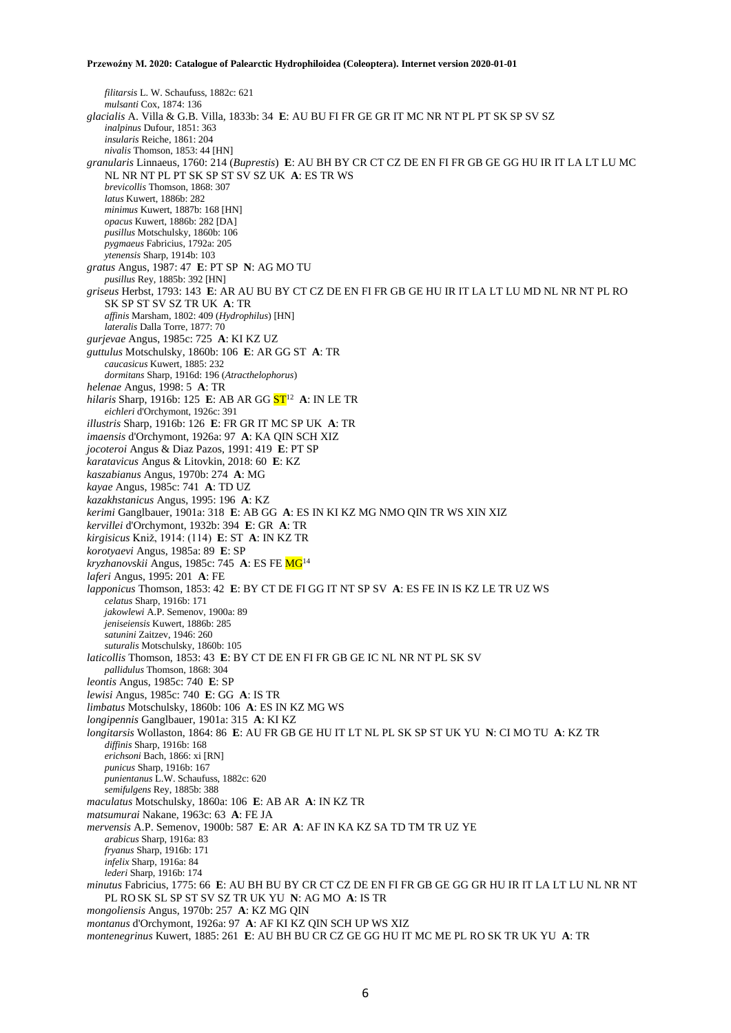*filitarsis* L. W. Schaufuss, 1882c: 621
*mulsanti* Cox, 1874: 136
*glacialis* A. Villa & G.B. Villa, 1833b: 34 **E**: AU BU FI FR GE GR IT MC NR NT PL PT SK SP SV SZ
*inalpinus* Dufour, 1851: 363
*insularis* Reiche, 1861: 204
*nivalis* Thomson, 1853: 44 [HN]
*granularis* Linnaeus, 1760: 214 (*Buprestis*) **E**: AU BH BY CR CT CZ DE EN FI FR GB GE GG HU IR IT LA LT LU MC NL NR NT PL PT SK SP ST SV SZ UK **A**: ES TR WS
*brevicollis* Thomson, 1868: 307
*latus* Kuwert, 1886b: 282
*minimus* Kuwert, 1887b: 168 [HN]
*opacus* Kuwert, 1886b: 282 [DA]
*pusillus* Motschulsky, 1860b: 106
*pygmaeus* Fabricius, 1792a: 205
*ytenensis* Sharp, 1914b: 103
*gratus* Angus, 1987: 47 **E**: PT SP **N**: AG MO TU
*pusillus* Rey, 1885b: 392 [HN]
*griseus* Herbst, 1793: 143 **E**: AR AU BU BY CT CZ DE EN FI FR GB GE HU IR IT LA LT LU MD NL NR NT PL RO SK SP ST SV SZ TR UK **A**: TR
*affinis* Marsham, 1802: 409 (*Hydrophilus*) [HN]
*lateralis* Dalla Torre, 1877: 70
*gurjevae* Angus, 1985c: 725 **A**: KI KZ UZ
*guttulus* Motschulsky, 1860b: 106 **E**: AR GG ST **A**: TR
*caucasicus* Kuwert, 1885: 232
*dormitans* Sharp, 1916d: 196 (*Atracthelophorus*)
*helenae* Angus, 1998: 5 **A**: TR
*hilaris* Sharp, 1916b: 125 **E**: AB AR GG ST[12] **A**: IN LE TR
*eichleri* d'Orchymont, 1926c: 391
*illustris* Sharp, 1916b: 126 **E**: FR GR IT MC SP UK **A**: TR
*imaensis* d'Orchymont, 1926a: 97 **A**: KA QIN SCH XIZ
*jocoteroi* Angus & Diaz Pazos, 1991: 419 **E**: PT SP
*karatavicus* Angus & Litovkin, 2018: 60 **E**: KZ
*kaszabianus* Angus, 1970b: 274 **A**: MG
*kayae* Angus, 1985c: 741 **A**: TD UZ
*kazakhstanicus* Angus, 1995: 196 **A**: KZ
*kerimi* Ganglbauer, 1901a: 318 **E**: AB GG **A**: ES IN KI KZ MG NMO QIN TR WS XIN XIZ
*kervillei* d'Orchymont, 1932b: 394 **E**: GR **A**: TR
*kirgisicus* Kniž, 1914: (114) **E**: ST **A**: IN KZ TR
*korotyaevi* Angus, 1985a: 89 **E**: SP
*kryzhanovskii* Angus, 1985c: 745 **A**: ES FE MG[14]
*laferi* Angus, 1995: 201 **A**: FE
*lapponicus* Thomson, 1853: 42 **E**: BY CT DE FI GG IT NT SP SV **A**: ES FE IN IS KZ LE TR UZ WS
*celatus* Sharp, 1916b: 171
*jakowlewi* A.P. Semenov, 1900a: 89
*jeniseiensis* Kuwert, 1886b: 285
*satunini* Zaitzev, 1946: 260
*suturalis* Motschulsky, 1860b: 105
*laticollis* Thomson, 1853: 43 **E**: BY CT DE EN FI FR GB GE IC NL NR NT PL SK SV
*pallidulus* Thomson, 1868: 304
*leontis* Angus, 1985c: 740 **E**: SP
*lewisi* Angus, 1985c: 740 **E**: GG **A**: IS TR
*limbatus* Motschulsky, 1860b: 106 **A**: ES IN KZ MG WS
*longipennis* Ganglbauer, 1901a: 315 **A**: KI KZ
*longitarsis* Wollaston, 1864: 86 **E**: AU FR GB GE HU IT LT NL PL SK SP ST UK YU **N**: CI MO TU **A**: KZ TR
*diffinis* Sharp, 1916b: 168
*erichsoni* Bach, 1866: xi [RN]
*punicus* Sharp, 1916b: 167
*punientanus* L.W. Schaufuss, 1882c: 620
*semifulgens* Rey, 1885b: 388
*maculatus* Motschulsky, 1860a: 106 **E**: AB AR **A**: IN KZ TR
*matsumurai* Nakane, 1963c: 63 **A**: FE JA
*mervensis* A.P. Semenov, 1900b: 587 **E**: AR **A**: AF IN KA KZ SA TD TM TR UZ YE
*arabicus* Sharp, 1916a: 83
*fryanus* Sharp, 1916b: 171
*infelix* Sharp, 1916a: 84
*lederi* Sharp, 1916b: 174
*minutus* Fabricius, 1775: 66 **E**: AU BH BU BY CR CT CZ DE EN FI FR GB GE GG GR HU IR IT LA LT LU NL NR NT PL RO SK SL SP ST SV SZ TR UK YU **N**: AG MO **A**: IS TR
*mongoliensis* Angus, 1970b: 257 **A**: KZ MG QIN
*montanus* d'Orchymont, 1926a: 97 **A**: AF KI KZ QIN SCH UP WS XIZ
*montenegrinus* Kuwert, 1885: 261 **E**: AU BH BU CR CZ GE GG HU IT MC ME PL RO SK TR UK YU **A**: TR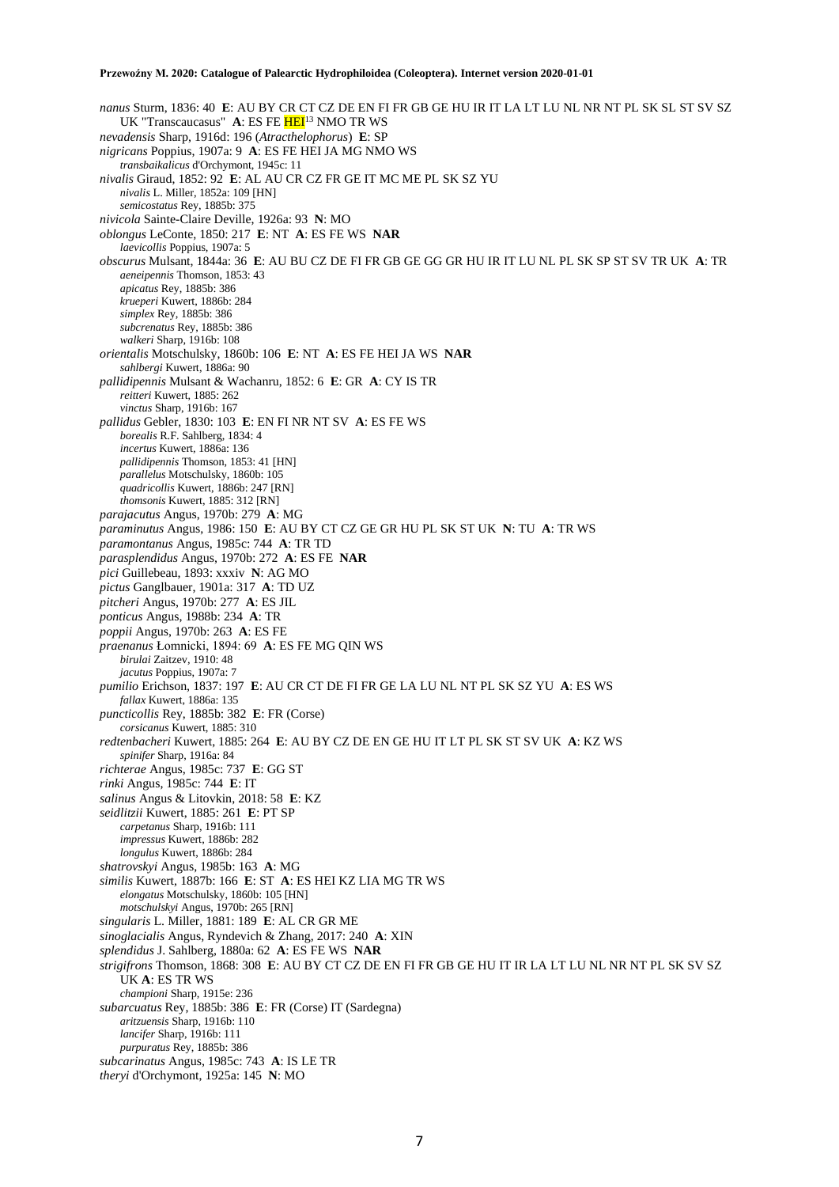*nanus* Sturm, 1836: 40 **E**: AU BY CR CT CZ DE EN FI FR GB GE HU IR IT LA LT LU NL NR NT PL SK SL ST SV SZ UK "Transcaucasus" **A**: ES FE HEI[13] NMO TR WS

*nevadensis* Sharp, 1916d: 196 (*Atracthelophorus*) **E**: SP

*nigricans* Poppius, 1907a: 9 **A**: ES FE HEI JA MG NMO WS

*transbaikalicus* d'Orchymont, 1945c: 11

*nivalis* Giraud, 1852: 92 **E**: AL AU CR CZ FR GE IT MC ME PL SK SZ YU

*nivalis* L. Miller, 1852a: 109 [HN]

*semicostatus* Rey, 1885b: 375

*nivicola* Sainte-Claire Deville, 1926a: 93 **N**: MO

*oblongus* LeConte, 1850: 217 **E**: NT **A**: ES FE WS **NAR**

*laevicollis* Poppius, 1907a: 5

*obscurus* Mulsant, 1844a: 36 **E**: AU BU CZ DE FI FR GB GE GG GR HU IR IT LU NL PL SK SP ST SV TR UK **A**: TR

*aeneipennis* Thomson, 1853: 43

*apicatus* Rey, 1885b: 386

*krueperi* Kuwert, 1886b: 284

*simplex* Rey, 1885b: 386

*subcrenatus* Rey, 1885b: 386

*walkeri* Sharp, 1916b: 108

*orientalis* Motschulsky, 1860b: 106 **E**: NT **A**: ES FE HEI JA WS **NAR**

*sahlbergi* Kuwert, 1886a: 90

*pallidipennis* Mulsant & Wachanru, 1852: 6 **E**: GR **A**: CY IS TR

*reitteri* Kuwert, 1885: 262

*vinctus* Sharp, 1916b: 167

*pallidus* Gebler, 1830: 103 **E**: EN FI NR NT SV **A**: ES FE WS

*borealis* R.F. Sahlberg, 1834: 4

*incertus* Kuwert, 1886a: 136

*pallidipennis* Thomson, 1853: 41 [HN]

*parallelus* Motschulsky, 1860b: 105

*quadricollis* Kuwert, 1886b: 247 [RN]

*thomsonis* Kuwert, 1885: 312 [RN]

*parajacutus* Angus, 1970b: 279 **A**: MG

*paraminutus* Angus, 1986: 150 **E**: AU BY CT CZ GE GR HU PL SK ST UK **N**: TU **A**: TR WS

*paramontanus* Angus, 1985c: 744 **A**: TR TD

*parasplendidus* Angus, 1970b: 272 **A**: ES FE **NAR**

*pici* Guillebeau, 1893: xxxiv **N**: AG MO

*pictus* Ganglbauer, 1901a: 317 **A**: TD UZ

*pitcheri* Angus, 1970b: 277 **A**: ES JIL

*ponticus* Angus, 1988b: 234 **A**: TR

*poppii* Angus, 1970b: 263 **A**: ES FE

*praenanus* Łomnicki, 1894: 69 **A**: ES FE MG QIN WS

*birulai* Zaitzev, 1910: 48

*jacutus* Poppius, 1907a: 7

*pumilio* Erichson, 1837: 197 **E**: AU CR CT DE FI FR GE LA LU NL NT PL SK SZ YU **A**: ES WS

*fallax* Kuwert, 1886a: 135

*puncticollis* Rey, 1885b: 382 **E**: FR (Corse)

*corsicanus* Kuwert, 1885: 310

*redtenbacheri* Kuwert, 1885: 264 **E**: AU BY CZ DE EN GE HU IT LT PL SK ST SV UK **A**: KZ WS

*spinifer* Sharp, 1916a: 84

*richterae* Angus, 1985c: 737 **E**: GG ST

*rinki* Angus, 1985c: 744 **E**: IT

*salinus* Angus & Litovkin, 2018: 58 **E**: KZ

*seidlitzii* Kuwert, 1885: 261 **E**: PT SP

*carpetanus* Sharp, 1916b: 111

*impressus* Kuwert, 1886b: 282

*longulus* Kuwert, 1886b: 284

*shatrovskyi* Angus, 1985b: 163 **A**: MG

*similis* Kuwert, 1887b: 166 **E**: ST **A**: ES HEI KZ LIA MG TR WS

*elongatus* Motschulsky, 1860b: 105 [HN]

*motschulskyi* Angus, 1970b: 265 [RN]

*singularis* L. Miller, 1881: 189 **E**: AL CR GR ME

*sinoglacialis* Angus, Ryndevich & Zhang, 2017: 240 **A**: XIN

*splendidus* J. Sahlberg, 1880a: 62 **A**: ES FE WS **NAR**

*strigifrons* Thomson, 1868: 308 **E**: AU BY CT CZ DE EN FI FR GB GE HU IT IR LA LT LU NL NR NT PL SK SV SZ UK **A**: ES TR WS

*championi* Sharp, 1915e: 236

*subarcuatus* Rey, 1885b: 386 **E**: FR (Corse) IT (Sardegna)

*aritzuensis* Sharp, 1916b: 110

*lancifer* Sharp, 1916b: 111

*purpuratus* Rey, 1885b: 386

*subcarinatus* Angus, 1985c: 743 **A**: IS LE TR

*theryi* d'Orchymont, 1925a: 145 **N**: MO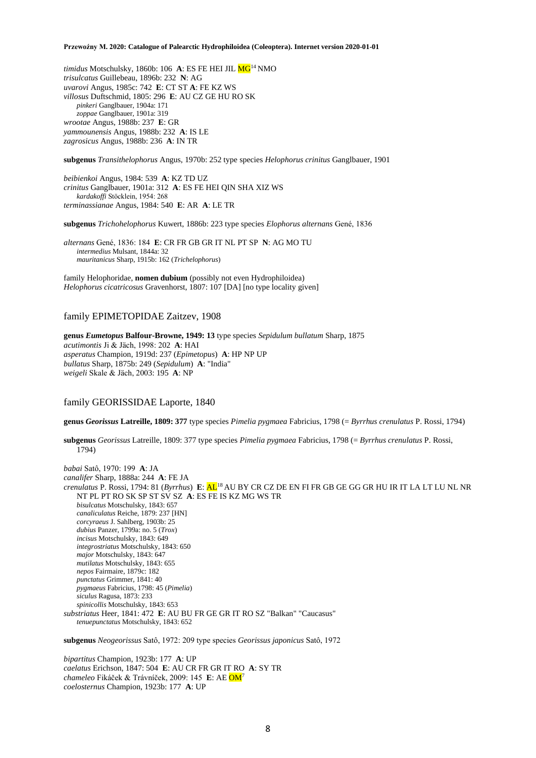*timidus* Motschulsky, 1860b: 106 **A**: ES FE HEI JIL MG[14] NMO
*trisulcatus* Guillebeau, 1896b: 232 **N**: AG
*uvarovi* Angus, 1985c: 742 **E**: CT ST **A**: FE KZ WS
*villosus* Duftschmid, 1805: 296 **E**: AU CZ GE HU RO SK
  *pinkeri* Ganglbauer, 1904a: 171
  *zoppae* Ganglbauer, 1901a: 319
*wrootae* Angus, 1988b: 237 **E**: GR
*yammounensis* Angus, 1988b: 232 **A**: IS LE
*zagrosicus* Angus, 1988b: 236 **A**: IN TR

**subgenus** *Transithelophorus* Angus, 1970b: 252 type species *Helophorus crinitus* Ganglbauer, 1901

*beibienkoi* Angus, 1984: 539 **A**: KZ TD UZ
*crinitus* Ganglbauer, 1901a: 312 **A**: ES FE HEI QIN SHA XIZ WS
  *kardakoffi* Stöcklein, 1954: 268
*terminassianae* Angus, 1984: 540 **E**: AR **A**: LE TR

**subgenus** *Trichohelophorus* Kuwert, 1886b: 223 type species *Elophorus alternans* Gené, 1836

*alternans* Gené, 1836: 184 **E**: CR FR GB GR IT NL PT SP **N**: AG MO TU
  *intermedius* Mulsant, 1844a: 32
  *mauritanicus* Sharp, 1915b: 162 (*Trichelophorus*)

family Helophoridae, **nomen dubium** (possibly not even Hydrophiloidea)
*Helophorus cicatricosus* Gravenhorst, 1807: 107 [DA] [no type locality given]

## family EPIMETOPIDAE Zaitzev, 1908

**genus *Eumetopus* Balfour-Browne, 1949: 13** type species *Sepidulum bullatum* Sharp, 1875
*acutimontis* Ji & Jäch, 1998: 202 **A**: HAI
*asperatus* Champion, 1919d: 237 (*Epimetopus*) **A**: HP NP UP
*bullatus* Sharp, 1875b: 249 (*Sepidulum*) **A**: "India"
*weigeli* Skale & Jäch, 2003: 195 **A**: NP

## family GEORISSIDAE Laporte, 1840

**genus *Georissus* Latreille, 1809: 377** type species *Pimelia pygmaea* Fabricius, 1798 (= *Byrrhus crenulatus* P. Rossi, 1794)

**subgenus** *Georissus* Latreille, 1809: 377 type species *Pimelia pygmaea* Fabricius, 1798 (= *Byrrhus crenulatus* P. Rossi, 1794)

*babai* Satô, 1970: 199 **A**: JA
*canalifer* Sharp, 1888a: 244 **A**: FE JA
*crenulatus* P. Rossi, 1794: 81 (*Byrrhus*) **E**: AL[18] AU BY CR CZ DE EN FI FR GB GE GG GR HU IR IT LA LT LU NL NR NT PL PT RO SK SP ST SV SZ **A**: ES FE IS KZ MG WS TR
  *bisulcatus* Motschulsky, 1843: 657
  *canaliculatus* Reiche, 1879: 237 [HN]
  *corcyraeus* J. Sahlberg, 1903b: 25
  *dubius* Panzer, 1799a: no. 5 (*Trox*)
  *incisus* Motschulsky, 1843: 649
  *integrostriatus* Motschulsky, 1843: 650
  *major* Motschulsky, 1843: 647
  *mutilatus* Motschulsky, 1843: 655
  *nepos* Fairmaire, 1879c: 182
  *punctatus* Grimmer, 1841: 40
  *pygmaeus* Fabricius, 1798: 45 (*Pimelia*)
  *siculus* Ragusa, 1873: 233
  *spinicollis* Motschulsky, 1843: 653
*substriatus* Heer, 1841: 472 **E**: AU BU FR GE GR IT RO SZ "Balkan" "Caucasus"
  *tenuepunctatus* Motschulsky, 1843: 652

**subgenus** *Neogeorissus* Satô, 1972: 209 type species *Georissus japonicus* Satô, 1972

*bipartitus* Champion, 1923b: 177 **A**: UP
*caelatus* Erichson, 1847: 504 **E**: AU CR FR GR IT RO **A**: SY TR
*chameleo* Fikáček & Trávníček, 2009: 145 **E**: AE OM[7]
*coelosternus* Champion, 1923b: 177 **A**: UP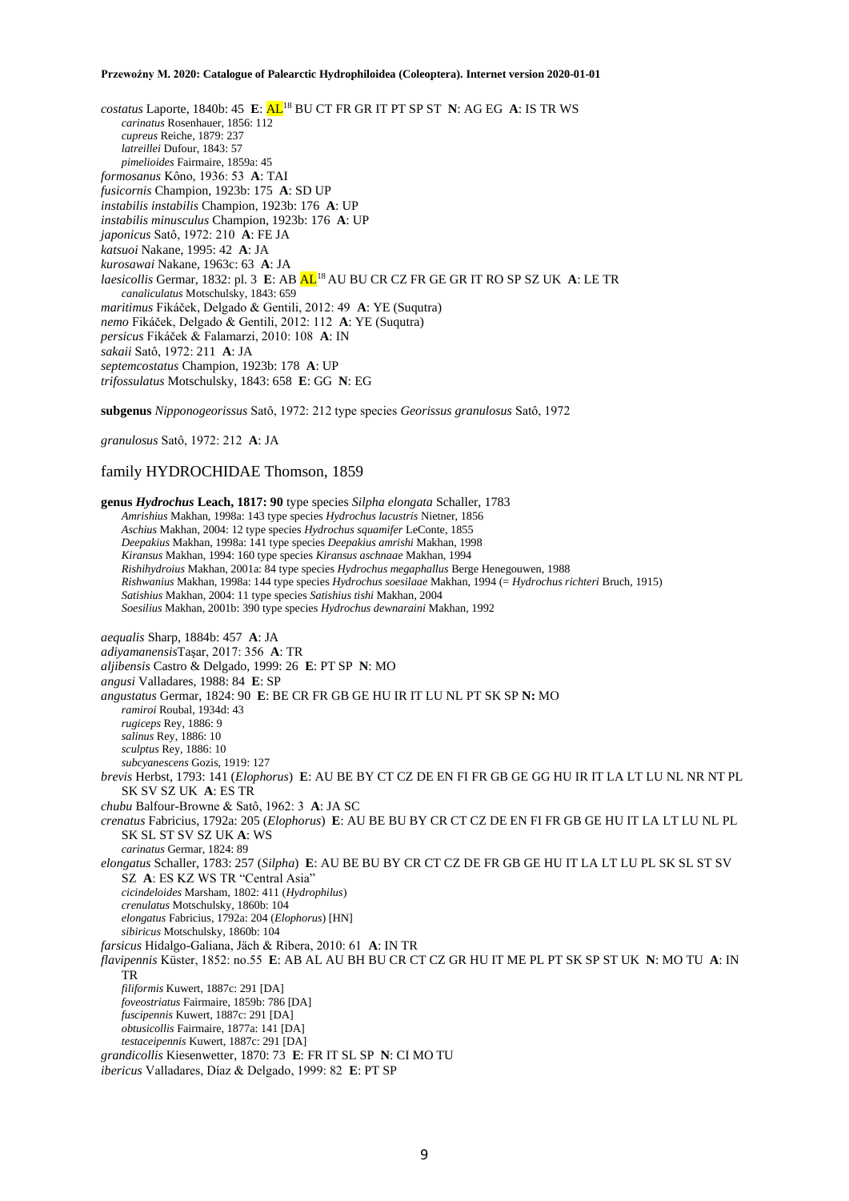*costatus* Laporte, 1840b: 45 **E**: AL[18] BU CT FR GR IT PT SP ST **N**: AG EG **A**: IS TR WS
*carinatus* Rosenhauer, 1856: 112
*cupreus* Reiche, 1879: 237
*latreillei* Dufour, 1843: 57
*pimelioides* Fairmaire, 1859a: 45
*formosanus* Kôno, 1936: 53 **A**: TAI
*fusicornis* Champion, 1923b: 175 **A**: SD UP
*instabilis instabilis* Champion, 1923b: 176 **A**: UP
*instabilis minusculus* Champion, 1923b: 176 **A**: UP
*japonicus* Satô, 1972: 210 **A**: FE JA
*katsuoi* Nakane, 1995: 42 **A**: JA
*kurosawai* Nakane, 1963c: 63 **A**: JA
*laesicollis* Germar, 1832: pl. 3 **E**: AB AL[18] AU BU CR CZ FR GE GR IT RO SP SZ UK **A**: LE TR
*canaliculatus* Motschulsky, 1843: 659
*maritimus* Fikáček, Delgado & Gentili, 2012: 49 **A**: YE (Suqutra)
*nemo* Fikáček, Delgado & Gentili, 2012: 112 **A**: YE (Suqutra)
*persicus* Fikáček & Falamarzi, 2010: 108 **A**: IN
*sakaii* Satô, 1972: 211 **A**: JA
*septemcostatus* Champion, 1923b: 178 **A**: UP
*trifossulatus* Motschulsky, 1843: 658 **E**: GG **N**: EG

**subgenus** *Nipponogeorissus* Satô, 1972: 212 type species *Georissus granulosus* Satô, 1972

*granulosus* Satô, 1972: 212 **A**: JA

## family HYDROCHIDAE Thomson, 1859

**genus *Hydrochus* Leach, 1817: 90** type species *Silpha elongata* Schaller, 1783
*Amrishius* Makhan, 1998a: 143 type species *Hydrochus lacustris* Nietner, 1856
*Aschius* Makhan, 2004: 12 type species *Hydrochus squamifer* LeConte, 1855
*Deepakius* Makhan, 1998a: 141 type species *Deepakius amrishi* Makhan, 1998
*Kiransus* Makhan, 1994: 160 type species *Kiransus aschnaae* Makhan, 1994
*Rishihydroius* Makhan, 2001a: 84 type species *Hydrochus megaphallus* Berge Henegouwen, 1988
*Rishwanius* Makhan, 1998a: 144 type species *Hydrochus soesilaae* Makhan, 1994 (= *Hydrochus richteri* Bruch, 1915)
*Satishius* Makhan, 2004: 11 type species *Satishius tishi* Makhan, 2004
*Soesilius* Makhan, 2001b: 390 type species *Hydrochus dewnaraini* Makhan, 1992

*aequalis* Sharp, 1884b: 457 **A**: JA
*adiyamanensis* Taşar, 2017: 356 **A**: TR
*aljibensis* Castro & Delgado, 1999: 26 **E**: PT SP **N**: MO
*angusi* Valladares, 1988: 84 **E**: SP
*angustatus* Germar, 1824: 90 **E**: BE CR FR GB GE HU IR IT LU NL PT SK SP **N:** MO
*ramiroi* Roubal, 1934d: 43
*rugiceps* Rey, 1886: 9
*salinus* Rey, 1886: 10
*sculptus* Rey, 1886: 10
*subcyanescens* Gozis, 1919: 127
*brevis* Herbst, 1793: 141 (*Elophorus*) **E**: AU BE BY CT CZ DE EN FI FR GB GE GG HU IR IT LA LT LU NL NR NT PL SK SV SZ UK **A**: ES TR
*chubu* Balfour-Browne & Satô, 1962: 3 **A**: JA SC
*crenatus* Fabricius, 1792a: 205 (*Elophorus*) **E**: AU BE BU BY CR CT CZ DE EN FI FR GB GE HU IT LA LT LU NL PL SK SL ST SV SZ UK **A**: WS
*carinatus* Germar, 1824: 89
*elongatus* Schaller, 1783: 257 (*Silpha*) **E**: AU BE BU BY CR CT CZ DE FR GB GE HU IT LA LT LU PL SK SL ST SV SZ **A**: ES KZ WS TR "Central Asia"
*cicindeloides* Marsham, 1802: 411 (*Hydrophilus*)
*crenulatus* Motschulsky, 1860b: 104
*elongatus* Fabricius, 1792a: 204 (*Elophorus*) [HN]
*sibiricus* Motschulsky, 1860b: 104
*farsicus* Hidalgo-Galiana, Jäch & Ribera, 2010: 61 **A**: IN TR
*flavipennis* Küster, 1852: no.55 **E**: AB AL AU BH BU CR CT CZ GR HU IT ME PL PT SK SP ST UK **N**: MO TU **A**: IN TR
*filiformis* Kuwert, 1887c: 291 [DA]
*foveostriatus* Fairmaire, 1859b: 786 [DA]
*fuscipennis* Kuwert, 1887c: 291 [DA]
*obtusicollis* Fairmaire, 1877a: 141 [DA]
*testaceipennis* Kuwert, 1887c: 291 [DA]
*grandicollis* Kiesenwetter, 1870: 73 **E**: FR IT SL SP **N**: CI MO TU
*ibericus* Valladares, Díaz & Delgado, 1999: 82 **E**: PT SP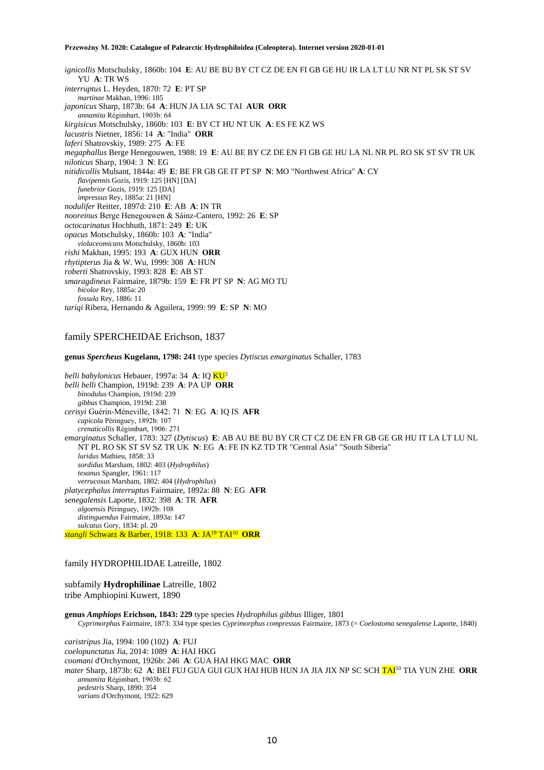*ignicollis* Motschulsky, 1860b: 104 **E**: AU BE BU BY CT CZ DE EN FI GB GE HU IR LA LT LU NR NT PL SK ST SV YU **A**: TR WS
*interruptus* L. Heyden, 1870: 72 **E**: PT SP
*martinae* Makhan, 1996: 185
*japonicus* Sharp, 1873b: 64 **A**: HUN JA LIA SC TAI **AUR ORR**
*annamita* Régimbart, 1903b: 64
*kirgisicus* Motschulsky, 1860b: 103 **E**: BY CT HU NT UK **A**: ES FE KZ WS
*lacustris* Nietner, 1856: 14 **A**: "India" **ORR**
*laferi* Shatrovskiy, 1989: 275 **A**: FE
*megaphallus* Berge Henegouwen, 1988: 19 **E**: AU BE BY CZ DE EN FI GB GE HU LA NL NR PL RO SK ST SV TR UK
*niloticus* Sharp, 1904: 3 **N**: EG
*nitidicollis* Mulsant, 1844a: 49 **E**: BE FR GB GE IT PT SP **N**: MO "Northwest Africa" **A**: CY
*flavipennis* Gozis, 1919: 125 [HN] [DA]
*funebrior* Gozis, 1919: 125 [DA]
*impressus* Rey, 1885a: 21 [HN]
*nodulifer* Reitter, 1897d: 210 **E**: AB **A**: IN TR
*nooreinus* Berge Henegouwen & Sáinz-Cantero, 1992: 26 **E**: SP
*octocarinatus* Hochhuth, 1871: 249 **E**: UK
*opacus* Motschulsky, 1860b: 103 **A**: "India"
*violaceomicans* Motschulsky, 1860b: 103
*rishi* Makhan, 1995: 193 **A**: GUX HUN **ORR**
*rhytipterus* Jia & W. Wu, 1999: 308 **A**: HUN
*roberti* Shatrovskiy, 1993: 828 **E**: AB ST
*smaragdineus* Fairmaire, 1879b: 159 **E**: FR PT SP **N**: AG MO TU
*bicolor* Rey, 1885a: 20
*fossula* Rey, 1886: 11
*tariqi* Ribera, Hernando & Aguilera, 1999: 99 **E**: SP **N**: MO

## family SPERCHEIDAE Erichson, 1837

**genus *Spercheus* Kugelann, 1798: 241** type species *Dytiscus emarginatus* Schaller, 1783

*belli babylonicus* Hebauer, 1997a: 34 **A**: IQ KU[3]
*belli belli* Champion, 1919d: 239 **A**: PA UP **ORR**
*binodulus* Champion, 1919d: 239
*gibbus* Champion, 1919d: 238
*cerisyi* Guérin-Méneville, 1842: 71 **N**: EG **A**: IQ IS **AFR**
*capicola* Péringuey, 1892b: 107
*crenaticollis* Régimbart, 1906: 271
*emarginatus* Schaller, 1783: 327 (*Dytiscus*) **E**: AB AU BE BU BY CR CT CZ DE EN FR GB GE GR HU IT LA LT LU NL NT PL RO SK ST SV SZ TR UK **N**: EG **A**: FE IN KZ TD TR "Central Asia" "South Siberia"
*luridus* Mathieu, 1858: 33
*sordidus* Marsham, 1802: 403 (*Hydrophilus*)
*texanus* Spangler, 1961: 117
*verrucosus* Marsham, 1802: 404 (*Hydrophilus*)
*platycephalus interruptus* Fairmaire, 1892a: 88 **N**: EG **AFR**
*senegalensis* Laporte, 1832: 398 **A**: TR **AFR**
*algoensis* Péringuey, 1892b: 108
*distinguendus* Fairmaire, 1893a: 147
*sulcatus* Gory, 1834: pl. 20
*stangli* Schwarz & Barber, 1918: 133 **A**: JA[19] TAI[10] **ORR**

## family HYDROPHILIDAE Latreille, 1802

### subfamily **Hydrophilinae** Latreille, 1802
tribe Amphiopini Kuwert, 1890

**genus *Amphiops* Erichson, 1843: 229** type species *Hydrophilus gibbus* Illiger, 1801
*Cyprimorphus* Fairmaire, 1873: 334 type species *Cyprimorphus compressus* Fairmaire, 1873 (= *Coelostoma senegalense* Laporte, 1840)

*caristripus* Jia, 1994: 100 (102) **A**: FUJ
*coelopunctatus* Jia, 2014: 1089 **A**: HAI HKG
*coomani* d'Orchymont, 1926b: 246 **A**: GUA HAI HKG MAC **ORR**
*mater* Sharp, 1873b: 62 **A**: BEI FUJ GUA GUI GUX HAI HUB HUN JA JIA JIX NP SC SCH TAI[10] TIA YUN ZHE **ORR**
*annamita* Régimbart, 1903b: 62
*pedestris* Sharp, 1890: 354
*varians* d'Orchymont, 1922: 629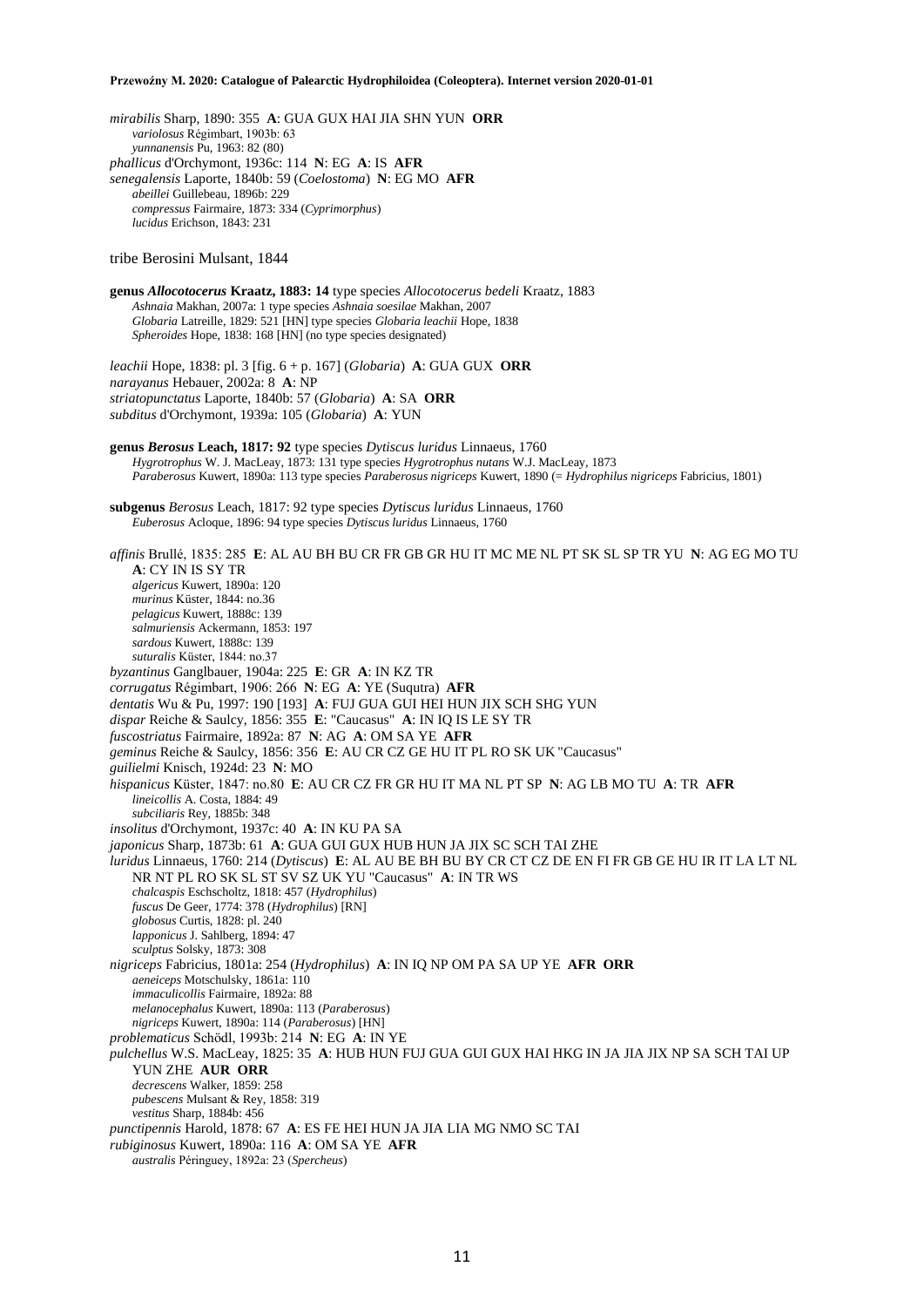*mirabilis* Sharp, 1890: 355 **A**: GUA GUX HAI JIA SHN YUN **ORR**
*variolosus* Régimbart, 1903b: 63
*yunnanensis* Pu, 1963: 82 (80)
*phallicus* d'Orchymont, 1936c: 114 **N**: EG **A**: IS **AFR**
*senegalensis* Laporte, 1840b: 59 (*Coelostoma*) **N**: EG MO **AFR**
*abeillei* Guillebeau, 1896b: 229
*compressus* Fairmaire, 1873: 334 (*Cyprimorphus*)
*lucidus* Erichson, 1843: 231

tribe Berosini Mulsant, 1844

**genus *Allocotocerus* Kraatz, 1883: 14** type species *Allocotocerus bedeli* Kraatz, 1883
*Ashnaia* Makhan, 2007a: 1 type species *Ashnaia soesilae* Makhan, 2007
*Globaria* Latreille, 1829: 521 [HN] type species *Globaria leachii* Hope, 1838
*Spheroides* Hope, 1838: 168 [HN] (no type species designated)

*leachii* Hope, 1838: pl. 3 [fig. 6 + p. 167] (*Globaria*) **A**: GUA GUX **ORR**
*narayanus* Hebauer, 2002a: 8 **A**: NP
*striatopunctatus* Laporte, 1840b: 57 (*Globaria*) **A**: SA **ORR**
*subditus* d'Orchymont, 1939a: 105 (*Globaria*) **A**: YUN

**genus *Berosus* Leach, 1817: 92** type species *Dytiscus luridus* Linnaeus, 1760
*Hygrotrophus* W. J. MacLeay, 1873: 131 type species *Hygrotrophus nutans* W.J. MacLeay, 1873
*Paraberosus* Kuwert, 1890a: 113 type species *Paraberosus nigriceps* Kuwert, 1890 (= *Hydrophilus nigriceps* Fabricius, 1801)

**subgenus** *Berosus* Leach, 1817: 92 type species *Dytiscus luridus* Linnaeus, 1760
*Euberosus* Acloque, 1896: 94 type species *Dytiscus luridus* Linnaeus, 1760

*affinis* Brullé, 1835: 285 **E**: AL AU BH BU CR FR GB GR HU IT MC ME NL PT SK SL SP TR YU **N**: AG EG MO TU **A**: CY IN IS SY TR
*algericus* Kuwert, 1890a: 120
*murinus* Küster, 1844: no.36
*pelagicus* Kuwert, 1888c: 139
*salmuriensis* Ackermann, 1853: 197
*sardous* Kuwert, 1888c: 139
*suturalis* Küster, 1844: no.37
*byzantinus* Ganglbauer, 1904a: 225 **E**: GR **A**: IN KZ TR
*corrugatus* Régimbart, 1906: 266 **N**: EG **A**: YE (Suqutra) **AFR**
*dentatis* Wu & Pu, 1997: 190 [193] **A**: FUJ GUA GUI HEI HUN JIX SCH SHG YUN
*dispar* Reiche & Saulcy, 1856: 355 **E**: "Caucasus" **A**: IN IQ IS LE SY TR
*fuscostriatus* Fairmaire, 1892a: 87 **N**: AG **A**: OM SA YE **AFR**
*geminus* Reiche & Saulcy, 1856: 356 **E**: AU CR CZ GE HU IT PL RO SK UK "Caucasus"
*guilielmi* Knisch, 1924d: 23 **N**: MO
*hispanicus* Küster, 1847: no.80 **E**: AU CR CZ FR GR HU IT MA NL PT SP **N**: AG LB MO TU **A**: TR **AFR**
*lineicollis* A. Costa, 1884: 49
*subciliaris* Rey, 1885b: 348
*insolitus* d'Orchymont, 1937c: 40 **A**: IN KU PA SA
*japonicus* Sharp, 1873b: 61 **A**: GUA GUI GUX HUB HUN JA JIX SC SCH TAI ZHE
*luridus* Linnaeus, 1760: 214 (*Dytiscus*) **E**: AL AU BE BH BU BY CR CT CZ DE EN FI FR GB GE HU IR IT LA LT NL NR NT PL RO SK SL ST SV SZ UK YU "Caucasus" **A**: IN TR WS
*chalcaspis* Eschscholtz, 1818: 457 (*Hydrophilus*)
*fuscus* De Geer, 1774: 378 (*Hydrophilus*) [RN]
*globosus* Curtis, 1828: pl. 240
*lapponicus* J. Sahlberg, 1894: 47
*sculptus* Solsky, 1873: 308
*nigriceps* Fabricius, 1801a: 254 (*Hydrophilus*) **A**: IN IQ NP OM PA SA UP YE **AFR ORR**
*aeneiceps* Motschulsky, 1861a: 110
*immaculicollis* Fairmaire, 1892a: 88
*melanocephalus* Kuwert, 1890a: 113 (*Paraberosus*)
*nigriceps* Kuwert, 1890a: 114 (*Paraberosus*) [HN]
*problematicus* Schödl, 1993b: 214 **N**: EG **A**: IN YE
*pulchellus* W.S. MacLeay, 1825: 35 **A**: HUB HUN FUJ GUA GUI GUX HAI HKG IN JA JIA JIX NP SA SCH TAI UP YUN ZHE **AUR ORR**
*decrescens* Walker, 1859: 258
*pubescens* Mulsant & Rey, 1858: 319
*vestitus* Sharp, 1884b: 456
*punctipennis* Harold, 1878: 67 **A**: ES FE HEI HUN JA JIA LIA MG NMO SC TAI
*rubiginosus* Kuwert, 1890a: 116 **A**: OM SA YE **AFR**
*australis* Péringuey, 1892a: 23 (*Spercheus*)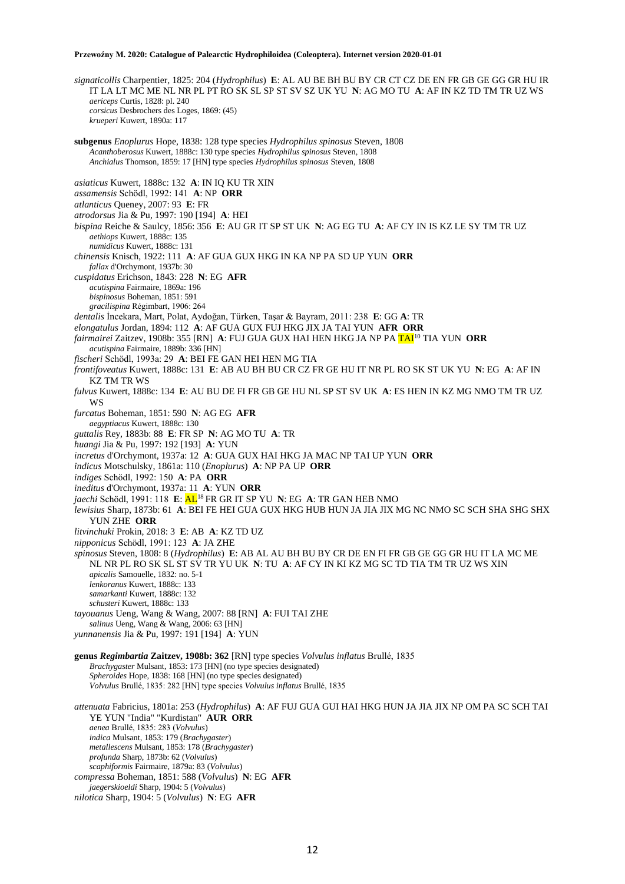*signaticollis* Charpentier, 1825: 204 (*Hydrophilus*) **E**: AL AU BE BH BU BY CR CT CZ DE EN FR GB GE GG GR HU IR IT LA LT MC ME NL NR PL PT RO SK SL SP ST SV SZ UK YU **N**: AG MO TU **A**: AF IN KZ TD TM TR UZ WS
*aericeps* Curtis, 1828: pl. 240
*corsicus* Desbrochers des Loges, 1869: (45)
*kruepeři* Kuwert, 1890a: 117

**subgenus** *Enoplurus* Hope, 1838: 128 type species *Hydrophilus spinosus* Steven, 1808
*Acanthoberosus* Kuwert, 1888c: 130 type species *Hydrophilus spinosus* Steven, 1808
*Anchialus* Thomson, 1859: 17 [HN] type species *Hydrophilus spinosus* Steven, 1808

*asiaticus* Kuwert, 1888c: 132 **A**: IN IQ KU TR XIN
*assamensis* Schödl, 1992: 141 **A**: NP **ORR**
*atlanticus* Queney, 2007: 93 **E**: FR
*atrodorsus* Jia & Pu, 1997: 190 [194] **A**: HEI
*bispina* Reiche & Saulcy, 1856: 356 **E**: AU GR IT SP ST UK **N**: AG EG TU **A**: AF CY IN IS KZ LE SY TM TR UZ
*aethiops* Kuwert, 1888c: 135
*numidicus* Kuwert, 1888c: 131
*chinensis* Knisch, 1922: 111 **A**: AF GUA GUX HKG IN KA NP PA SD UP YUN **ORR**
*fallax* d'Orchymont, 1937b: 30
*cuspidatus* Erichson, 1843: 228 **N**: EG **AFR**
*acutispina* Fairmaire, 1869a: 196
*bispinosus* Boheman, 1851: 591
*gracilispina* Régimbart, 1906: 264
*dentalis* İncekara, Mart, Polat, Aydoğan, Türken, Taşar & Bayram, 2011: 238 **E**: GG **A**: TR
*elongatulus* Jordan, 1894: 112 **A**: AF GUA GUX FUJ HKG JIX JA TAI YUN **AFR ORR**
*fairmairei* Zaitzev, 1908b: 355 [RN] **A**: FUJ GUA GUX HAI HEN HKG JA NP PA TAI[10] TIA YUN **ORR**
*acutispina* Fairmaire, 1889b: 336 [HN]
*fischeri* Schödl, 1993a: 29 **A**: BEI FE GAN HEI HEN MG TIA
*frontifoveatus* Kuwert, 1888c: 131 **E**: AB AU BH BU CR CZ FR GE HU IT NR PL RO SK ST UK YU **N**: EG **A**: AF IN KZ TM TR WS
*fulvus* Kuwert, 1888c: 134 **E**: AU BU DE FI FR GB GE HU NL SP ST SV UK **A**: ES HEN IN KZ MG NMO TM TR UZ WS
*furcatus* Boheman, 1851: 590 **N**: AG EG **AFR**
*aegyptiacus* Kuwert, 1888c: 130
*guttalis* Rey, 1883b: 88 **E**: FR SP **N**: AG MO TU **A**: TR
*huangi* Jia & Pu, 1997: 192 [193] **A**: YUN
*incretus* d'Orchymont, 1937a: 12 **A**: GUA GUX HAI HKG JA MAC NP TAI UP YUN **ORR**
*indicus* Motschulsky, 1861a: 110 (*Enoplurus*) **A**: NP PA UP **ORR**
*indiges* Schödl, 1992: 150 **A**: PA **ORR**
*ineditus* d'Orchymont, 1937a: 11 **A**: YUN **ORR**
*jaechi* Schödl, 1991: 118 **E**: AL[18] FR GR IT SP YU **N**: EG **A**: TR GAN HEB NMO
*lewisius* Sharp, 1873b: 61 **A**: BEI FE HEI GUA GUX HKG HUB HUN JA JIA JIX MG NC NMO SC SCH SHA SHG SHX YUN ZHE **ORR**
*litvinchuki* Prokin, 2018: 3 **E**: AB **A**: KZ TD UZ
*nipponicus* Schödl, 1991: 123 **A**: JA ZHE
*spinosus* Steven, 1808: 8 (*Hydrophilus*) **E**: AB AL AU BH BU BY CR DE EN FI FR GB GE GG GR HU IT LA MC ME NL NR PL RO SK SL SP ST SV TR YU UK **N**: TU **A**: AF CY IN KI KZ MG SC TD TIA TM TR UZ WS XIN
*apicalis* Samouelle, 1832: no. 5-1
*lenkoranus* Kuwert, 1888c: 133
*samarkanti* Kuwert, 1888c: 132
*schusteri* Kuwert, 1888c: 133
*tayouanus* Ueng, Wang & Wang, 2007: 88 [RN] **A**: FUI TAI ZHE
*salinus* Ueng, Wang & Wang, 2006: 63 [HN]
*yunnanensis* Jia & Pu, 1997: 191 [194] **A**: YUN

**genus *Regimbartia* Zaitzev, 1908b: 362** [RN] type species *Volvulus inflatus* Brullé, 1835
*Brachygaster* Mulsant, 1853: 173 [HN] (no type species designated)
*Spheroides* Hope, 1838: 168 [HN] (no type species designated)
*Volvulus* Brullé, 1835: 282 [HN] type species *Volvulus inflatus* Brullé, 1835

*attenuata* Fabricius, 1801a: 253 (*Hydrophilus*) **A**: AF FUJ GUA GUI HAI HKG HUN JA JIA JIX NP OM PA SC SCH TAI YE YUN "India" "Kurdistan" **AUR ORR**
*aenea* Brullé, 1835: 283 (*Volvulus*)
*indica* Mulsant, 1853: 179 (*Brachygaster*)
*metallescens* Mulsant, 1853: 178 (*Brachygaster*)
*profunda* Sharp, 1873b: 62 (*Volvulus*)
*scaphiformis* Fairmaire, 1879a: 83 (*Volvulus*)
*compressa* Boheman, 1851: 588 (*Volvulus*) **N**: EG **AFR**
*jaegerskioeldi* Sharp, 1904: 5 (*Volvulus*)
*nilotica* Sharp, 1904: 5 (*Volvulus*) **N**: EG **AFR**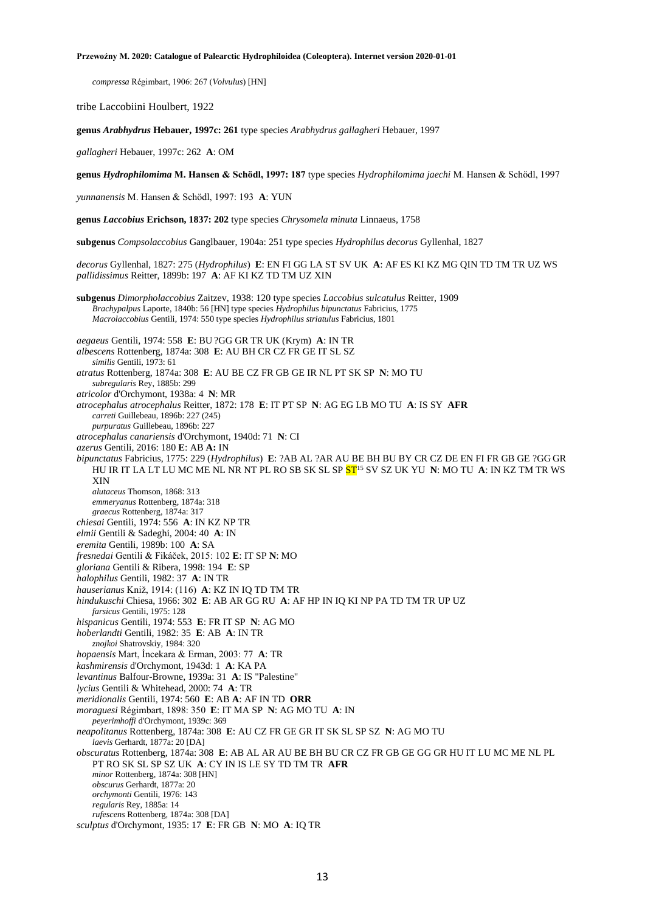*compressa* Régimbart, 1906: 267 (*Volvulus*) [HN]

tribe Laccobiini Houlbert, 1922

**genus *Arabhydrus* Hebauer, 1997c: 261** type species *Arabhydrus gallagheri* Hebauer, 1997

*gallagheri* Hebauer, 1997c: 262 **A**: OM

**genus *Hydrophilomima* M. Hansen & Schödl, 1997: 187** type species *Hydrophilomima jaechi* M. Hansen & Schödl, 1997

*yunnanensis* M. Hansen & Schödl, 1997: 193 **A**: YUN

**genus *Laccobius* Erichson, 1837: 202** type species *Chrysomela minuta* Linnaeus, 1758

**subgenus** *Compsolaccobius* Ganglbauer, 1904a: 251 type species *Hydrophilus decorus* Gyllenhal, 1827

*decorus* Gyllenhal, 1827: 275 (*Hydrophilus*) **E**: EN FI GG LA ST SV UK **A**: AF ES KI KZ MG QIN TD TM TR UZ WS
*pallidissimus* Reitter, 1899b: 197 **A**: AF KI KZ TD TM UZ XIN

**subgenus** *Dimorpholaccobius* Zaitzev, 1938: 120 type species *Laccobius sulcatulus* Reitter, 1909
  *Brachypalpus* Laporte, 1840b: 56 [HN] type species *Hydrophilus bipunctatus* Fabricius, 1775
  *Macrolaccobius* Gentili, 1974: 550 type species *Hydrophilus striatulus* Fabricius, 1801

*aegaeus* Gentili, 1974: 558 **E**: BU ?GG GR TR UK (Krym) **A**: IN TR
*albescens* Rottenberg, 1874a: 308 **E**: AU BH CR CZ FR GE IT SL SZ
  *similis* Gentili, 1973: 61
*atratus* Rottenberg, 1874a: 308 **E**: AU BE CZ FR GB GE IR NL PT SK SP **N**: MO TU
  *subregularis* Rey, 1885b: 299
*atricolor* d'Orchymont, 1938a: 4 **N**: MR
*atrocephalus atrocephalus* Reitter, 1872: 178 **E**: IT PT SP **N**: AG EG LB MO TU **A**: IS SY **AFR**
  *carreti* Guillebeau, 1896b: 227 (245)
  *purpuratus* Guillebeau, 1896b: 227
*atrocephalus canariensis* d'Orchymont, 1940d: 71 **N**: CI
*azerus* Gentili, 2016: 180 **E**: AB **A:** IN
*bipunctatus* Fabricius, 1775: 229 (*Hydrophilus*) **E**: ?AB AL ?AR AU BE BH BU BY CR CZ DE EN FI FR GB GE ?GG GR HU IR IT LA LT LU MC ME NL NR NT PL RO SB SK SL SP ST[15] SV SZ UK YU **N**: MO TU **A**: IN KZ TM TR WS XIN
  *alutaceus* Thomson, 1868: 313
  *emmeryanus* Rottenberg, 1874a: 318
  *graecus* Rottenberg, 1874a: 317
*chiesai* Gentili, 1974: 556 **A**: IN KZ NP TR
*elmii* Gentili & Sadeghi, 2004: 40 **A**: IN
*eremita* Gentili, 1989b: 100 **A**: SA
*fresnedai* Gentili & Fikáček, 2015: 102 **E**: IT SP **N**: MO
*gloriana* Gentili & Ribera, 1998: 194 **E**: SP
*halophilus* Gentili, 1982: 37 **A**: IN TR
*hauserianus* Kniž, 1914: (116) **A**: KZ IN IQ TD TM TR
*hindukuschi* Chiesa, 1966: 302 **E**: AB AR GG RU **A**: AF HP IN IQ KI NP PA TD TM TR UP UZ
  *farsicus* Gentili, 1975: 128
*hispanicus* Gentili, 1974: 553 **E**: FR IT SP **N**: AG MO
*hoberlandti* Gentili, 1982: 35 **E**: AB **A**: IN TR
  *znojkoi* Shatrovskiy, 1984: 320
*hopaensis* Mart, İncekara & Erman, 2003: 77 **A**: TR
*kashmirensis* d'Orchymont, 1943d: 1 **A**: KA PA
*levantinus* Balfour-Browne, 1939a: 31 **A**: IS "Palestine"
*lycius* Gentili & Whitehead, 2000: 74 **A**: TR
*meridionalis* Gentili, 1974: 560 **E**: AB **A**: AF IN TD **ORR**
*moraguesi* Régimbart, 1898: 350 **E**: IT MA SP **N**: AG MO TU **A**: IN
  *peyerimhoffi* d'Orchymont, 1939c: 369
*neapolitanus* Rottenberg, 1874a: 308 **E**: AU CZ FR GE GR IT SK SL SP SZ **N**: AG MO TU
  *laevis* Gerhardt, 1877a: 20 [DA]
*obscuratus* Rottenberg, 1874a: 308 **E**: AB AL AR AU BE BH BU CR CZ FR GB GE GG GR HU IT LU MC ME NL PL PT RO SK SL SP SZ UK **A**: CY IN IS LE SY TD TM TR **AFR**
  *minor* Rottenberg, 1874a: 308 [HN]
  *obscurus* Gerhardt, 1877a: 20
  *orchymonti* Gentili, 1976: 143
  *regularis* Rey, 1885a: 14
  *rufescens* Rottenberg, 1874a: 308 [DA]
*sculptus* d'Orchymont, 1935: 17 **E**: FR GB **N**: MO **A**: IQ TR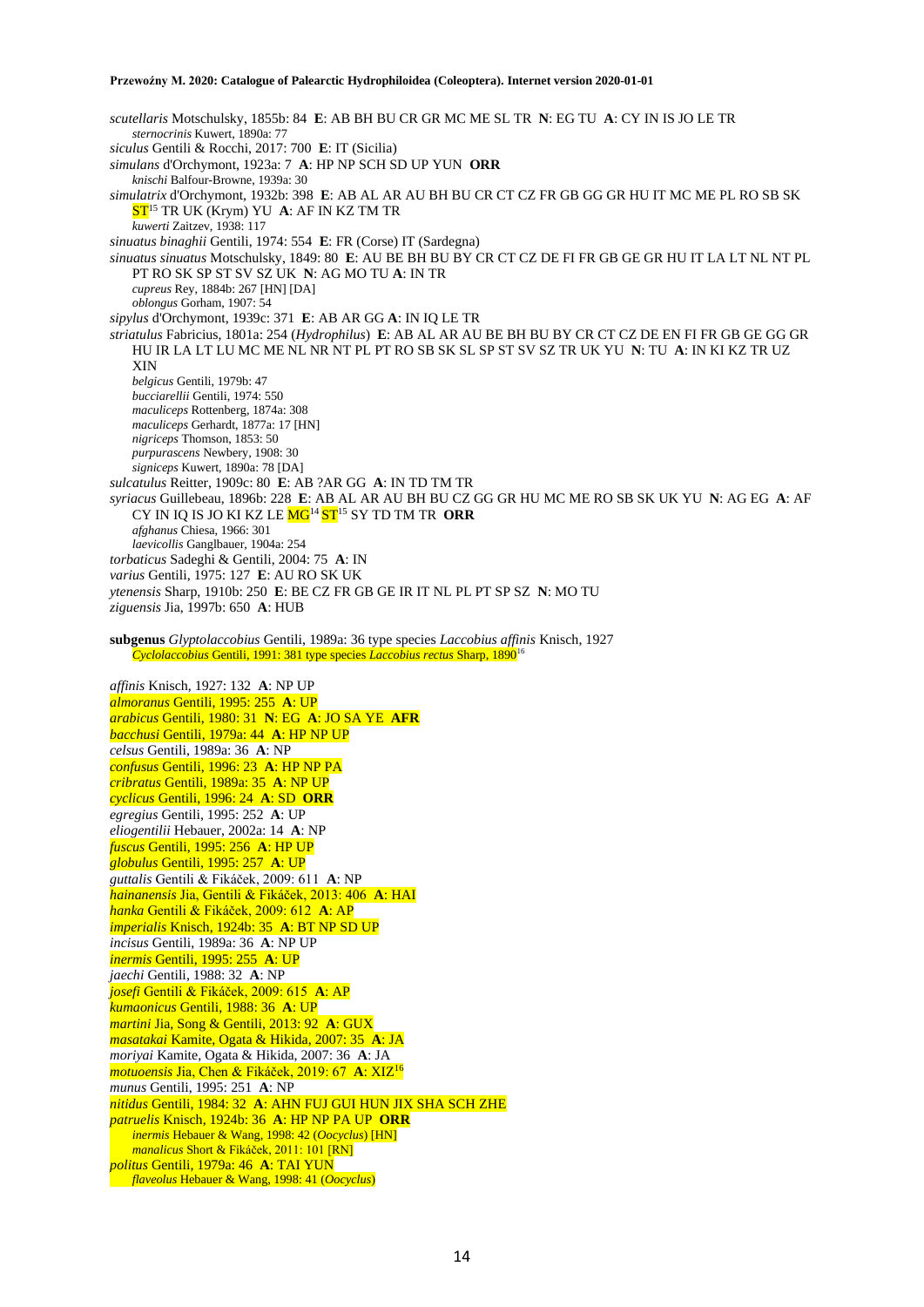*scutellaris* Motschulsky, 1855b: 84 **E**: AB BH BU CR GR MC ME SL TR **N**: EG TU **A**: CY IN IS JO LE TR
*sternocrinis* Kuwert, 1890a: 77
*siculus* Gentili & Rocchi, 2017: 700 **E**: IT (Sicilia)
*simulans* d'Orchymont, 1923a: 7 **A**: HP NP SCH SD UP YUN **ORR**
*knischi* Balfour-Browne, 1939a: 30
*simulatrix* d'Orchymont, 1932b: 398 **E**: AB AL AR AU BH BU CR CT CZ FR GB GG GR HU IT MC ME PL RO SB SK ST[15] TR UK (Krym) YU **A**: AF IN KZ TM TR
*kuwerti* Zaitzev, 1938: 117
*sinuatus binaghii* Gentili, 1974: 554 **E**: FR (Corse) IT (Sardegna)
*sinuatus sinuatus* Motschulsky, 1849: 80 **E**: AU BE BH BU BY CR CT CZ DE FI FR GB GE GR HU IT LA LT NL NT PL PT RO SK SP ST SV SZ UK **N**: AG MO TU **A**: IN TR
*cupreus* Rey, 1884b: 267 [HN] [DA]
*oblongus* Gorham, 1907: 54
*sipylus* d'Orchymont, 1939c: 371 **E**: AB AR GG **A**: IN IQ LE TR
*striatulus* Fabricius, 1801a: 254 (*Hydrophilus*) **E**: AB AL AR AU BE BH BU BY CR CT CZ DE EN FI FR GB GE GG GR HU IR LA LT LU MC ME NL NR NT PL PT RO SB SK SL SP ST SV SZ TR UK YU **N**: TU **A**: IN KI KZ TR UZ XIN
*belgicus* Gentili, 1979b: 47
*bucciarellii* Gentili, 1974: 550
*maculiceps* Rottenberg, 1874a: 308
*maculiceps* Gerhardt, 1877a: 17 [HN]
*nigriceps* Thomson, 1853: 50
*purpurascens* Newbery, 1908: 30
*signiceps* Kuwert, 1890a: 78 [DA]
*sulcatulus* Reitter, 1909c: 80 **E**: AB ?AR GG **A**: IN TD TM TR
*syriacus* Guillebeau, 1896b: 228 **E**: AB AL AR AU BH BU CZ GG GR HU MC ME RO SB SK UK YU **N**: AG EG **A**: AF CY IN IQ IS JO KI KZ LE MG[14] ST[15] SY TD TM TR **ORR**
*afghanus* Chiesa, 1966: 301
*laevicollis* Ganglbauer, 1904a: 254
*torbaticus* Sadeghi & Gentili, 2004: 75 **A**: IN
*varius* Gentili, 1975: 127 **E**: AU RO SK UK
*ytenensis* Sharp, 1910b: 250 **E**: BE CZ FR GB GE IR IT NL PL PT SP SZ **N**: MO TU
*ziguensis* Jia, 1997b: 650 **A**: HUB

**subgenus** *Glyptolaccobius* Gentili, 1989a: 36 type species *Laccobius affinis* Knisch, 1927
*Cyclolaccobius* Gentili, 1991: 381 type species *Laccobius rectus* Sharp, 1890[16]

*affinis* Knisch, 1927: 132 **A**: NP UP
*almoranus* Gentili, 1995: 255 **A**: UP
*arabicus* Gentili, 1980: 31 **N**: EG **A**: JO SA YE **AFR**
*bacchusi* Gentili, 1979a: 44 **A**: HP NP UP
*celsus* Gentili, 1989a: 36 **A**: NP
*confusus* Gentili, 1996: 23 **A**: HP NP PA
*cribratus* Gentili, 1989a: 35 **A**: NP UP
*cyclicus* Gentili, 1996: 24 **A**: SD **ORR**
*egregius* Gentili, 1995: 252 **A**: UP
*eliogentilii* Hebauer, 2002a: 14 **A**: NP
*fuscus* Gentili, 1995: 256 **A**: HP UP
*globulus* Gentili, 1995: 257 **A**: UP
*guttalis* Gentili & Fikáček, 2009: 611 **A**: NP
*hainanensis* Jia, Gentili & Fikáček, 2013: 406 **A**: HAI
*hanka* Gentili & Fikáček, 2009: 612 **A**: AP
*imperialis* Knisch, 1924b: 35 **A**: BT NP SD UP
*incisus* Gentili, 1989a: 36 **A**: NP UP
*inermis* Gentili, 1995: 255 **A**: UP
*jaechi* Gentili, 1988: 32 **A**: NP
*josefi* Gentili & Fikáček, 2009: 615 **A**: AP
*kumaonicus* Gentili, 1988: 36 **A**: UP
*martini* Jia, Song & Gentili, 2013: 92 **A**: GUX
*masatakai* Kamite, Ogata & Hikida, 2007: 35 **A**: JA
*moriyai* Kamite, Ogata & Hikida, 2007: 36 **A**: JA
*motuoensis* Jia, Chen & Fikáček, 2019: 67 **A**: XIZ[16]
*munus* Gentili, 1995: 251 **A**: NP
*nitidus* Gentili, 1984: 32 **A**: AHN FUJ GUI HUN JIX SHA SCH ZHE
*patruelis* Knisch, 1924b: 36 **A**: HP NP PA UP **ORR**
*inermis* Hebauer & Wang, 1998: 42 (*Oocyclus*) [HN]
*manalicus* Short & Fikáček, 2011: 101 [RN]
*politus* Gentili, 1979a: 46 **A**: TAI YUN
*flaveolus* Hebauer & Wang, 1998: 41 (*Oocyclus*)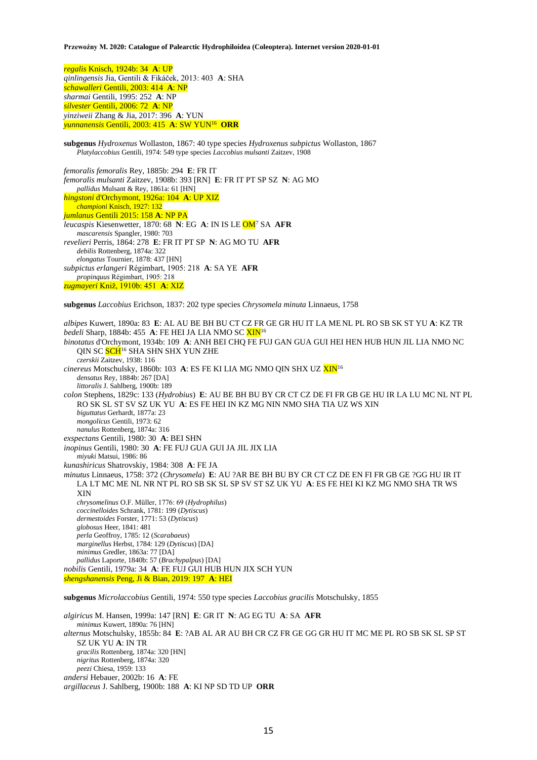*regalis* Knisch, 1924b: 34 **A**: UP
*qinlingensis* Jia, Gentili & Fikáček, 2013: 403 **A**: SHA
*schawalleri* Gentili, 2003: 414 **A**: NP
*sharmai* Gentili, 1995: 252 **A**: NP
*silvester* Gentili, 2006: 72 **A**: NP
*yinziweii* Zhang & Jia, 2017: 396 **A**: YUN
*yunnanensis* Gentili, 2003: 415 **A**: SW YUN[16] **ORR**

**subgenus** *Hydroxenus* Wollaston, 1867: 40 type species *Hydroxenus subpictus* Wollaston, 1867
*Platylaccobius* Gentili, 1974: 549 type species *Laccobius mulsanti* Zaitzev, 1908

*femoralis femoralis* Rey, 1885b: 294 **E**: FR IT
*femoralis mulsanti* Zaitzev, 1908b: 393 [RN] **E**: FR IT PT SP SZ **N**: AG MO
*pallidus* Mulsant & Rey, 1861a: 61 [HN]
*hingstoni* d'Orchymont, 1926a: 104 **A**: UP XIZ
*championi* Knisch, 1927: 132
*jumlanus* Gentili 2015: 158 **A**: NP PA
*leucaspis* Kiesenwetter, 1870: 68 **N**: EG **A**: IN IS LE OM[7] SA **AFR**
*mascarensis* Spangler, 1980: 703
*revelieri* Perris, 1864: 278 **E**: FR IT PT SP **N**: AG MO TU **AFR**
*debilis* Rottenberg, 1874a: 322
*elongatus* Tournier, 1878: 437 [HN]
*subpictus erlangeri* Régimbart, 1905: 218 **A**: SA YE **AFR**
*propinquus* Régimbart, 1905: 218
*zugmayeri* Kniž, 1910b: 451 **A**: XIZ

**subgenus** *Laccobius* Erichson, 1837: 202 type species *Chrysomela minuta* Linnaeus, 1758

*albipes* Kuwert, 1890a: 83 **E**: AL AU BE BH BU CT CZ FR GE GR HU IT LA ME NL PL RO SB SK ST YU **A**: KZ TR
*bedeli* Sharp, 1884b: 455 **A**: FE HEI JA LIA NMO SC XIN[16]
*binotatus* d'Orchymont, 1934b: 109 **A**: ANH BEI CHQ FE FUJ GAN GUA GUI HEI HEN HUB HUN JIL LIA NMO NC QIN SC SCH[16] SHA SHN SHX YUN ZHE
*czerskii* Zaitzev, 1938: 116
*cinereus* Motschulsky, 1860b: 103 **A**: ES FE KI LIA MG NMO QIN SHX UZ XIN[16]
*densatus* Rey, 1884b: 267 [DA]
*littoralis* J. Sahlberg, 1900b: 189
*colon* Stephens, 1829c: 133 (*Hydrobius*) **E**: AU BE BH BU BY CR CT CZ DE FI FR GB GE HU IR LA LU MC NL NT PL RO SK SL ST SV SZ UK YU **A**: ES FE HEI IN KZ MG NIN NMO SHA TIA UZ WS XIN
*biguttatus* Gerhardt, 1877a: 23
*mongolicus* Gentili, 1973: 62
*nanulus* Rottenberg, 1874a: 316
*exspectans* Gentili, 1980: 30 **A**: BEI SHN
*inopinus* Gentili, 1980: 30 **A**: FE FUJ GUA GUI JA JIL JIX LIA
*miyuki* Matsui, 1986: 86
*kunashiricus* Shatrovskiy, 1984: 308 **A**: FE JA
*minutus* Linnaeus, 1758: 372 (*Chrysomela*) **E**: AU ?AR BE BH BU BY CR CT CZ DE EN FI FR GB GE ?GG HU IR IT LA LT MC ME NL NR NT PL RO SB SK SL SP SV ST SZ UK YU **A**: ES FE HEI KI KZ MG NMO SHA TR WS XIN
*chrysomelinus* O.F. Müller, 1776: 69 (*Hydrophilus*)
*coccinelloides* Schrank, 1781: 199 (*Dytiscus*)
*dermestoides* Forster, 1771: 53 (*Dytiscus*)
*globosus* Heer, 1841: 481
*perla* Geoffroy, 1785: 12 (*Scarabaeus*)
*marginellus* Herbst, 1784: 129 (*Dytiscus*) [DA]
*minimus* Gredler, 1863a: 77 [DA]
*pallidus* Laporte, 1840b: 57 (*Brachypalpus*) [DA]
*nobilis* Gentili, 1979a: 34 **A**: FE FUJ GUI HUB HUN JIX SCH YUN
*shengshanensis* Peng, Ji & Bian, 2019: 197 **A**: HEI

**subgenus** *Microlaccobius* Gentili, 1974: 550 type species *Laccobius gracilis* Motschulsky, 1855

*algiricus* M. Hansen, 1999a: 147 [RN] **E**: GR IT **N**: AG EG TU **A**: SA **AFR**
*minimus* Kuwert, 1890a: 76 [HN]
*alternus* Motschulsky, 1855b: 84 **E**: ?AB AL AR AU BH CR CZ FR GE GG GR HU IT MC ME PL RO SB SK SL SP ST SZ UK YU **A**: IN TR
*gracilis* Rottenberg, 1874a: 320 [HN]
*nigritus* Rottenberg, 1874a: 320
*peezi* Chiesa, 1959: 133
*andersi* Hebauer, 2002b: 16 **A**: FE
*argillaceus* J. Sahlberg, 1900b: 188 **A**: KI NP SD TD UP **ORR**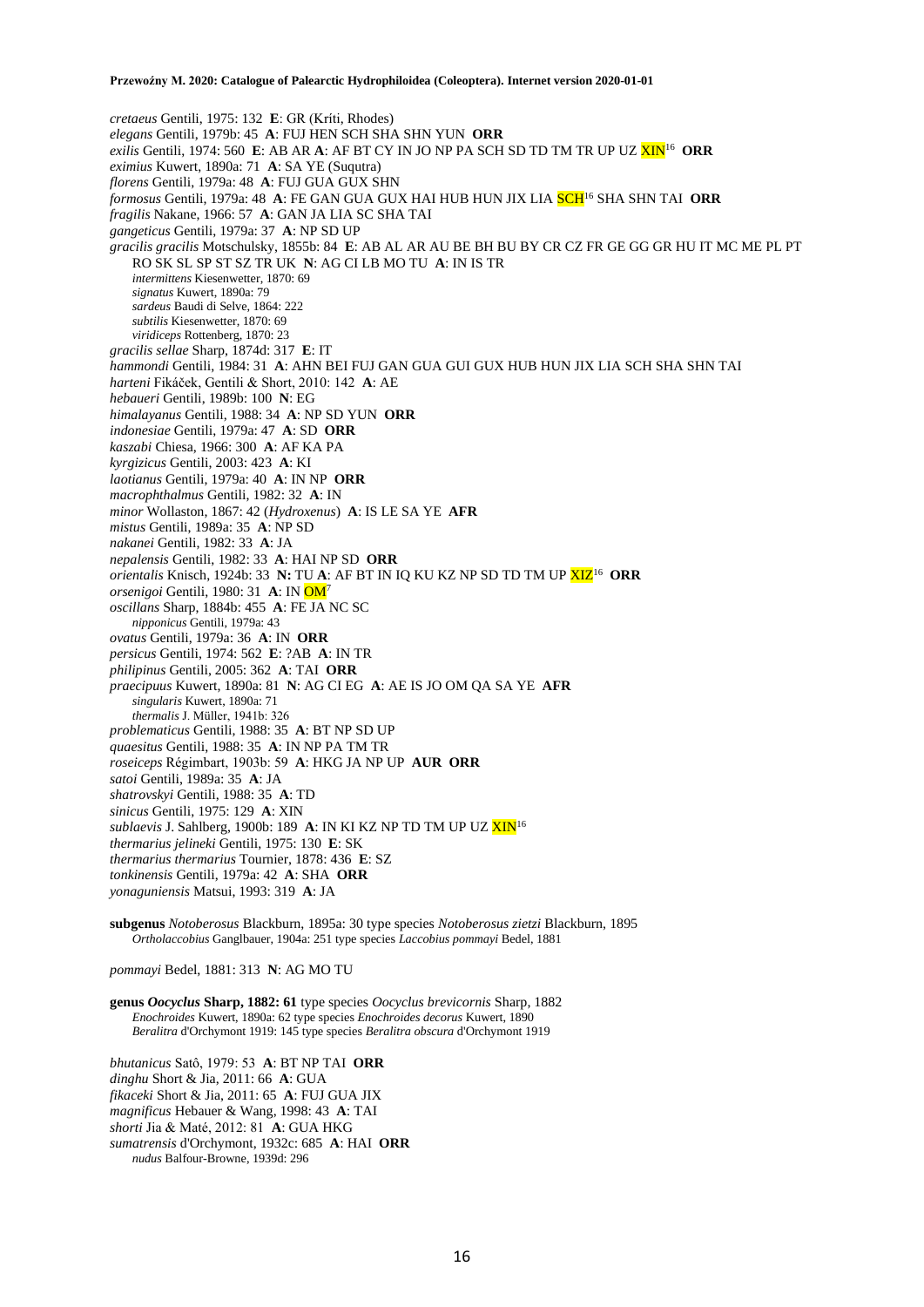*cretaeus* Gentili, 1975: 132 **E**: GR (Kríti, Rhodes)
*elegans* Gentili, 1979b: 45 **A**: FUJ HEN SCH SHA SHN YUN **ORR**
*exilis* Gentili, 1974: 560 **E**: AB AR **A**: AF BT CY IN JO NP PA SCH SD TD TM TR UP UZ XIN[16] **ORR**
*eximius* Kuwert, 1890a: 71 **A**: SA YE (Suqutra)
*florens* Gentili, 1979a: 48 **A**: FUJ GUA GUX SHN
*formosus* Gentili, 1979a: 48 **A**: FE GAN GUA GUX HAI HUB HUN JIX LIA SCH[16] SHA SHN TAI **ORR**
*fragilis* Nakane, 1966: 57 **A**: GAN JA LIA SC SHA TAI
*gangeticus* Gentili, 1979a: 37 **A**: NP SD UP
*gracilis gracilis* Motschulsky, 1855b: 84 **E**: AB AL AR AU BE BH BU BY CR CZ FR GE GG GR HU IT MC ME PL PT RO SK SL SP ST SZ TR UK **N**: AG CI LB MO TU **A**: IN IS TR
*intermittens* Kiesenwetter, 1870: 69
*signatus* Kuwert, 1890a: 79
*sardeus* Baudi di Selve, 1864: 222
*subtilis* Kiesenwetter, 1870: 69
*viridiceps* Rottenberg, 1870: 23
*gracilis sellae* Sharp, 1874d: 317 **E**: IT
*hammondi* Gentili, 1984: 31 **A**: AHN BEI FUJ GAN GUA GUI GUX HUB HUN JIX LIA SCH SHA SHN TAI
*harteni* Fikáček, Gentili & Short, 2010: 142 **A**: AE
*hebaueri* Gentili, 1989b: 100 **N**: EG
*himalayanus* Gentili, 1988: 34 **A**: NP SD YUN **ORR**
*indonesiae* Gentili, 1979a: 47 **A**: SD **ORR**
*kaszabi* Chiesa, 1966: 300 **A**: AF KA PA
*kyrgizicus* Gentili, 2003: 423 **A**: KI
*laotianus* Gentili, 1979a: 40 **A**: IN NP **ORR**
*macrophthalmus* Gentili, 1982: 32 **A**: IN
*minor* Wollaston, 1867: 42 (*Hydroxenus*) **A**: IS LE SA YE **AFR**
*mistus* Gentili, 1989a: 35 **A**: NP SD
*nakanei* Gentili, 1982: 33 **A**: JA
*nepalensis* Gentili, 1982: 33 **A**: HAI NP SD **ORR**
*orientalis* Knisch, 1924b: 33 **N:** TU **A**: AF BT IN IQ KU KZ NP SD TD TM UP XIZ[16] **ORR**
*orsenigoi* Gentili, 1980: 31 **A**: IN OM[7]
*oscillans* Sharp, 1884b: 455 **A**: FE JA NC SC
*nipponicus* Gentili, 1979a: 43
*ovatus* Gentili, 1979a: 36 **A**: IN **ORR**
*persicus* Gentili, 1974: 562 **E**: ?AB **A**: IN TR
*philipinus* Gentili, 2005: 362 **A**: TAI **ORR**
*praecipuus* Kuwert, 1890a: 81 **N**: AG CI EG **A**: AE IS JO OM QA SA YE **AFR**
*singularis* Kuwert, 1890a: 71
*thermalis* J. Müller, 1941b: 326
*problematicus* Gentili, 1988: 35 **A**: BT NP SD UP
*quaesitus* Gentili, 1988: 35 **A**: IN NP PA TM TR
*roseiceps* Régimbart, 1903b: 59 **A**: HKG JA NP UP **AUR ORR**
*satoi* Gentili, 1989a: 35 **A**: JA
*shatrovskyi* Gentili, 1988: 35 **A**: TD
*sinicus* Gentili, 1975: 129 **A**: XIN
*sublaevis* J. Sahlberg, 1900b: 189 **A**: IN KI KZ NP TD TM UP UZ XIN[16]
*thermarius jelineki* Gentili, 1975: 130 **E**: SK
*thermarius thermarius* Tournier, 1878: 436 **E**: SZ
*tonkinensis* Gentili, 1979a: 42 **A**: SHA **ORR**
*yonaguniensis* Matsui, 1993: 319 **A**: JA

**subgenus** *Notoberosus* Blackburn, 1895a: 30 type species *Notoberosus zietzi* Blackburn, 1895
*Ortholaccobius* Ganglbauer, 1904a: 251 type species *Laccobius pommayi* Bedel, 1881

*pommayi* Bedel, 1881: 313 **N**: AG MO TU

**genus *Oocyclus* Sharp, 1882: 61** type species *Oocyclus brevicornis* Sharp, 1882
*Enochroides* Kuwert, 1890a: 62 type species *Enochroides decorus* Kuwert, 1890
*Beralitra* d'Orchymont 1919: 145 type species *Beralitra obscura* d'Orchymont 1919

*bhutanicus* Satô, 1979: 53 **A**: BT NP TAI **ORR**
*dinghu* Short & Jia, 2011: 66 **A**: GUA
*fikaceki* Short & Jia, 2011: 65 **A**: FUJ GUA JIX
*magnificus* Hebauer & Wang, 1998: 43 **A**: TAI
*shorti* Jia & Maté, 2012: 81 **A**: GUA HKG
*sumatrensis* d'Orchymont, 1932c: 685 **A**: HAI **ORR**
*nudus* Balfour-Browne, 1939d: 296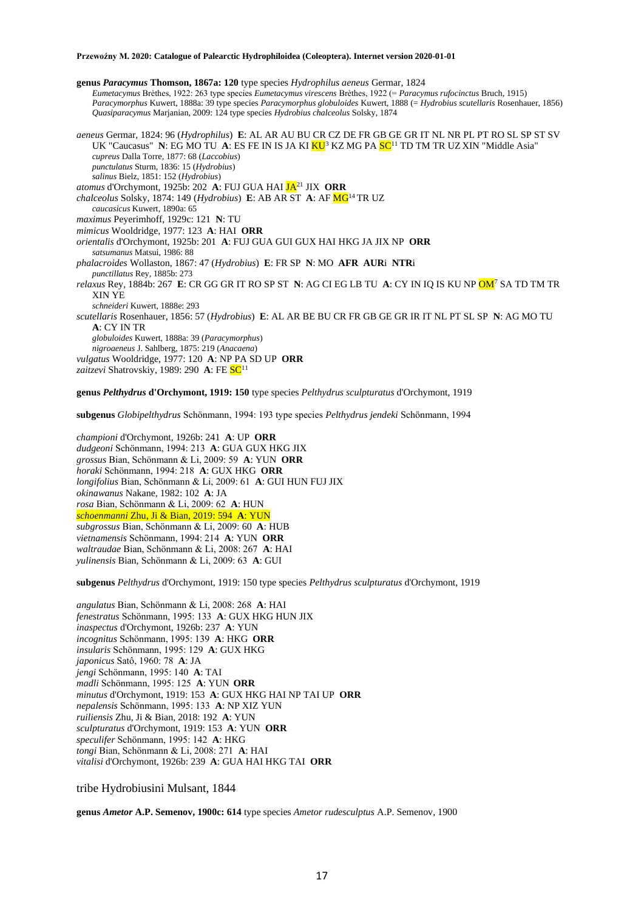**genus *Paracymus* Thomson, 1867a: 120** type species *Hydrophilus aeneus* Germar, 1824

*Eumetacymus* Brèthes, 1922: 263 type species *Eumetacymus virescens* Brèthes, 1922 (= *Paracymus rufocinctus* Bruch, 1915)
*Paracymorphus* Kuwert, 1888a: 39 type species *Paracymorphus globuloides* Kuwert, 1888 (= *Hydrobius scutellaris* Rosenhauer, 1856)
*Quasiparacymus* Marjanian, 2009: 124 type species *Hydrobius chalceolus* Solsky, 1874

*aeneus* Germar, 1824: 96 (*Hydrophilus*) **E**: AL AR AU BU CR CZ DE FR GB GE GR IT NL NR PL PT RO SL SP ST SV UK "Caucasus" **N**: EG MO TU **A**: ES FE IN IS JA KI KU[3] KZ MG PA SC[11] TD TM TR UZ XIN "Middle Asia"
*cupreus* Dalla Torre, 1877: 68 (*Laccobius*)
*punctulatus* Sturm, 1836: 15 (*Hydrobius*)
*salinus* Bielz, 1851: 152 (*Hydrobius*)
*atomus* d'Orchymont, 1925b: 202 **A**: FUJ GUA HAI JA[21] JIX **ORR**
*chalceolus* Solsky, 1874: 149 (*Hydrobius*) **E**: AB AR ST **A**: AF MG[14] TR UZ
*caucasicus* Kuwert, 1890a: 65
*maximus* Peyerimhoff, 1929c: 121 **N**: TU
*mimicus* Wooldridge, 1977: 123 **A**: HAI **ORR**
*orientalis* d'Orchymont, 1925b: 201 **A**: FUJ GUA GUI GUX HAI HKG JA JIX NP **ORR**
*satsumanus* Matsui, 1986: 88
*phalacroides* Wollaston, 1867: 47 (*Hydrobius*) **E**: FR SP **N**: MO **AFR AUR**i **NTR**i
*punctillatus* Rey, 1885b: 273
*relaxus* Rey, 1884b: 267 **E**: CR GG GR IT RO SP ST **N**: AG CI EG LB TU **A**: CY IN IQ IS KU NP OM[7] SA TD TM TR XIN YE
*schneideri* Kuwert, 1888e: 293
*scutellaris* Rosenhauer, 1856: 57 (*Hydrobius*) **E**: AL AR BE BU CR FR GB GE GR IR IT NL PT SL SP **N**: AG MO TU **A**: CY IN TR
*globuloides* Kuwert, 1888a: 39 (*Paracymorphus*)
*nigroaeneus* J. Sahlberg, 1875: 219 (*Anacaena*)
*vulgatus* Wooldridge, 1977: 120 **A**: NP PA SD UP **ORR**
*zaitzevi* Shatrovskiy, 1989: 290 **A**: FE SC[11]

**genus *Pelthydrus* d'Orchymont, 1919: 150** type species *Pelthydrus sculpturatus* d'Orchymont, 1919

**subgenus** *Globipelthydrus* Schönmann, 1994: 193 type species *Pelthydrus jendeki* Schönmann, 1994

*championi* d'Orchymont, 1926b: 241 **A**: UP **ORR**
*dudgeoni* Schönmann, 1994: 213 **A**: GUA GUX HKG JIX
*grossus* Bian, Schönmann & Li, 2009: 59 **A**: YUN **ORR**
*horaki* Schönmann, 1994: 218 **A**: GUX HKG **ORR**
*longifolius* Bian, Schönmann & Li, 2009: 61 **A**: GUI HUN FUJ JIX
*okinawanus* Nakane, 1982: 102 **A**: JA
*rosa* Bian, Schönmann & Li, 2009: 62 **A**: HUN
*schoenmanni* Zhu, Ji & Bian, 2019: 594 **A**: YUN
*subgrossus* Bian, Schönmann & Li, 2009: 60 **A**: HUB
*vietnamensis* Schönmann, 1994: 214 **A**: YUN **ORR**
*waltraudae* Bian, Schönmann & Li, 2008: 267 **A**: HAI
*yulinensis* Bian, Schönmann & Li, 2009: 63 **A**: GUI

**subgenus** *Pelthydrus* d'Orchymont, 1919: 150 type species *Pelthydrus sculpturatus* d'Orchymont, 1919

*angulatus* Bian, Schönmann & Li, 2008: 268 **A**: HAI
*fenestratus* Schönmann, 1995: 133 **A**: GUX HKG HUN JIX
*inaspectus* d'Orchymont, 1926b: 237 **A**: YUN
*incognitus* Schönmann, 1995: 139 **A**: HKG **ORR**
*insularis* Schönmann, 1995: 129 **A**: GUX HKG
*japonicus* Satô, 1960: 78 **A**: JA
*jengi* Schönmann, 1995: 140 **A**: TAI
*madli* Schönmann, 1995: 125 **A**: YUN **ORR**
*minutus* d'Orchymont, 1919: 153 **A**: GUX HKG HAI NP TAI UP **ORR**
*nepalensis* Schönmann, 1995: 133 **A**: NP XIZ YUN
*ruiliensis* Zhu, Ji & Bian, 2018: 192 **A**: YUN
*sculpturatus* d'Orchymont, 1919: 153 **A**: YUN **ORR**
*speculifer* Schönmann, 1995: 142 **A**: HKG
*tongi* Bian, Schönmann & Li, 2008: 271 **A**: HAI
*vitalisi* d'Orchymont, 1926b: 239 **A**: GUA HAI HKG TAI **ORR**

## tribe Hydrobiusini Mulsant, 1844

**genus *Ametor* A.P. Semenov, 1900c: 614** type species *Ametor rudesculptus* A.P. Semenov, 1900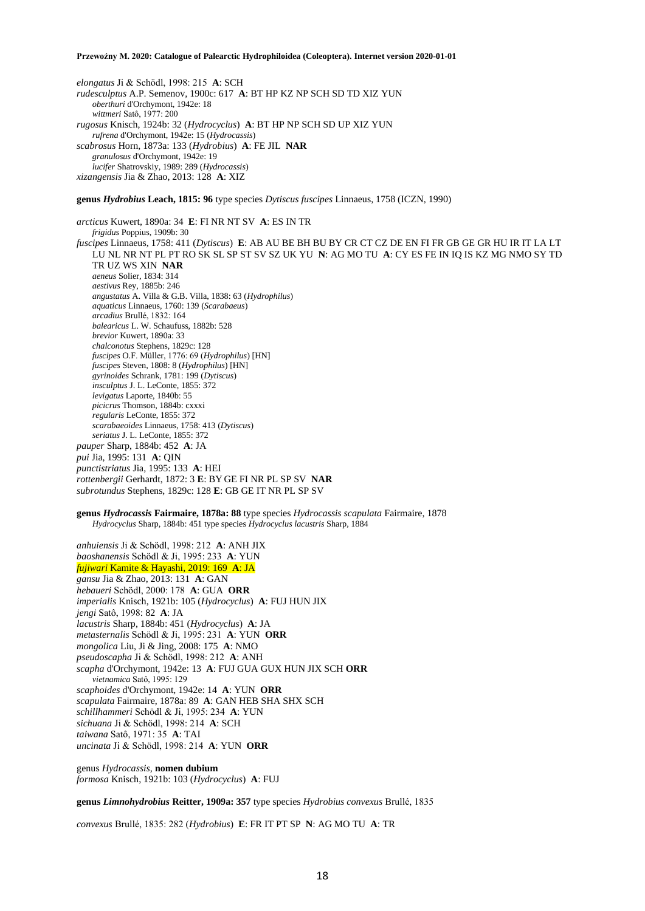*elongatus* Ji & Schödl, 1998: 215 **A**: SCH
*rudesculptus* A.P. Semenov, 1900c: 617 **A**: BT HP KZ NP SCH SD TD XIZ YUN
 *oberthuri* d'Orchymont, 1942e: 18
 *wittmeri* Satô, 1977: 200
*rugosus* Knisch, 1924b: 32 (*Hydrocyclus*) **A**: BT HP NP SCH SD UP XIZ YUN
 *rufrena* d'Orchymont, 1942e: 15 (*Hydrocassis*)
*scabrosus* Horn, 1873a: 133 (*Hydrobius*) **A**: FE JIL **NAR**
 *granulosus* d'Orchymont, 1942e: 19
 *lucifer* Shatrovskiy, 1989: 289 (*Hydrocassis*)
*xizangensis* Jia & Zhao, 2013: 128 **A**: XIZ

**genus *Hydrobius* Leach, 1815: 96** type species *Dytiscus fuscipes* Linnaeus, 1758 (ICZN, 1990)

*arcticus* Kuwert, 1890a: 34 **E**: FI NR NT SV **A**: ES IN TR
 *frigidus* Poppius, 1909b: 30
*fuscipes* Linnaeus, 1758: 411 (*Dytiscus*) **E**: AB AU BE BH BU BY CR CT CZ DE EN FI FR GB GE GR HU IR IT LA LT LU NL NR NT PL PT RO SK SL SP ST SV SZ UK YU **N**: AG MO TU **A**: CY ES FE IN IQ IS KZ MG NMO SY TD TR UZ WS XIN **NAR**
 *aeneus* Solier, 1834: 314
 *aestivus* Rey, 1885b: 246
 *angustatus* A. Villa & G.B. Villa, 1838: 63 (*Hydrophilus*)
 *aquaticus* Linnaeus, 1760: 139 (*Scarabaeus*)
 *arcadius* Brullé, 1832: 164
 *balearicus* L. W. Schaufuss, 1882b: 528
 *brevior* Kuwert, 1890a: 33
 *chalconotus* Stephens, 1829c: 128
 *fuscipes* O.F. Müller, 1776: 69 (*Hydrophilus*) [HN]
 *fuscipes* Steven, 1808: 8 (*Hydrophilus*) [HN]
 *gyrinoides* Schrank, 1781: 199 (*Dytiscus*)
 *insculptus* J. L. LeConte, 1855: 372
 *levigatus* Laporte, 1840b: 55
 *picicrus* Thomson, 1884b: cxxxi
 *regularis* LeConte, 1855: 372
 *scarabaeoides* Linnaeus, 1758: 413 (*Dytiscus*)
 *seriatus* J. L. LeConte, 1855: 372
*pauper* Sharp, 1884b: 452 **A**: JA
*pui* Jia, 1995: 131 **A**: QIN
*punctistriatus* Jia, 1995: 133 **A**: HEI
*rottenbergii* Gerhardt, 1872: 3 **E**: BY GE FI NR PL SP SV **NAR**
*subrotundus* Stephens, 1829c: 128 **E**: GB GE IT NR PL SP SV

**genus *Hydrocassis* Fairmaire, 1878a: 88** type species *Hydrocassis scapulata* Fairmaire, 1878
 *Hydrocyclus* Sharp, 1884b: 451 type species *Hydrocyclus lacustris* Sharp, 1884

*anhuiensis* Ji & Schödl, 1998: 212 **A**: ANH JIX
*baoshanensis* Schödl & Ji, 1995: 233 **A**: YUN
*fujiwari* Kamite & Hayashi, 2019: 169 **A**: JA
*gansu* Jia & Zhao, 2013: 131 **A**: GAN
*hebaueri* Schödl, 2000: 178 **A**: GUA **ORR**
*imperialis* Knisch, 1921b: 105 (*Hydrocyclus*) **A**: FUJ HUN JIX
*jengi* Satô, 1998: 82 **A**: JA
*lacustris* Sharp, 1884b: 451 (*Hydrocyclus*) **A**: JA
*metasternalis* Schödl & Ji, 1995: 231 **A**: YUN **ORR**
*mongolica* Liu, Ji & Jing, 2008: 175 **A**: NMO
*pseudoscapha* Ji & Schödl, 1998: 212 **A**: ANH
*scapha* d'Orchymont, 1942e: 13 **A**: FUJ GUA GUX HUN JIX SCH **ORR**
 *vietnamica* Satô, 1995: 129
*scaphoides* d'Orchymont, 1942e: 14 **A**: YUN **ORR**
*scapulata* Fairmaire, 1878a: 89 **A**: GAN HEB SHA SHX SCH
*schillhammeri* Schödl & Ji, 1995: 234 **A**: YUN
*sichuana* Ji & Schödl, 1998: 214 **A**: SCH
*taiwana* Satô, 1971: 35 **A**: TAI
*uncinata* Ji & Schödl, 1998: 214 **A**: YUN **ORR**

genus *Hydrocassis*, **nomen dubium**
*formosa* Knisch, 1921b: 103 (*Hydrocyclus*) **A**: FUJ

**genus *Limnohydrobius* Reitter, 1909a: 357** type species *Hydrobius convexus* Brullé, 1835

*convexus* Brullé, 1835: 282 (*Hydrobius*) **E**: FR IT PT SP **N**: AG MO TU **A**: TR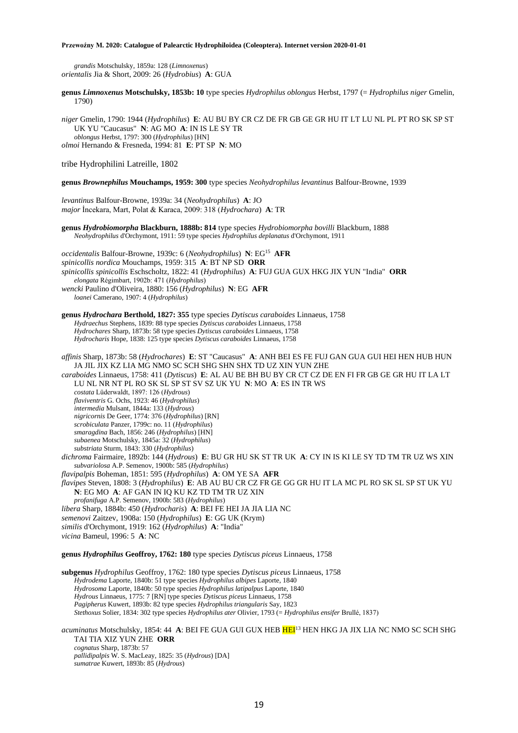*grandis* Motschulsky, 1859a: 128 (*Limnoxenus*)
*orientalis* Jia & Short, 2009: 26 (*Hydrobius*) **A**: GUA

**genus *Limnoxenus* Motschulsky, 1853b: 10** type species *Hydrophilus oblongus* Herbst, 1797 (= *Hydrophilus niger* Gmelin, 1790)

*niger* Gmelin, 1790: 1944 (*Hydrophilus*) **E**: AU BU BY CR CZ DE FR GB GE GR HU IT LT LU NL PL PT RO SK SP ST UK YU "Caucasus" **N**: AG MO **A**: IN IS LE SY TR
*oblongus* Herbst, 1797: 300 (*Hydrophilus*) [HN]
*olmoi* Hernando & Fresneda, 1994: 81 **E**: PT SP **N**: MO

tribe Hydrophilini Latreille, 1802

**genus *Brownephilus* Mouchamps, 1959: 300** type species *Neohydrophilus levantinus* Balfour-Browne, 1939

*levantinus* Balfour-Browne, 1939a: 34 (*Neohydrophilus*) **A**: JO
*major* İncekara, Mart, Polat & Karaca, 2009: 318 (*Hydrochara*) **A**: TR

**genus *Hydrobiomorpha* Blackburn, 1888b: 814** type species *Hydrobiomorpha bovilli* Blackburn, 1888
*Neohydrophilus* d'Orchymont, 1911: 59 type species *Hydrophilus deplanatus* d'Orchymont, 1911

*occidentalis* Balfour-Browne, 1939c: 6 (*Neohydrophilus*) **N**: EG[15] **AFR**
*spinicollis nordica* Mouchamps, 1959: 315 **A**: BT NP SD **ORR**
*spinicollis spinicollis* Eschscholtz, 1822: 41 (*Hydrophilus*) **A**: FUJ GUA GUX HKG JIX YUN "India" **ORR**
*elongata* Régimbart, 1902b: 471 (*Hydrophilus*)
*wencki* Paulino d'Oliveira, 1880: 156 (*Hydrophilus*) **N**: EG **AFR**
*loanei* Camerano, 1907: 4 (*Hydrophilus*)

**genus *Hydrochara* Berthold, 1827: 355** type species *Dytiscus caraboides* Linnaeus, 1758
*Hydraechus* Stephens, 1839: 88 type species *Dytiscus caraboides* Linnaeus, 1758
*Hydrochares* Sharp, 1873b: 58 type species *Dytiscus caraboides* Linnaeus, 1758
*Hydrocharis* Hope, 1838: 125 type species *Dytiscus caraboides* Linnaeus, 1758

*affinis* Sharp, 1873b: 58 (*Hydrochares*) **E**: ST "Caucasus" **A**: ANH BEI ES FE FUJ GAN GUA GUI HEI HEN HUB HUN JA JIL JIX KZ LIA MG NMO SC SCH SHG SHN SHX TD UZ XIN YUN ZHE
*caraboides* Linnaeus, 1758: 411 (*Dytiscus*) **E**: AL AU BE BH BU BY CR CT CZ DE EN FI FR GB GE GR HU IT LA LT LU NL NR NT PL RO SK SL SP ST SV SZ UK YU **N**: MO **A**: ES IN TR WS
*costata* Lüderwaldt, 1897: 126 (*Hydrous*)
*flaviventris* G. Ochs, 1923: 46 (*Hydrophilus*)
*intermedia* Mulsant, 1844a: 133 (*Hydrous*)
*nigricornis* De Geer, 1774: 376 (*Hydrophilus*) [RN]
*scrobiculata* Panzer, 1799c: no. 11 (*Hydrophilus*)
*smaragdina* Bach, 1856: 246 (*Hydrophilus*) [HN]
*subaenea* Motschulsky, 1845a: 32 (*Hydrophilus*)
*substriata* Sturm, 1843: 330 (*Hydrophilus*)
*dichroma* Fairmaire, 1892b: 144 (*Hydrous*) **E**: BU GR HU SK ST TR UK **A**: CY IN IS KI LE SY TD TM TR UZ WS XIN
*subvariolosa* A.P. Semenov, 1900b: 585 (*Hydrophilus*)
*flavipalpis* Boheman, 1851: 595 (*Hydrophilus*) **A**: OM YE SA **AFR**
*flavipes* Steven, 1808: 3 (*Hydrophilus*) **E**: AB AU BU CR CZ FR GE GG GR HU IT LA MC PL RO SK SL SP ST UK YU **N**: EG MO **A**: AF GAN IN IQ KU KZ TD TM TR UZ XIN
*profanifuga* A.P. Semenov, 1900b: 583 (*Hydrophilus*)
*libera* Sharp, 1884b: 450 (*Hydrocharis*) **A**: BEI FE HEI JA JIA LIA NC
*semenovi* Zaitzev, 1908a: 150 (*Hydrophilus*) **E**: GG UK (Krym)
*similis* d'Orchymont, 1919: 162 (*Hydrophilus*) **A**: "India"
*vicina* Bameul, 1996: 5 **A**: NC

**genus *Hydrophilus* Geoffroy, 1762: 180** type species *Dytiscus piceus* Linnaeus, 1758

**subgenus** *Hydrophilus* Geoffroy, 1762: 180 type species *Dytiscus piceus* Linnaeus, 1758
*Hydrodema* Laporte, 1840b: 51 type species *Hydrophilus albipes* Laporte, 1840
*Hydrosoma* Laporte, 1840b: 50 type species *Hydrophilus latipalpus* Laporte, 1840
*Hydrous* Linnaeus, 1775: 7 [RN] type species *Dytiscus piceus* Linnaeus, 1758
*Pagipherus* Kuwert, 1893b: 82 type species *Hydrophilus triangularis* Say, 1823
*Stethoxus* Solier, 1834: 302 type species *Hydrophilus ater* Olivier, 1793 (= *Hydrophilus ensifer* Brullé, 1837)

*acuminatus* Motschulsky, 1854: 44 **A**: BEI FE GUA GUI GUX HEB HEI[13] HEN HKG JA JIX LIA NC NMO SC SCH SHG TAI TIA XIZ YUN ZHE **ORR**
*cognatus* Sharp, 1873b: 57
*pallidipalpis* W. S. MacLeay, 1825: 35 (*Hydrous*) [DA]
*sumatrae* Kuwert, 1893b: 85 (*Hydrous*)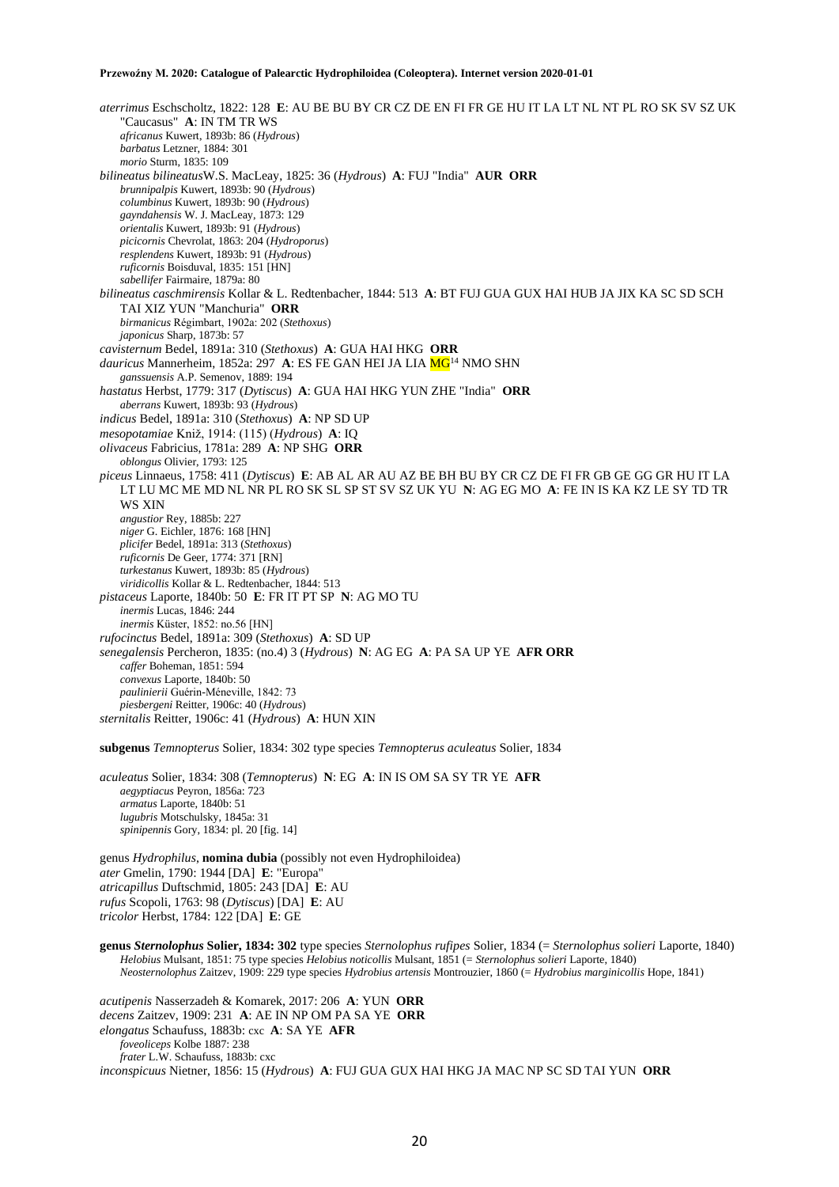*aterrimus* Eschscholtz, 1822: 128 **E**: AU BE BU BY CR CZ DE EN FI FR GE HU IT LA LT NL NT PL RO SK SV SZ UK "Caucasus" **A**: IN TM TR WS
*africanus* Kuwert, 1893b: 86 (*Hydrous*)
*barbatus* Letzner, 1884: 301
*morio* Sturm, 1835: 109

*bilineatus bilineatus*W.S. MacLeay, 1825: 36 (*Hydrous*) **A**: FUJ "India" **AUR ORR**
*brunnipalpis* Kuwert, 1893b: 90 (*Hydrous*)
*columbinus* Kuwert, 1893b: 90 (*Hydrous*)
*gayndahensis* W. J. MacLeay, 1873: 129
*orientalis* Kuwert, 1893b: 91 (*Hydrous*)
*picicornis* Chevrolat, 1863: 204 (*Hydroporus*)
*resplendens* Kuwert, 1893b: 91 (*Hydrous*)
*ruficornis* Boisduval, 1835: 151 [HN]
*sabellifer* Fairmaire, 1879a: 80

*bilineatus caschmirensis* Kollar & L. Redtenbacher, 1844: 513 **A**: BT FUJ GUA GUX HAI HUB JA JIX KA SC SD SCH TAI XIZ YUN "Manchuria" **ORR**
*birmanicus* Régimbart, 1902a: 202 (*Stethoxus*)
*japonicus* Sharp, 1873b: 57

*cavisternum* Bedel, 1891a: 310 (*Stethoxus*) **A**: GUA HAI HKG **ORR**

*dauricus* Mannerheim, 1852a: 297 **A**: ES FE GAN HEI JA LIA MG[14] NMO SHN
*ganssuensis* A.P. Semenov, 1889: 194

*hastatus* Herbst, 1779: 317 (*Dytiscus*) **A**: GUA HAI HKG YUN ZHE "India" **ORR**
*aberrans* Kuwert, 1893b: 93 (*Hydrous*)

*indicus* Bedel, 1891a: 310 (*Stethoxus*) **A**: NP SD UP

*mesopotamiae* Kniž, 1914: (115) (*Hydrous*) **A**: IQ

*olivaceus* Fabricius, 1781a: 289 **A**: NP SHG **ORR**
*oblongus* Olivier, 1793: 125

*piceus* Linnaeus, 1758: 411 (*Dytiscus*) **E**: AB AL AR AU AZ BE BH BU BY CR CZ DE FI FR GB GE GG GR HU IT LA LT LU MC ME MD NL NR PL RO SK SL SP ST SV SZ UK YU **N**: AG EG MO **A**: FE IN IS KA KZ LE SY TD TR WS XIN
*angustior* Rey, 1885b: 227
*niger* G. Eichler, 1876: 168 [HN]
*plicifer* Bedel, 1891a: 313 (*Stethoxus*)
*ruficornis* De Geer, 1774: 371 [RN]
*turkestanus* Kuwert, 1893b: 85 (*Hydrous*)
*viridicollis* Kollar & L. Redtenbacher, 1844: 513

*pistaceus* Laporte, 1840b: 50 **E**: FR IT PT SP **N**: AG MO TU
*inermis* Lucas, 1846: 244
*inermis* Küster, 1852: no.56 [HN]

*rufocinctus* Bedel, 1891a: 309 (*Stethoxus*) **A**: SD UP

*senegalensis* Percheron, 1835: (no.4) 3 (*Hydrous*) **N**: AG EG **A**: PA SA UP YE **AFR ORR**
*caffer* Boheman, 1851: 594
*convexus* Laporte, 1840b: 50
*paulinierii* Guérin-Méneville, 1842: 73
*piesbergeni* Reitter, 1906c: 40 (*Hydrous*)

*sternitalis* Reitter, 1906c: 41 (*Hydrous*) **A**: HUN XIN

**subgenus** *Temnopterus* Solier, 1834: 302 type species *Temnopterus aculeatus* Solier, 1834

*aculeatus* Solier, 1834: 308 (*Temnopterus*) **N**: EG **A**: IN IS OM SA SY TR YE **AFR**
*aegyptiacus* Peyron, 1856a: 723
*armatus* Laporte, 1840b: 51
*lugubris* Motschulsky, 1845a: 31
*spinipennis* Gory, 1834: pl. 20 [fig. 14]

genus *Hydrophilus*, **nomina dubia** (possibly not even Hydrophiloidea)
*ater* Gmelin, 1790: 1944 [DA] **E**: "Europa"
*atricapillus* Duftschmid, 1805: 243 [DA] **E**: AU
*rufus* Scopoli, 1763: 98 (*Dytiscus*) [DA] **E**: AU
*tricolor* Herbst, 1784: 122 [DA] **E**: GE

**genus *Sternolophus* Solier, 1834: 302** type species *Sternolophus rufipes* Solier, 1834 (= *Sternolophus solieri* Laporte, 1840)
*Helobius* Mulsant, 1851: 75 type species *Helobius noticollis* Mulsant, 1851 (= *Sternolophus solieri* Laporte, 1840)
*Neosternolophus* Zaitzev, 1909: 229 type species *Hydrobius artensis* Montrouzier, 1860 (= *Hydrobius marginicollis* Hope, 1841)

*acutipenis* Nasserzadeh & Komarek, 2017: 206 **A**: YUN **ORR**
*decens* Zaitzev, 1909: 231 **A**: AE IN NP OM PA SA YE **ORR**
*elongatus* Schaufuss, 1883b: cxc **A**: SA YE **AFR**
*foveoliceps* Kolbe 1887: 238
*frater* L.W. Schaufuss, 1883b: cxc

*inconspicuus* Nietner, 1856: 15 (*Hydrous*) **A**: FUJ GUA GUX HAI HKG JA MAC NP SC SD TAI YUN **ORR**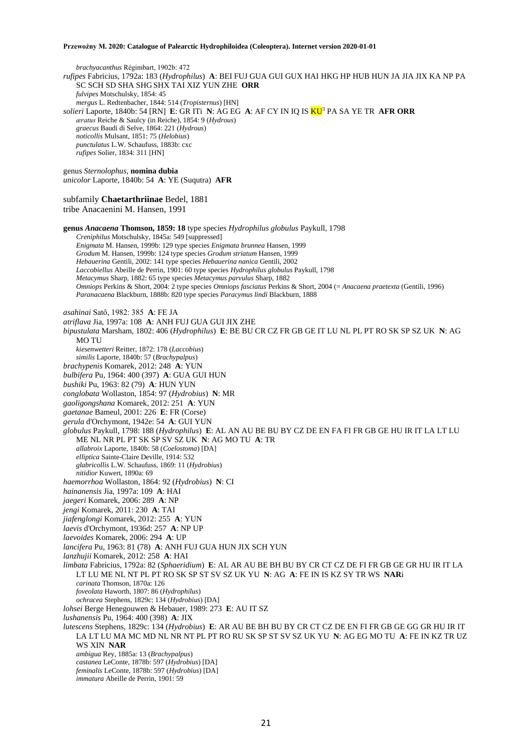*brachyacanthus* Régimbart, 1902b: 472

*rufipes* Fabricius, 1792a: 183 (*Hydrophilus*) **A**: BEI FUJ GUA GUI GUX HAI HKG HP HUB HUN JA JIA JIX KA NP PA SC SCH SD SHA SHG SHX TAI XIZ YUN ZHE **ORR**

*fulvipes* Motschulsky, 1854: 45

*mergus* L. Redtenbacher, 1844: 514 (*Tropisternus*) [HN]

*solieri* Laporte, 1840b: 54 [RN] **E**: GR ITi **N**: AG EG **A**: AF CY IN IQ IS KU[3] PA SA YE TR **AFR ORR**

*æratus* Reiche & Saulcy (in Reiche), 1854: 9 (*Hydrous*)

*graecus* Baudi di Selve, 1864: 221 (*Hydrous*)

*noticollis* Mulsant, 1851: 75 (*Helobius*)

*punctulatus* L.W. Schaufuss, 1883b: cxc

*rufipes* Solier, 1834: 311 [HN]

genus *Sternolophus*, **nomina dubia**

*unicolor* Laporte, 1840b: 54 **A**: YE (Suqutra) **AFR**

subfamily **Chaetarthriinae** Bedel, 1881

tribe Anacaenini M. Hansen, 1991

**genus *Anacaena* Thomson, 1859: 18** type species *Hydrophilus globulus* Paykull, 1798

*Creniphilus* Motschulsky, 1845a: 549 [suppressed]

*Enigmata* M. Hansen, 1999b: 129 type species *Enigmata brunnea* Hansen, 1999

*Grodum* M. Hansen, 1999b: 124 type species *Grodum striatum* Hansen, 1999

*Hebauerina* Gentili, 2002: 141 type species *Hebauerina nanica* Gentili, 2002

*Laccobiellus* Abeille de Perrin, 1901: 60 type species *Hydrophilus globulus* Paykull, 1798

*Metacymus* Sharp, 1882: 65 type species *Metacymus parvulus* Sharp, 1882

*Omniops* Perkins & Short, 2004: 2 type species *Omniops fasciatus* Perkins & Short, 2004 (= *Anacaena praetexta* (Gentili, 1996)

*Paranacaena* Blackburn, 1888b: 820 type species *Paracymus lindi* Blackburn, 1888

*asahinai* Satô, 1982: 385 **A**: FE JA

*atriflava* Jia, 1997a: 108 **A**: ANH FUJ GUA GUI JIX ZHE

*bipustulata* Marsham, 1802: 406 (*Hydrophilus*) **E**: BE BU CR CZ FR GB GE IT LU NL PL PT RO SK SP SZ UK **N**: AG MO TU

*kiesenwetteri* Reitter, 1872: 178 (*Laccobius*)

*similis* Laporte, 1840b: 57 (*Brachypalpus*)

*brachypenis* Komarek, 2012: 248 **A**: YUN

*bulbifera* Pu, 1964: 400 (397) **A**: GUA GUI HUN

*bushiki* Pu, 1963: 82 (79) **A**: HUN YUN

*conglobata* Wollaston, 1854: 97 (*Hydrobius*) **N**: MR

*gaoligongshana* Komarek, 2012: 251 **A**: YUN

*gaetanae* Bameul, 2001: 226 **E**: FR (Corse)

*gerula* d'Orchymont, 1942e: 54 **A**: GUI YUN

*globulus* Paykull, 1798: 188 (*Hydrophilus*) **E**: AL AN AU BE BU BY CZ DE EN FA FI FR GB GE HU IR IT LA LT LU ME NL NR PL PT SK SP SV SZ UK **N**: AG MO TU **A**: TR

*allabroix* Laporte, 1840b: 58 (*Coelostoma*) [DA]

*elliptica* Sainte-Claire Deville, 1914: 532

*glabricollis* L.W. Schaufuss, 1869: 11 (*Hydrobius*)

*nitidior* Kuwert, 1890a: 69

*haemorrhoa* Wollaston, 1864: 92 (*Hydrobius*) **N**: CI

*hainanensis* Jia, 1997a: 109 **A**: HAI

*jaegeri* Komarek, 2006: 289 **A**: NP

*jengi* Komarek, 2011: 230 **A**: TAI

*jiafenglongi* Komarek, 2012: 255 **A**: YUN

*laevis* d'Orchymont, 1936d: 257 **A**: NP UP

*laevoides* Komarek, 2006: 294 **A**: UP

*lancifera* Pu, 1963: 81 (78) **A**: ANH FUJ GUA HUN JIX SCH YUN

*lanzhujii* Komarek, 2012: 258 **A**: HAI

*limbata* Fabricius, 1792a: 82 (*Sphaeridium*) **E**: AL AR AU BE BH BU BY CR CT CZ DE FI FR GB GE GR HU IR IT LA LT LU ME NL NT PL PT RO SK SP ST SV SZ UK YU **N**: AG **A**: FE IN IS KZ SY TR WS **NAR**i

*carinata* Thomson, 1870a: 126

*foveolata* Haworth, 1807: 86 (*Hydrophilus*)

*ochracea* Stephens, 1829c: 134 (*Hydrobius*) [DA]

*lohsei* Berge Henegouwen & Hebauer, 1989: 273 **E**: AU IT SZ

*lushanensis* Pu, 1964: 400 (398) **A**: JIX

*lutescens* Stephens, 1829c: 134 (*Hydrobius*) **E**: AR AU BE BH BU BY CR CT CZ DE EN FI FR GB GE GG GR HU IR IT LA LT LU MA MC MD NL NR NT PL PT RO RU SK SP ST SV SZ UK YU **N**: AG EG MO TU **A**: FE IN KZ TR UZ WS XIN **NAR**

*ambigua* Rey, 1885a: 13 (*Brachypalpus*)

*castanea* LeConte, 1878b: 597 (*Hydrobius*) [DA]

*feminalis* LeConte, 1878b: 597 (*Hydrobius*) [DA]

*immatura* Abeille de Perrin, 1901: 59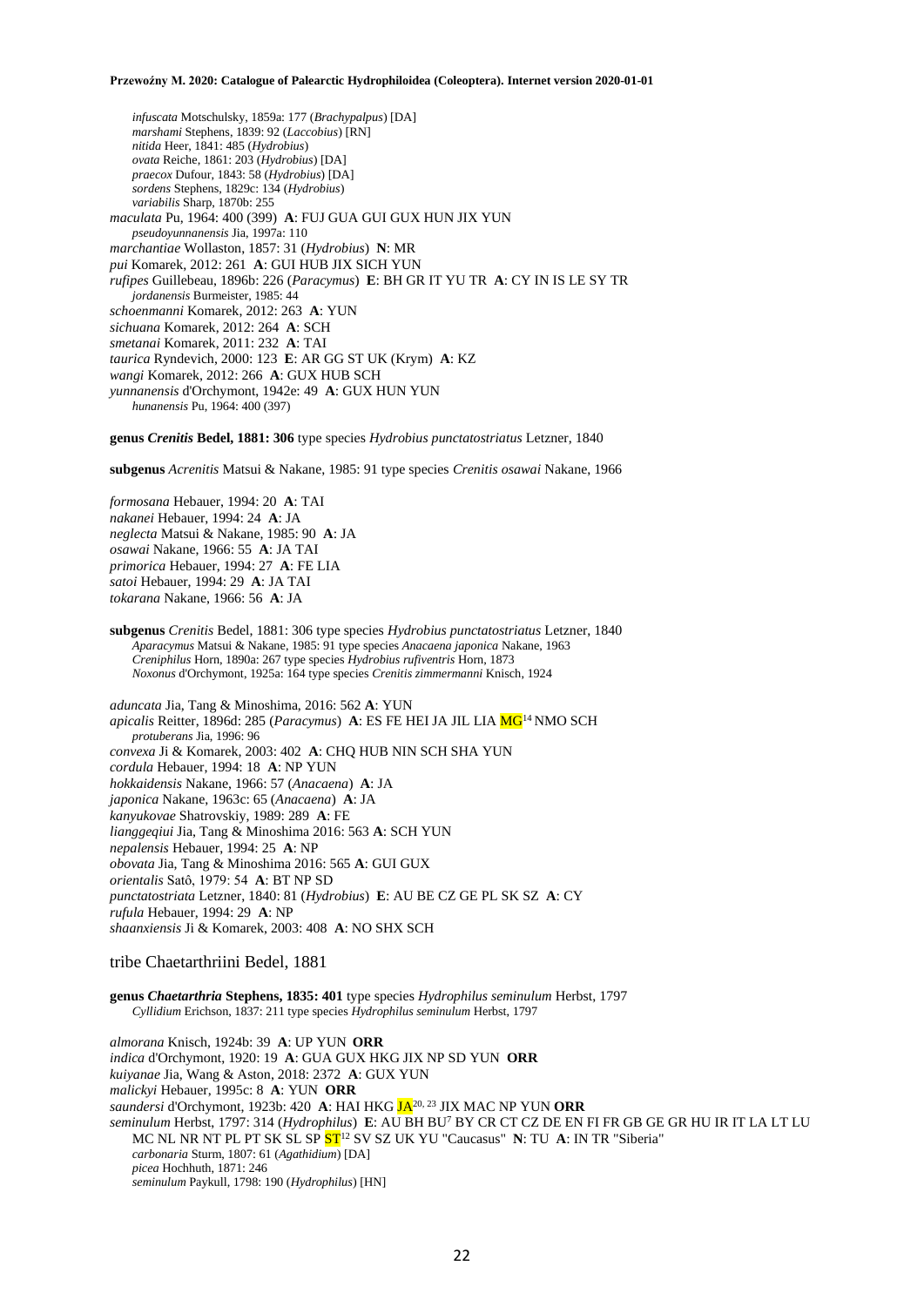*infuscata* Motschulsky, 1859a: 177 (*Brachypalpus*) [DA]
*marshami* Stephens, 1839: 92 (*Laccobius*) [RN]
*nitida* Heer, 1841: 485 (*Hydrobius*)
*ovata* Reiche, 1861: 203 (*Hydrobius*) [DA]
*praecox* Dufour, 1843: 58 (*Hydrobius*) [DA]
*sordens* Stephens, 1829c: 134 (*Hydrobius*)
*variabilis* Sharp, 1870b: 255

*maculata* Pu, 1964: 400 (399) **A**: FUJ GUA GUI GUX HUN JIX YUN
*pseudoyunnanensis* Jia, 1997a: 110

*marchantiae* Wollaston, 1857: 31 (*Hydrobius*) **N**: MR

*pui* Komarek, 2012: 261 **A**: GUI HUB JIX SICH YUN

*rufipes* Guillebeau, 1896b: 226 (*Paracymus*) **E**: BH GR IT YU TR **A**: CY IN IS LE SY TR
*jordanensis* Burmeister, 1985: 44

*schoenmanni* Komarek, 2012: 263 **A**: YUN

*sichuana* Komarek, 2012: 264 **A**: SCH

*smetanai* Komarek, 2011: 232 **A**: TAI

*taurica* Ryndevich, 2000: 123 **E**: AR GG ST UK (Krym) **A**: KZ

*wangi* Komarek, 2012: 266 **A**: GUX HUB SCH

*yunnanensis* d'Orchymont, 1942e: 49 **A**: GUX HUN YUN
*hunanensis* Pu, 1964: 400 (397)

**genus *Crenitis* Bedel, 1881: 306** type species *Hydrobius punctatostriatus* Letzner, 1840

**subgenus** *Acrenitis* Matsui & Nakane, 1985: 91 type species *Crenitis osawai* Nakane, 1966

*formosana* Hebauer, 1994: 20 **A**: TAI
*nakanei* Hebauer, 1994: 24 **A**: JA
*neglecta* Matsui & Nakane, 1985: 90 **A**: JA
*osawai* Nakane, 1966: 55 **A**: JA TAI
*primorica* Hebauer, 1994: 27 **A**: FE LIA
*satoi* Hebauer, 1994: 29 **A**: JA TAI
*tokarana* Nakane, 1966: 56 **A**: JA

**subgenus** *Crenitis* Bedel, 1881: 306 type species *Hydrobius punctatostriatus* Letzner, 1840
*Aparacymus* Matsui & Nakane, 1985: 91 type species *Anacaena japonica* Nakane, 1963
*Creniphilus* Horn, 1890a: 267 type species *Hydrobius rufiventris* Horn, 1873
*Noxonus* d'Orchymont, 1925a: 164 type species *Crenitis zimmermanni* Knisch, 1924

*aduncata* Jia, Tang & Minoshima, 2016: 562 **A**: YUN

*apicalis* Reitter, 1896d: 285 (*Paracymus*) **A**: ES FE HEI JA JIL LIA MG[14] NMO SCH
*protuberans* Jia, 1996: 96

*convexa* Ji & Komarek, 2003: 402 **A**: CHQ HUB NIN SCH SHA YUN

*cordula* Hebauer, 1994: 18 **A**: NP YUN

*hokkaidensis* Nakane, 1966: 57 (*Anacaena*) **A**: JA

*japonica* Nakane, 1963c: 65 (*Anacaena*) **A**: JA

*kanyukovae* Shatrovskiy, 1989: 289 **A**: FE

*lianggeqiui* Jia, Tang & Minoshima 2016: 563 **A**: SCH YUN

*nepalensis* Hebauer, 1994: 25 **A**: NP

*obovata* Jia, Tang & Minoshima 2016: 565 **A**: GUI GUX

*orientalis* Satô, 1979: 54 **A**: BT NP SD

*punctatostriata* Letzner, 1840: 81 (*Hydrobius*) **E**: AU BE CZ GE PL SK SZ **A**: CY

*rufula* Hebauer, 1994: 29 **A**: NP

*shaanxiensis* Ji & Komarek, 2003: 408 **A**: NO SHX SCH

## tribe Chaetarthriini Bedel, 1881

**genus *Chaetarthria* Stephens, 1835: 401** type species *Hydrophilus seminulum* Herbst, 1797
*Cyllidium* Erichson, 1837: 211 type species *Hydrophilus seminulum* Herbst, 1797

*almorana* Knisch, 1924b: 39 **A**: UP YUN **ORR**

*indica* d'Orchymont, 1920: 19 **A**: GUA GUX HKG JIX NP SD YUN **ORR**

*kuiyanae* Jia, Wang & Aston, 2018: 2372 **A**: GUX YUN

*malickyi* Hebauer, 1995c: 8 **A**: YUN **ORR**

*saundersi* d'Orchymont, 1923b: 420 **A**: HAI HKG JA[20, 23] JIX MAC NP YUN **ORR**

*seminulum* Herbst, 1797: 314 (*Hydrophilus*) **E**: AU BH BU[7] BY CR CT CZ DE EN FI FR GB GE GR HU IR IT LA LT LU MC NL NR NT PL PT SK SL SP ST[12] SV SZ UK YU "Caucasus" **N**: TU **A**: IN TR "Siberia"
*carbonaria* Sturm, 1807: 61 (*Agathidium*) [DA]
*picea* Hochhuth, 1871: 246
*seminulum* Paykull, 1798: 190 (*Hydrophilus*) [HN]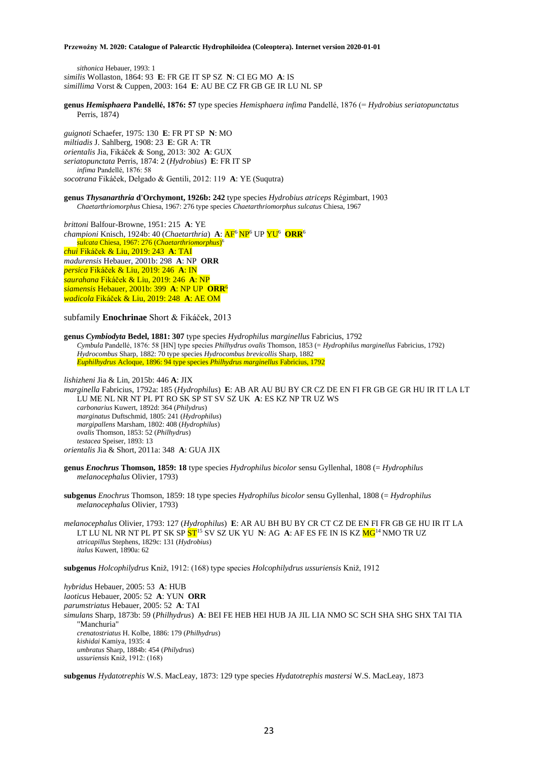*sithonica* Hebauer, 1993: 1
*similis* Wollaston, 1864: 93 **E**: FR GE IT SP SZ **N**: CI EG MO **A**: IS
*simillima* Vorst & Cuppen, 2003: 164 **E**: AU BE CZ FR GB GE IR LU NL SP

**genus *Hemisphaera* Pandellé, 1876: 57** type species *Hemisphaera infima* Pandellé, 1876 (= *Hydrobius seriatopunctatus* Perris, 1874)

*guignoti* Schaefer, 1975: 130 **E**: FR PT SP **N**: MO
*miltiadis* J. Sahlberg, 1908: 23 **E**: GR A: TR
*orientalis* Jia, Fikáček & Song, 2013: 302 **A**: GUX
*seriatopunctata* Perris, 1874: 2 (*Hydrobius*) **E**: FR IT SP
*infima* Pandellé, 1876: 58
*socotrana* Fikáček, Delgado & Gentili, 2012: 119 **A**: YE (Suqutra)

**genus *Thysanarthria* d'Orchymont, 1926b: 242** type species *Hydrobius atriceps* Régimbart, 1903
*Chaetarthriomorphus* Chiesa, 1967: 276 type species *Chaetarthriomorphus sulcatus* Chiesa, 1967

*brittoni* Balfour-Browne, 1951: 215 **A**: YE
*championi* Knisch, 1924b: 40 (*Chaetarthria*) **A**: AF[6] NP[6] UP YU[6] **ORR**[6]
*sulcata* Chiesa, 1967: 276 (*Chaetarthriomorphus*)[6]
*chui* Fikáček & Liu, 2019: 243 **A**: TAI
*madurensis* Hebauer, 2001b: 298 **A**: NP **ORR**
*persica* Fikáček & Liu, 2019: 246 **A**: IN
*saurahana* Fikáček & Liu, 2019: 246 **A**: NP
*siamensis* Hebauer, 2001b: 399 **A**: NP UP **ORR**[6]
*wadicola* Fikáček & Liu, 2019: 248 **A**: AE OM

subfamily **Enochrinae** Short & Fikáček, 2013

**genus *Cymbiodyta* Bedel, 1881: 307** type species *Hydrophilus marginellus* Fabricius, 1792
*Cymbula* Pandellé, 1876: 58 [HN] type species *Philhydrus ovalis* Thomson, 1853 (= *Hydrophilus marginellus* Fabricius, 1792)
*Hydrocombus* Sharp, 1882: 70 type species *Hydrocombus brevicollis* Sharp, 1882
*Euphilhydrus* Acloque, 1896: 94 type species *Philhydrus marginellus* Fabricius, 1792

*lishizheni* Jia & Lin, 2015b: 446 **A**: JIX
*marginella* Fabricius, 1792a: 185 (*Hydrophilus*) **E**: AB AR AU BU BY CR CZ DE EN FI FR GB GE GR HU IR IT LA LT LU ME NL NR NT PL PT RO SK SP ST SV SZ UK **A**: ES KZ NP TR UZ WS
*carbonarius* Kuwert, 1892d: 364 (*Philydrus*)
*marginatus* Duftschmid, 1805: 241 (*Hydrophilus*)
*margipallens* Marsham, 1802: 408 (*Hydrophilus*)
*ovalis* Thomson, 1853: 52 (*Philhydrus*)
*testacea* Speiser, 1893: 13
*orientalis* Jia & Short, 2011a: 348 **A**: GUA JIX

**genus *Enochrus* Thomson, 1859: 18** type species *Hydrophilus bicolor* sensu Gyllenhal, 1808 (= *Hydrophilus melanocephalus* Olivier, 1793)

**subgenus *Enochrus* Thomson, 1859: 18** type species *Hydrophilus bicolor* sensu Gyllenhal, 1808 (= *Hydrophilus melanocephalus* Olivier, 1793)

*melanocephalus* Olivier, 1793: 127 (*Hydrophilus*) **E**: AR AU BH BU BY CR CT CZ DE EN FI FR GB GE HU IR IT LA LT LU NL NR NT PL PT SK SP ST[15] SV SZ UK YU **N**: AG **A**: AF ES FE IN IS KZ MG[14] NMO TR UZ
*atricapillus* Stephens, 1829c: 131 (*Hydrobius*)
*italus* Kuwert, 1890a: 62

**subgenus *Holcophilydrus* Kniž, 1912: (168)** type species *Holcophilydrus ussuriensis* Kniž, 1912

*hybridus* Hebauer, 2005: 53 **A**: HUB
*laoticus* Hebauer, 2005: 52 **A**: YUN **ORR**
*parumstriatus* Hebauer, 2005: 52 **A**: TAI
*simulans* Sharp, 1873b: 59 (*Philhydrus*) **A**: BEI FE HEB HEI HUB JA JIL LIA NMO SC SCH SHA SHG SHX TAI TIA "Manchuria"
*crenatostriatus* H. Kolbe, 1886: 179 (*Philhydrus*)
*kishidai* Kamiya, 1935: 4
*umbratus* Sharp, 1884b: 454 (*Philydrus*)
*ussuriensis* Kniž, 1912: (168)

**subgenus *Hydatotrephis* W.S. MacLeay, 1873: 129** type species *Hydatotrephis mastersi* W.S. MacLeay, 1873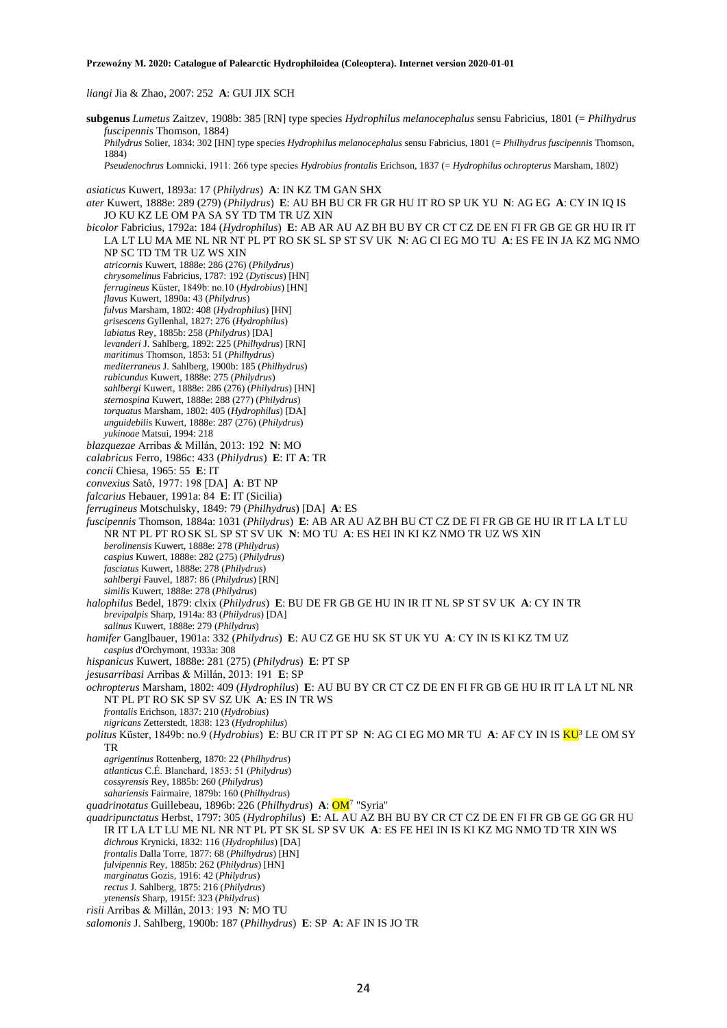*liangi* Jia & Zhao, 2007: 252 **A**: GUI JIX SCH

**subgenus** *Lumetus* Zaitzev, 1908b: 385 [RN] type species *Hydrophilus melanocephalus* sensu Fabricius, 1801 (= *Philhydrus fuscipennis* Thomson, 1884)
*Philydrus* Solier, 1834: 302 [HN] type species *Hydrophilus melanocephalus* sensu Fabricius, 1801 (= *Philhydrus fuscipennis* Thomson, 1884)
*Pseudenochrus* Łomnicki, 1911: 266 type species *Hydrobius frontalis* Erichson, 1837 (= *Hydrophilus ochropterus* Marsham, 1802)

*asiaticus* Kuwert, 1893a: 17 (*Philydrus*) **A**: IN KZ TM GAN SHX
*ater* Kuwert, 1888e: 289 (279) (*Philydrus*) **E**: AU BH BU CR FR GR HU IT RO SP UK YU **N**: AG EG **A**: CY IN IQ IS JO KU KZ LE OM PA SA SY TD TM TR UZ XIN
*bicolor* Fabricius, 1792a: 184 (*Hydrophilus*) **E**: AB AR AU AZ BH BU BY CR CT CZ DE EN FI FR GB GE GR HU IR IT LA LT LU MA ME NL NR NT PL PT RO SK SL SP ST SV UK **N**: AG CI EG MO TU **A**: ES FE IN JA KZ MG NMO NP SC TD TM TR UZ WS XIN
*atricornis* Kuwert, 1888e: 286 (276) (*Philydrus*)
*chrysomelinus* Fabricius, 1787: 192 (*Dytiscus*) [HN]
*ferrugineus* Küster, 1849b: no.10 (*Hydrobius*) [HN]
*flavus* Kuwert, 1890a: 43 (*Philydrus*)
*fulvus* Marsham, 1802: 408 (*Hydrophilus*) [HN]
*grisescens* Gyllenhal, 1827: 276 (*Hydrophilus*)
*labiatus* Rey, 1885b: 258 (*Philydrus*) [DA]
*levanderi* J. Sahlberg, 1892: 225 (*Philhydrus*) [RN]
*maritimus* Thomson, 1853: 51 (*Philhydrus*)
*mediterraneus* J. Sahlberg, 1900b: 185 (*Philhydrus*)
*rubicundus* Kuwert, 1888e: 275 (*Philydrus*)
*sahlbergi* Kuwert, 1888e: 286 (276) (*Philydrus*) [HN]
*sternospina* Kuwert, 1888e: 288 (277) (*Philydrus*)
*torquatus* Marsham, 1802: 405 (*Hydrophilus*) [DA]
*unguidebilis* Kuwert, 1888e: 287 (276) (*Philydrus*)
*yukinoae* Matsui, 1994: 218
*blazquezae* Arribas & Millán, 2013: 192 **N**: MO
*calabricus* Ferro, 1986c: 433 (*Philydrus*) **E**: IT **A**: TR
*concii* Chiesa, 1965: 55 **E**: IT
*convexius* Satô, 1977: 198 [DA] **A**: BT NP
*falcarius* Hebauer, 1991a: 84 **E**: IT (Sicilia)
*ferrugineus* Motschulsky, 1849: 79 (*Philhydrus*) [DA] **A**: ES
*fuscipennis* Thomson, 1884a: 1031 (*Philydrus*) **E**: AB AR AU AZ BH BU CT CZ DE FI FR GB GE HU IR IT LA LT LU NR NT PL PT RO SK SL SP ST SV UK **N**: MO TU **A**: ES HEI IN KI KZ NMO TR UZ WS XIN
*berolinensis* Kuwert, 1888e: 278 (*Philydrus*)
*caspius* Kuwert, 1888e: 282 (275) (*Philydrus*)
*fasciatus* Kuwert, 1888e: 278 (*Philydrus*)
*sahlbergi* Fauvel, 1887: 86 (*Philydrus*) [RN]
*similis* Kuwert, 1888e: 278 (*Philydrus*)
*halophilus* Bedel, 1879: clxix (*Philydrus*) **E**: BU DE FR GB GE HU IN IR IT NL SP ST SV UK **A**: CY IN TR
*brevipalpis* Sharp, 1914a: 83 (*Philydrus*) [DA]
*salinus* Kuwert, 1888e: 279 (*Philydrus*)
*hamifer* Ganglbauer, 1901a: 332 (*Philydrus*) **E**: AU CZ GE HU SK ST UK YU **A**: CY IN IS KI KZ TM UZ
*caspius* d'Orchymont, 1933a: 308
*hispanicus* Kuwert, 1888e: 281 (275) (*Philydrus*) **E**: PT SP
*jesusarribasi* Arribas & Millán, 2013: 191 **E**: SP
*ochropterus* Marsham, 1802: 409 (*Hydrophilus*) **E**: AU BU BY CR CT CZ DE EN FI FR GB GE HU IR IT LA LT NL NR NT PL PT RO SK SP SV SZ UK **A**: ES IN TR WS
*frontalis* Erichson, 1837: 210 (*Hydrobius*)
*nigricans* Zetterstedt, 1838: 123 (*Hydrophilus*)
*politus* Küster, 1849b: no.9 (*Hydrobius*) **E**: BU CR IT PT SP **N**: AG CI EG MO MR TU **A**: AF CY IN IS KU[3] LE OM SY TR
*agrigentinus* Rottenberg, 1870: 22 (*Philhydrus*)
*atlanticus* C.É. Blanchard, 1853: 51 (*Philydrus*)
*cossyrensis* Rey, 1885b: 260 (*Philydrus*)
*sahariensis* Fairmaire, 1879b: 160 (*Philhydrus*)
*quadrinotatus* Guillebeau, 1896b: 226 (*Philhydrus*) **A**: OM[7] "Syria"
*quadripunctatus* Herbst, 1797: 305 (*Hydrophilus*) **E**: AL AU AZ BH BU BY CR CT CZ DE EN FI FR GB GE GG GR HU IR IT LA LT LU ME NL NR NT PL PT SK SL SP SV UK **A**: ES FE HEI IN IS KI KZ MG NMO TD TR XIN WS
*dichrous* Krynicki, 1832: 116 (*Hydrophilus*) [DA]
*frontalis* Dalla Torre, 1877: 68 (*Philhydrus*) [HN]
*fulvipennis* Rey, 1885b: 262 (*Philydrus*) [HN]
*marginatus* Gozis, 1916: 42 (*Philydrus*)
*rectus* J. Sahlberg, 1875: 216 (*Philydrus*)
*ytenensis* Sharp, 1915f: 323 (*Philydrus*)
*risii* Arribas & Millán, 2013: 193 **N**: MO TU
*salomonis* J. Sahlberg, 1900b: 187 (*Philhydrus*) **E**: SP **A**: AF IN IS JO TR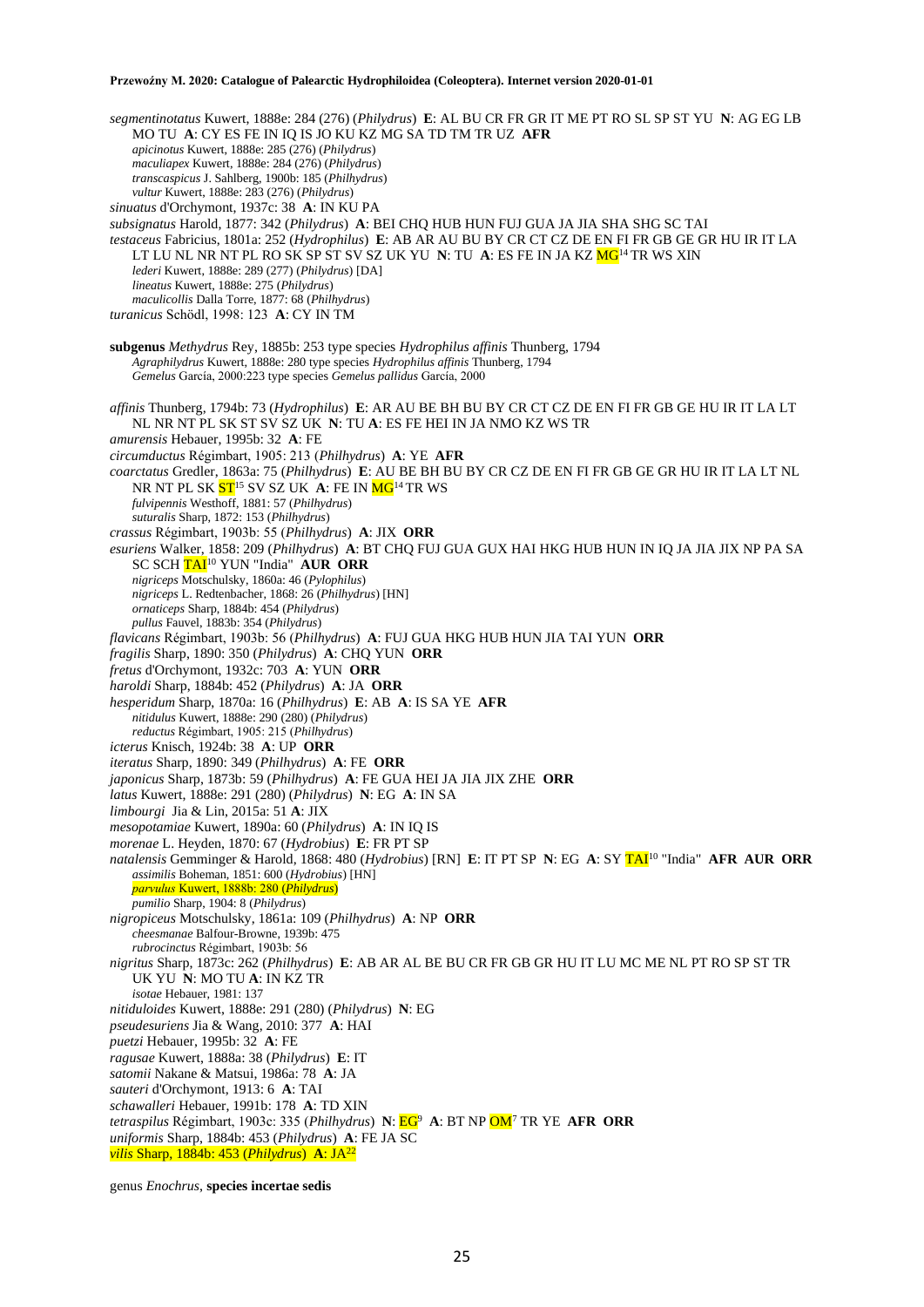*segmentinotatus* Kuwert, 1888e: 284 (276) (*Philydrus*) **E**: AL BU CR FR GR IT ME PT RO SL SP ST YU **N**: AG EG LB MO TU **A**: CY ES FE IN IQ IS JO KU KZ MG SA TD TM TR UZ **AFR**
*apicinotus* Kuwert, 1888e: 285 (276) (*Philydrus*)
*maculiapex* Kuwert, 1888e: 284 (276) (*Philydrus*)
*transcaspicus* J. Sahlberg, 1900b: 185 (*Philhydrus*)
*vultur* Kuwert, 1888e: 283 (276) (*Philydrus*)

*sinuatus* d'Orchymont, 1937c: 38 **A**: IN KU PA

*subsignatus* Harold, 1877: 342 (*Philydrus*) **A**: BEI CHQ HUB HUN FUJ GUA JA JIA SHA SHG SC TAI

*testaceus* Fabricius, 1801a: 252 (*Hydrophilus*) **E**: AB AR AU BU BY CR CT CZ DE EN FI FR GB GE GR HU IR IT LA LT LU NL NR NT PL RO SK SP ST SV SZ UK YU **N**: TU **A**: ES FE IN JA KZ MG[14] TR WS XIN
*lederi* Kuwert, 1888e: 289 (277) (*Philydrus*) [DA]
*lineatus* Kuwert, 1888e: 275 (*Philydrus*)
*maculicollis* Dalla Torre, 1877: 68 (*Philhydrus*)

*turanicus* Schödl, 1998: 123 **A**: CY IN TM

**subgenus** *Methydrus* Rey, 1885b: 253 type species *Hydrophilus affinis* Thunberg, 1794
*Agraphilydrus* Kuwert, 1888e: 280 type species *Hydrophilus affinis* Thunberg, 1794
*Gemelus* García, 2000:223 type species *Gemelus pallidus* García, 2000

*affinis* Thunberg, 1794b: 73 (*Hydrophilus*) **E**: AR AU BE BH BU BY CR CT CZ DE EN FI FR GB GE HU IR IT LA LT NL NR NT PL SK ST SV SZ UK **N**: TU **A**: ES FE HEI IN JA NMO KZ WS TR

*amurensis* Hebauer, 1995b: 32 **A**: FE

*circumductus* Régimbart, 1905: 213 (*Philhydrus*) **A**: YE **AFR**

*coarctatus* Gredler, 1863a: 75 (*Philhydrus*) **E**: AU BE BH BU BY CR CZ DE EN FI FR GB GE GR HU IR IT LA LT NL NR NT PL SK ST[15] SV SZ UK **A**: FE IN MG[14] TR WS
*fulvipennis* Westhoff, 1881: 57 (*Philhydrus*)
*suturalis* Sharp, 1872: 153 (*Philhydrus*)

*crassus* Régimbart, 1903b: 55 (*Philhydrus*) **A**: JIX **ORR**

*esuriens* Walker, 1858: 209 (*Philhydrus*) **A**: BT CHQ FUJ GUA GUX HAI HKG HUB HUN IN IQ JA JIA JIX NP PA SA SC SCH TAI[10] YUN "India" **AUR ORR**
*nigriceps* Motschulsky, 1860a: 46 (*Pylophilus*)
*nigriceps* L. Redtenbacher, 1868: 26 (*Philhydrus*) [HN]
*ornaticeps* Sharp, 1884b: 454 (*Philydrus*)
*pullus* Fauvel, 1883b: 354 (*Philydrus*)

*flavicans* Régimbart, 1903b: 56 (*Philhydrus*) **A**: FUJ GUA HKG HUB HUN JIA TAI YUN **ORR**

*fragilis* Sharp, 1890: 350 (*Philydrus*) **A**: CHQ YUN **ORR**

*fretus* d'Orchymont, 1932c: 703 **A**: YUN **ORR**

*haroldi* Sharp, 1884b: 452 (*Philydrus*) **A**: JA **ORR**

*hesperidum* Sharp, 1870a: 16 (*Philhydrus*) **E**: AB **A**: IS SA YE **AFR**
*nitidulus* Kuwert, 1888e: 290 (280) (*Philydrus*)
*reductus* Régimbart, 1905: 215 (*Philhydrus*)

*icterus* Knisch, 1924b: 38 **A**: UP **ORR**

*iteratus* Sharp, 1890: 349 (*Philhydrus*) **A**: FE **ORR**

*japonicus* Sharp, 1873b: 59 (*Philhydrus*) **A**: FE GUA HEI JA JIA JIX ZHE **ORR**

*latus* Kuwert, 1888e: 291 (280) (*Philydrus*) **N**: EG **A**: IN SA

*limbourgi* Jia & Lin, 2015a: 51 **A**: JIX

*mesopotamiae* Kuwert, 1890a: 60 (*Philydrus*) **A**: IN IQ IS

*morenae* L. Heyden, 1870: 67 (*Hydrobius*) **E**: FR PT SP

*natalensis* Gemminger & Harold, 1868: 480 (*Hydrobius*) [RN] **E**: IT PT SP **N**: EG **A**: SY TAI[10] "India" **AFR AUR ORR**
*assimilis* Boheman, 1851: 600 (*Hydrobius*) [HN]
*parvulus* Kuwert, 1888b: 280 (*Philydrus*)
*pumilio* Sharp, 1904: 8 (*Philydrus*)

*nigropiceus* Motschulsky, 1861a: 109 (*Philhydrus*) **A**: NP **ORR**
*cheesmanae* Balfour-Browne, 1939b: 475
*rubrocinctus* Régimbart, 1903b: 56

*nigritus* Sharp, 1873c: 262 (*Philhydrus*) **E**: AB AR AL BE BU CR FR GB GR HU IT LU MC ME NL PT RO SP ST TR UK YU **N**: MO TU **A**: IN KZ TR
*isotae* Hebauer, 1981: 137

*nitiduloides* Kuwert, 1888e: 291 (280) (*Philydrus*) **N**: EG

*pseudesuriens* Jia & Wang, 2010: 377 **A**: HAI

*puetzi* Hebauer, 1995b: 32 **A**: FE

*ragusae* Kuwert, 1888a: 38 (*Philydrus*) **E**: IT

*satomii* Nakane & Matsui, 1986a: 78 **A**: JA

*sauteri* d'Orchymont, 1913: 6 **A**: TAI

*schawalleri* Hebauer, 1991b: 178 **A**: TD XIN

*tetraspilus* Régimbart, 1903c: 335 (*Philhydrus*) **N**: EG[9] **A**: BT NP OM[7] TR YE **AFR ORR**

*uniformis* Sharp, 1884b: 453 (*Philydrus*) **A**: FE JA SC

*vilis* Sharp, 1884b: 453 (*Philydrus*) **A**: JA[22]

genus *Enochrus*, **species incertae sedis**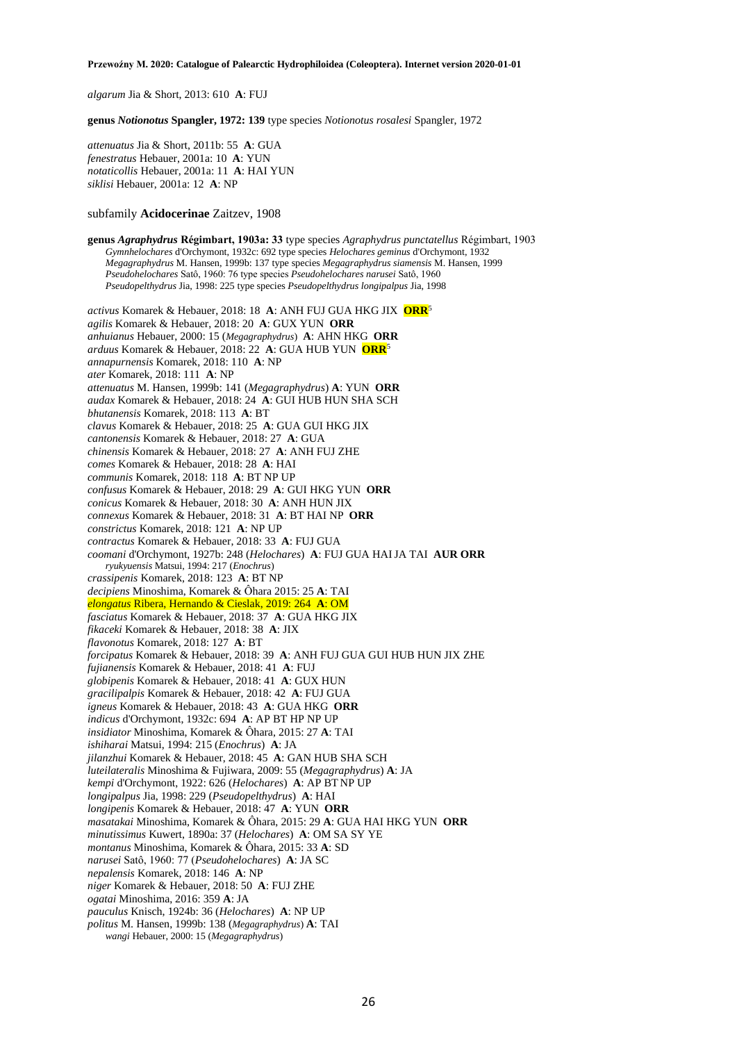*algarum* Jia & Short, 2013: 610 **A**: FUJ

**genus *Notionotus* Spangler, 1972: 139** type species *Notionotus rosalesi* Spangler, 1972

*attenuatus* Jia & Short, 2011b: 55 **A**: GUA
*fenestratus* Hebauer, 2001a: 10 **A**: YUN
*notaticollis* Hebauer, 2001a: 11 **A**: HAI YUN
*siklisi* Hebauer, 2001a: 12 **A**: NP

subfamily **Acidocerinae** Zaitzev, 1908

**genus *Agraphydrus* Régimbart, 1903a: 33** type species *Agraphydrus punctatellus* Régimbart, 1903
*Gymnhelochares* d'Orchymont, 1932c: 692 type species *Helochares geminus* d'Orchymont, 1932
*Megagraphydrus* M. Hansen, 1999b: 137 type species *Megagraphydrus siamensis* M. Hansen, 1999
*Pseudohelochares* Satô, 1960: 76 type species *Pseudohelochares narusei* Satô, 1960
*Pseudopelthydrus* Jia, 1998: 225 type species *Pseudopelthydrus longipalpus* Jia, 1998

*activus* Komarek & Hebauer, 2018: 18 **A**: ANH FUJ GUA HKG JIX **ORR**[5]
*agilis* Komarek & Hebauer, 2018: 20 **A**: GUX YUN **ORR**
*anhuianus* Hebauer, 2000: 15 (*Megagraphydrus*) **A**: AHN HKG **ORR**
*arduus* Komarek & Hebauer, 2018: 22 **A**: GUA HUB YUN **ORR**[5]
*annapurnensis* Komarek, 2018: 110 **A**: NP
*ater* Komarek, 2018: 111 **A**: NP
*attenuatus* M. Hansen, 1999b: 141 (*Megagraphydrus*) **A**: YUN **ORR**
*audax* Komarek & Hebauer, 2018: 24 **A**: GUI HUB HUN SHA SCH
*bhutanensis* Komarek, 2018: 113 **A**: BT
*clavus* Komarek & Hebauer, 2018: 25 **A**: GUA GUI HKG JIX
*cantonensis* Komarek & Hebauer, 2018: 27 **A**: GUA
*chinensis* Komarek & Hebauer, 2018: 27 **A**: ANH FUJ ZHE
*comes* Komarek & Hebauer, 2018: 28 **A**: HAI
*communis* Komarek, 2018: 118 **A**: BT NP UP
*confusus* Komarek & Hebauer, 2018: 29 **A**: GUI HKG YUN **ORR**
*conicus* Komarek & Hebauer, 2018: 30 **A**: ANH HUN JIX
*connexus* Komarek & Hebauer, 2018: 31 **A**: BT HAI NP **ORR**
*constrictus* Komarek, 2018: 121 **A**: NP UP
*contractus* Komarek & Hebauer, 2018: 33 **A**: FUJ GUA
*coomani* d'Orchymont, 1927b: 248 (*Helochares*) **A**: FUJ GUA HAI JA TAI **AUR ORR**
*ryukyuensis* Matsui, 1994: 217 (*Enochrus*)
*crassipenis* Komarek, 2018: 123 **A**: BT NP
*decipiens* Minoshima, Komarek & Ôhara 2015: 25 **A**: TAI
*elongatus* Ribera, Hernando & Cieslak, 2019: 264 **A**: OM
*fasciatus* Komarek & Hebauer, 2018: 37 **A**: GUA HKG JIX
*fikaceki* Komarek & Hebauer, 2018: 38 **A**: JIX
*flavonotus* Komarek, 2018: 127 **A**: BT
*forcipatus* Komarek & Hebauer, 2018: 39 **A**: ANH FUJ GUA GUI HUB HUN JIX ZHE
*fujianensis* Komarek & Hebauer, 2018: 41 **A**: FUJ
*globipenis* Komarek & Hebauer, 2018: 41 **A**: GUX HUN
*gracilipalpis* Komarek & Hebauer, 2018: 42 **A**: FUJ GUA
*igneus* Komarek & Hebauer, 2018: 43 **A**: GUA HKG **ORR**
*indicus* d'Orchymont, 1932c: 694 **A**: AP BT HP NP UP
*insidiator* Minoshima, Komarek & Ôhara, 2015: 27 **A**: TAI
*ishiharai* Matsui, 1994: 215 (*Enochrus*) **A**: JA
*jilanzhui* Komarek & Hebauer, 2018: 45 **A**: GAN HUB SHA SCH
*luteilateralis* Minoshima & Fujiwara, 2009: 55 (*Megagraphydrus*) **A**: JA
*kempi* d'Orchymont, 1922: 626 (*Helochares*) **A**: AP BT NP UP
*longipalpus* Jia, 1998: 229 (*Pseudopelthydrus*) **A**: HAI
*longipenis* Komarek & Hebauer, 2018: 47 **A**: YUN **ORR**
*masatakai* Minoshima, Komarek & Ôhara, 2015: 29 **A**: GUA HAI HKG YUN **ORR**
*minutissimus* Kuwert, 1890a: 37 (*Helochares*) **A**: OM SA SY YE
*montanus* Minoshima, Komarek & Ôhara, 2015: 33 **A**: SD
*narusei* Satô, 1960: 77 (*Pseudohelochares*) **A**: JA SC
*nepalensis* Komarek, 2018: 146 **A**: NP
*niger* Komarek & Hebauer, 2018: 50 **A**: FUJ ZHE
*ogatai* Minoshima, 2016: 359 **A**: JA
*pauculus* Knisch, 1924b: 36 (*Helochares*) **A**: NP UP
*politus* M. Hansen, 1999b: 138 (*Megagraphydrus*) **A**: TAI
*wangi* Hebauer, 2000: 15 (*Megagraphydrus*)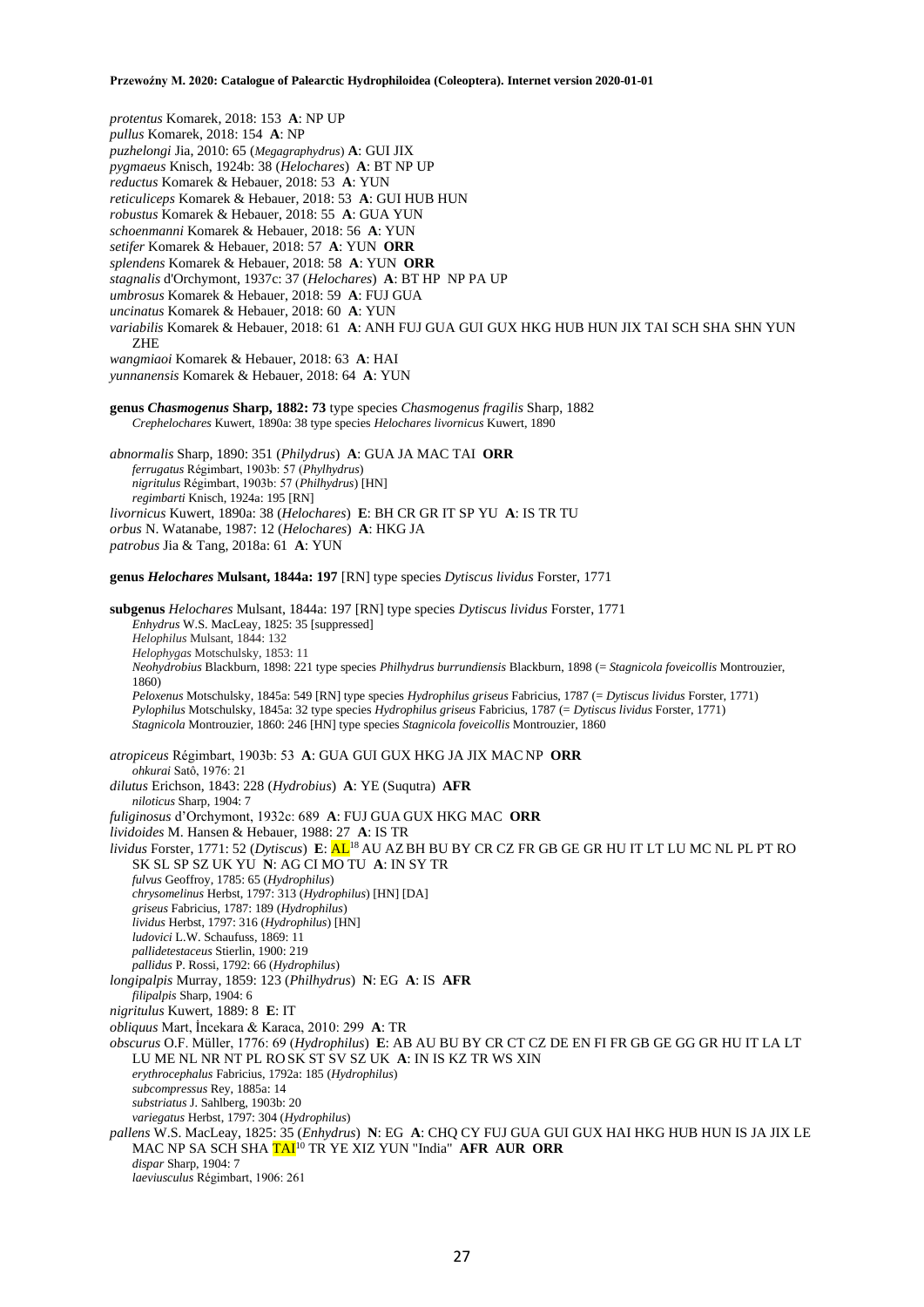*protentus* Komarek, 2018: 153 **A**: NP UP
*pullus* Komarek, 2018: 154 **A**: NP
*puzhelongi* Jia, 2010: 65 (*Megagraphydrus*) **A**: GUI JIX
*pygmaeus* Knisch, 1924b: 38 (*Helochares*) **A**: BT NP UP
*reductus* Komarek & Hebauer, 2018: 53 **A**: YUN
*reticuliceps* Komarek & Hebauer, 2018: 53 **A**: GUI HUB HUN
*robustus* Komarek & Hebauer, 2018: 55 **A**: GUA YUN
*schoenmanni* Komarek & Hebauer, 2018: 56 **A**: YUN
*setifer* Komarek & Hebauer, 2018: 57 **A**: YUN **ORR**
*splendens* Komarek & Hebauer, 2018: 58 **A**: YUN **ORR**
*stagnalis* d'Orchymont, 1937c: 37 (*Helochares*) **A**: BT HP NP PA UP
*umbrosus* Komarek & Hebauer, 2018: 59 **A**: FUJ GUA
*uncinatus* Komarek & Hebauer, 2018: 60 **A**: YUN
*variabilis* Komarek & Hebauer, 2018: 61 **A**: ANH FUJ GUA GUI GUX HKG HUB HUN JIX TAI SCH SHA SHN YUN ZHE
*wangmiaoi* Komarek & Hebauer, 2018: 63 **A**: HAI
*yunnanensis* Komarek & Hebauer, 2018: 64 **A**: YUN

**genus *Chasmogenus* Sharp, 1882: 73** type species *Chasmogenus fragilis* Sharp, 1882
*Crephelochares* Kuwert, 1890a: 38 type species *Helochares livornicus* Kuwert, 1890

*abnormalis* Sharp, 1890: 351 (*Philydrus*) **A**: GUA JA MAC TAI **ORR**
*ferrugatus* Régimbart, 1903b: 57 (*Phylhydrus*)
*nigritulus* Régimbart, 1903b: 57 (*Philhydrus*) [HN]
*regimbarti* Knisch, 1924a: 195 [RN]
*livornicus* Kuwert, 1890a: 38 (*Helochares*) **E**: BH CR GR IT SP YU **A**: IS TR TU
*orbus* N. Watanabe, 1987: 12 (*Helochares*) **A**: HKG JA
*patrobus* Jia & Tang, 2018a: 61 **A**: YUN

**genus *Helochares* Mulsant, 1844a: 197** [RN] type species *Dytiscus lividus* Forster, 1771

**subgenus *Helochares* Mulsant, 1844a: 197** [RN] type species *Dytiscus lividus* Forster, 1771
*Enhydrus* W.S. MacLeay, 1825: 35 [suppressed]
*Helophilus* Mulsant, 1844: 132
*Helophygas* Motschulsky, 1853: 11
*Neohydrobius* Blackburn, 1898: 221 type species *Philhydrus burrundiensis* Blackburn, 1898 (= *Stagnicola foveicollis* Montrouzier, 1860)
*Peloxenus* Motschulsky, 1845a: 549 [RN] type species *Hydrophilus griseus* Fabricius, 1787 (= *Dytiscus lividus* Forster, 1771)
*Pylophilus* Motschulsky, 1845a: 32 type species *Hydrophilus griseus* Fabricius, 1787 (= *Dytiscus lividus* Forster, 1771)
*Stagnicola* Montrouzier, 1860: 246 [HN] type species *Stagnicola foveicollis* Montrouzier, 1860

*atropiceus* Régimbart, 1903b: 53 **A**: GUA GUI GUX HKG JA JIX MAC NP **ORR**
*ohkurai* Satô, 1976: 21
*dilutus* Erichson, 1843: 228 (*Hydrobius*) **A**: YE (Suqutra) **AFR**
*niloticus* Sharp, 1904: 7
*fuliginosus* d'Orchymont, 1932c: 689 **A**: FUJ GUA GUX HKG MAC **ORR**
*lividoides* M. Hansen & Hebauer, 1988: 27 **A**: IS TR
*lividus* Forster, 1771: 52 (*Dytiscus*) **E**: AL[18] AU AZ BH BU BY CR CZ FR GB GE GR HU IT LT LU MC NL PL PT RO SK SL SP SZ UK YU **N**: AG CI MO TU **A**: IN SY TR
*fulvus* Geoffroy, 1785: 65 (*Hydrophilus*)
*chrysomelinus* Herbst, 1797: 313 (*Hydrophilus*) [HN] [DA]
*griseus* Fabricius, 1787: 189 (*Hydrophilus*)
*lividus* Herbst, 1797: 316 (*Hydrophilus*) [HN]
*ludovici* L.W. Schaufuss, 1869: 11
*pallidetestaceus* Stierlin, 1900: 219
*pallidus* P. Rossi, 1792: 66 (*Hydrophilus*)
*longipalpis* Murray, 1859: 123 (*Philhydrus*) **N**: EG **A**: IS **AFR**
*filipalpis* Sharp, 1904: 6
*nigritulus* Kuwert, 1889: 8 **E**: IT
*obliquus* Mart, İncekara & Karaca, 2010: 299 **A**: TR
*obscurus* O.F. Müller, 1776: 69 (*Hydrophilus*) **E**: AB AU BU BY CR CT CZ DE EN FI FR GB GE GG GR HU IT LA LT LU ME NL NR NT PL RO SK ST SV SZ UK **A**: IN IS KZ TR WS XIN
*erythrocephalus* Fabricius, 1792a: 185 (*Hydrophilus*)
*subcompressus* Rey, 1885a: 14
*substriatus* J. Sahlberg, 1903b: 20
*variegatus* Herbst, 1797: 304 (*Hydrophilus*)
*pallens* W.S. MacLeay, 1825: 35 (*Enhydrus*) **N**: EG **A**: CHQ CY FUJ GUA GUI GUX HAI HKG HUB HUN IS JA JIX LE MAC NP SA SCH SHA TAI[10] TR YE XIZ YUN "India" **AFR AUR ORR**
*dispar* Sharp, 1904: 7
*laeviusculus* Régimbart, 1906: 261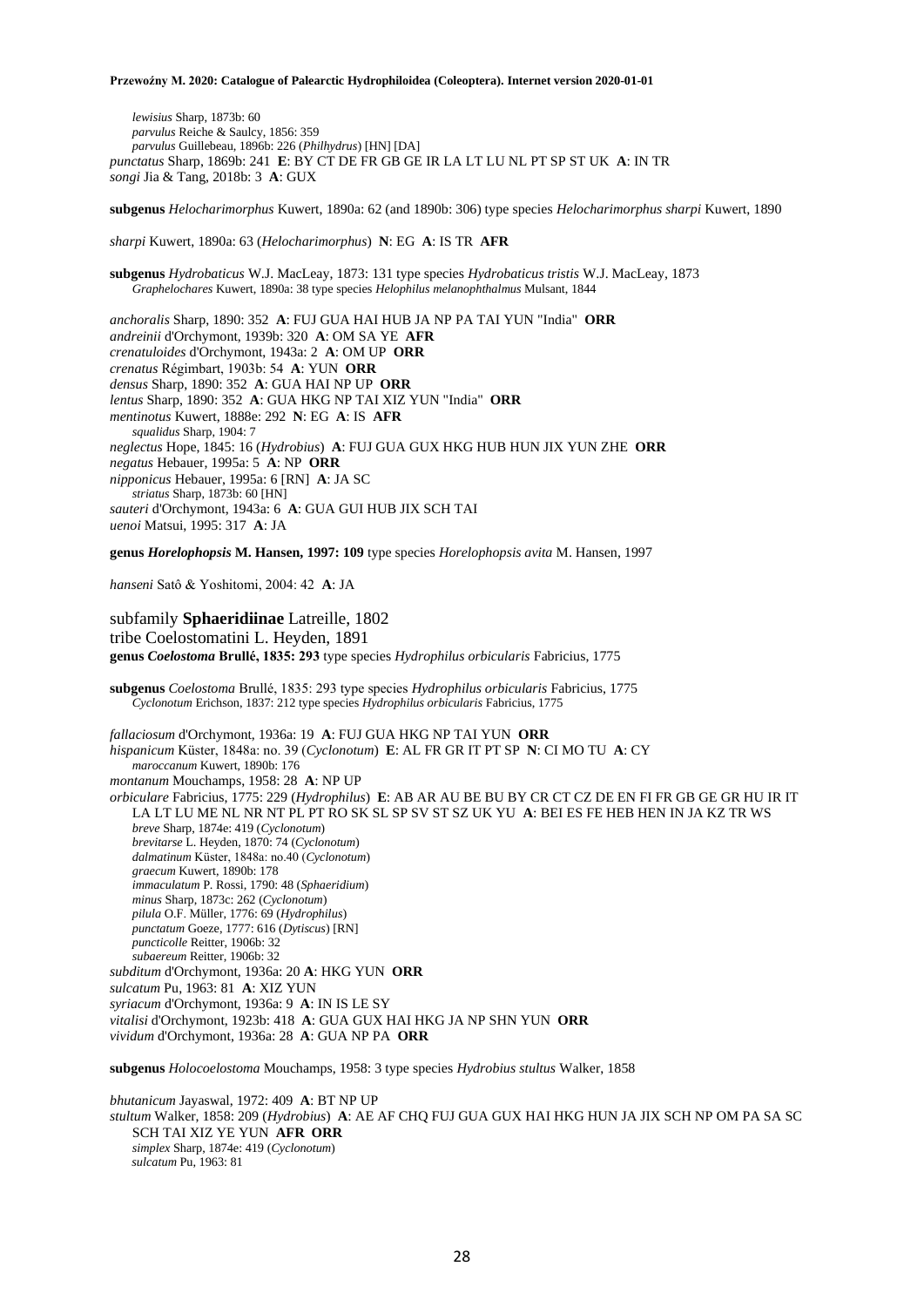*lewisius* Sharp, 1873b: 60
*parvulus* Reiche & Saulcy, 1856: 359
*parvulus* Guillebeau, 1896b: 226 (*Philhydrus*) [HN] [DA]

*punctatus* Sharp, 1869b: 241 **E**: BY CT DE FR GB GE IR LA LT LU NL PT SP ST UK **A**: IN TR
*songi* Jia & Tang, 2018b: 3 **A**: GUX

**subgenus** *Helocharimorphus* Kuwert, 1890a: 62 (and 1890b: 306) type species *Helocharimorphus sharpi* Kuwert, 1890

*sharpi* Kuwert, 1890a: 63 (*Helocharimorphus*) **N**: EG **A**: IS TR **AFR**

**subgenus** *Hydrobaticus* W.J. MacLeay, 1873: 131 type species *Hydrobaticus tristis* W.J. MacLeay, 1873
*Graphelochares* Kuwert, 1890a: 38 type species *Helophilus melanophthalmus* Mulsant, 1844

*anchoralis* Sharp, 1890: 352 **A**: FUJ GUA HAI HUB JA NP PA TAI YUN "India" **ORR**
*andreinii* d'Orchymont, 1939b: 320 **A**: OM SA YE **AFR**
*crenatuloides* d'Orchymont, 1943a: 2 **A**: OM UP **ORR**
*crenatus* Régimbart, 1903b: 54 **A**: YUN **ORR**
*densus* Sharp, 1890: 352 **A**: GUA HAI NP UP **ORR**
*lentus* Sharp, 1890: 352 **A**: GUA HKG NP TAI XIZ YUN "India" **ORR**
*mentinotus* Kuwert, 1888e: 292 **N**: EG **A**: IS **AFR**
*squalidus* Sharp, 1904: 7
*neglectus* Hope, 1845: 16 (*Hydrobius*) **A**: FUJ GUA GUX HKG HUB HUN JIX YUN ZHE **ORR**
*negatus* Hebauer, 1995a: 5 **A**: NP **ORR**
*nipponicus* Hebauer, 1995a: 6 [RN] **A**: JA SC
*striatus* Sharp, 1873b: 60 [HN]
*sauteri* d'Orchymont, 1943a: 6 **A**: GUA GUI HUB JIX SCH TAI
*uenoi* Matsui, 1995: 317 **A**: JA

**genus *Horelophopsis* M. Hansen, 1997: 109** type species *Horelophopsis avita* M. Hansen, 1997

*hanseni* Satô & Yoshitomi, 2004: 42 **A**: JA

subfamily **Sphaeridiinae** Latreille, 1802
tribe Coelostomatini L. Heyden, 1891
**genus *Coelostoma* Brullé, 1835: 293** type species *Hydrophilus orbicularis* Fabricius, 1775

**subgenus** *Coelostoma* Brullé, 1835: 293 type species *Hydrophilus orbicularis* Fabricius, 1775
*Cyclonotum* Erichson, 1837: 212 type species *Hydrophilus orbicularis* Fabricius, 1775

*fallaciosum* d'Orchymont, 1936a: 19 **A**: FUJ GUA HKG NP TAI YUN **ORR**
*hispanicum* Küster, 1848a: no. 39 (*Cyclonotum*) **E**: AL FR GR IT PT SP **N**: CI MO TU **A**: CY
*maroccanum* Kuwert, 1890b: 176
*montanum* Mouchamps, 1958: 28 **A**: NP UP
*orbiculare* Fabricius, 1775: 229 (*Hydrophilus*) **E**: AB AR AU BE BU BY CR CT CZ DE EN FI FR GB GE GR HU IR IT LA LT LU ME NL NR NT PL PT RO SK SL SP SV ST SZ UK YU **A**: BEI ES FE HEB HEN IN JA KZ TR WS
*breve* Sharp, 1874e: 419 (*Cyclonotum*)
*brevitarse* L. Heyden, 1870: 74 (*Cyclonotum*)
*dalmatinum* Küster, 1848a: no.40 (*Cyclonotum*)
*graecum* Kuwert, 1890b: 178
*immaculatum* P. Rossi, 1790: 48 (*Sphaeridium*)
*minus* Sharp, 1873c: 262 (*Cyclonotum*)
*pilula* O.F. Müller, 1776: 69 (*Hydrophilus*)
*punctatum* Goeze, 1777: 616 (*Dytiscus*) [RN]
*puncticolle* Reitter, 1906b: 32
*subaereum* Reitter, 1906b: 32
*subditum* d'Orchymont, 1936a: 20 **A**: HKG YUN **ORR**
*sulcatum* Pu, 1963: 81 **A**: XIZ YUN
*syriacum* d'Orchymont, 1936a: 9 **A**: IN IS LE SY
*vitalisi* d'Orchymont, 1923b: 418 **A**: GUA GUX HAI HKG JA NP SHN YUN **ORR**
*vividum* d'Orchymont, 1936a: 28 **A**: GUA NP PA **ORR**

**subgenus** *Holocoelostoma* Mouchamps, 1958: 3 type species *Hydrobius stultus* Walker, 1858

*bhutanicum* Jayaswal, 1972: 409 **A**: BT NP UP
*stultum* Walker, 1858: 209 (*Hydrobius*) **A**: AE AF CHQ FUJ GUA GUX HAI HKG HUN JA JIX SCH NP OM PA SA SC SCH TAI XIZ YE YUN **AFR ORR**
*simplex* Sharp, 1874e: 419 (*Cyclonotum*)
*sulcatum* Pu, 1963: 81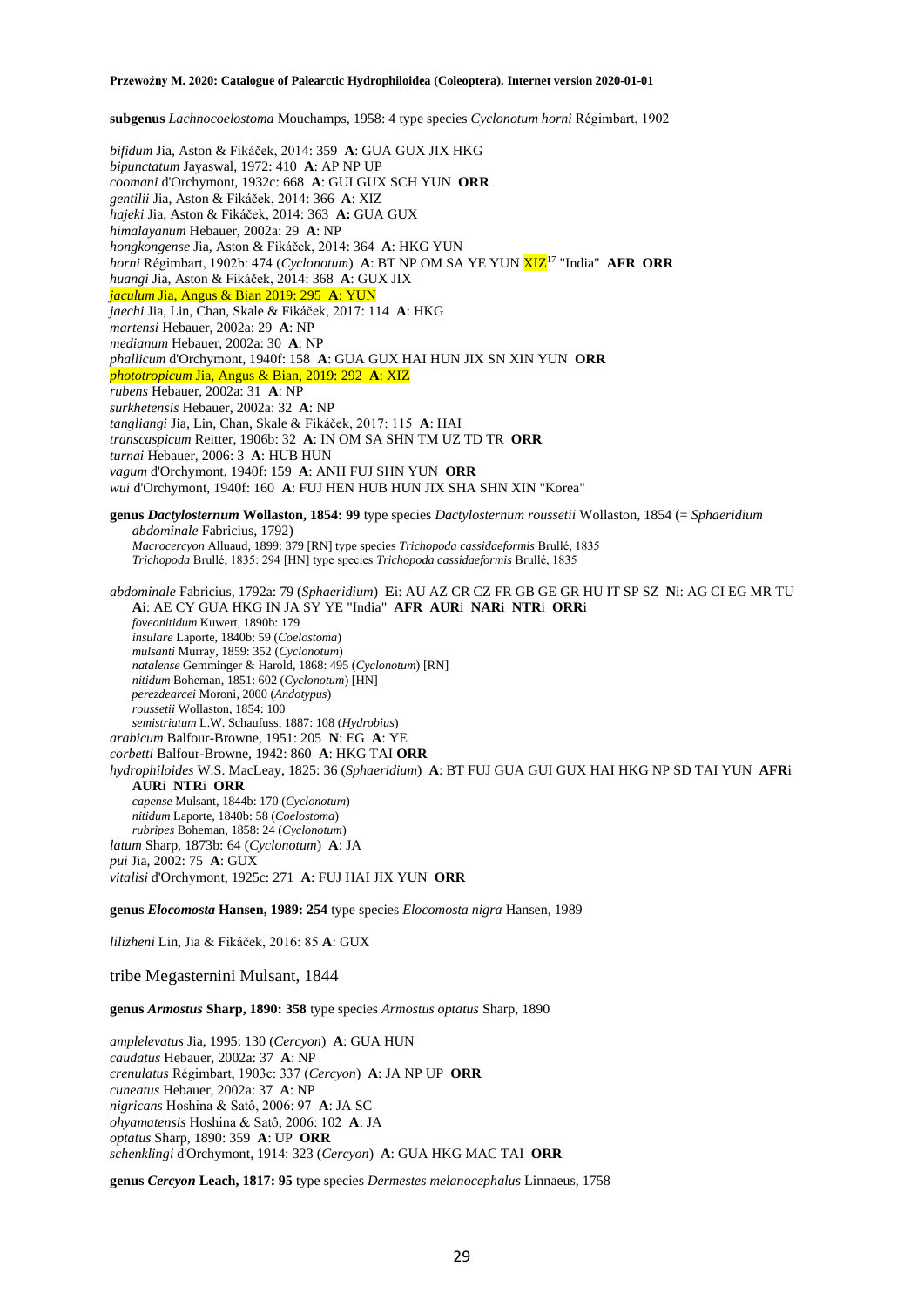**subgenus *Lachnocoelostoma* Mouchamps, 1958: 4** type species *Cyclonotum horni* Régimbart, 1902

*bifidum* Jia, Aston & Fikáček, 2014: 359 **A**: GUA GUX JIX HKG
*bipunctatum* Jayaswal, 1972: 410 **A**: AP NP UP
*coomani* d'Orchymont, 1932c: 668 **A**: GUI GUX SCH YUN **ORR**
*gentilii* Jia, Aston & Fikáček, 2014: 366 **A**: XIZ
*hajeki* Jia, Aston & Fikáček, 2014: 363 **A:** GUA GUX
*himalayanum* Hebauer, 2002a: 29 **A**: NP
*hongkongense* Jia, Aston & Fikáček, 2014: 364 **A**: HKG YUN
*horni* Régimbart, 1902b: 474 (*Cyclonotum*) **A**: BT NP OM SA YE YUN XIZ[17] "India" **AFR ORR**
*huangi* Jia, Aston & Fikáček, 2014: 368 **A**: GUX JIX
*jaculum* Jia, Angus & Bian 2019: 295 **A**: YUN
*jaechi* Jia, Lin, Chan, Skale & Fikáček, 2017: 114 **A**: HKG
*martensi* Hebauer, 2002a: 29 **A**: NP
*medianum* Hebauer, 2002a: 30 **A**: NP
*phallicum* d'Orchymont, 1940f: 158 **A**: GUA GUX HAI HUN JIX SN XIN YUN **ORR**
*phototropicum* Jia, Angus & Bian, 2019: 292 **A**: XIZ
*rubens* Hebauer, 2002a: 31 **A**: NP
*surkhetensis* Hebauer, 2002a: 32 **A**: NP
*tangliangi* Jia, Lin, Chan, Skale & Fikáček, 2017: 115 **A**: HAI
*transcaspicum* Reitter, 1906b: 32 **A**: IN OM SA SHN TM UZ TD TR **ORR**
*turnai* Hebauer, 2006: 3 **A**: HUB HUN
*vagum* d'Orchymont, 1940f: 159 **A**: ANH FUJ SHN YUN **ORR**
*wui* d'Orchymont, 1940f: 160 **A**: FUJ HEN HUB HUN JIX SHA SHN XIN "Korea"

**genus *Dactylosternum* Wollaston, 1854: 99** type species *Dactylosternum roussetii* Wollaston, 1854 (= *Sphaeridium abdominale* Fabricius, 1792)
*Macrocercyon* Alluaud, 1899: 379 [RN] type species *Trichopoda cassidaeformis* Brullé, 1835
*Trichopoda* Brullé, 1835: 294 [HN] type species *Trichopoda cassidaeformis* Brullé, 1835

*abdominale* Fabricius, 1792a: 79 (*Sphaeridium*) **E**i: AU AZ CR CZ FR GB GE GR HU IT SP SZ **N**i: AG CI EG MR TU **A**i: AE CY GUA HKG IN JA SY YE "India" **AFR AUR**i **NAR**i **NTR**i **ORR**i
*foveonitidum* Kuwert, 1890b: 179
*insulare* Laporte, 1840b: 59 (*Coelostoma*)
*mulsanti* Murray, 1859: 352 (*Cyclonotum*)
*natalense* Gemminger & Harold, 1868: 495 (*Cyclonotum*) [RN]
*nitidum* Boheman, 1851: 602 (*Cyclonotum*) [HN]
*perezdearcei* Moroni, 2000 (*Andotypus*)
*roussetii* Wollaston, 1854: 100
*semistriatum* L.W. Schaufuss, 1887: 108 (*Hydrobius*)
*arabicum* Balfour-Browne, 1951: 205 **N**: EG **A**: YE
*corbetti* Balfour-Browne, 1942: 860 **A**: HKG TAI **ORR**
*hydrophiloides* W.S. MacLeay, 1825: 36 (*Sphaeridium*) **A**: BT FUJ GUA GUI GUX HAI HKG NP SD TAI YUN **AFR**i **AUR**i **NTR**i **ORR**
*capense* Mulsant, 1844b: 170 (*Cyclonotum*)
*nitidum* Laporte, 1840b: 58 (*Coelostoma*)
*rubripes* Boheman, 1858: 24 (*Cyclonotum*)
*latum* Sharp, 1873b: 64 (*Cyclonotum*) **A**: JA
*pui* Jia, 2002: 75 **A**: GUX
*vitalisi* d'Orchymont, 1925c: 271 **A**: FUJ HAI JIX YUN **ORR**

**genus *Elocomosta* Hansen, 1989: 254** type species *Elocomosta nigra* Hansen, 1989

*lilizheni* Lin, Jia & Fikáček, 2016: 85 **A**: GUX

## tribe Megasternini Mulsant, 1844

**genus *Armostus* Sharp, 1890: 358** type species *Armostus optatus* Sharp, 1890

*amplelevatus* Jia, 1995: 130 (*Cercyon*) **A**: GUA HUN
*caudatus* Hebauer, 2002a: 37 **A**: NP
*crenulatus* Régimbart, 1903c: 337 (*Cercyon*) **A**: JA NP UP **ORR**
*cuneatus* Hebauer, 2002a: 37 **A**: NP
*nigricans* Hoshina & Satô, 2006: 97 **A**: JA SC
*ohyamatensis* Hoshina & Satô, 2006: 102 **A**: JA
*optatus* Sharp, 1890: 359 **A**: UP **ORR**
*schenklingi* d'Orchymont, 1914: 323 (*Cercyon*) **A**: GUA HKG MAC TAI **ORR**

**genus *Cercyon* Leach, 1817: 95** type species *Dermestes melanocephalus* Linnaeus, 1758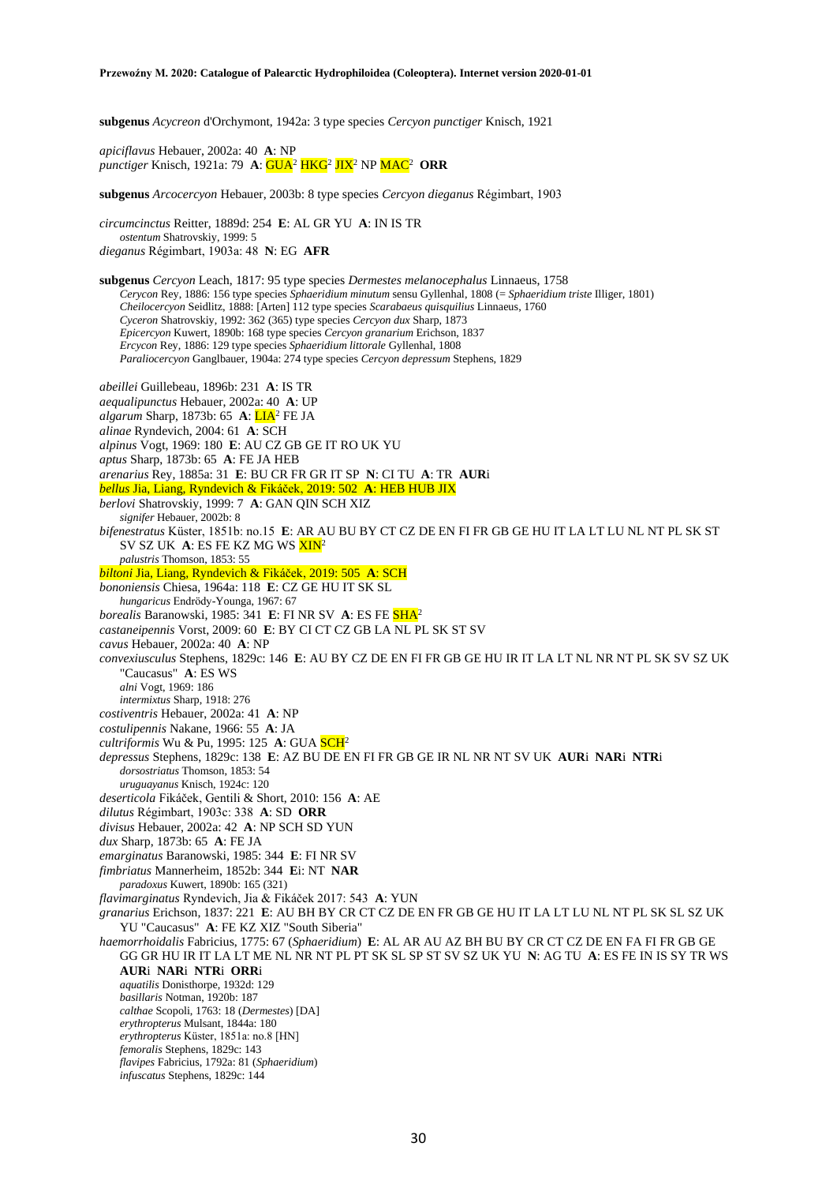**subgenus** *Acycreon* d'Orchymont, 1942a: 3 type species *Cercyon punctiger* Knisch, 1921

*apiciflavus* Hebauer, 2002a: 40 **A**: NP
*punctiger* Knisch, 1921a: 79 **A**: GUA[2] HKG[2] JIX[2] NP MAC[2] **ORR**

**subgenus** *Arcocercyon* Hebauer, 2003b: 8 type species *Cercyon dieganus* Régimbart, 1903

*circumcinctus* Reitter, 1889d: 254 **E**: AL GR YU **A**: IN IS TR
  *ostentum* Shatrovskiy, 1999: 5
*dieganus* Régimbart, 1903a: 48 **N**: EG **AFR**

**subgenus** *Cercyon* Leach, 1817: 95 type species *Dermestes melanocephalus* Linnaeus, 1758
  *Cerycon* Rey, 1886: 156 type species *Sphaeridium minutum* sensu Gyllenhal, 1808 (= *Sphaeridium triste* Illiger, 1801)
  *Cheilocercyon* Seidlitz, 1888: [Arten] 112 type species *Scarabaeus quisquilius* Linnaeus, 1760
  *Cyceron* Shatrovskiy, 1992: 362 (365) type species *Cercyon dux* Sharp, 1873
  *Epicercyon* Kuwert, 1890b: 168 type species *Cercyon granarium* Erichson, 1837
  *Ercycon* Rey, 1886: 129 type species *Sphaeridium littorale* Gyllenhal, 1808
  *Paraliocercyon* Ganglbauer, 1904a: 274 type species *Cercyon depressum* Stephens, 1829

*abeillei* Guillebeau, 1896b: 231 **A**: IS TR
*aequalipunctus* Hebauer, 2002a: 40 **A**: UP
*algarum* Sharp, 1873b: 65 **A**: LIA[2] FE JA
*alinae* Ryndevich, 2004: 61 **A**: SCH
*alpinus* Vogt, 1969: 180 **E**: AU CZ GB GE IT RO UK YU
*aptus* Sharp, 1873b: 65 **A**: FE JA HEB
*arenarius* Rey, 1885a: 31 **E**: BU CR FR GR IT SP **N**: CI TU **A**: TR **AUR**i
*bellus* Jia, Liang, Ryndevich & Fikáček, 2019: 502 **A**: HEB HUB JIX
*berlovi* Shatrovskiy, 1999: 7 **A**: GAN QIN SCH XIZ
  *signifer* Hebauer, 2002b: 8
*bifenestratus* Küster, 1851b: no.15 **E**: AR AU BU BY CT CZ DE EN FI FR GB GE HU IT LA LT LU NL NT PL SK ST SV SZ UK **A**: ES FE KZ MG WS XIN[2]
  *palustris* Thomson, 1853: 55
*biltoni* Jia, Liang, Ryndevich & Fikáček, 2019: 505 **A**: SCH
*bononiensis* Chiesa, 1964a: 118 **E**: CZ GE HU IT SK SL
  *hungaricus* Endrödy-Younga, 1967: 67
*borealis* Baranowski, 1985: 341 **E**: FI NR SV **A**: ES FE SHA[2]
*castaneipennis* Vorst, 2009: 60 **E**: BY CI CT CZ GB LA NL PL SK ST SV
*cavus* Hebauer, 2002a: 40 **A**: NP
*convexiusculus* Stephens, 1829c: 146 **E**: AU BY CZ DE EN FI FR GB GE HU IR IT LA LT NL NR NT PL SK SV SZ UK "Caucasus" **A**: ES WS
  *alni* Vogt, 1969: 186
  *intermixtus* Sharp, 1918: 276
*costiventris* Hebauer, 2002a: 41 **A**: NP
*costulipennis* Nakane, 1966: 55 **A**: JA
*cultriformis* Wu & Pu, 1995: 125 **A**: GUA SCH[2]
*depressus* Stephens, 1829c: 138 **E**: AZ BU DE EN FI FR GB GE IR NL NR NT SV UK **AUR**i **NAR**i **NTR**i
  *dorsostriatus* Thomson, 1853: 54
  *uruguayanus* Knisch, 1924c: 120
*deserticola* Fikáček, Gentili & Short, 2010: 156 **A**: AE
*dilutus* Régimbart, 1903c: 338 **A**: SD **ORR**
*divisus* Hebauer, 2002a: 42 **A**: NP SCH SD YUN
*dux* Sharp, 1873b: 65 **A**: FE JA
*emarginatus* Baranowski, 1985: 344 **E**: FI NR SV
*fimbriatus* Mannerheim, 1852b: 344 **E**i: NT **NAR**
  *paradoxus* Kuwert, 1890b: 165 (321)
*flavimarginatus* Ryndevich, Jia & Fikáček 2017: 543 **A**: YUN
*granarius* Erichson, 1837: 221 **E**: AU BH BY CR CT CZ DE EN FR GB GE HU IT LA LT LU NL NT PL SK SL SZ UK YU "Caucasus" **A**: FE KZ XIZ "South Siberia"
*haemorrhoidalis* Fabricius, 1775: 67 (*Sphaeridium*) **E**: AL AR AU AZ BH BU BY CR CT CZ DE EN FA FI FR GB GE GG GR HU IR IT LA LT ME NL NR NT PL PT SK SL SP ST SV SZ UK YU **N**: AG TU **A**: ES FE IN IS SY TR WS **AUR**i **NAR**i **NTR**i **ORR**i
  *aquatilis* Donisthorpe, 1932d: 129
  *basillaris* Notman, 1920b: 187
  *calthae* Scopoli, 1763: 18 (*Dermestes*) [DA]
  *erythropterus* Mulsant, 1844a: 180
  *erythropterus* Küster, 1851a: no.8 [HN]
  *femoralis* Stephens, 1829c: 143
  *flavipes* Fabricius, 1792a: 81 (*Sphaeridium*)
  *infuscatus* Stephens, 1829c: 144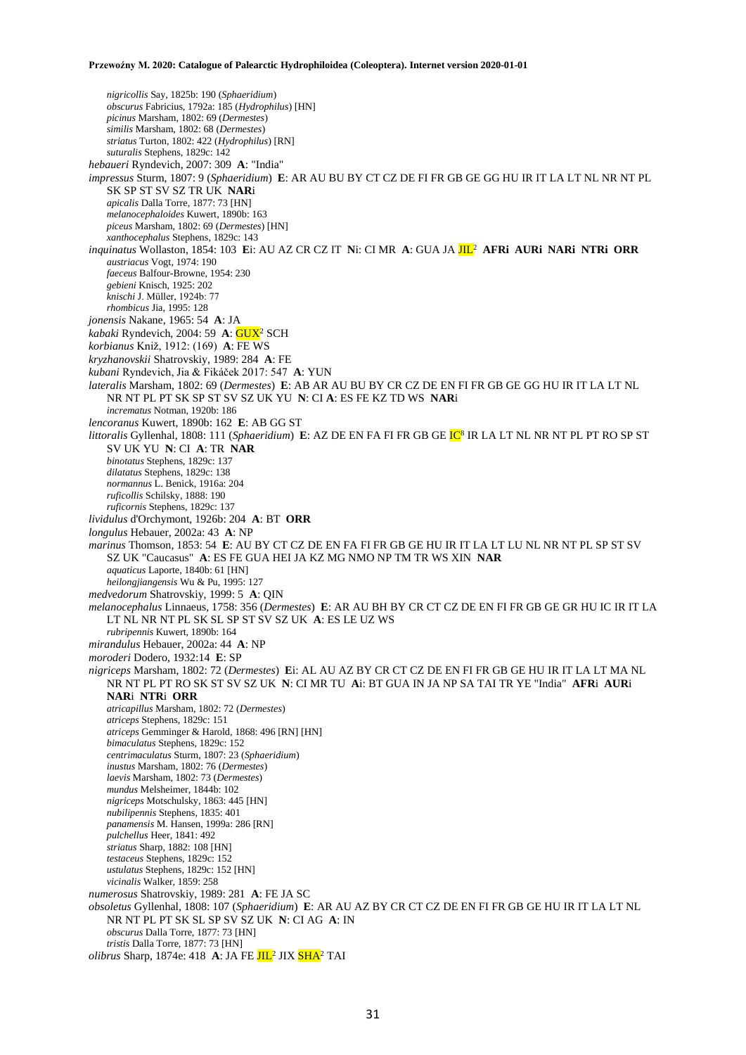*nigricollis* Say, 1825b: 190 (*Sphaeridium*)
*obscurus* Fabricius, 1792a: 185 (*Hydrophilus*) [HN]
*picinus* Marsham, 1802: 69 (*Dermestes*)
*similis* Marsham, 1802: 68 (*Dermestes*)
*striatus* Turton, 1802: 422 (*Hydrophilus*) [RN]
*suturalis* Stephens, 1829c: 142

*hebaueri* Ryndevich, 2007: 309 **A**: "India"

*impressus* Sturm, 1807: 9 (*Sphaeridium*) **E**: AR AU BU BY CT CZ DE FI FR GB GE GG HU IR IT LA LT NL NR NT PL SK SP ST SV SZ TR UK **NAR**i
*apicalis* Dalla Torre, 1877: 73 [HN]
*melanocephaloides* Kuwert, 1890b: 163
*piceus* Marsham, 1802: 69 (*Dermestes*) [HN]
*xanthocephalus* Stephens, 1829c: 143

*inquinatus* Wollaston, 1854: 103 **E**i: AU AZ CR CZ IT **N**i: CI MR **A**: GUA JA JIL[2] **AFRi AURi NARi NTRi ORR**
*austriacus* Vogt, 1974: 190
*faeceus* Balfour-Browne, 1954: 230
*gebieni* Knisch, 1925: 202
*knischi* J. Müller, 1924b: 77
*rhombicus* Jia, 1995: 128

*jonensis* Nakane, 1965: 54 **A**: JA

*kabaki* Ryndevich, 2004: 59 **A**: GUX[2] SCH

*korbianus* Kniž, 1912: (169) **A**: FE WS

*kryzhanovskii* Shatrovskiy, 1989: 284 **A**: FE

*kubani* Ryndevich, Jia & Fikáček 2017: 547 **A**: YUN

*lateralis* Marsham, 1802: 69 (*Dermestes*) **E**: AB AR AU BU BY CR CZ DE EN FI FR GB GE GG HU IR IT LA LT NL NR NT PL PT SK SP ST SV SZ UK YU **N**: CI **A**: ES FE KZ TD WS **NAR**i
*incrematus* Notman, 1920b: 186

*lencoranus* Kuwert, 1890b: 162 **E**: AB GG ST

*littoralis* Gyllenhal, 1808: 111 (*Sphaeridium*) **E**: AZ DE EN FA FI FR GB GE IC[8] IR LA LT NL NR NT PL PT RO SP ST SV UK YU **N**: CI **A**: TR **NAR**
*binotatus* Stephens, 1829c: 137
*dilatatus* Stephens, 1829c: 138
*normannus* L. Benick, 1916a: 204
*ruficollis* Schilsky, 1888: 190
*ruficornis* Stephens, 1829c: 137

*lividulus* d'Orchymont, 1926b: 204 **A**: BT **ORR**

*longulus* Hebauer, 2002a: 43 **A**: NP

*marinus* Thomson, 1853: 54 **E**: AU BY CT CZ DE EN FA FI FR GB GE HU IR IT LA LT LU NL NR NT PL SP ST SV SZ UK "Caucasus" **A**: ES FE GUA HEI JA KZ MG NMO NP TM TR WS XIN **NAR**
*aquaticus* Laporte, 1840b: 61 [HN]
*heilongjiangensis* Wu & Pu, 1995: 127

*medvedorum* Shatrovskiy, 1999: 5 **A**: QIN

*melanocephalus* Linnaeus, 1758: 356 (*Dermestes*) **E**: AR AU BH BY CR CT CZ DE EN FI FR GB GE GR HU IC IR IT LA LT NL NR NT PL SK SL SP ST SV SZ UK **A**: ES LE UZ WS
*rubripennis* Kuwert, 1890b: 164

*mirandulus* Hebauer, 2002a: 44 **A**: NP

*moroderi* Dodero, 1932:14 **E**: SP

*nigriceps* Marsham, 1802: 72 (*Dermestes*) **E**i: AL AU AZ BY CR CT CZ DE EN FI FR GB GE HU IR IT LA LT MA NL NR NT PL PT RO SK ST SV SZ UK **N**: CI MR TU **A**i: BT GUA IN JA NP SA TAI TR YE "India" **AFR**i **AUR**i **NAR**i **NTR**i **ORR**
*atricapillus* Marsham, 1802: 72 (*Dermestes*)
*atriceps* Stephens, 1829c: 151
*atriceps* Gemminger & Harold, 1868: 496 [RN] [HN]
*bimaculatus* Stephens, 1829c: 152
*centrimaculatus* Sturm, 1807: 23 (*Sphaeridium*)
*inustus* Marsham, 1802: 76 (*Dermestes*)
*laevis* Marsham, 1802: 73 (*Dermestes*)
*mundus* Melsheimer, 1844b: 102
*nigriceps* Motschulsky, 1863: 445 [HN]
*nubilipennis* Stephens, 1835: 401
*panamensis* M. Hansen, 1999a: 286 [RN]
*pulchellus* Heer, 1841: 492
*striatus* Sharp, 1882: 108 [HN]
*testaceus* Stephens, 1829c: 152
*ustulatus* Stephens, 1829c: 152 [HN]
*vicinalis* Walker, 1859: 258

*numerosus* Shatrovskiy, 1989: 281 **A**: FE JA SC

*obsoletus* Gyllenhal, 1808: 107 (*Sphaeridium*) **E**: AR AU AZ BY CR CT CZ DE EN FI FR GB GE HU IR IT LA LT NL NR NT PL PT SK SL SP SV SZ UK **N**: CI AG **A**: IN
*obscurus* Dalla Torre, 1877: 73 [HN]
*tristis* Dalla Torre, 1877: 73 [HN]

*olibrus* Sharp, 1874e: 418 **A**: JA FE JIL[2] JIX SHA[2] TAI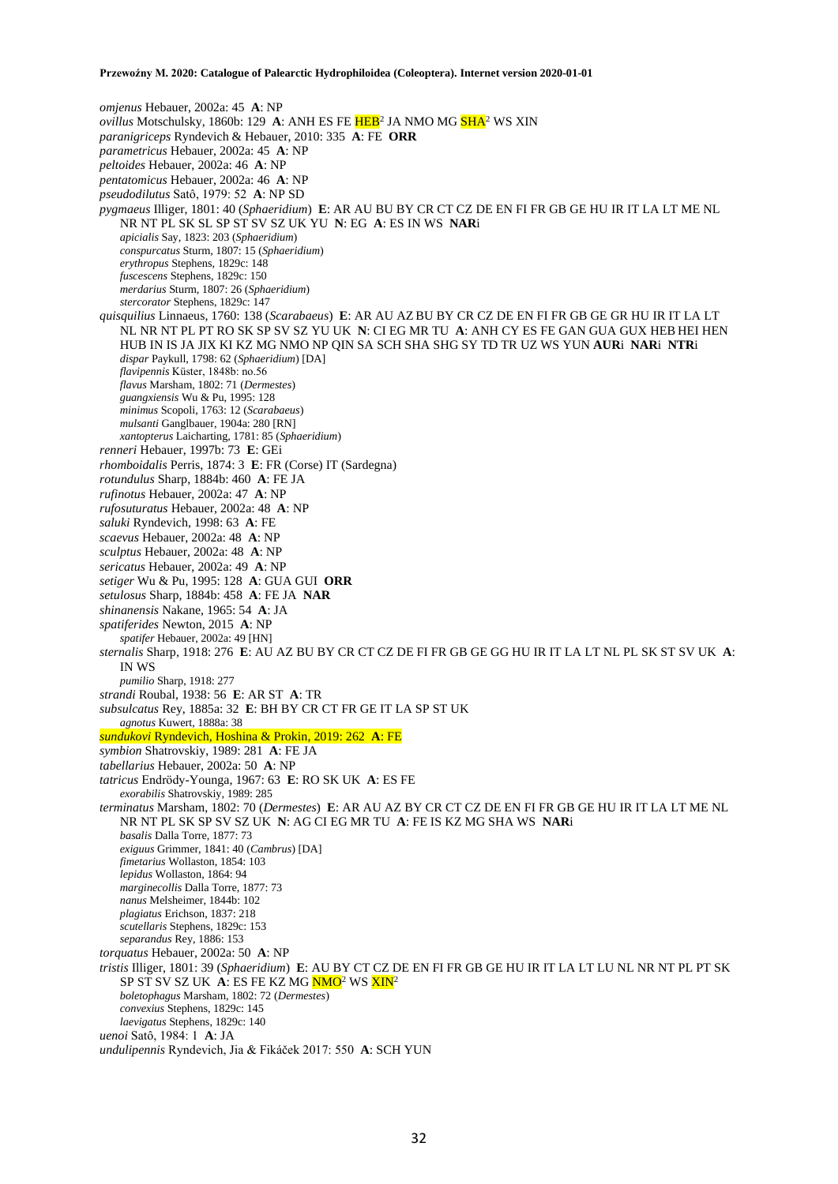*omjenus* Hebauer, 2002a: 45 **A**: NP
*ovillus* Motschulsky, 1860b: 129 **A**: ANH ES FE HEB[2] JA NMO MG SHA[2] WS XIN
*paranigriceps* Ryndevich & Hebauer, 2010: 335 **A**: FE **ORR**
*parametricus* Hebauer, 2002a: 45 **A**: NP
*peltoides* Hebauer, 2002a: 46 **A**: NP
*pentatomicus* Hebauer, 2002a: 46 **A**: NP
*pseudodilutus* Satô, 1979: 52 **A**: NP SD
*pygmaeus* Illiger, 1801: 40 (*Sphaeridium*) **E**: AR AU BU BY CR CT CZ DE EN FI FR GB GE HU IR IT LA LT ME NL NR NT PL SK SL SP ST SV SZ UK YU **N**: EG **A**: ES IN WS **NAR**i
- *apicialis* Say, 1823: 203 (*Sphaeridium*)
- *conspurcatus* Sturm, 1807: 15 (*Sphaeridium*)
- *erythropus* Stephens, 1829c: 148
- *fuscescens* Stephens, 1829c: 150
- *merdarius* Sturm, 1807: 26 (*Sphaeridium*)
- *stercorator* Stephens, 1829c: 147

*quisquilius* Linnaeus, 1760: 138 (*Scarabaeus*) **E**: AR AU AZ BU BY CR CZ DE EN FI FR GB GE GR HU IR IT LA LT NL NR NT PL PT RO SK SP SV SZ YU UK **N**: CI EG MR TU **A**: ANH CY ES FE GAN GUA GUX HEB HEI HEN HUB IN IS JA JIX KI KZ MG NMO NP QIN SA SCH SHA SHG SY TD TR UZ WS YUN **AUR**i **NAR**i **NTR**i
- *dispar* Paykull, 1798: 62 (*Sphaeridium*) [DA]
- *flavipennis* Küster, 1848b: no.56
- *flavus* Marsham, 1802: 71 (*Dermestes*)
- *guangxiensis* Wu & Pu, 1995: 128
- *minimus* Scopoli, 1763: 12 (*Scarabaeus*)
- *mulsanti* Ganglbauer, 1904a: 280 [RN]
- *xantopterus* Laicharting, 1781: 85 (*Sphaeridium*)

*renneri* Hebauer, 1997b: 73 **E**: GEi
*rhomboidalis* Perris, 1874: 3 **E**: FR (Corse) IT (Sardegna)
*rotundulus* Sharp, 1884b: 460 **A**: FE JA
*rufinotus* Hebauer, 2002a: 47 **A**: NP
*rufosuturatus* Hebauer, 2002a: 48 **A**: NP
*saluki* Ryndevich, 1998: 63 **A**: FE
*scaevus* Hebauer, 2002a: 48 **A**: NP
*sculptus* Hebauer, 2002a: 48 **A**: NP
*sericatus* Hebauer, 2002a: 49 **A**: NP
*setiger* Wu & Pu, 1995: 128 **A**: GUA GUI **ORR**
*setulosus* Sharp, 1884b: 458 **A**: FE JA **NAR**
*shinanensis* Nakane, 1965: 54 **A**: JA
*spatiferides* Newton, 2015 **A**: NP
- *spatifer* Hebauer, 2002a: 49 [HN]

*sternalis* Sharp, 1918: 276 **E**: AU AZ BU BY CR CT CZ DE FI FR GB GE GG HU IR IT LA LT NL PL SK ST SV UK **A**: IN WS
- *pumilio* Sharp, 1918: 277

*strandi* Roubal, 1938: 56 **E**: AR ST **A**: TR
*subsulcatus* Rey, 1885a: 32 **E**: BH BY CR CT FR GE IT LA SP ST UK
- *agnotus* Kuwert, 1888a: 38

*sundukovi* Ryndevich, Hoshina & Prokin, 2019: 262 **A**: FE
*symbion* Shatrovskiy, 1989: 281 **A**: FE JA
*tabellarius* Hebauer, 2002a: 50 **A**: NP
*tatricus* Endrödy-Younga, 1967: 63 **E**: RO SK UK **A**: ES FE
- *exorabilis* Shatrovskiy, 1989: 285

*terminatus* Marsham, 1802: 70 (*Dermestes*) **E**: AR AU AZ BY CR CT CZ DE EN FI FR GB GE HU IR IT LA LT ME NL NR NT PL SK SP SV SZ UK **N**: AG CI EG MR TU **A**: FE IS KZ MG SHA WS **NAR**i
- *basalis* Dalla Torre, 1877: 73
- *exiguus* Grimmer, 1841: 40 (*Cambrus*) [DA]
- *fimetarius* Wollaston, 1854: 103
- *lepidus* Wollaston, 1864: 94
- *marginecollis* Dalla Torre, 1877: 73
- *nanus* Melsheimer, 1844b: 102
- *plagiatus* Erichson, 1837: 218
- *scutellaris* Stephens, 1829c: 153
- *separandus* Rey, 1886: 153

*torquatus* Hebauer, 2002a: 50 **A**: NP
*tristis* Illiger, 1801: 39 (*Sphaeridium*) **E**: AU BY CT CZ DE EN FI FR GB GE HU IR IT LA LT LU NL NR NT PL PT SK SP ST SV SZ UK **A**: ES FE KZ MG NMO[2] WS XIN[2]
- *boletophagus* Marsham, 1802: 72 (*Dermestes*)
- *convexius* Stephens, 1829c: 145
- *laevigatus* Stephens, 1829c: 140

*uenoi* Satô, 1984: 1 **A**: JA
*undulipennis* Ryndevich, Jia & Fikáček 2017: 550 **A**: SCH YUN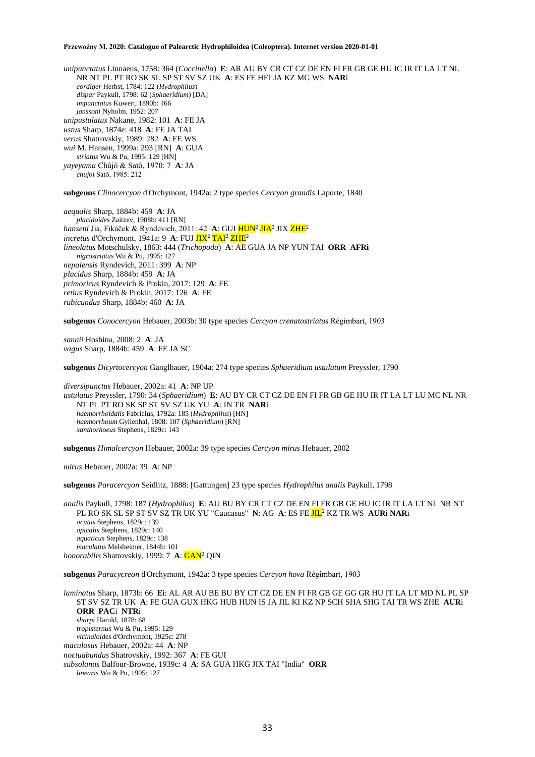*unipunctatus* Linnaeus, 1758: 364 (*Coccinella*) **E**: AR AU BY CR CT CZ DE EN FI FR GB GE HU IC IR IT LA LT NL NR NT PL PT RO SK SL SP ST SV SZ UK **A**: ES FE HEI JA KZ MG WS **NAR**i
*cordiger* Herbst, 1784: 122 (*Hydrophilus*)
*dispar* Paykull, 1798: 62 (*Sphaeridium*) [DA]
*impunctatus* Kuwert, 1890b: 166
*janssoni* Nyholm, 1952: 207
*unipustulatus* Nakane, 1982: 101 **A**: FE JA
*ustus* Sharp, 1874e: 418 **A**: FE JA TAI
*verus* Shatrovskiy, 1989: 282 **A**: FE WS
*wui* M. Hansen, 1999a: 293 [RN] **A**: GUA
*striatus* Wu & Pu, 1995: 129 [HN]
*yayeyama* Chûjô & Satô, 1970: 7 **A**: JA
*chujoi* Satô, 1985: 212

**subgenus** *Clinocercyon* d'Orchymont, 1942a: 2 type species *Cercyon grandis* Laporte, 1840

*aequalis* Sharp, 1884b: 459 **A**: JA
*placidoides* Zaitzev, 1908b: 411 [RN]
*hanseni* Jia, Fikáček & Ryndevich, 2011: 42 **A**: GUI HUN[2] JIA[2] JIX ZHE[2]
*incretus* d'Orchymont, 1941a: 9 **A**: FUJ JIX[2] TAI[2] ZHE[2]
*lineolatus* Motschulsky, 1863: 444 (*Trichopoda*) **A**: AE GUA JA NP YUN TAI **ORR AFRi**
*nigrostriatus* Wu & Pu, 1995: 127
*nepalensis* Ryndevich, 2011: 399 **A**: NP
*placidus* Sharp, 1884b: 459 **A**: JA
*primoricus* Ryndevich & Prokin, 2017: 129 **A**: FE
*retius* Ryndevich & Prokin, 2017: 126 **A**: FE
*rubicundus* Sharp, 1884b: 460 **A**: JA

**subgenus** *Conocercyon* Hebauer, 2003b: 30 type species *Cercyon crenatostriatus* Régimbart, 1903

*sanaii* Hoshina, 2008: 2 **A**: JA
*vagus* Sharp, 1884b: 459 **A**: FE JA SC

**subgenus** *Dicyrtocercyon* Ganglbauer, 1904a: 274 type species *Sphaeridium ustulatum* Preyssler, 1790

*diversipunctus* Hebauer, 2002a: 41 **A**: NP UP
*ustulatus* Preyssler, 1790: 34 (*Sphaeridium*) **E**: AU BY CR CT CZ DE EN FI FR GB GE HU IR IT LA LT LU MC NL NR NT PL PT RO SK SP ST SV SZ UK YU **A**: IN TR **NAR**i
*haemorrhoidalis* Fabricius, 1792a: 185 (*Hydrophilus*) [HN]
*haemorrhoum* Gyllenhal, 1808: 107 (*Sphaeridium*) [RN]
*xanthorhoeus* Stephens, 1829c: 143

**subgenus** *Himalcercyon* Hebauer, 2002a: 39 type species *Cercyon mirus* Hebauer, 2002

*mirus* Hebauer, 2002a: 39 **A**: NP

**subgenus** *Paracercyon* Seidlitz, 1888: [Gattungen] 23 type species *Hydrophilus analis* Paykull, 1798

*analis* Paykull, 1798: 187 (*Hydrophilus*) **E**: AU BU BY CR CT CZ DE EN FI FR GB GE HU IC IR IT LA LT NL NR NT PL RO SK SL SP ST SV SZ TR UK YU "Caucasus" **N**: AG **A**: ES FE JIL[2] KZ TR WS **AUR**i **NAR**i
*acutus* Stephens, 1829c: 139
*apicalis* Stephens, 1829c: 140
*aquaticus* Stephens, 1829c: 138
*maculatus* Melsheimer, 1844b: 101
*honorabilis* Shatrovskiy, 1999: 7 **A**: GAN[2] QIN

**subgenus** *Paracycreon* d'Orchymont, 1942a: 3 type species *Cercyon hova* Régimbart, 1903

*laminatus* Sharp, 1873b: 66 **E**i: AL AR AU BE BU BY CT CZ DE EN FI FR GB GE GG GR HU IT LA LT MD NL PL SP ST SV SZ TR UK **A**: FE GUA GUX HKG HUB HUN IS JA JIL KI KZ NP SCH SHA SHG TAI TR WS ZHE **AUR**i **ORR PAC**i **NTR**i
*sharpi* Harold, 1878: 68
*tropisternus* Wu & Pu, 1995: 129
*vicinaloides* d'Orchymont, 1925c: 278
*maculosus* Hebauer, 2002a: 44 **A**: NP
*noctuabundus* Shatrovskiy, 1992: 367 **A**: FE GUI
*subsolanus* Balfour-Browne, 1939c: 4 **A**: SA GUA HKG JIX TAI "India" **ORR**
*linearis* Wu & Pu, 1995: 127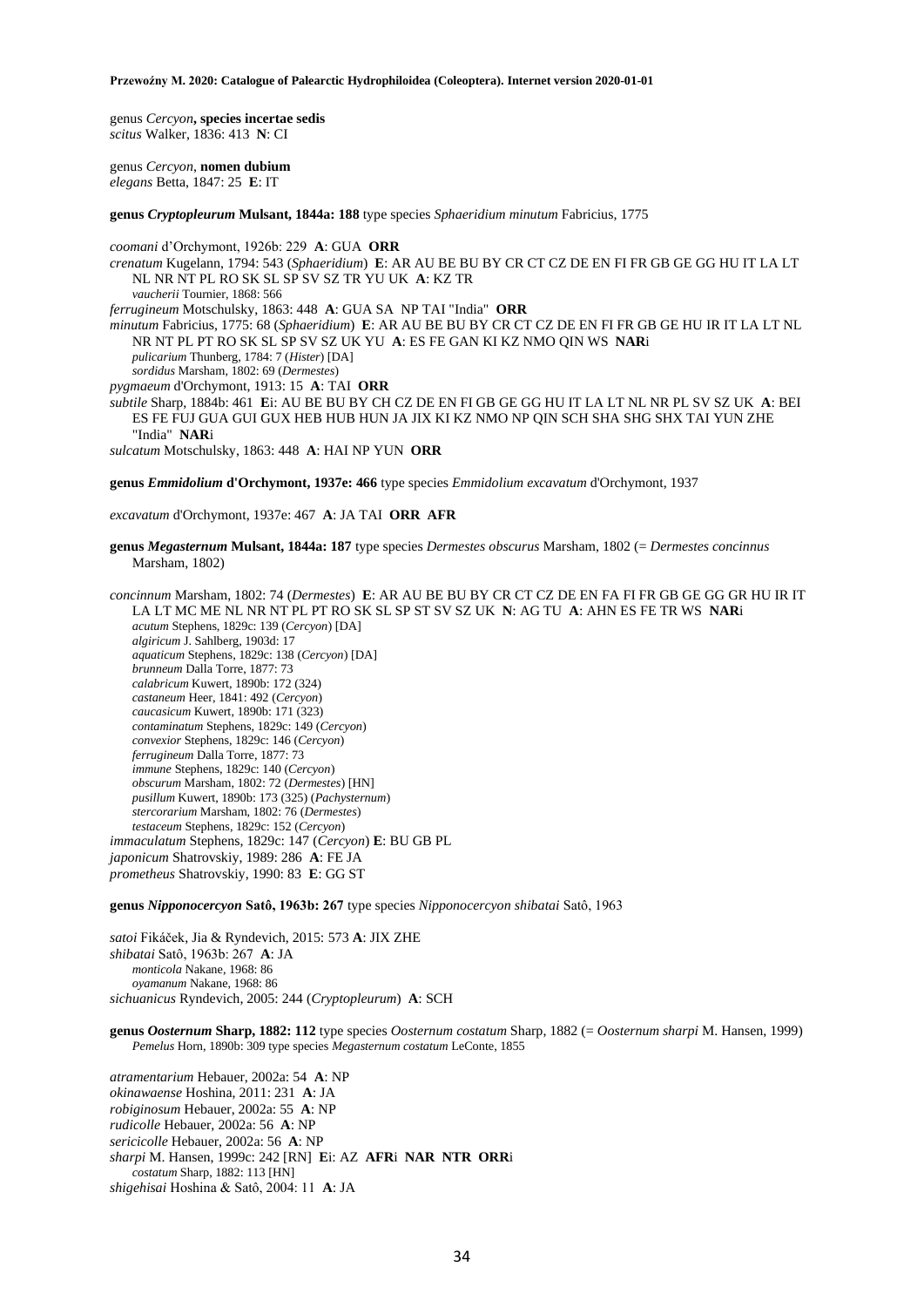genus *Cercyon*, **species incertae sedis**
*scitus* Walker, 1836: 413 **N**: CI

genus *Cercyon*, **nomen dubium**
*elegans* Betta, 1847: 25 **E**: IT

**genus *Cryptopleurum* Mulsant, 1844a: 188** type species *Sphaeridium minutum* Fabricius, 1775

*coomani* d'Orchymont, 1926b: 229 **A**: GUA **ORR**
*crenatum* Kugelann, 1794: 543 (*Sphaeridium*) **E**: AR AU BE BU BY CR CT CZ DE EN FI FR GB GE GG HU IT LA LT NL NR NT PL RO SK SL SP SV SZ TR YU UK **A**: KZ TR
*vaucherii* Tournier, 1868: 566
*ferrugineum* Motschulsky, 1863: 448 **A**: GUA SA NP TAI "India" **ORR**
*minutum* Fabricius, 1775: 68 (*Sphaeridium*) **E**: AR AU BE BU BY CR CT CZ DE EN FI FR GB GE HU IR IT LA LT NL NR NT PL PT RO SK SL SP SV SZ UK YU **A**: ES FE GAN KI KZ NMO QIN WS **NAR**i
*pulicarium* Thunberg, 1784: 7 (*Hister*) [DA]
*sordidus* Marsham, 1802: 69 (*Dermestes*)
*pygmaeum* d'Orchymont, 1913: 15 **A**: TAI **ORR**
*subtile* Sharp, 1884b: 461 **E**i: AU BE BU BY CH CZ DE EN FI GB GE GG HU IT LA LT NL NR PL SV SZ UK **A**: BEI ES FE FUJ GUA GUI GUX HEB HUB HUN JA JIX KI KZ NMO NP QIN SCH SHA SHG SHX TAI YUN ZHE "India" **NAR**i
*sulcatum* Motschulsky, 1863: 448 **A**: HAI NP YUN **ORR**

**genus *Emmidolium* d'Orchymont, 1937e: 466** type species *Emmidolium excavatum* d'Orchymont, 1937

*excavatum* d'Orchymont, 1937e: 467 **A**: JA TAI **ORR AFR**

**genus *Megasternum* Mulsant, 1844a: 187** type species *Dermestes obscurus* Marsham, 1802 (= *Dermestes concinnus* Marsham, 1802)

*concinnum* Marsham, 1802: 74 (*Dermestes*) **E**: AR AU BE BU BY CR CT CZ DE EN FA FI FR GB GE GG GR HU IR IT LA LT MC ME NL NR NT PL PT RO SK SL SP ST SV SZ UK **N**: AG TU **A**: AHN ES FE TR WS **NAR**i
*acutum* Stephens, 1829c: 139 (*Cercyon*) [DA]
*algiricum* J. Sahlberg, 1903d: 17
*aquaticum* Stephens, 1829c: 138 (*Cercyon*) [DA]
*brunneum* Dalla Torre, 1877: 73
*calabricum* Kuwert, 1890b: 172 (324)
*castaneum* Heer, 1841: 492 (*Cercyon*)
*caucasicum* Kuwert, 1890b: 171 (323)
*contaminatum* Stephens, 1829c: 149 (*Cercyon*)
*convexior* Stephens, 1829c: 146 (*Cercyon*)
*ferrugineum* Dalla Torre, 1877: 73
*immune* Stephens, 1829c: 140 (*Cercyon*)
*obscurum* Marsham, 1802: 72 (*Dermestes*) [HN]
*pusillum* Kuwert, 1890b: 173 (325) (*Pachysternum*)
*stercorarium* Marsham, 1802: 76 (*Dermestes*)
*testaceum* Stephens, 1829c: 152 (*Cercyon*)
*immaculatum* Stephens, 1829c: 147 (*Cercyon*) **E**: BU GB PL
*japonicum* Shatrovskiy, 1989: 286 **A**: FE JA
*prometheus* Shatrovskiy, 1990: 83 **E**: GG ST

**genus *Nipponocercyon* Satô, 1963b: 267** type species *Nipponocercyon shibatai* Satô, 1963

*satoi* Fikáček, Jia & Ryndevich, 2015: 573 **A**: JIX ZHE
*shibatai* Satô, 1963b: 267 **A**: JA
*monticola* Nakane, 1968: 86
*oyamanum* Nakane, 1968: 86
*sichuanicus* Ryndevich, 2005: 244 (*Cryptopleurum*) **A**: SCH

**genus *Oosternum* Sharp, 1882: 112** type species *Oosternum costatum* Sharp, 1882 (= *Oosternum sharpi* M. Hansen, 1999)
*Pemelus* Horn, 1890b: 309 type species *Megasternum costatum* LeConte, 1855

*atramentarium* Hebauer, 2002a: 54 **A**: NP
*okinawaense* Hoshina, 2011: 231 **A**: JA
*robiginosum* Hebauer, 2002a: 55 **A**: NP
*rudicolle* Hebauer, 2002a: 56 **A**: NP
*sericicolle* Hebauer, 2002a: 56 **A**: NP
*sharpi* M. Hansen, 1999c: 242 [RN] **E**i: AZ **AFR**i **NAR NTR ORR**i
*costatum* Sharp, 1882: 113 [HN]
*shigehisai* Hoshina & Satô, 2004: 11 **A**: JA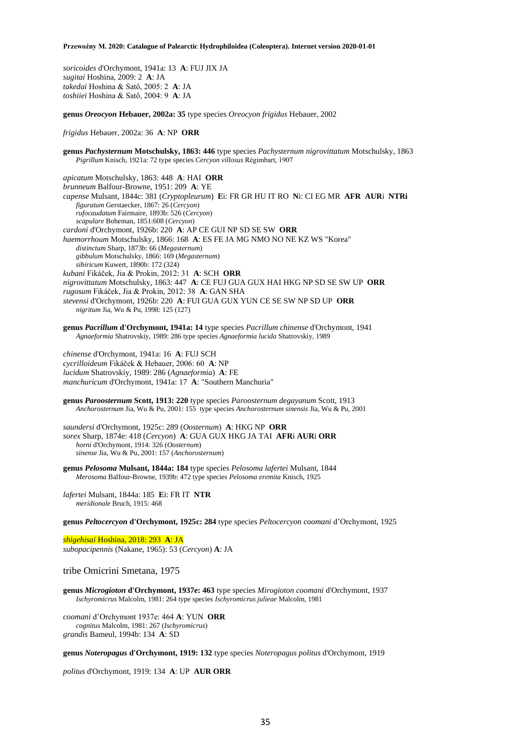*soricoides* d'Orchymont, 1941a: 13 **A**: FUJ JIX JA
*sugitai* Hoshina, 2009: 2 **A**: JA
*takedai* Hoshina & Satô, 2005: 2 **A**: JA
*toshiiei* Hoshina & Satô, 2004: 9 **A**: JA

**genus *Oreocyon* Hebauer, 2002a: 35** type species *Oreocyon frigidus* Hebauer, 2002

*frigidus* Hebauer, 2002a: 36 **A**: NP **ORR**

**genus *Pachysternum* Motschulsky, 1863: 446** type species *Pachysternum nigrovittatum* Motschulsky, 1863
*Pigrillum* Knisch, 1921a: 72 type species *Cercyon villosus* Régimbart, 1907

*apicatum* Motschulsky, 1863: 448 **A**: HAI **ORR**
*brunneum* Balfour-Browne, 1951: 209 **A**: YE
*capense* Mulsant, 1844c: 381 (*Cryptopleurum*) **E**i: FR GR HU IT RO **N**i: CI EG MR **AFR AUR**i **NTRi**
*figuratum* Gerstaecker, 1867: 26 (*Cercyon*)
*rufocaudatum* Fairmaire, 1893b: 526 (*Cercyon*)
*scapulare* Boheman, 1851:608 (*Cercyon*)
*cardoni* d'Orchymont, 1926b: 220 **A**: AP CE GUI NP SD SE SW **ORR**
*haemorrhoum* Motschulsky, 1866: 168 **A**: ES FE JA MG NMO NO NE KZ WS "Korea"
*distinctum* Sharp, 1873b: 66 (*Megasternum*)
*gibbulum* Motschulsky, 1866: 169 (*Megasternum*)
*sibiricum* Kuwert, 1890b: 172 (324)
*kubani* Fikáček, Jia & Prokin, 2012: 31 **A**: SCH **ORR**
*nigrovittatum* Motschulsky, 1863: 447 **A**: CE FUJ GUA GUX HAI HKG NP SD SE SW UP **ORR**
*rugosum* Fikáček, Jia & Prokin, 2012: 38 **A**: GAN SHA
*stevensi* d'Orchymont, 1926b: 220 **A**: FUI GUA GUX YUN CE SE SW NP SD UP **ORR**
*nigritum* Jia, Wu & Pu, 1998: 125 (127)

**genus *Pacrillum* d'Orchymont, 1941a: 14** type species *Pacrillum chinense* d'Orchymont, 1941
*Agnaeformia* Shatrovskiy, 1989: 286 type species *Agnaeformia lucida* Shatrovskiy, 1989

*chinense* d'Orchymont, 1941a: 16 **A**: FUJ SCH
*cycrilloideum* Fikáček & Hebauer, 2006: 60 **A**: NP
*lucidum* Shatrovskiy, 1989: 286 (*Agnaeformia*) **A**: FE
*manchuricum* d'Orchymont, 1941a: 17 **A**: "Southern Manchuria"

**genus *Paroosternum* Scott, 1913: 220** type species *Paroosternum degayanum* Scott, 1913
*Anchorosternum* Jia, Wu & Pu, 2001: 155 type species *Anchorosternum sinensis* Jia, Wu & Pu, 2001

*saundersi* d'Orchymont, 1925c: 289 (*Oosternum*) **A**: HKG NP **ORR**
*sorex* Sharp, 1874e: 418 (*Cercyon*) **A**: GUA GUX HKG JA TAI **AFR**i **AUR**i **ORR**
*horni* d'Orchymont, 1914: 326 (*Oosternum*)
*sinense* Jia, Wu & Pu, 2001: 157 (*Anchorosternum*)

**genus *Pelosoma* Mulsant, 1844a: 184** type species *Pelosoma lafertei* Mulsant, 1844
*Merosoma* Balfour-Browne, 1939b: 472 type species *Pelosoma eremita* Knisch, 1925

*lafertei* Mulsant, 1844a: 185 **E**i: FR IT **NTR**
*meridionale* Bruch, 1915: 468

**genus *Peltocercyon* d'Orchymont, 1925c: 284** type species *Peltocercyon coomani* d'Orchymont, 1925

*shigehisai* Hoshina, 2018: 293 **A**: JA
*subopacipennis* (Nakane, 1965): 53 (*Cercyon*) **A**: JA

## tribe Omicrini Smetana, 1975

**genus *Microgioton* d'Orchymont, 1937e: 463** type species *Mirogioton coomani* d'Orchymont, 1937
*Ischyromicrus* Malcolm, 1981: 264 type species *Ischyromicrus julieae* Malcolm, 1981

*coomani* d'Orchymont 1937e: 464 **A**: YUN **ORR**
*cognitus* Malcolm, 1981: 267 (*Ischyromicrus*)
*grandis* Bameul, 1994b: 134 **A**: SD

**genus *Noteropagus* d'Orchymont, 1919: 132** type species *Noteropagus politus* d'Orchymont, 1919

*politus* d'Orchymont, 1919: 134 **A**: UP **AUR ORR**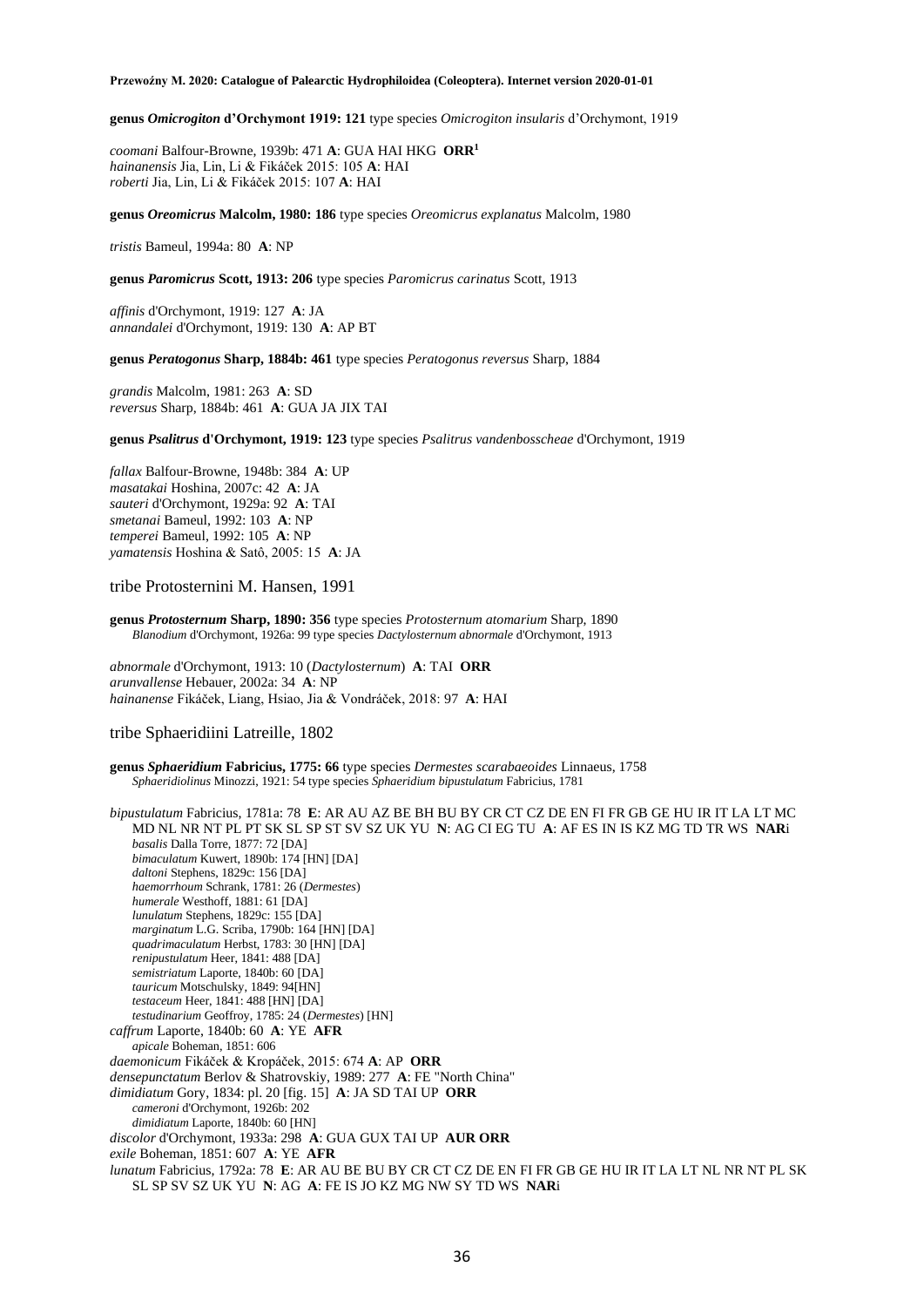**genus *Omicrogiton* d'Orchymont 1919: 121** type species *Omicrogiton insularis* d'Orchymont, 1919

*coomani* Balfour-Browne, 1939b: 471 **A**: GUA HAI HKG **ORR**[1]
*hainanensis* Jia, Lin, Li & Fikáček 2015: 105 **A**: HAI
*roberti* Jia, Lin, Li & Fikáček 2015: 107 **A**: HAI

**genus *Oreomicrus* Malcolm, 1980: 186** type species *Oreomicrus explanatus* Malcolm, 1980

*tristis* Bameul, 1994a: 80 **A**: NP

**genus *Paromicrus* Scott, 1913: 206** type species *Paromicrus carinatus* Scott, 1913

*affinis* d'Orchymont, 1919: 127 **A**: JA
*annandalei* d'Orchymont, 1919: 130 **A**: AP BT

**genus *Peratogonus* Sharp, 1884b: 461** type species *Peratogonus reversus* Sharp, 1884

*grandis* Malcolm, 1981: 263 **A**: SD
*reversus* Sharp, 1884b: 461 **A**: GUA JA JIX TAI

**genus *Psalitrus* d'Orchymont, 1919: 123** type species *Psalitrus vandenbosscheae* d'Orchymont, 1919

*fallax* Balfour-Browne, 1948b: 384 **A**: UP
*masatakai* Hoshina, 2007c: 42 **A**: JA
*sauteri* d'Orchymont, 1929a: 92 **A**: TAI
*smetanai* Bameul, 1992: 103 **A**: NP
*temperei* Bameul, 1992: 105 **A**: NP
*yamatensis* Hoshina & Satô, 2005: 15 **A**: JA

## tribe Protosternini M. Hansen, 1991

**genus *Protosternum* Sharp, 1890: 356** type species *Protosternum atomarium* Sharp, 1890
*Blanodium* d'Orchymont, 1926a: 99 type species *Dactylosternum abnormale* d'Orchymont, 1913

*abnormale* d'Orchymont, 1913: 10 (*Dactylosternum*) **A**: TAI **ORR**
*arunvallense* Hebauer, 2002a: 34 **A**: NP
*hainanense* Fikáček, Liang, Hsiao, Jia & Vondráček, 2018: 97 **A**: HAI

## tribe Sphaeridiini Latreille, 1802

**genus *Sphaeridium* Fabricius, 1775: 66** type species *Dermestes scarabaeoides* Linnaeus, 1758
*Sphaeridiolinus* Minozzi, 1921: 54 type species *Sphaeridium bipustulatum* Fabricius, 1781

*bipustulatum* Fabricius, 1781a: 78 **E**: AR AU AZ BE BH BU BY CR CT CZ DE EN FI FR GB GE HU IR IT LA LT MC MD NL NR NT PL PT SK SL SP ST SV SZ UK YU **N**: AG CI EG TU **A**: AF ES IN IS KZ MG TD TR WS **NAR**i
*basalis* Dalla Torre, 1877: 72 [DA]
*bimaculatum* Kuwert, 1890b: 174 [HN] [DA]
*daltoni* Stephens, 1829c: 156 [DA]
*haemorrhoum* Schrank, 1781: 26 (*Dermestes*)
*humerale* Westhoff, 1881: 61 [DA]
*lunulatum* Stephens, 1829c: 155 [DA]
*marginatum* L.G. Scriba, 1790b: 164 [HN] [DA]
*quadrimaculatum* Herbst, 1783: 30 [HN] [DA]
*renipustulatum* Heer, 1841: 488 [DA]
*semistriatum* Laporte, 1840b: 60 [DA]
*tauricum* Motschulsky, 1849: 94[HN]
*testaceum* Heer, 1841: 488 [HN] [DA]
*testudinarium* Geoffroy, 1785: 24 (*Dermestes*) [HN]
*caffrum* Laporte, 1840b: 60 **A**: YE **AFR**
*apicale* Boheman, 1851: 606
*daemonicum* Fikáček & Kropáček, 2015: 674 **A**: AP **ORR**
*densepunctatum* Berlov & Shatrovskiy, 1989: 277 **A**: FE "North China"
*dimidiatum* Gory, 1834: pl. 20 [fig. 15] **A**: JA SD TAI UP **ORR**
*cameroni* d'Orchymont, 1926b: 202
*dimidiatum* Laporte, 1840b: 60 [HN]
*discolor* d'Orchymont, 1933a: 298 **A**: GUA GUX TAI UP **AUR ORR**
*exile* Boheman, 1851: 607 **A**: YE **AFR**
*lunatum* Fabricius, 1792a: 78 **E**: AR AU BE BU BY CR CT CZ DE EN FI FR GB GE HU IR IT LA LT NL NR NT PL SK SL SP SV SZ UK YU **N**: AG **A**: FE IS JO KZ MG NW SY TD WS **NAR**i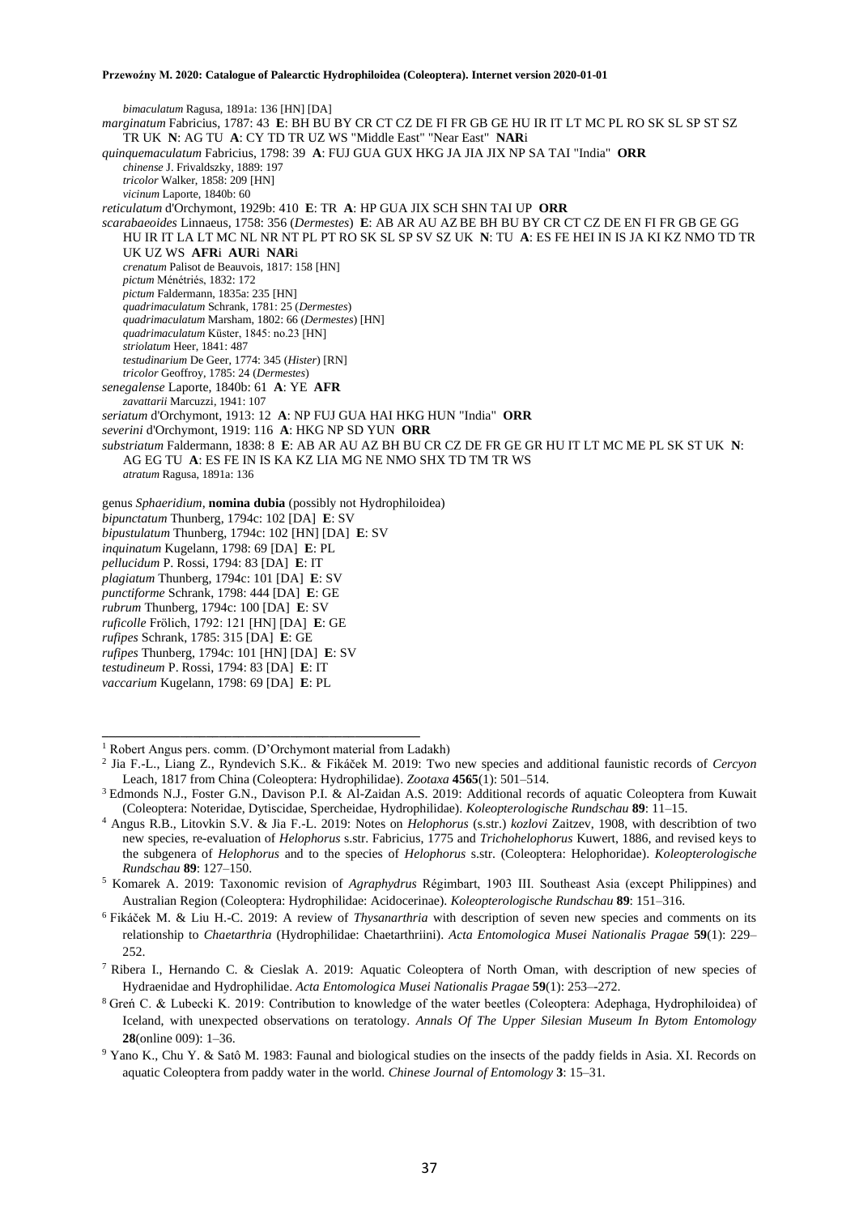*bimaculatum* Ragusa, 1891a: 136 [HN] [DA]

*marginatum* Fabricius, 1787: 43 **E**: BH BU BY CR CT CZ DE FI FR GB GE HU IR IT LT MC PL RO SK SL SP ST SZ TR UK **N**: AG TU **A**: CY TD TR UZ WS "Middle East" "Near East" **NAR**i

*quinquemaculatum* Fabricius, 1798: 39 **A**: FUJ GUA GUX HKG JA JIA JIX NP SA TAI "India" **ORR**

*chinense* J. Frivaldszky, 1889: 197

*tricolor* Walker, 1858: 209 [HN]

*vicinum* Laporte, 1840b: 60

*reticulatum* d'Orchymont, 1929b: 410 **E**: TR **A**: HP GUA JIX SCH SHN TAI UP **ORR**

*scarabaeoides* Linnaeus, 1758: 356 (*Dermestes*) **E**: AB AR AU AZ BE BH BU BY CR CT CZ DE EN FI FR GB GE GG HU IR IT LA LT MC NL NR NT PL PT RO SK SL SP SV SZ UK **N**: TU **A**: ES FE HEI IN IS JA KI KZ NMO TD TR UK UZ WS **AFR**i **AUR**i **NAR**i

*crenatum* Palisot de Beauvois, 1817: 158 [HN]

*pictum* Ménétriés, 1832: 172

*pictum* Faldermann, 1835a: 235 [HN]

*quadrimaculatum* Schrank, 1781: 25 (*Dermestes*)

*quadrimaculatum* Marsham, 1802: 66 (*Dermestes*) [HN]

*quadrimaculatum* Küster, 1845: no.23 [HN]

*striolatum* Heer, 1841: 487

*testudinarium* De Geer, 1774: 345 (*Hister*) [RN]

*tricolor* Geoffroy, 1785: 24 (*Dermestes*)

*senegalense* Laporte, 1840b: 61 **A**: YE **AFR**

*zavattarii* Marcuzzi, 1941: 107

*seriatum* d'Orchymont, 1913: 12 **A**: NP FUJ GUA HAI HKG HUN "India" **ORR**

*severini* d'Orchymont, 1919: 116 **A**: HKG NP SD YUN **ORR**

*substriatum* Faldermann, 1838: 8 **E**: AB AR AU AZ BH BU CR CZ DE FR GE GR HU IT LT MC ME PL SK ST UK **N**: AG EG TU **A**: ES FE IN IS KA KZ LIA MG NE NMO SHX TD TM TR WS

*atratum* Ragusa, 1891a: 136

genus *Sphaeridium*, **nomina dubia** (possibly not Hydrophiloidea)

*bipunctatum* Thunberg, 1794c: 102 [DA] **E**: SV

*bipustulatum* Thunberg, 1794c: 102 [HN] [DA] **E**: SV

*inquinatum* Kugelann, 1798: 69 [DA] **E**: PL

*pellucidum* P. Rossi, 1794: 83 [DA] **E**: IT

*plagiatum* Thunberg, 1794c: 101 [DA] **E**: SV

*punctiforme* Schrank, 1798: 444 [DA] **E**: GE

*rubrum* Thunberg, 1794c: 100 [DA] **E**: SV

*ruficolle* Frölich, 1792: 121 [HN] [DA] **E**: GE

*rufipes* Schrank, 1785: 315 [DA] **E**: GE

*rufipes* Thunberg, 1794c: 101 [HN] [DA] **E**: SV

*testudineum* P. Rossi, 1794: 83 [DA] **E**: IT

*vaccarium* Kugelann, 1798: 69 [DA] **E**: PL

---

[1] Robert Angus pers. comm. (D'Orchymont material from Ladakh)

[2] Jia F.-L., Liang Z., Ryndevich S.K.. & Fikáček M. 2019: Two new species and additional faunistic records of *Cercyon* Leach, 1817 from China (Coleoptera: Hydrophilidae). *Zootaxa* **4565**(1): 501–514.

[3] Edmonds N.J., Foster G.N., Davison P.I. & Al-Zaidan A.S. 2019: Additional records of aquatic Coleoptera from Kuwait (Coleoptera: Noteridae, Dytiscidae, Spercheidae, Hydrophilidae). *Koleopterologische Rundschau* **89**: 11–15.

[4] Angus R.B., Litovkin S.V. & Jia F.-L. 2019: Notes on *Helophorus* (s.str.) *kozlovi* Zaitzev, 1908, with describtion of two new species, re-evaluation of *Helophorus* s.str. Fabricius, 1775 and *Trichohelophorus* Kuwert, 1886, and revised keys to the subgenera of *Helophorus* and to the species of *Helophorus* s.str. (Coleoptera: Helophoridae). *Koleopterologische Rundschau* **89**: 127–150.

[5] Komarek A. 2019: Taxonomic revision of *Agraphydrus* Régimbart, 1903 III. Southeast Asia (except Philippines) and Australian Region (Coleoptera: Hydrophilidae: Acidocerinae). *Koleopterologische Rundschau* **89**: 151–316.

[6] Fikáček M. & Liu H.-C. 2019: A review of *Thysanarthria* with description of seven new species and comments on its relationship to *Chaetarthria* (Hydrophilidae: Chaetarthriini). *Acta Entomologica Musei Nationalis Pragae* **59**(1): 229–252.

[7] Ribera I., Hernando C. & Cieslak A. 2019: Aquatic Coleoptera of North Oman, with description of new species of Hydraenidae and Hydrophilidae. *Acta Entomologica Musei Nationalis Pragae* **59**(1): 253–-272.

[8] Greń C. & Lubecki K. 2019: Contribution to knowledge of the water beetles (Coleoptera: Adephaga, Hydrophiloidea) of Iceland, with unexpected observations on teratology. *Annals Of The Upper Silesian Museum In Bytom Entomology* **28**(online 009): 1–36.

[9] Yano K., Chu Y. & Satô M. 1983: Faunal and biological studies on the insects of the paddy fields in Asia. XI. Records on aquatic Coleoptera from paddy water in the world. *Chinese Journal of Entomology* **3**: 15–31.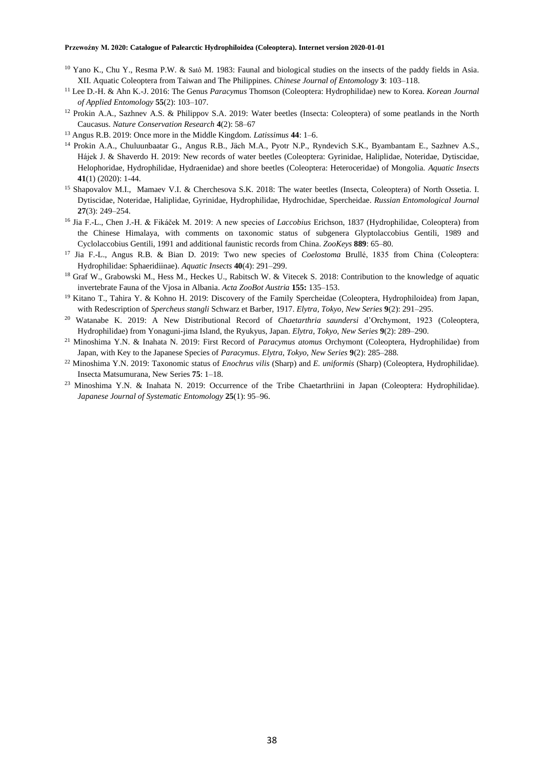[10] Yano K., Chu Y., Resma P.W. & Satô M. 1983: Faunal and biological studies on the insects of the paddy fields in Asia. XII. Aquatic Coleoptera from Taiwan and The Philippines. *Chinese Journal of Entomology* **3**: 103–118.

[11] Lee D.-H. & Ahn K.-J. 2016: The Genus *Paracymus* Thomson (Coleoptera: Hydrophilidae) new to Korea. *Korean Journal of Applied Entomology* **55**(2): 103–107.

[12] Prokin A.A., Sazhnev A.S. & Philippov S.A. 2019: Water beetles (Insecta: Coleoptera) of some peatlands in the North Caucasus. *Nature Conservation Research* **4**(2): 58–67

[13] Angus R.B. 2019: Once more in the Middle Kingdom. *Latissimus* **44**: 1–6.

[14] Prokin A.A., Chuluunbaatar G., Angus R.B., Jäch M.A., Pyotr N.P., Ryndevich S.K., Byambantam E., Sazhnev A.S., Hájek J. & Shaverdo H. 2019: New records of water beetles (Coleoptera: Gyrinidae, Haliplidae, Noteridae, Dytiscidae, Helophoridae, Hydrophilidae, Hydraenidae) and shore beetles (Coleoptera: Heteroceridae) of Mongolia. *Aquatic Insects* **41**(1) (2020): 1-44.

[15] Shapovalov M.I., Mamaev V.I. & Cherchesova S.K. 2018: The water beetles (Insecta, Coleoptera) of North Ossetia. I. Dytiscidae, Noteridae, Haliplidae, Gyrinidae, Hydrophilidae, Hydrochidae, Spercheidae. *Russian Entomological Journal* **27**(3): 249–254.

[16] Jia F.-L., Chen J.-H. & Fikáček M. 2019: A new species of *Laccobius* Erichson, 1837 (Hydrophilidae, Coleoptera) from the Chinese Himalaya, with comments on taxonomic status of subgenera Glyptolaccobius Gentili, 1989 and Cyclolaccobius Gentili, 1991 and additional faunistic records from China. *ZooKeys* **889**: 65–80.

[17] Jia F.-L., Angus R.B. & Bian D. 2019: Two new species of *Coelostoma* Brullé, 1835 from China (Coleoptera: Hydrophilidae: Sphaeridiinae). *Aquatic Insects* **40**(4): 291–299.

[18] Graf W., Grabowski M., Hess M., Heckes U., Rabitsch W. & Vitecek S. 2018: Contribution to the knowledge of aquatic invertebrate Fauna of the Vjosa in Albania. *Acta ZooBot Austria* **155:** 135–153.

[19] Kitano T., Tahira Y. & Kohno H. 2019: Discovery of the Family Spercheidae (Coleoptera, Hydrophiloidea) from Japan, with Redescription of *Spercheus stangli* Schwarz et Barber, 1917. *Elytra, Tokyo, New Series* **9**(2): 291–295.

[20] Watanabe K. 2019: A New Distributional Record of *Chaetarthria saundersi* d'Orchymont, 1923 (Coleoptera, Hydrophilidae) from Yonaguni-jima Island, the Ryukyus, Japan. *Elytra, Tokyo, New Series* **9**(2): 289–290.

[21] Minoshima Y.N. & Inahata N. 2019: First Record of *Paracymus atomus* Orchymont (Coleoptera, Hydrophilidae) from Japan, with Key to the Japanese Species of *Paracymus*. *Elytra, Tokyo, New Series* **9**(2): 285–288.

[22] Minoshima Y.N. 2019: Taxonomic status of *Enochrus vilis* (Sharp) and *E. uniformis* (Sharp) (Coleoptera, Hydrophilidae). Insecta Matsumurana, New Series **75**: 1–18.

[23] Minoshima Y.N. & Inahata N. 2019: Occurrence of the Tribe Chaetarthriini in Japan (Coleoptera: Hydrophilidae). *Japanese Journal of Systematic Entomology* **25**(1): 95–96.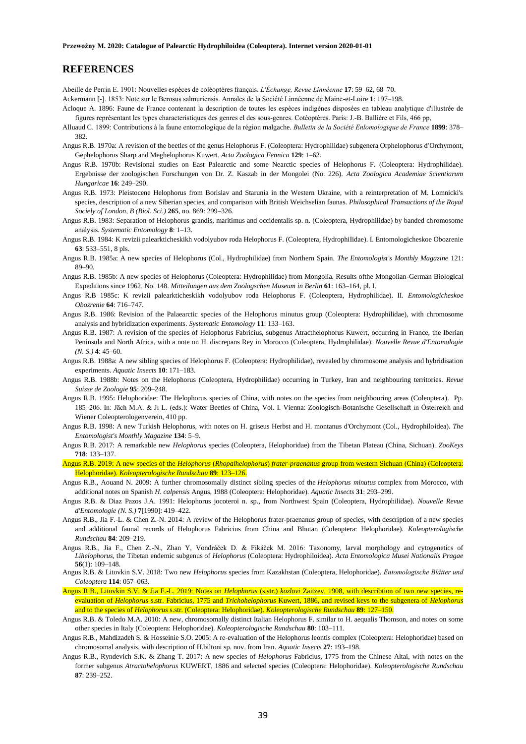## REFERENCES

Abeille de Perrin E. 1901: Nouvelles espèces de coléoptères français. *L'Échange, Revue Linnéenne* **17**: 59–62, 68–70.

Ackermann [-]. 1853: Note sur le Berosus salmuriensis. Annales de la Société Linnéenne de Maine-et-Loire **1**: 197–198.

Acloque A. 1896: Faune de France contenant la description de toutes les espèces indigènes disposées en tableau analytique d'illustrée de figures représentant les types characteristiques des genres el des sous-genres. Cotéoptères. Paris: J.-B. Ballière et Fils, 466 pp,

Alluaud C. 1899: Contributions à la faune entomologique de la région malgache. *Bulletin de la Société Enlomologique de France* **1899**: 378–382.

Angus R.B. 1970a: A revision of the beetles of the genus Helophorus F. (Coleoptera: Hydrophilidae) subgenera Orphelophorus d'Orchymont, Gephelophorus Sharp and Meghelophorus Kuwert. *Acta Zoologica Fennica* **129**: 1–62.

Angus R.B. 1970b: Revisional studies on East Palearctic and some Nearctic species of Helophorus F. (Coleoptera: Hydrophilidae). Ergebnisse der zoologischen Forschungen von Dr. Z. Kaszab in der Mongolei (No. 226). *Acta Zoologica Academiae Scientiarum Hungaricae* **16**: 249–290.

Angus R.B. 1973: Pleistocene Helophorus from Borislav and Starunia in the Western Ukraine, with a reinterpretation of M. Lomnicki's species, description of a new Siberian species, and comparison with British Weichselian faunas. *Philosophical Transactions of the Royal Sociely of London, B (Biol. Sci.)* **265**, no. 869: 299–326.

Angus R.B. 1983: Separation of Helophorus grandis, maritimus and occidentalis sp. n. (Coleoptera, Hydrophilidae) by banded chromosome analysis. *Systematic Entomology* **8**: 1–13.

Angus R.B. 1984: K revizii palearkticheskikh vodolyubov roda Helophorus F. (Coleoptera, Hydrophilidae). I. Entomologicheskoe Obozrenie **63**: 533–551, 8 pls.

Angus R.B. 1985a: A new species of Helophorus (Col., Hydrophilidae) from Northern Spain. *The Entomologist's Monthly Magazine* 121: 89–90.

Angus R.B. 1985b: A new species of Helophorus (Coleoptera: Hydrophilidae) from Mongolia. Results ofthe Mongolian-German Biological Expeditions since 1962, No. 148. *Mitteilungen aus dem Zoologschen Museum in Berlin* **61**: 163–164, pl. I.

Angus R.B 1985c: K revizii palearkticheskikh vodolyubov roda Helophorus F. (Coleoptera, Hydrophilidae). II. *Entomologicheskoe Obozrenie* **64**: 716–747.

Angus R.B. 1986: Revision of the Palaearctic species of the Helophorus minutus group (Coleoptera: Hydrophilidae), with chromosome analysis and hybridization experiments. *Systematic Entomology* **11**: 133–163.

Angus R.B. 1987: A revision of the species of Helophorus Fabricius, subgenus Atracthelophorus Kuwert, occurring in France, the Iberian Peninsula and North Africa, with a note on H. discrepans Rey in Morocco (Coleoptera, Hydrophilidae). *Nouvelle Revue d'Entomologie (N. S.)* **4**: 45–60.

Angus R.B. 1988a: A new sibling species of Helophorus F. (Coleoptera: Hydrophilidae), revealed by chromosome analysis and hybridisation experiments. *Aquatic Insects* **10**: 171–183.

Angus R.B. 1988b: Notes on the Helophorus (Coleoptera, Hydrophilidae) occurring in Turkey, Iran and neighbouring territories. *Revue Suisse de Zoologie* **95**: 209–248.

Angus R.B. 1995: Helophoridae: The Helophorus species of China, with notes on the species from neighbouring areas (Coleoptera). Pp. 185–206. In: Jäch M.A. & Ji L. (eds.): Water Beetles of China, Vol. I. Vienna: Zoologisch-Botanische Gesellschaft in Österreich and Wiener Coleopterologenverein, 410 pp.

Angus R.B. 1998: A new Turkish Helophorus, with notes on H. griseus Herbst and H. montanus d'Orchymont (Col., Hydrophiloidea). *The Entomologist's Monthly Magazine* **134**: 5–9.

Angus R.B. 2017: A remarkable new *Helophorus* species (Coleoptera, Helophoridae) from the Tibetan Plateau (China, Sichuan). *ZooKeys* **718**: 133–137.

Angus R.B. 2019: A new species of the *Helophorus* (*Rhopalhelophorus*) *frater-praenanus* group from western Sichuan (China) (Coleoptera: Helophoridae). *Koleopterologische Rundschau* **89**: 123–126.

Angus R.B., Aouand N. 2009: A further chromosomally distinct sibling species of the *Helophorus minutus* complex from Morocco, with additional notes on Spanish *H. calpensis* Angus, 1988 (Coleoptera: Helophoridae). *Aquatic Insects* **31**: 293–299.

Angus R.B. & Diaz Pazos J.A. 1991: Helophorus jocoteroi n. sp., from Northwest Spain (Coleoptera, Hydrophilidae). *Nouvelle Revue d'Entomologie (N. S.)* **7**[1990]: 419–422.

Angus R.B., Jia F.-L. & Chen Z.-N. 2014: A review of the Helophorus frater-praenanus group of species, with description of a new species and additional faunal records of Helophorus Fabricius from China and Bhutan (Coleoptera: Helophoridae). *Koleopterologische Rundschau* **84**: 209–219.

Angus R.B., Jia F., Chen Z.-N., Zhan Y, Vondráček D. & Fikáček M. 2016: Taxonomy, larval morphology and cytogenetics of *Lihelophorus*, the Tibetan endemic subgenus of *Helophorus* (Coleoptera: Hydrophiloidea). *Acta Entomologica Musei Nationalis Pragae* **56**(1): 109–148.

Angus R.B. & Litovkin S.V. 2018: Two new *Helophorus* species from Kazakhstan (Coleoptera, Helophoridae). *Entomologische Blätter und Coleoptera* **114**: 057–063.

Angus R.B., Litovkin S.V. & Jia F.-L. 2019: Notes on *Helophorus* (s.str.) *kozlovi* Zaitzev, 1908, with describtion of two new species, re-evaluation of *Helophorus* s.str. Fabricius, 1775 and *Trichohelophorus* Kuwert, 1886, and revised keys to the subgenera of *Helophorus* and to the species of *Helophorus* s.str. (Coleoptera: Helophoridae). *Koleopterologische Rundschau* **89**: 127–150.

Angus R.B. & Toledo M.A. 2010: A new, chromosomally distinct Italian Helophorus F. similar to H. aequalis Thomson, and notes on some other species in Italy (Coleoptera: Helophoridae). *Koleopterologische Rundschau* **80**: 103–111.

Angus R.B., Mahdizadeh S. & Hosseinie S.O. 2005: A re-evaluation of the Helophorus leontis complex (Coleoptera: Helophoridae) based on chromosomal analysis, with description of H.biltoni sp. nov. from Iran. *Aquatic Insects* **27**: 193–198.

Angus R.B., Ryndevich S.K. & Zhang T. 2017: A new species of *Helophorus* Fabricius, 1775 from the Chinese Altai, with notes on the former subgenus *Atractohelophorus* KUWERT, 1886 and selected species (Coleoptera: Helophoridae). *Koleopterologische Rundschau* **87**: 239–252.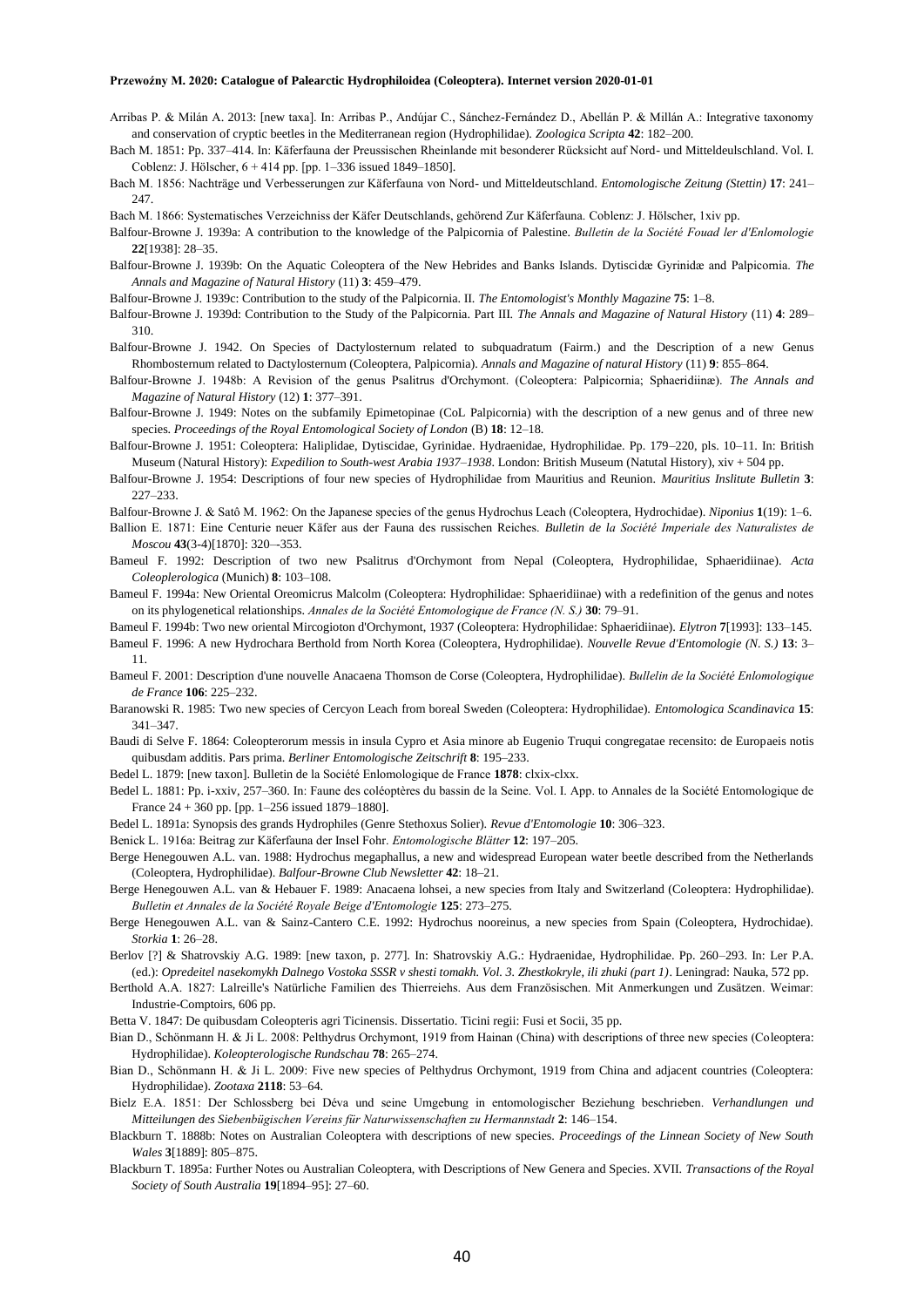Arribas P. & Milán A. 2013: [new taxa]. In: Arribas P., Andújar C., Sánchez-Fernández D., Abellán P. & Millán A.: Integrative taxonomy and conservation of cryptic beetles in the Mediterranean region (Hydrophilidae). *Zoologica Scripta* **42**: 182–200.

Bach M. 1851: Pp. 337–414. In: Käferfauna der Preussischen Rheinlande mit besonderer Rücksicht auf Nord- und Mitteldeulschland. Vol. I. Coblenz: J. Hölscher, 6 + 414 pp. [pp. 1–336 issued 1849–1850].

Bach M. 1856: Nachträge und Verbesserungen zur Käferfauna von Nord- und Mitteldeutschland. *Entomologische Zeitung (Stettin)* **17**: 241–247.

Bach M. 1866: Systematisches Verzeichniss der Käfer Deutschlands, gehörend Zur Käferfauna. Coblenz: J. Hölscher, 1xiv pp.

Balfour-Browne J. 1939a: A contribution to the knowledge of the Palpicornia of Palestine. *Bulletin de la Société Fouad ler d'Enlomologie* **22**[1938]: 28–35.

Balfour-Browne J. 1939b: On the Aquatic Coleoptera of the New Hebrides and Banks Islands. Dytiscidæ Gyrinidæ and Palpicornia. *The Annals and Magazine of Natural History* (11) **3**: 459–479.

Balfour-Browne J. 1939c: Contribution to the study of the Palpicornia. II. *The Entomologist's Monthly Magazine* **75**: 1–8.

Balfour-Browne J. 1939d: Contribution to the Study of the Palpicornia. Part III. *The Annals and Magazine of Natural History* (11) **4**: 289–310.

Balfour-Browne J. 1942. On Species of Dactylosternum related to subquadratum (Fairm.) and the Description of a new Genus Rhombosternum related to Dactylosternum (Coleoptera, Palpicornia). *Annals and Magazine of natural History* (11) **9**: 855–864.

Balfour-Browne J. 1948b: A Revision of the genus Psalitrus d'Orchymont. (Coleoptera: Palpicornia; Sphaeridiinæ). *The Annals and Magazine of Natural History* (12) **1**: 377–391.

Balfour-Browne J. 1949: Notes on the subfamily Epimetopinae (CoL Palpicornia) with the description of a new genus and of three new species. *Proceedings of the Royal Entomological Society of London* (B) **18**: 12–18.

Balfour-Browne J. 1951: Coleoptera: Haliplidae, Dytiscidae, Gyrinidae. Hydraenidae, Hydrophilidae. Pp. 179–220, pls. 10–11. In: British Museum (Natural History): *Expedilion to South-west Arabia 1937–1938*. London: British Museum (Natutal History), xiv + 504 pp.

Balfour-Browne J. 1954: Descriptions of four new species of Hydrophilidae from Mauritius and Reunion. *Mauritius Inslitute Bulletin* **3**: 227–233.

Balfour-Browne J. & Satô M. 1962: On the Japanese species of the genus Hydrochus Leach (Coleoptera, Hydrochidae). *Niponius* **1**(19): 1–6.

Ballion E. 1871: Eine Centurie neuer Käfer aus der Fauna des russischen Reiches. *Bulletin de la Société Imperiale des Naturalistes de Moscou* **43**(3-4)[1870]: 320–-353.

Bameul F. 1992: Description of two new Psalitrus d'Orchymont from Nepal (Coleoptera, Hydrophilidae, Sphaeridiinae). *Acta Coleoplerologica* (Munich) **8**: 103–108.

Bameul F. 1994a: New Oriental Oreomicrus Malcolm (Coleoptera: Hydrophilidae: Sphaeridiinae) with a redefinition of the genus and notes on its phylogenetical relationships. *Annales de la Société Entomologique de France (N. S.)* **30**: 79–91.

Bameul F. 1994b: Two new oriental Mircogioton d'Orchymont, 1937 (Coleoptera: Hydrophilidae: Sphaeridiinae). *Elytron* **7**[1993]: 133–145.

Bameul F. 1996: A new Hydrochara Berthold from North Korea (Coleoptera, Hydrophilidae). *Nouvelle Revue d'Entomologie (N. S.)* **13**: 3–11.

Bameul F. 2001: Description d'une nouvelle Anacaena Thomson de Corse (Coleoptera, Hydrophilidae). *Bullelin de la Société Enlomologique de France* **106**: 225–232.

Baranowski R. 1985: Two new species of Cercyon Leach from boreal Sweden (Coleoptera: Hydrophilidae). *Entomologica Scandinavica* **15**: 341–347.

Baudi di Selve F. 1864: Coleopterorum messis in insula Cypro et Asia minore ab Eugenio Truqui congregatae recensito: de Europaeis notis quibusdam additis. Pars prima. *Berliner Entomologische Zeitschrift* **8**: 195–233.

Bedel L. 1879: [new taxon]. Bulletin de la Société Enlomologique de France **1878**: clxix-clxx.

Bedel L. 1881: Pp. i-xxiv, 257–360. In: Faune des coléoptères du bassin de la Seine. Vol. I. App. to Annales de la Société Entomologique de France 24 + 360 pp. [pp. 1–256 issued 1879–1880].

Bedel L. 1891a: Synopsis des grands Hydrophiles (Genre Stethoxus Solier). *Revue d'Entomologie* **10**: 306–323.

Benick L. 1916a: Beitrag zur Käferfauna der Insel Fohr. *Entomologische Blätter* **12**: 197–205.

Berge Henegouwen A.L. van. 1988: Hydrochus megaphallus, a new and widespread European water beetle described from the Netherlands (Coleoptera, Hydrophilidae). *Balfour-Browne Club Newsletter* **42**: 18–21.

Berge Henegouwen A.L. van & Hebauer F. 1989: Anacaena lohsei, a new species from Italy and Switzerland (Coleoptera: Hydrophilidae). *Bulletin et Annales de la Société Royale Beige d'Entomologie* **125**: 273–275.

Berge Henegouwen A.L. van & Sainz-Cantero C.E. 1992: Hydrochus nooreinus, a new species from Spain (Coleoptera, Hydrochidae). *Storkia* **1**: 26–28.

Berlov [?] & Shatrovskiy A.G. 1989: [new taxon, p. 277]. In: Shatrovskiy A.G.: Hydraenidae, Hydrophilidae. Pp. 260–293. In: Ler P.A. (ed.): *Opredeitel nasekomykh Dalnego Vostoka SSSR v shesti tomakh. Vol. 3. Zhestkokryle, ili zhuki (part 1)*. Leningrad: Nauka, 572 pp.

Berthold A.A. 1827: Lalreille's Natürliche Familien des Thierreichs. Aus dem Französischen. Mit Anmerkungen und Zusätzen. Weimar: Industrie-Comptoirs, 606 pp.

Betta V. 1847: De quibusdam Coleopteris agri Ticinensis. Dissertatio. Ticini regii: Fusi et Socii, 35 pp.

Bian D., Schönmann H. & Ji L. 2008: Pelthydrus Orchymont, 1919 from Hainan (China) with descriptions of three new species (Coleoptera: Hydrophilidae). *Koleopterologische Rundschau* **78**: 265–274.

Bian D., Schönmann H. & Ji L. 2009: Five new species of Pelthydrus Orchymont, 1919 from China and adjacent countries (Coleoptera: Hydrophilidae). *Zootaxa* **2118**: 53–64.

Bielz E.A. 1851: Der Schlossberg bei Déva und seine Umgebung in entomologischer Beziehung beschrieben. *Verhandlungen und Mitteilungen des Siebenbügischen Vereins für Naturwissenschaften zu Hermannstadt* **2**: 146–154.

Blackburn T. 1888b: Notes on Australian Coleoptera with descriptions of new species. *Proceedings of the Linnean Society of New South Wales* **3**[1889]: 805–875.

Blackburn T. 1895a: Further Notes ou Australian Coleoptera, with Descriptions of New Genera and Species. XVII. *Transactions of the Royal Society of South Australia* **19**[1894–95]: 27–60.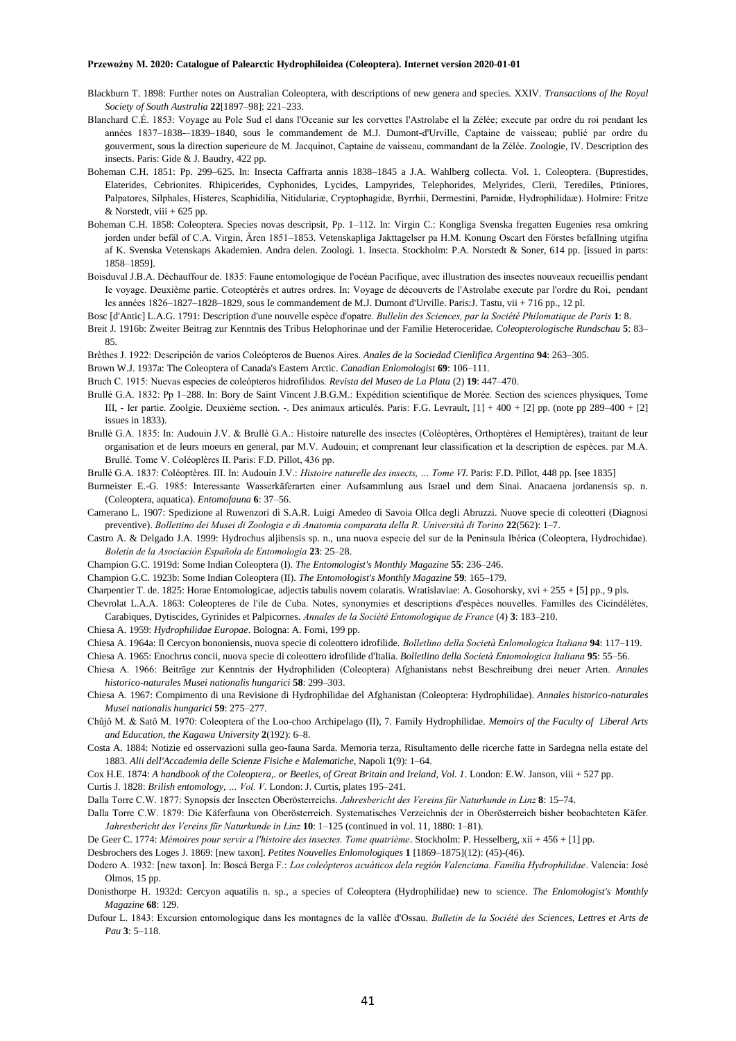Blackburn T. 1898: Further notes on Australian Coleoptera, with descriptions of new genera and species. XXIV. *Transactions of lhe Royal Society of South Australia* **22**[1897–98]: 221–233.

Blanchard C.É. 1853: Voyage au Pole Sud el dans l'Oceanie sur les corvettes l'Astrolabe el la Zélée; execute par ordre du roi pendant les années 1837–1838-–1839–1840, sous le commandement de M.J. Dumont-d'Urville, Captaine de vaisseau; publié par ordre du gouverment, sous la direction superieure de M. Jacquinot, Captaine de vaisseau, commandant de la Zélée. Zoologie, IV. Description des insects. Paris: Gide & J. Baudry, 422 pp.

Boheman C.H. 1851: Pp. 299–625. In: Insecta Caffrarta annis 1838–1845 a J.A. Wahlberg collecta. Vol. 1. Coleoptera. (Buprestides, Elaterides, Cebrionites. Rhipicerides, Cyphonides, Lycides, Lampyrides, Telephorides, Melyrides, Clerii, Terediles, Ptiniores, Palpatores, Silphales, Histeres, Scaphidilia, Nitidulariæ, Cryptophagidæ, Byrrhii, Dermestini, Parnidæ, Hydrophilidææ). Holmire: Fritze & Norstedt, viii + 625 pp.

Boheman C.H. 1858: Coleoptera. Species novas descripsit, Pp. 1–112. In: Virgin C.: Kongliga Svenska fregatten Eugenies resa omkring jorden under befäl of C.A. Virgin, Ären 1851–1853. Vetenskapliga Jakttagelser pa H.M. Konung Oscart den Förstes befallning utgifna af K. Svenska Vetenskaps Akademien. Andra delen. Zoologi. 1. Insecta. Stockholm: P.A. Norstedt & Soner, 614 pp. [issued in parts: 1858–1859].

Boisduval J.B.A. Déchauffour de. 1835: Faune entomologique de l'océan Pacifique, avec illustration des insectes nouveaux recueillis pendant Ie voyage. Deuxième partie. Coteoptérès et autres ordres. In: Voyage de découverts de l'Astrolabe execute par l'ordre du Roi, pendant les années 1826–1827–1828–1829, sous Ie commandement de M.J. Dumont d'Urville. Paris:J. Tastu, vii + 716 pp., 12 pl.

Bosc [d'Antic] L.A.G. 1791: Description d'une nouvelle espèce d'opatre. *Bullelin des Sciences, par la Société Philomatique de Paris* **1**: 8.

Breit J. 1916b: Zweiter Beitrag zur Kenntnis des Tribus Helophorinae und der Familie Heteroceridae. *Coleopterologische Rundschau* **5**: 83–85.

Brèthes J. 1922: Descripción de varios Coleópteros de Buenos Aires. *Anales de la Sociedad Cienlifica Argentina* **94**: 263–305.

Brown W.J. 1937a: The Coleoptera of Canada's Eastern Arctic. *Canadian Enlomologist* **69**: 106–111.

Bruch C. 1915: Nuevas especies de coleópteros hidrofilidos. *Revista del Museo de La Plata* (2) **19**: 447–470.

Brullé G.A. 1832: Pp 1–288. In: Bory de Saint Vincent J.B.G.M.: Expédition scientifique de Morée. Section des sciences physiques, Tome III, - Ier partie. Zoolgie. Deuxième section. -. Des animaux articulés. Paris: F.G. Levrault, [1] + 400 + [2] pp. (note pp 289–400 + [2] issues in 1833).

Brullé G.A. 1835: In: Audouin J.V. & Brullé G.A.: Histoire naturelle des insectes (Coléoptères, Orthoptères el Hemiptères), traitant de leur organisation et de leurs moeurs en general, par M.V. Audouin; et comprenant leur classification et la description de espèces. par M.A. Brullé. Tome V. Coléoplères II. Paris: F.D. Pillot, 436 pp.

Brullé G.A. 1837: Coléoptères. III. In: Audouin J.V.: *Histoire naturelle des insects, … Tome VI*. Paris: F.D. Pillot, 448 pp. [see 1835]

Burmeister E.-G. 1985: Interessante Wasserkäferarten einer Aufsammlung aus Israel und dem Sinai. Anacaena jordanensis sp. n. (Coleoptera, aquatica). *Entomofauna* **6**: 37–56.

Camerano L. 1907: Spedizione al Ruwenzori di S.A.R. Luigi Amedeo di Savoia Ollca degli Abruzzi. Nuove specie di coleotteri (Diagnosi preventive). *Bollettino dei Musei di Zoologia e di Anatomia comparata della R. Università di Torino* **22**(562): 1–7.

Castro A. & Delgado J.A. 1999: Hydrochus aljibensis sp. n., una nuova especie del sur de la Peninsula Ibérica (Coleoptera, Hydrochidae). *Boletín de la Asociaciòn Española de Entomologia* **23**: 25–28.

Champion G.C. 1919d: Some Indian Coleoptera (I). *The Entomologist's Monthly Magazine* **55**: 236–246.

Champion G.C. 1923b: Some Indian Coleoptera (II). *The Entomologist's Monthly Magazine* **59**: 165–179.

Charpentier T. de. 1825: Horae Entomologicae, adjectis tabulis novem colaratis. Wratislaviae: A. Gosohorsky, xvi + 255 + [5] pp., 9 pls.

Chevrolat L.A.A. 1863: Coleopteres de l'ile de Cuba. Notes, synonymies et descriptions d'espèces nouvelles. Familles des Cicindélètes, Carabiques, Dytiscides, Gyrinides et Palpicornes. *Annales de la Société Entomologique de France* (4) **3**: 183–210.

Chiesa A. 1959: *Hydrophilidae Europae*. Bologna: A. Forni, 199 pp.

Chiesa A. 1964a: Il Cercyon bononiensis, nuova specie di coleottero idrofilide. *Bolletlino della Società Enlomologica Italiana* **94**: 117–119.

Chiesa A. 1965: Enochrus concii, nuova specie di coleottero idrofilide d'Italia. *Bolletlino della Società Entomologica Italiana* **95**: 55–56.

Chiesa A. 1966: Beiträge zur Kenntnis der Hydrophiliden (Coleoptera) Afghanistans nebst Beschreibung drei neuer Arten. *Annales historico-naturales Musei nationalis hungarici* **58**: 299–303.

Chiesa A. 1967: Compimento di una Revisione di Hydrophilidae del Afghanistan (Coleoptera: Hydrophilidae). *Annales historico-naturales Musei nationalis hungarici* **59**: 275–277.

Chûjô M. & Satô M. 1970: Coleoptera of the Loo-choo Archipelago (II), 7. Family Hydrophilidae. *Memoirs of the Faculty of Liberal Arts and Education, the Kagawa University* **2**(192): 6–8.

Costa A. 1884: Notizie ed osservazioni sulla geo-fauna Sarda. Memoria terza, Risultamento delle ricerche fatte in Sardegna nella estate del 1883. *Alii dell'Accademia delle Scienze Fisiche e Malematiche*, Napoli **1**(9): 1–64.

Cox H.E. 1874: *A handbook of the Coleoptera,. or Beetles, of Great Britain and Ireland, Vol. 1*. London: E.W. Janson, viii + 527 pp.

Curtis J. 1828: *Brilish entomology, … Vol. V*. London: J. Curtis, plates 195–241.

Dalla Torre C.W. 1877: Synopsis der Insecten Oberösterreichs. *Jahresbericht des Vereins für Naturkunde in Linz* **8**: 15–74.

Dalla Torre C.W. 1879: Die Käferfauna von Oberösterreich. Systematisches Verzeichnis der in Oberösterreich bisher beobachteten Käfer. *Jahresbericht des Vereins für Naturkunde in Linz* **10**: 1–125 (continued in vol. 11, 1880: 1–81).

De Geer C. 1774: *Mémoires pour servir a l'histoire des insectes. Tome quatrième*. Stockholm: P. Hesselberg, xii + 456 + [1] pp.

Desbrochers des Loges J. 1869: [new taxon]. *Petites Nouvelles Enlomologiques* **1** [1869–1875](12): (45)-(46).

Dodero A. 1932: [new taxon]. In: Boscá Berga F.: *Los coleópteros acuáticos dela región Valenciana. Familia Hydrophilidae*. Valencia: José Olmos, 15 pp.

Donisthorpe H. 1932d: Cercyon aquatilis n. sp., a species of Coleoptera (Hydrophilidae) new to science. *The Enlomologist's Monthly Magazine* **68**: 129.

Dufour L. 1843: Excursion entomologique dans les montagnes de la vallée d'Ossau. *Bulletin de la Société des Sciences, Lettres et Arts de Pau* **3**: 5–118.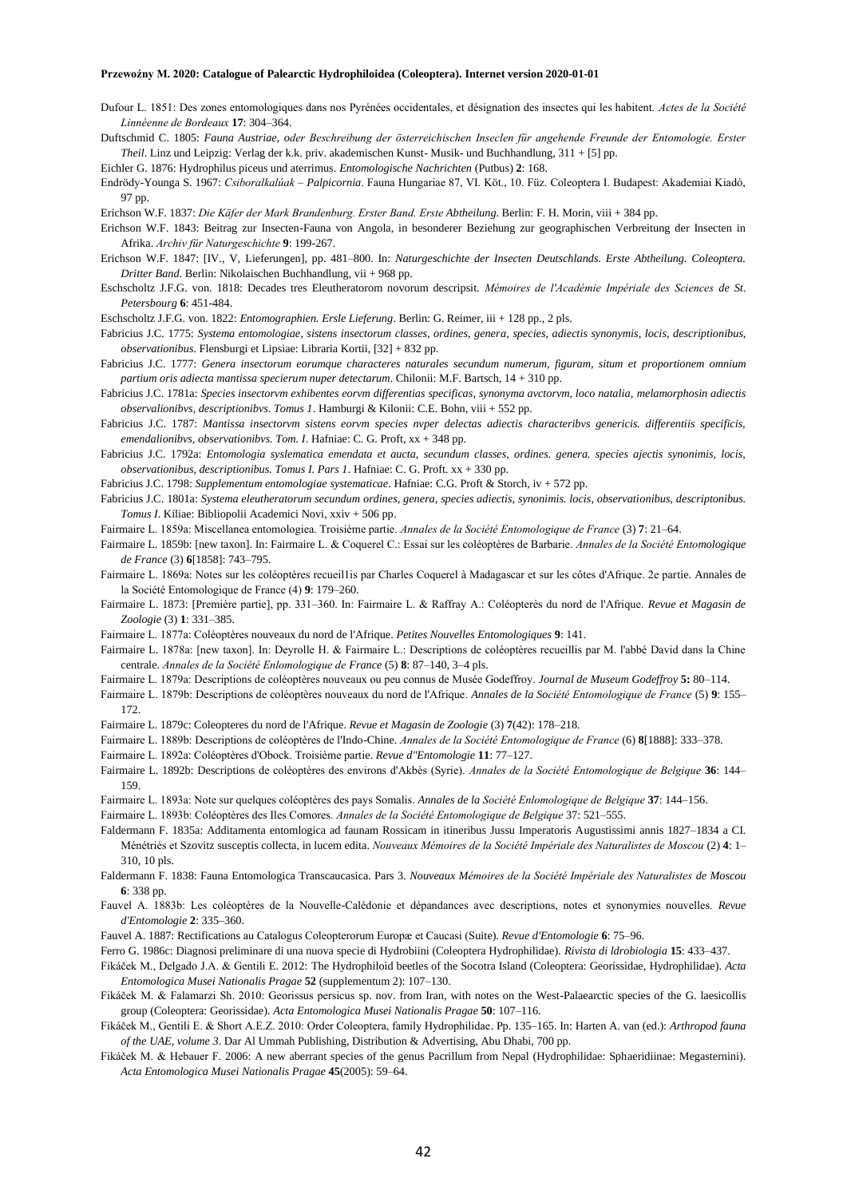Dufour L. 1851: Des zones entomologiques dans nos Pyrénées occidentales, et désignation des insectes qui les habitent. *Actes de la Société Linnéenne de Bordeaux* **17**: 304–364.

Duftschmid C. 1805: *Fauna Austriae, oder Beschreibung der österreichischen Inseclen für angehende Freunde der Entomologie. Erster Theil*. Linz und Leipzig: Verlag der k.k. priv. akademischen Kunst- Musik- und Buchhandlung, 311 + [5] pp.

Eichler G. 1876: Hydrophilus piceus und aterrimus. *Entomologische Nachrichten* (Putbus) **2**: 168.

Endrödy-Younga S. 1967: *Csiboralkalúak – Palpicornia*. Fauna Hungariae 87, VI. Köt., 10. Füz. Coleoptera I. Budapest: Akademiai Kiadó, 97 pp.

Erichson W.F. 1837: *Die Käfer der Mark Brandenburg. Erster Band. Erste Abtheilung*. Berlin: F. H. Morin, viii + 384 pp.

Erichson W.F. 1843: Beitrag zur Insecten-Fauna von Angola, in besonderer Beziehung zur geographischen Verbreitung der Insecten in Afrika. *Archiv für Naturgeschichte* **9**: 199-267.

Erichson W.F. 1847: [IV., V, Lieferungen], pp. 481–800. In: *Naturgeschichte der Insecten Deutschlands. Erste Abtheilung. Coleoptera. Dritter Band*. Berlin: Nikolaischen Buchhandlung, vii + 968 pp.

Eschscholtz J.F.G. von. 1818: Decades tres Eleutheratorom novorum descripsit. *Mémoires de l'Académie Impériale des Sciences de St. Petersbourg* **6**: 451-484.

Eschscholtz J.F.G. von. 1822: *Entomographien. Ersle Lieferung*. Berlin: G. Reimer, iii + 128 pp., 2 pls.

Fabricius J.C. 1775: *Systema entomologiae, sistens insectorum classes, ordines, genera, species, adiectis synonymis, locis, descriptionibus, observationibus*. Flensburgi et Lipsiae: Libraria Kortii, [32] + 832 pp.

Fabricius J.C. 1777: *Genera insectorum eorumque characteres naturales secundum numerum, figuram, situm et proportionem omnium partium oris adiecta mantissa specierum nuper detectarum*. Chilonii: M.F. Bartsch, 14 + 310 pp.

Fabricius J.C. 1781a: *Species insectorvm exhibentes eorvm differentias specificas, synonyma avctorvm, loco natalia, melamorphosin adiectis observalionibvs, descriptionibvs. Tomus 1*. Hamburgi & Kilonii: C.E. Bohn, viii + 552 pp.

Fabricius J.C. 1787: *Mantissa insectorvm sistens eorvm species nvper delectas adiectis characteribvs genericis. differentiis specificis, emendalionibvs, observationibvs. Tom. I*. Hafniae: C. G. Proft, xx + 348 pp.

Fabricius J.C. 1792a: *Entomologia syslematica emendata et aucta, secundum classes, ordines. genera. species ajectis synonimis, locis, observationibus, descriptionibus. Tomus I. Pars 1*. Hafniae: C. G. Proft. xx + 330 pp.

Fabricius J.C. 1798: *Supplementum entomologiae systematicae*. Hafniae: C.G. Proft & Storch, iv + 572 pp.

Fabricius J.C. 1801a: *Systema eleutheratorum secundum ordines, genera, species adiectis, synonimis. locis, observationibus, descriptonibus. Tomus I*. Kiliae: Bibliopolii Academici Novi, xxiv + 506 pp.

Fairmaire L. 1859a: Miscellanea entomologiea. Troisième partie. *Annales de la Société Entomologique de France* (3) **7**: 21–64.

Fairmaire L. 1859b: [new taxon]. In: Fairmaire L. & Coquerel C.: Essai sur les coléoptères de Barbarie. *Annales de la Société Entomologique de France* (3) **6**[1858]: 743–795.

Fairmaire L. 1869a: Notes sur les coléoptères recueil1is par Charles Coquerel à Madagascar et sur les côtes d'Afrique. 2e partie. Annales de la Société Entomologique de France (4) **9**: 179–260.

Fairmaire L. 1873: [Première partie], pp. 331–360. In: Fairmaire L. & Raffray A.: Coléopterès du nord de l'Afrique. *Revue et Magasin de Zoologie* (3) **1**: 331–385.

Fairmaire L. 1877a: Coléoptères nouveaux du nord de l'Afrique. *Petites Nouvelles Entomologiques* **9**: 141.

Fairmaire L. 1878a: [new taxon]. In: Deyrolle H. & Fairmaire L.: Descriptions de coléoptères recueillis par M. l'abbé David dans la Chine centrale. *Annales de la Société Enlomologique de France* (5) **8**: 87–140, 3–4 pls.

Fairmaire L. 1879a: Descriptions de coléoptères nouveaux ou peu connus de Musée Godeffroy. *Journal de Museum Godeffroy* **5:** 80–114.

Fairmaire L. 1879b: Descriptions de coléoptères nouveaux du nord de l'Afrique. *Annales de la Société Entomologique de France* (5) **9**: 155–172.

Fairmaire L. 1879c: Coleopteres du nord de l'Afrique. *Revue et Magasin de Zoologie* (3) **7**(42): 178–218.

Fairmaire L. 1889b: Descriptions de coléoptères de l'Indo-Chine. *Annales de la Société Entomologique de France* (6) **8**[1888]: 333–378.

Fairmaire L. 1892a: Coléoptères d'Obock. Troisième partie. *Revue d''Entomologie* **11**: 77–127.

Fairmaire L. 1892b: Descriptions de coléoptères des environs d'Akbès (Syrie). *Annales de la Société Entomologique de Belgique* **36**: 144–159.

Fairmaire L. 1893a: Note sur quelques coléoptères des pays Somalis. *Annales de la Société Enlomologique de Belgique* **37**: 144–156.

Fairmaire L. 1893b: Coléoptères des Iles Comores. *Annales de la Société Entomologique de Belgique* 37: 521–555.

Faldermann F. 1835a: Additamenta entomlogica ad faunam Rossicam in itineribus Jussu Imperatoris Augustissimi annis 1827–1834 a CI. Ménétriés et Szovitz susceptis collecta, in lucem edita. *Nouveaux Mémoires de la Société Impériale des Naturalistes de Moscou* (2) **4**: 1–310, 10 pls.

Faldermann F. 1838: Fauna Entomologica Transcaucasica. Pars 3. *Nouveaux Mémoires de la Société Impériale des Naturalistes de Moscou* **6**: 338 pp.

Fauvel A. 1883b: Les coléoptères de la Nouvelle-Calédonie et dépandances avec descriptions, notes et synonymies nouvelles. *Revue d'Entomologie* **2**: 335–360.

Fauvel A. 1887: Rectifications au Catalogus Coleopterorum Europæ et Caucasi (Suite). *Revue d'Entomologie* **6**: 75–96.

Ferro G. 1986c: Diagnosi preliminare di una nuova specie di Hydrobiini (Coleoptera Hydrophilidae). *Rivista di ldrobiologia* **15**: 433–437.

Fikáček M., Delgado J.A. & Gentili E. 2012: The Hydrophiloid beetles of the Socotra Island (Coleoptera: Georissidae, Hydrophilidae). *Acta Entomologica Musei Nationalis Pragae* **52** (supplementum 2): 107–130.

Fikáček M. & Falamarzi Sh. 2010: Georissus persicus sp. nov. from Iran, with notes on the West-Palaearctic species of the G. laesicollis group (Coleoptera: Georissidae). *Acta Entomologica Musei Nationalis Pragae* **50**: 107–116.

Fikáček M., Gentili E. & Short A.E.Z. 2010: Order Coleoptera, family Hydrophilidae. Pp. 135–165. In: Harten A. van (ed.): *Arthropod fauna of the UAE, volume 3*. Dar Al Ummah Publishing, Distribution & Advertising, Abu Dhabi, 700 pp.

Fikáček M. & Hebauer F. 2006: A new aberrant species of the genus Pacrillum from Nepal (Hydrophilidae: Sphaeridiinae: Megasternini). *Acta Entomologica Musei Nationalis Pragae* **45**(2005): 59–64.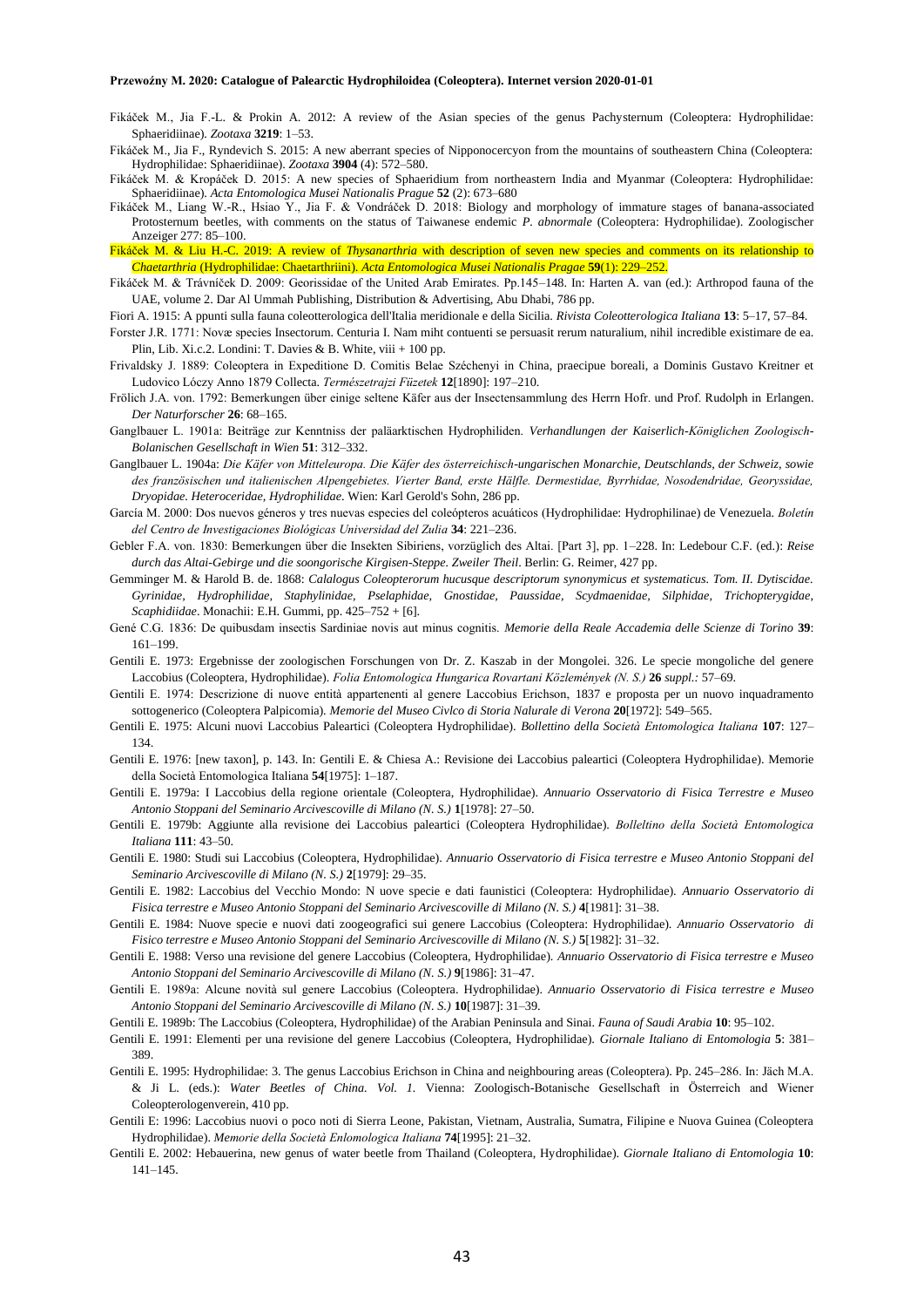Fikáček M., Jia F.-L. & Prokin A. 2012: A review of the Asian species of the genus Pachysternum (Coleoptera: Hydrophilidae: Sphaeridiinae). *Zootaxa* **3219**: 1–53.

Fikáček M., Jia F., Ryndevich S. 2015: A new aberrant species of Nipponocercyon from the mountains of southeastern China (Coleoptera: Hydrophilidae: Sphaeridiinae). *Zootaxa* **3904** (4): 572–580.

Fikáček M. & Kropáček D. 2015: A new species of Sphaeridium from northeastern India and Myanmar (Coleoptera: Hydrophilidae: Sphaeridiinae). *Acta Entomologica Musei Nationalis Prague* **52** (2): 673–680

Fikáček M., Liang W.-R., Hsiao Y., Jia F. & Vondráček D. 2018: Biology and morphology of immature stages of banana-associated Protosternum beetles, with comments on the status of Taiwanese endemic *P. abnormale* (Coleoptera: Hydrophilidae). Zoologischer Anzeiger 277: 85–100.

Fikáček M. & Liu H.-C. 2019: A review of *Thysanarthria* with description of seven new species and comments on its relationship to *Chaetarthria* (Hydrophilidae: Chaetarthriini). *Acta Entomologica Musei Nationalis Pragae* **59**(1): 229–252.

Fikáček M. & Trávníček D. 2009: Georissidae of the United Arab Emirates. Pp.145–148. In: Harten A. van (ed.): Arthropod fauna of the UAE, volume 2. Dar Al Ummah Publishing, Distribution & Advertising, Abu Dhabi, 786 pp.

Fiori A. 1915: A ppunti sulla fauna coleotterologica dell'Italia meridionale e della Sicilia. *Rivista Coleotterologica Italiana* **13**: 5–17, 57–84.

Forster J.R. 1771: Novæ species Insectorum. Centuria I. Nam miht contuenti se persuasit rerum naturalium, nihil incredible existimare de ea. Plin, Lib. Xi.c.2. Londini: T. Davies & B. White, viii + 100 pp.

Frivaldsky J. 1889: Coleoptera in Expeditione D. Comitis Belae Széchenyi in China, praecipue boreali, a Dominis Gustavo Kreitner et Ludovico Lóczy Anno 1879 Collecta. *Természetrajzi Füzetek* **12**[1890]: 197–210.

Frölich J.A. von. 1792: Bemerkungen über einige seltene Käfer aus der Insectensammlung des Herrn Hofr. und Prof. Rudolph in Erlangen. *Der Naturforscher* **26**: 68–165.

Ganglbauer L. 1901a: Beiträge zur Kenntniss der paläarktischen Hydrophiliden. *Verhandlungen der Kaiserlich-Königlichen Zoologisch-Bolanischen Gesellschaft in Wien* **51**: 312–332.

Ganglbauer L. 1904a: *Die Käfer von Mitteleuropa. Die Käfer des österreichisch-ungarischen Monarchie, Deutschlands, der Schweiz, sowie des französischen und italienischen Alpengebietes. Vierter Band, erste Hälfle. Dermestidae, Byrrhidae, Nosodendridae, Georyssidae, Dryopidae. Heteroceridae, Hydrophilidae*. Wien: Karl Gerold's Sohn, 286 pp.

García M. 2000: Dos nuevos géneros y tres nuevas especies del coleópteros acuáticos (Hydrophilidae: Hydrophilinae) de Venezuela. *Boletín del Centro de Investigaciones Biológicas Universidad del Zulia* **34**: 221–236.

Gebler F.A. von. 1830: Bemerkungen über die Insekten Sibiriens, vorzüglich des Altai. [Part 3], pp. 1–228. In: Ledebour C.F. (ed.): *Reise durch das Altai-Gebirge und die soongorische Kirgisen-Steppe. Zweiler Theil*. Berlin: G. Reimer, 427 pp.

Gemminger M. & Harold B. de. 1868: *Calalogus Coleopterorum hucusque descriptorum synonymicus et systematicus. Tom. II. Dytiscidae. Gyrinidae, Hydrophilidae, Staphylinidae, Pselaphidae, Gnostidae, Paussidae, Scydmaenidae, Silphidae, Trichopterygidae, Scaphidiidae*. Monachii: E.H. Gummi, pp. 425–752 + [6].

Gené C.G. 1836: De quibusdam insectis Sardiniae novis aut minus cognitis. *Memorie della Reale Accademia delle Scienze di Torino* **39**: 161–199.

Gentili E. 1973: Ergebnisse der zoologischen Forschungen von Dr. Z. Kaszab in der Mongolei. 326. Le specie mongoliche del genere Laccobius (Coleoptera, Hydrophilidae). *Folia Entomologica Hungarica Rovartani Közlemények (N. S.)* **26** *suppl.:* 57–69.

Gentili E. 1974: Descrizione di nuove entità appartenenti al genere Laccobius Erichson, 1837 e proposta per un nuovo inquadramento sottogenerico (Coleoptera Palpicomia). *Memorie del Museo Civlco di Storia Nalurale di Verona* **20**[1972]: 549–565.

Gentili E. 1975: Alcuni nuovi Laccobius Paleartici (Coleoptera Hydrophilidae). *Bollettino della Società Entomologica Italiana* **107**: 127–134.

Gentili E. 1976: [new taxon], p. 143. In: Gentili E. & Chiesa A.: Revisione dei Laccobius paleartici (Coleoptera Hydrophilidae). Memorie della Società Entomologica Italiana **54**[1975]: 1–187.

Gentili E. 1979a: I Laccobius della regione orientale (Coleoptera, Hydrophilidae). *Annuario Osservatorio di Fisica Terrestre e Museo Antonio Stoppani del Seminario Arcivescovile di Milano (N. S.)* **1**[1978]: 27–50.

Gentili E. 1979b: Aggiunte alla revisione dei Laccobius paleartici (Coleoptera Hydrophilidae). *Bolleltino della Società Entomologica Italiana* **111**: 43–50.

Gentili E. 1980: Studi sui Laccobius (Coleoptera, Hydrophilidae). *Annuario Osservatorio di Fisica terrestre e Museo Antonio Stoppani del Seminario Arcivescovile di Milano (N. S.)* **2**[1979]: 29–35.

Gentili E. 1982: Laccobius del Vecchio Mondo: N uove specie e dati faunistici (Coleoptera: Hydrophilidae). *Annuario Osservatorio di Fisica terrestre e Museo Antonio Stoppani del Seminario Arcivescoville di Milano (N. S.)* **4**[1981]: 31–38.

Gentili E. 1984: Nuove specie e nuovi dati zoogeografici sui genere Laccobius (Coleoptera: Hydrophilidae). *Annuario Osservatorio di Fisico terrestre e Museo Antonio Stoppani del Seminario Arcivescoville di Milano (N. S.)* **5**[1982]: 31–32.

Gentili E. 1988: Verso una revisione del genere Laccobius (Coleoptera, Hydrophilidae). *Annuario Osservatorio di Fisica terrestre e Museo Antonio Stoppani del Seminario Arcivescoville di Milano (N. S.)* **9**[1986]: 31–47.

Gentili E. 1989a: Alcune novità sul genere Laccobius (Coleoptera. Hydrophilidae). *Annuario Osservatorio di Fisica terrestre e Museo Antonio Stoppani del Seminario Arcivescoville di Milano (N. S.)* **10**[1987]: 31–39.

Gentili E. 1989b: The Laccobius (Coleoptera, Hydrophilidae) of the Arabian Peninsula and Sinai. *Fauna of Saudi Arabia* **10**: 95–102.

Gentili E. 1991: Elementi per una revisione del genere Laccobius (Coleoptera, Hydrophilidae). *Giornale Italiano di Entomologia* **5**: 381–389.

Gentili E. 1995: Hydrophilidae: 3. The genus Laccobius Erichson in China and neighbouring areas (Coleoptera). Pp. 245–286. In: Jäch M.A. & Ji L. (eds.): *Water Beetles of China. Vol. 1.* Vienna: Zoologisch-Botanische Gesellschaft in Österreich and Wiener Coleopterologenverein, 410 pp.

Gentili E: 1996: Laccobius nuovi o poco noti di Sierra Leone, Pakistan, Vietnam, Australia, Sumatra, Filipine e Nuova Guinea (Coleoptera Hydrophilidae). *Memorie della Società Enlomologica Italiana* **74**[1995]: 21–32.

Gentili E. 2002: Hebauerina, new genus of water beetle from Thailand (Coleoptera, Hydrophilidae). *Giornale Italiano di Entomologia* **10**: 141–145.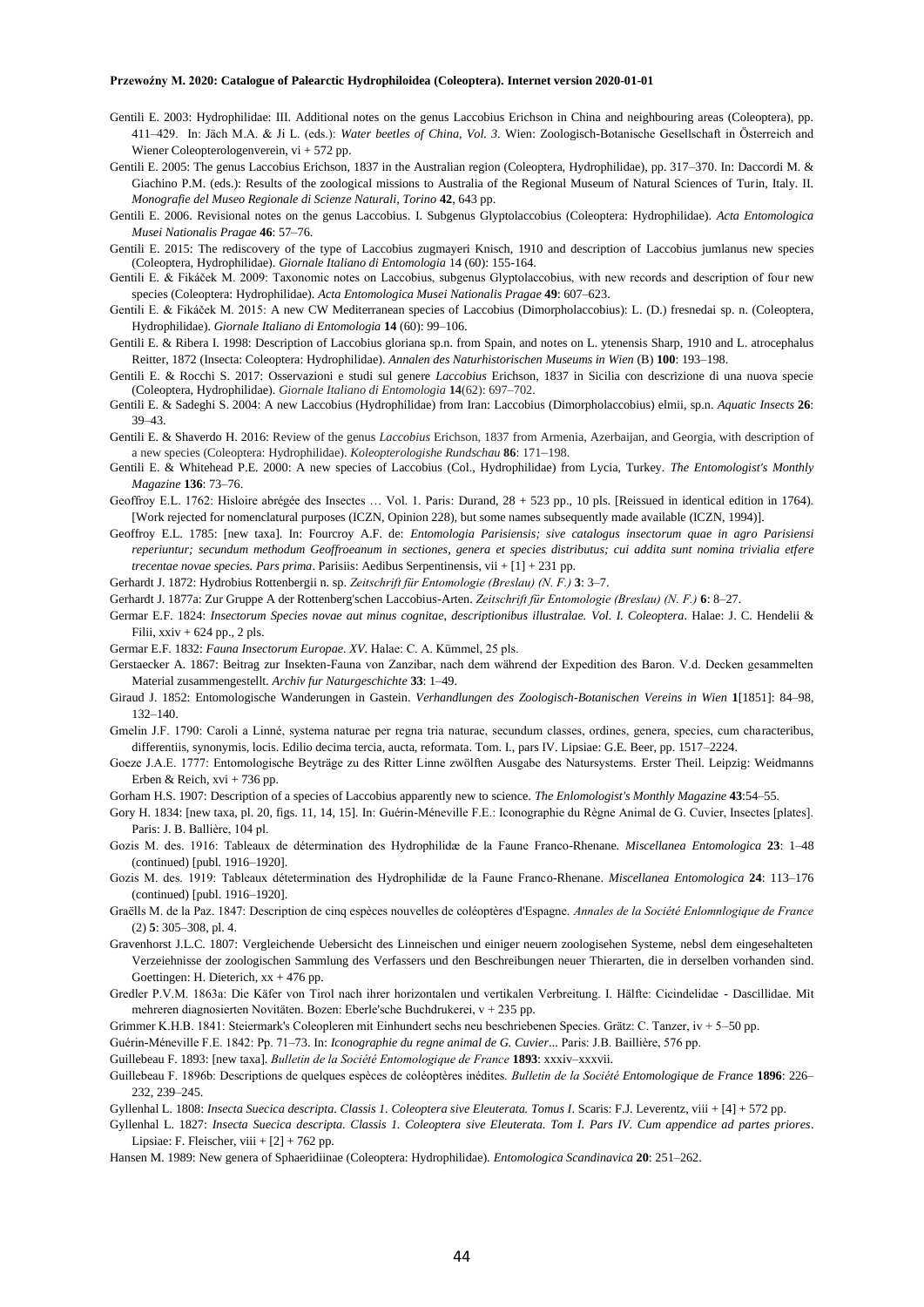Gentili E. 2003: Hydrophilidae: III. Additional notes on the genus Laccobius Erichson in China and neighbouring areas (Coleoptera), pp. 411–429. In: Jäch M.A. & Ji L. (eds.): *Water beetles of China, Vol. 3*. Wien: Zoologisch-Botanische Gesellschaft in Österreich and Wiener Coleopterologenverein, vi + 572 pp.

Gentili E. 2005: The genus Laccobius Erichson, 1837 in the Australian region (Coleoptera, Hydrophilidae), pp. 317–370. In: Daccordi M. & Giachino P.M. (eds.): Results of the zoological missions to Australia of the Regional Museum of Natural Sciences of Turin, Italy. II. *Monografie del Museo Regionale di Scienze Naturali, Torino* **42**, 643 pp.

Gentili E. 2006. Revisional notes on the genus Laccobius. I. Subgenus Glyptolaccobius (Coleoptera: Hydrophilidae). *Acta Entomologica Musei Nationalis Pragae* **46**: 57–76.

Gentili E. 2015: The rediscovery of the type of Laccobius zugmayeri Knisch, 1910 and description of Laccobius jumlanus new species (Coleoptera, Hydrophilidae). *Giornale Italiano di Entomologia* 14 (60): 155-164.

Gentili E. & Fikáček M. 2009: Taxonomic notes on Laccobius, subgenus Glyptolaccobius, with new records and description of four new species (Coleoptera: Hydrophilidae). *Acta Entomologica Musei Nationalis Pragae* **49**: 607–623.

Gentili E. & Fikáček M. 2015: A new CW Mediterranean species of Laccobius (Dimorpholaccobius): L. (D.) fresnedai sp. n. (Coleoptera, Hydrophilidae). *Giornale Italiano di Entomologia* **14** (60): 99–106.

Gentili E. & Ribera I. 1998: Description of Laccobius gloriana sp.n. from Spain, and notes on L. ytenensis Sharp, 1910 and L. atrocephalus Reitter, 1872 (Insecta: Coleoptera: Hydrophilidae). *Annalen des Naturhistorischen Museums in Wien* (B) **100**: 193–198.

Gentili E. & Rocchi S. 2017: Osservazioni e studi sul genere *Laccobius* Erichson, 1837 in Sicilia con descrizione di una nuova specie (Coleoptera, Hydrophilidae). *Giornale Italiano di Entomologia* **14**(62): 697–702.

Gentili E. & Sadeghi S. 2004: A new Laccobius (Hydrophilidae) from Iran: Laccobius (Dimorpholaccobius) elmii, sp.n. *Aquatic Insects* **26**: 39–43.

Gentili E. & Shaverdo H. 2016: Review of the genus *Laccobius* Erichson, 1837 from Armenia, Azerbaijan, and Georgia, with description of a new species (Coleoptera: Hydrophilidae). *Koleopterologishe Rundschau* **86**: 171–198.

Gentili E. & Whitehead P.E. 2000: A new species of Laccobius (Col., Hydrophilidae) from Lycia, Turkey. *The Entomologist's Monthly Magazine* **136**: 73–76.

Geoffroy E.L. 1762: Hisloire abrégée des Insectes … Vol. 1. Paris: Durand, 28 + 523 pp., 10 pls. [Reissued in identical edition in 1764). [Work rejected for nomenclatural purposes (ICZN, Opinion 228), but some names subsequently made available (ICZN, 1994)].

Geoffroy E.L. 1785: [new taxa]. In: Fourcroy A.F. de: *Entomologia Parisiensis; sive catalogus insectorum quae in agro Parisiensi reperiuntur; secundum methodum Geoffroeanum in sectiones, genera et species distributus; cui addita sunt nomina trivialia etfere trecentae novae species. Pars prima*. Parisiis: Aedibus Serpentinensis, vii + [1] + 231 pp.

Gerhardt J. 1872: Hydrobius Rottenbergii n. sp. *Zeitschrift für Entomologie (Breslau) (N. F.)* **3**: 3–7.

Gerhardt J. 1877a: Zur Gruppe A der Rottenberg'schen Laccobius-Arten. *Zeitschrift für Entomologie (Breslau) (N. F.)* **6**: 8–27.

Germar E.F. 1824: *Insectorum Species novae aut minus cognitae, descriptionibus illustralae. Vol. I. Coleoptera*. Halae: J. C. Hendelii & Filii, xxiv + 624 pp., 2 pls.

Germar E.F. 1832: *Fauna Insectorum Europae. XV*. Halae: C. A. Kümmel, 25 pls.

Gerstaecker A. 1867: Beitrag zur Insekten-Fauna von Zanzibar, nach dem während der Expedition des Baron. V.d. Decken gesammelten Material zusammengestellt. *Archiv fur Naturgeschichte* **33**: 1–49.

Giraud J. 1852: Entomologische Wanderungen in Gastein. *Verhandlungen des Zoologisch-Botanischen Vereins in Wien* **1**[1851]: 84–98, 132–140.

Gmelin J.F. 1790: Caroli a Linné, systema naturae per regna tria naturae, secundum classes, ordines, genera, species, cum characteribus, differentiis, synonymis, locis. Edilio decima tercia, aucta, reformata. Tom. I., pars IV. Lipsiae: G.E. Beer, pp. 1517–2224.

Goeze J.A.E. 1777: Entomologische Beyträge zu des Ritter Linne zwölften Ausgabe des Natursystems. Erster Theil. Leipzig: Weidmanns Erben & Reich, xvi + 736 pp.

Gorham H.S. 1907: Description of a species of Laccobius apparently new to science. *The Enlomologist's Monthly Magazine* **43**:54–55.

Gory H. 1834: [new taxa, pl. 20, figs. 11, 14, 15]. In: Guérin-Méneville F.E.: Iconographie du Règne Animal de G. Cuvier, Insectes [plates]. Paris: J. B. Ballière, 104 pl.

Gozis M. des. 1916: Tableaux de détermination des Hydrophilidæ de la Faune Franco-Rhenane. *Miscellanea Entomologica* **23**: 1–48 (continued) [publ. 1916–1920].

Gozis M. des. 1919: Tableaux déteterminaation des Hydrophilidæ de la Faune Franco-Rhenane. *Miscellanea Entomologica* **24**: 113–176 (continued) [publ. 1916–1920].

Graëlls M. de la Paz. 1847: Description de cinq espèces nouvelles de coléoptères d'Espagne. *Annales de la Société Enlomnlogique de France* (2) **5**: 305–308, pl. 4.

Gravenhorst J.L.C. 1807: Vergleichende Uebersicht des Linneischen und einiger neuern zoologisehen Systeme, nebsl dem eingesehalteten Verzeiehnisse der zoologischen Sammlung des Verfassers und den Beschreibungen neuer Thierarten, die in derselben vorhanden sind. Goettingen: H. Dieterich, xx + 476 pp.

Gredler P.V.M. 1863a: Die Käfer von Tirol nach ihrer horizontalen und vertikalen Verbreitung. I. Hälfte: Cicindelidae - Dascillidae. Mit mehreren diagnosierten Novitäten. Bozen: Eberle'sche Buchdrukerei, v + 235 pp.

Grimmer K.H.B. 1841: Steiermark's Coleopleren mit Einhundert sechs neu beschriebenen Species. Grätz: C. Tanzer, iv + 5–50 pp.

Guérin-Méneville F.E. 1842: Pp. 71–73. In: *Iconographie du regne animal de G. Cuvier*... Paris: J.B. Baillière, 576 pp.

Guillebeau F. 1893: [new taxa]. *Bulletin de la Société Entomologique de France* **1893**: xxxiv–xxxvii.

Guillebeau F. 1896b: Descriptions de quelques espèces de coléoptères inédites. *Bulletin de la Société Entomologique de France* **1896**: 226–232, 239–245.

Gyllenhal L. 1808: *Insecta Suecica descripta. Classis 1. Coleoptera sive Eleuterata. Tomus I*. Scaris: F.J. Leverentz, viii + [4] + 572 pp.

Gyllenhal L. 1827: *Insecta Suecica descripta. Classis 1. Coleoptera sive Eleuterata. Tom I. Pars IV. Cum appendice ad partes priores*. Lipsiae: F. Fleischer, viii + [2] + 762 pp.

Hansen M. 1989: New genera of Sphaeridiinae (Coleoptera: Hydrophilidae). *Entomologica Scandinavica* **20**: 251–262.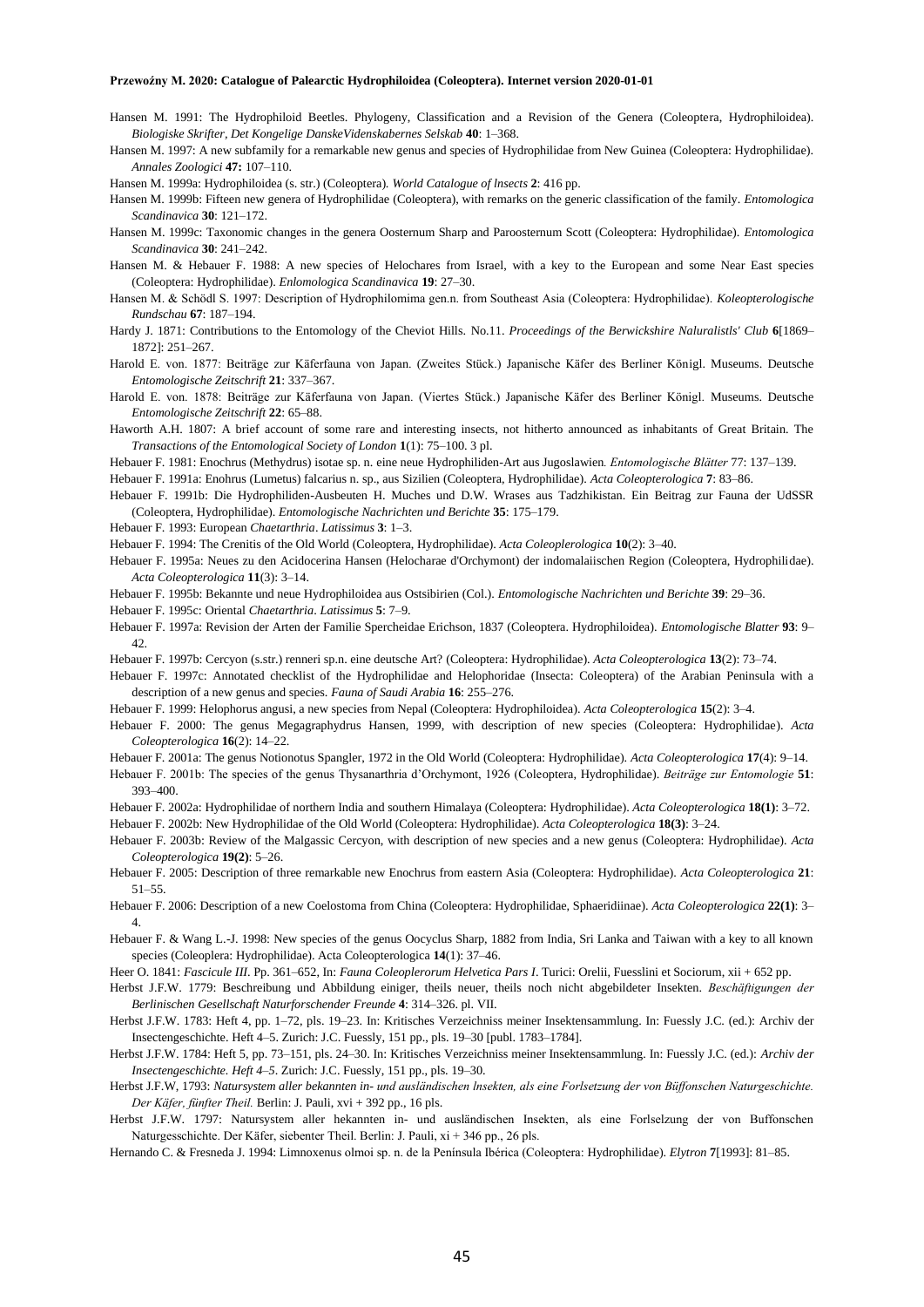Hansen M. 1991: The Hydrophiloid Beetles. Phylogeny, Classification and a Revision of the Genera (Coleoptera, Hydrophiloidea). *Biologiske Skrifter, Det Kongelige DanskeVidenskabernes Selskab* **40**: 1–368.

Hansen M. 1997: A new subfamily for a remarkable new genus and species of Hydrophilidae from New Guinea (Coleoptera: Hydrophilidae). *Annales Zoologici* **47:** 107–110.

Hansen M. 1999a: Hydrophiloidea (s. str.) (Coleoptera). *World Catalogue of lnsects* **2**: 416 pp.

Hansen M. 1999b: Fifteen new genera of Hydrophilidae (Coleoptera), with remarks on the generic classification of the family. *Entomologica Scandinavica* **30**: 121–172.

Hansen M. 1999c: Taxonomic changes in the genera Oosternum Sharp and Paroosternum Scott (Coleoptera: Hydrophilidae). *Entomologica Scandinavica* **30**: 241–242.

Hansen M. & Hebauer F. 1988: A new species of Helochares from Israel, with a key to the European and some Near East species (Coleoptera: Hydrophilidae). *Enlomologica Scandinavica* **19**: 27–30.

Hansen M. & Schödl S. 1997: Description of Hydrophilomima gen.n. from Southeast Asia (Coleoptera: Hydrophilidae). *Koleopterologische Rundschau* **67**: 187–194.

Hardy J. 1871: Contributions to the Entomology of the Cheviot Hills. No.11. *Proceedings of the Berwickshire Naluralistls' Club* **6**[1869–1872]: 251–267.

Harold E. von. 1877: Beiträge zur Käferfauna von Japan. (Zweites Stück.) Japanische Käfer des Berliner Königl. Museums. Deutsche *Entomologische Zeitschrift* **21**: 337–367.

Harold E. von. 1878: Beiträge zur Käferfauna von Japan. (Viertes Stück.) Japanische Käfer des Berliner Königl. Museums. Deutsche *Entomologische Zeitschrift* **22**: 65–88.

Haworth A.H. 1807: A brief account of some rare and interesting insects, not hitherto announced as inhabitants of Great Britain. The *Transactions of the Entomological Society of London* **1**(1): 75–100. 3 pl.

Hebauer F. 1981: Enochrus (Methydrus) isotae sp. n. eine neue Hydrophiliden-Art aus Jugoslawien. *Entomologische Blätter* 77: 137–139.

Hebauer F. 1991a: Enohrus (Lumetus) falcarius n. sp., aus Sizilien (Coleoptera, Hydrophilidae). *Acta Coleopterologica* **7**: 83–86.

Hebauer F. 1991b: Die Hydrophiliden-Ausbeuten H. Muches und D.W. Wrases aus Tadzhikistan. Ein Beitrag zur Fauna der UdSSR (Coleoptera, Hydrophilidae). *Entomologische Nachrichten und Berichte* **35**: 175–179.

Hebauer F. 1993: European *Chaetarthria*. *Latissimus* **3**: 1–3.

Hebauer F. 1994: The Crenitis of the Old World (Coleoptera, Hydrophilidae). *Acta Coleoplerologica* **10**(2): 3–40.

Hebauer F. 1995a: Neues zu den Acidocerina Hansen (Helocharae d'Orchymont) der indomalaiischen Region (Coleoptera, Hydrophilidae). *Acta Coleopterologica* **11**(3): 3–14.

Hebauer F. 1995b: Bekannte und neue Hydrophiloidea aus Ostsibirien (Col.). *Entomologische Nachrichten und Berichte* **39**: 29–36.

Hebauer F. 1995c: Oriental *Chaetarthria*. *Latissimus* **5**: 7–9.

Hebauer F. 1997a: Revision der Arten der Familie Spercheidae Erichson, 1837 (Coleoptera. Hydrophiloidea). *Entomologische Blatter* **93**: 9–42.

Hebauer F. 1997b: Cercyon (s.str.) renneri sp.n. eine deutsche Art? (Coleoptera: Hydrophilidae). *Acta Coleopterologica* **13**(2): 73–74.

Hebauer F. 1997c: Annotated checklist of the Hydrophilidae and Helophoridae (Insecta: Coleoptera) of the Arabian Peninsula with a description of a new genus and species. *Fauna of Saudi Arabia* **16**: 255–276.

Hebauer F. 1999: Helophorus angusi, a new species from Nepal (Coleoptera: Hydrophiloidea). *Acta Coleopterologica* **15**(2): 3–4.

Hebauer F. 2000: The genus Megagraphydrus Hansen, 1999, with description of new species (Coleoptera: Hydrophilidae). *Acta Coleopterologica* **16**(2): 14–22.

Hebauer F. 2001a: The genus Notionotus Spangler, 1972 in the Old World (Coleoptera: Hydrophilidae). *Acta Coleopterologica* **17**(4): 9–14.

Hebauer F. 2001b: The species of the genus Thysanarthria d'Orchymont, 1926 (Coleoptera, Hydrophilidae). *Beiträge zur Entomologie* **51**: 393–400.

Hebauer F. 2002a: Hydrophilidae of northern India and southern Himalaya (Coleoptera: Hydrophilidae). *Acta Coleopterologica* **18(1)**: 3–72.

Hebauer F. 2002b: New Hydrophilidae of the Old World (Coleoptera: Hydrophilidae). *Acta Coleopterologica* **18(3)**: 3–24.

Hebauer F. 2003b: Review of the Malgassic Cercyon, with description of new species and a new genus (Coleoptera: Hydrophilidae). *Acta Coleopterologica* **19(2)**: 5–26.

Hebauer F. 2005: Description of three remarkable new Enochrus from eastern Asia (Coleoptera: Hydrophilidae). *Acta Coleopterologica* **21**: 51–55.

Hebauer F. 2006: Description of a new Coelostoma from China (Coleoptera: Hydrophilidae, Sphaeridiinae). *Acta Coleopterologica* **22(1)**: 3–4.

Hebauer F. & Wang L.-J. 1998: New species of the genus Oocyclus Sharp, 1882 from India, Sri Lanka and Taiwan with a key to all known species (Coleoplera: Hydrophilidae). Acta Coleopterologica **14**(1): 37–46.

Heer O. 1841: *Fascicule III*. Pp. 361–652, In: *Fauna Coleoplerorum Helvetica Pars I*. Turici: Orelii, Fuesslini et Sociorum, xii + 652 pp.

Herbst J.F.W. 1779: Beschreibung und Abbildung einiger, theils neuer, theils noch nicht abgebildeter Insekten. *Beschäftigungen der Berlinischen Gesellschaft Naturforschender Freunde* **4**: 314–326. pl. VII.

Herbst J.F.W. 1783: Heft 4, pp. 1–72, pls. 19–23. In: Kritisches Verzeichniss meiner Insektensammlung. In: Fuessly J.C. (ed.): Archiv der Insectengeschichte. Heft 4–5. Zurich: J.C. Fuessly, 151 pp., pls. 19–30 [publ. 1783–1784].

Herbst J.F.W. 1784: Heft 5, pp. 73–151, pls. 24–30. In: Kritisches Verzeichniss meiner Insektensammlung. In: Fuessly J.C. (ed.): *Archiv der Insectengeschichte. Heft 4–5*. Zurich: J.C. Fuessly, 151 pp., pls. 19–30.

Herbst J.F.W, 1793: *Natursystem aller bekannten in- und ausländischen lnsekten, als eine Forlsetzung der von Büffonschen Naturgeschichte. Der Käfer, fünfter Theil.* Berlin: J. Pauli, xvi + 392 pp., 16 pls.

Herbst J.F.W. 1797: Natursystem aller hekannten in- und ausländischen Insekten, als eine Forlselzung der von Buffonschen Naturgesschichte. Der Käfer, siebenter Theil. Berlin: J. Pauli, xi + 346 pp., 26 pls.

Hernando C. & Fresneda J. 1994: Limnoxenus olmoi sp. n. de la Península Ibérica (Coleoptera: Hydrophilidae). *Elytron* **7**[1993]: 81–85.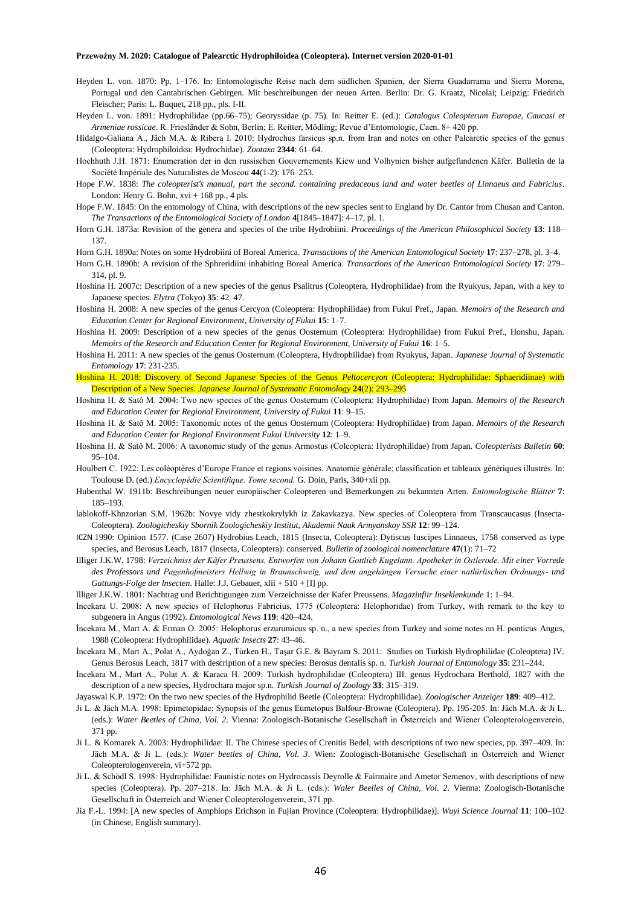Heyden L. von. 1870: Pp. 1–176. In: Entomologische Reise nach dem südlichen Spanien, der Sierra Guadarrama und Sierra Morena, Portugal und den Cantabrischen Gebirgen. Mit beschreibungen der neuen Arten. Berlin: Dr. G. Kraatz, Nicolai; Leipzig: Friedrich Fleischer; Paris: L. Buquet, 218 pp., pls. I-II.

Heyden L. von. 1891: Hydrophilidae (pp.66–75); Georyssidae (p. 75). In: Reitter E. (ed.): *Catalogus Coleopterum Europae, Caucasi et Armeniae rossicae*. R. Friesländer & Sohn, Berlin; E. Reitter, Mödling; Revue d'Entomologie, Caen. 8+ 420 pp.

Hidalgo-Galiana A., Jäch M.A. & Ribera I. 2010: Hydrochus farsicus sp.n. from Iran and notes on other Palearctic species of the genus (Coleoptera: Hydrophiloidea: Hydrochidae). *Zootaxa* **2344**: 61–64.

Hochhuth J.H. 1871: Enumeration der in den russischen Gouvernements Kiew und Volhynien bisher aufgefundenen Käfer. Bulletin de la Société Impériale des Naturalistes de Moscou **44**(1-2): 176–253.

Hope F.W. 1838: *The coleopterist's manual, part the second. containing predaceous land and water beetles of Linnaeus and Fabricius*. London: Henry G. Bohn, xvi + 168 pp., 4 pls.

Hope F.W. 1845: On the entomology of China, with descriptions of the new species sent to England by Dr. Cantor from Chusan and Canton. *The Transactions of the Entomological Society of London* **4**[1845–1847]: 4–17, pl. 1.

Horn G.H. 1873a: Revision of the genera and species of the tribe Hydrobiini. *Proceedings of the American Philosophical Society* **13**: 118–137.

Horn G.H. 1890a: Notes on some Hydrobiini of Boreal America. *Transactions of the American Entomological Society* **17**: 237–278, pl. 3–4.

Horn G.H. 1890b: A revision of the Sphreridiini inhabiting Boreal America. *Transactions of the American Entomological Society* **17**: 279–314, pl. 9.

Hoshina H. 2007c: Description of a new species of the genus Psalitrus (Coleoptera, Hydrophilidae) from the Ryukyus, Japan, with a key to Japanese species. *Elytra* (Tokyo) **35**: 42–47.

Hoshina H. 2008: A new species of the genus Cercyon (Coleoptera: Hydrophilidae) from Fukui Pref., Japan. *Memoirs of the Research and Education Center for Regional Environment, University of Fukui* **15**: 1–7.

Hoshina H. 2009: Description of a new species of the genus Oosternum (Coleoptera: Hydrophilidae) from Fukui Pref., Honshu, Japan. *Memoirs of the Research and Education Center for Regional Environment, University of Fukui* **16**: 1–5.

Hoshina H. 2011: A new species of the genus Oosternum (Coleoptera, Hydrophilidae) from Ryukyus, Japan. *Japanese Journal of Systematic Entomology* **17**: 231-235.

Hoshina H. 2018: Discovery of Second Japanese Species of the Genus *Peltocercyon* (Coleoptera: Hydrophilidae: Sphaeridiinae) with Description of a New Species. *Japanese Journal of Systematic Entomology* **24**(2): 293–295

Hoshina H. & Satô M. 2004: Two new species of the genus Oosternum (Coleoptera: Hydrophilidae) from Japan. *Memoirs of the Research and Education Center for Regional Environment, University of Fukui* **11**: 9–15.

Hoshina H. & Satô M. 2005: Taxonomic notes of the genus Oosternum (Coleoptera: Hydrophilidae) from Japan. *Memoirs of the Research and Education Center for Regional Environment Fukui University* **12**: 1–9.

Hoshina H. & Satô M. 2006: A taxonomic study of the genus Armostus (Coleoptera: Hydrophilidae) from Japan. *Coleopterists Bulletin* **60**: 95–104.

Houlbert C. 1922: Les coléoptères d'Europe France et regions voisines. Anatomie générale; classification et tableaux génériques illustrés. In: Toulouse D. (ed.) *Encyclopédie Scientifique. Tome second.* G. Doin, Paris, 340+xii pp.

Hubenthal W. 1911b: Beschreibungen neuer europäischer Coleopteren und Bemerkungen zu bekannten Arten. *Entomologische Blätter* **7**: 185–193.

Iablokoff-Khnzorian S.M. 1962b: Novye vidy zhestkokrylykh iz Zakavkazya. New species of Coleoptera from Transcaucasus (Insecta-Coleoptera). *Zoologicheskiy Sbornik Zoologicheskiy Institut, Akademii Nauk Armyanskoy SSR* **12**: 99–124.

ICZN 1990: Opinion 1577. (Case 2607) Hydrobius Leach, 1815 (Insecta, Coleoptera): Dytiscus fuscipes Linnaeus, 1758 conserved as type species, and Berosus Leach, 1817 (Insecta, Coleoptera): conserved. *Bulletin of zoological nomenclature* **47**(1): 71–72

Illiger J.K.W. 1798: *Verzeichniss der Käfer Preussens. Entworfen von Johann Gottlieb Kugelann. Apotheker in Ostlerode. Mit einer Vorrede des Professors und Pagenhofmeisters Hellwig in Braunschweig, und dem angehängen Versuche einer natlürlischen Ordnungs- und Gattungs-Folge der lnsecten*. Halle: J.J. Gebauer, xlii + 510 + [I] pp.

llliger J.K.W. 1801: Nachtrag und Berichtigungen zum Verzeichnisse der Kafer Preussens. *Magazinfiir Inseklenkunde* 1: 1–94.

İncekara U. 2008: A new species of Helophorus Fabricius, 1775 (Coleoptera: Helophoridae) from Turkey, with remark to the key to subgenera in Angus (1992). *Entomological News* **119**: 420–424.

İncekara M., Mart A. & Erman O. 2005: Helophorus erzurumicus sp. n., a new species from Turkey and some notes on H. ponticus Angus, 1988 (Coleoptera: Hydrophilidae). *Aquatic Insects* **27**: 43–46.

İncekara M., Mart A., Polat A., Aydoğan Z., Türken H., Taşar G.E. & Bayram S. 2011: Studies on Turkish Hydrophilidae (Coleoptera) IV. Genus Berosus Leach, 1817 with description of a new species: Berosus dentalis sp. n. *Turkish Journal of Entomology* **35**: 231–244.

İncekara M., Mart A., Polat A. & Karaca H. 2009: Turkish hydrophilidae (Coleoptera) III. genus Hydrochara Berthold, 1827 with the description of a new species, Hydrochara major sp.n. *Turkish Journal of Zoology* **33**: 315–319.

Jayaswal K.P. 1972: On the two new species of the Hydrophilid Beetle (Coleoptera: Hydrophilidae). *Zoologischer Anzeiger* **189**: 409–412.

Ji L. & Jäch M.A. 1998: Epimetopidae: Synopsis of the genus Eumetopus Balfour-Browne (Coleoptera). Pp. 195-205. In: Jäch M.A. & Ji L. (eds.): *Water Beetles of China, Vol. 2*. Vienna: Zoologisch-Botanische Gesellschaft in Österreich and Wiener Coleopterologenverein, 371 pp.

Ji L. & Komarek A. 2003: Hydrophilidae: II. The Chinese species of Crenitis Bedel, with descriptions of two new species, pp. 397–409. In: Jäch M.A. & Ji L. (eds.): *Water beetles of China, Vol. 3*. Wien: Zoologisch-Botanische Gesellschaft in Österreich and Wiener Coleopterologenverein, vi+572 pp.

Ji L. & Schödl S. 1998: Hydrophilidae: Faunistic notes on Hydrocassis Deyrolle & Fairmaire and Ametor Semenov, with descriptions of new species (Coleoptera). Pp. 207–218. In: Jäch M.A. & Ji L. (eds.): *Waler Beelles of China, Vol. 2*. Vienna: Zoologisch-Botanische Gesellschaft in Österreich and Wiener Coleopterologenverein, 371 pp.

Jia F.-L. 1994: [A new species of Amphiops Erichson in Fujian Province (Coleoptera: Hydrophilidae)]. *Wuyi Science Journal* **11**: 100–102 (in Chinese, English summary).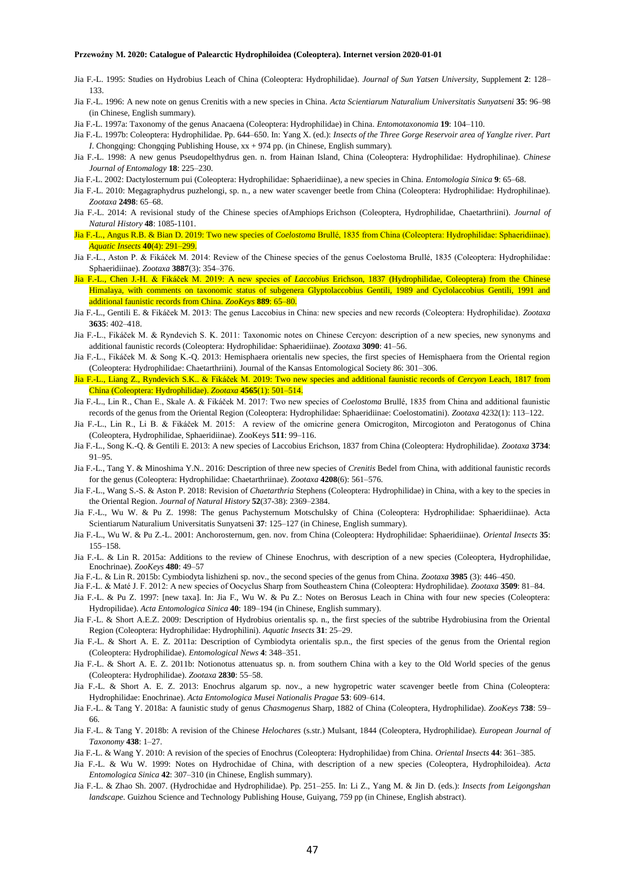Jia F.-L. 1995: Studies on Hydrobius Leach of China (Coleoptera: Hydrophilidae). *Journal of Sun Yatsen University*, Supplement **2**: 128–133.

Jia F.-L. 1996: A new note on genus Crenitis with a new species in China. *Acta Scientiarum Naturalium Universitatis Sunyatseni* **35**: 96–98 (in Chinese, English summary).

Jia F.-L. 1997a: Taxonomy of the genus Anacaena (Coleoptera: Hydrophilidae) in China. *Entomotaxonomia* **19**: 104–110.

Jia F.-L. 1997b: Coleoptera: Hydrophilidae. Pp. 644–650. In: Yang X. (ed.): *Insects of the Three Gorge Reservoir area of Yanglze river. Part I*. Chongqing: Chongqing Publishing House, xx + 974 pp. (in Chinese, English summary).

Jia F.-L. 1998: A new genus Pseudopelthydrus gen. n. from Hainan Island, China (Coleoptera: Hydrophilidae: Hydrophilinae). *Chinese Journal of Entomology* **18**: 225–230.

Jia F.-L. 2002: Dactylosternum pui (Coleoptera: Hydrophilidae: Sphaeridiinae), a new species in China. *Entomologia Sinica* **9**: 65–68.

Jia F.-L. 2010: Megagraphydrus puzhelongi, sp. n., a new water scavenger beetle from China (Coleoptera: Hydrophilidae: Hydrophilinae). *Zootaxa* **2498**: 65–68.

Jia F.-L. 2014: A revisional study of the Chinese species ofAmphiops Erichson (Coleoptera, Hydrophilidae, Chaetarthriini). *Journal of Natural History* **48**: 1085-1101.

Jia F.-L., Angus R.B. & Bian D. 2019: Two new species of *Coelostoma* Brullé, 1835 from China (Coleoptera: Hydrophilidae: Sphaeridiinae). *Aquatic Insects* **40**(4): 291–299.

Jia F.-L., Aston P. & Fikáček M. 2014: Review of the Chinese species of the genus Coelostoma Brullé, 1835 (Coleoptera: Hydrophilidae: Sphaeridiinae). *Zootaxa* **3887**(3): 354–376.

Jia F.-L., Chen J.-H. & Fikáček M. 2019: A new species of *Laccobius* Erichson, 1837 (Hydrophilidae, Coleoptera) from the Chinese Himalaya, with comments on taxonomic status of subgenera Glyptolaccobius Gentili, 1989 and Cyclolaccobius Gentili, 1991 and additional faunistic records from China. *ZooKeys* **889**: 65–80.

Jia F.-L., Gentili E. & Fikáček M. 2013: The genus Laccobius in China: new species and new records (Coleoptera: Hydrophilidae). *Zootaxa* **3635**: 402–418.

Jia F.-L., Fikáček M. & Ryndevich S. K. 2011: Taxonomic notes on Chinese Cercyon: description of a new species, new synonyms and additional faunistic records (Coleoptera: Hydrophilidae: Sphaeridiinae). *Zootaxa* **3090**: 41–56.

Jia F.-L., Fikáček M. & Song K.-Q. 2013: Hemisphaera orientalis new species, the first species of Hemisphaera from the Oriental region (Coleoptera: Hydrophilidae: Chaetarthriini). Journal of the Kansas Entomological Society 86: 301–306.

Jia F.-L., Liang Z., Ryndevich S.K.. & Fikáček M. 2019: Two new species and additional faunistic records of *Cercyon* Leach, 1817 from China (Coleoptera: Hydrophilidae). *Zootaxa* **4565**(1): 501–514.

Jia F.-L., Lin R., Chan E., Skale A. & Fikáček M. 2017: Two new species of *Coelostoma* Brullé, 1835 from China and additional faunistic records of the genus from the Oriental Region (Coleoptera: Hydrophilidae: Sphaeridiinae: Coelostomatini). *Zootaxa* 4232(1): 113–122.

Jia F.-L., Lin R., Li B. & Fikáček M. 2015: A review of the omicrine genera Omicrogiton, Mircogioton and Peratogonus of China (Coleoptera, Hydrophilidae, Sphaeridiinae). ZooKeys **511**: 99–116.

Jia F.-L., Song K.-Q. & Gentili E. 2013: A new species of Laccobius Erichson, 1837 from China (Coleoptera: Hydrophilidae). *Zootaxa* **3734**: 91–95.

Jia F.-L., Tang Y. & Minoshima Y.N.. 2016: Description of three new species of *Crenitis* Bedel from China, with additional faunistic records for the genus (Coleoptera: Hydrophilidae: Chaetarthriinae). *Zootaxa* **4208**(6): 561–576.

Jia F.-L., Wang S.-S. & Aston P. 2018: Revision of *Chaetarthria* Stephens (Coleoptera: Hydrophilidae) in China, with a key to the species in the Oriental Region. *Journal of Natural History* **52**(37-38): 2369–2384.

Jia F.-L., Wu W. & Pu Z. 1998: The genus Pachysternum Motschulsky of China (Coleoptera: Hydrophilidae: Sphaeridiinae). Acta Scientiarum Naturalium Universitatis Sunyatseni **37**: 125–127 (in Chinese, English summary).

Jia F.-L., Wu W. & Pu Z.-L. 2001: Anchorosternum, gen. nov. from China (Coleoptera: Hydrophilidae: Sphaeridiinae). *Oriental Insects* **35**: 155–158.

Jia F.-L. & Lin R. 2015a: Additions to the review of Chinese Enochrus, with description of a new species (Coleoptera, Hydrophilidae, Enochrinae). *ZooKeys* **480**: 49–57

Jia F.-L. & Lin R. 2015b: Cymbiodyta lishizheni sp. nov., the second species of the genus from China. *Zootaxa* **3985** (3): 446–450.

Jia F.-L. & Maté J. F. 2012: A new species of Oocyclus Sharp from Southeastern China (Coleoptera: Hydrophilidae). *Zootaxa* **3509**: 81–84.

Jia F.-L. & Pu Z. 1997: [new taxa]. In: Jia F., Wu W. & Pu Z.: Notes on Berosus Leach in China with four new species (Coleoptera: Hydropilidae). *Acta Entomologica Sinica* **40**: 189–194 (in Chinese, English summary).

Jia F.-L. & Short A.E.Z. 2009: Description of Hydrobius orientalis sp. n., the first species of the subtribe Hydrobiusina from the Oriental Region (Coleoptera: Hydrophilidae: Hydrophilini). *Aquatic Insects* **31**: 25–29.

Jia F.-L. & Short A. E. Z. 2011a: Description of Cymbiodyta orientalis sp.n., the first species of the genus from the Oriental region (Coleoptera: Hydrophilidae). *Entomological News* **4**: 348–351.

Jia F.-L. & Short A. E. Z. 2011b: Notionotus attenuatus sp. n. from southern China with a key to the Old World species of the genus (Coleoptera: Hydrophilidae). *Zootaxa* **2830**: 55–58.

Jia F.-L. & Short A. E. Z. 2013: Enochrus algarum sp. nov., a new hygropetric water scavenger beetle from China (Coleoptera: Hydrophilidae: Enochrinae). *Acta Entomologica Musei Nationalis Pragae* **53**: 609–614.

Jia F.-L. & Tang Y. 2018a: A faunistic study of genus *Chasmogenus* Sharp, 1882 of China (Coleoptera, Hydrophilidae). *ZooKeys* **738**: 59–66.

Jia F.-L. & Tang Y. 2018b: A revision of the Chinese *Helochares* (s.str.) Mulsant, 1844 (Coleoptera, Hydrophilidae). *European Journal of Taxonomy* **438**: 1–27.

Jia F.-L. & Wang Y. 2010: A revision of the species of Enochrus (Coleoptera: Hydrophilidae) from China. *Oriental Insects* **44**: 361–385.

Jia F.-L. & Wu W. 1999: Notes on Hydrochidae of China, with description of a new species (Coleoptera, Hydrophiloidea). *Acta Entomologica Sinica* **42**: 307–310 (in Chinese, English summary).

Jia F.-L. & Zhao Sh. 2007. (Hydrochidae and Hydrophilidae). Pp. 251–255. In: Li Z., Yang M. & Jin D. (eds.): *Insects from Leigongshan landscape*. Guizhou Science and Technology Publishing House, Guiyang, 759 pp (in Chinese, English abstract).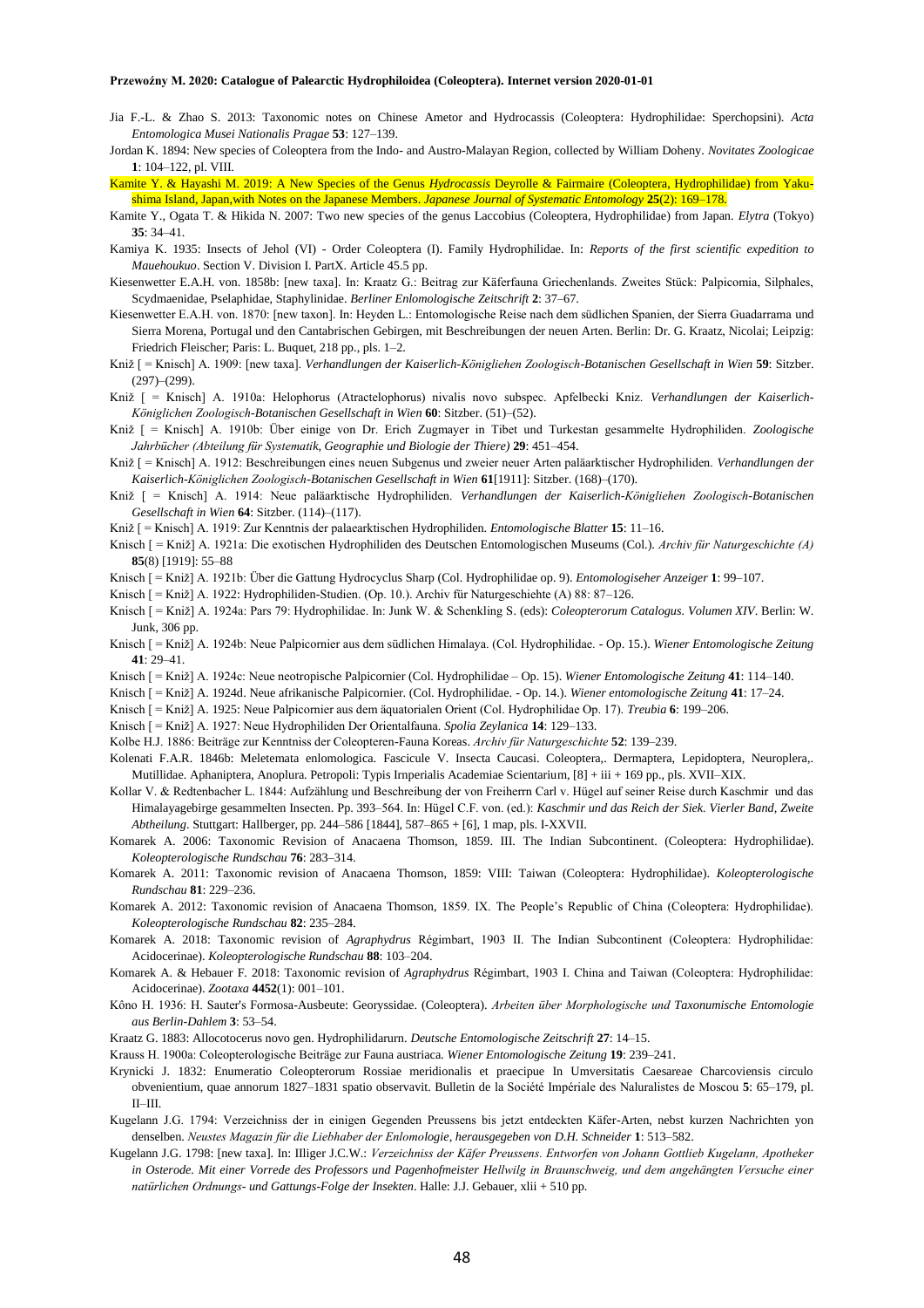Jia F.-L. & Zhao S. 2013: Taxonomic notes on Chinese Ametor and Hydrocassis (Coleoptera: Hydrophilidae: Sperchopsini). *Acta Entomologica Musei Nationalis Pragae* **53**: 127–139.

Jordan K. 1894: New species of Coleoptera from the Indo- and Austro-Malayan Region, collected by William Doheny. *Novitates Zoologicae* **1**: 104–122, pl. VIII.

Kamite Y. & Hayashi M. 2019: A New Species of the Genus *Hydrocassis* Deyrolle & Fairmaire (Coleoptera, Hydrophilidae) from Yaku-shima Island, Japan,with Notes on the Japanese Members. *Japanese Journal of Systematic Entomology* **25**(2): 169–178.

Kamite Y., Ogata T. & Hikida N. 2007: Two new species of the genus Laccobius (Coleoptera, Hydrophilidae) from Japan. *Elytra* (Tokyo) **35**: 34–41.

Kamiya K. 1935: Insects of Jehol (VI) - Order Coleoptera (I). Family Hydrophilidae. In: *Reports of the first scientific expedition to Mauehoukuo*. Section V. Division I. PartX. Article 45.5 pp.

Kiesenwetter E.A.H. von. 1858b: [new taxa]. In: Kraatz G.: Beitrag zur Käferfauna Griechenlands. Zweites Stück: Palpicomia, Silphales, Scydmaenidae, Pselaphidae, Staphylinidae. *Berliner Enlomologische Zeitschrift* **2**: 37–67.

Kiesenwetter E.A.H. von. 1870: [new taxon]. In: Heyden L.: Entomologische Reise nach dem südlichen Spanien, der Sierra Guadarrama und Sierra Morena, Portugal und den Cantabrischen Gebirgen, mit Beschreibungen der neuen Arten. Berlin: Dr. G. Kraatz, Nicolai; Leipzig: Friedrich Fleischer; Paris: L. Buquet, 218 pp., pls. 1–2.

Kniž [ = Knisch] A. 1909: [new taxa]. *Verhandlungen der Kaiserlich-Königliehen Zoologisch-Botanischen Gesellschaft in Wien* **59**: Sitzber. (297)–(299).

Kniž [ = Knisch] A. 1910a: Helophorus (Atractelophorus) nivalis novo subspec. Apfelbecki Kniz. *Verhandlungen der Kaiserlich-Königlichen Zoologisch-Botanischen Gesellschaft in Wien* **60**: Sitzber. (51)–(52).

Kniž [ = Knisch] A. 1910b: Über einige von Dr. Erich Zugmayer in Tibet und Turkestan gesammelte Hydrophiliden. *Zoologische Jahrbücher (Abteilung für Systematik, Geographie und Biologie der Thiere)* **29**: 451–454.

Kniž [ = Knisch] A. 1912: Beschreibungen eines neuen Subgenus und zweier neuer Arten paläarktischer Hydrophiliden. *Verhandlungen der Kaiserlich-Königlichen Zoologisch-Botanischen Gesellschaft in Wien* **61**[1911]: Sitzber. (168)–(170).

Kniž [ = Knisch] A. 1914: Neue paläarktische Hydrophiliden. *Verhandlungen der Kaiserlich-Königliehen Zoologisch-Botanischen Gesellschaft in Wien* **64**: Sitzber. (114)–(117).

Kniž [ = Knisch] A. 1919: Zur Kenntnis der palaearktischen Hydrophiliden. *Entomologische Blatter* **15**: 11–16.

Knisch [ = Kniž] A. 1921a: Die exotischen Hydrophiliden des Deutschen Entomologischen Museums (Col.). *Archiv für Naturgeschichte (A)* **85**(8) [1919]: 55–88

Knisch [ = Kniž] A. 1921b: Über die Gattung Hydrocyclus Sharp (Col. Hydrophilidae op. 9). *Entomologiseher Anzeiger* **1**: 99–107.

Knisch [ = Kniž] A. 1922: Hydrophiliden-Studien. (Op. 10.). Archiv für Naturgeschiehte (A) 88: 87–126.

Knisch [ = Kniž] A. 1924a: Pars 79: Hydrophilidae. In: Junk W. & Schenkling S. (eds): *Coleopterorum Catalogus. Volumen XIV*. Berlin: W. Junk, 306 pp.

Knisch [ = Kniž] A. 1924b: Neue Palpicornier aus dem südlichen Himalaya. (Col. Hydrophilidae. - Op. 15.). *Wiener Entomologische Zeitung* **41**: 29–41.

Knisch [ = Kniž] A. 1924c: Neue neotropische Palpicornier (Col. Hydrophilidae – Op. 15). *Wiener Entomologische Zeitung* **41**: 114–140.

Knisch [ = Kniž] A. 1924d. Neue afrikanische Palpicornier. (Col. Hydrophilidae. - Op. 14.). *Wiener entomologische Zeitung* **41**: 17–24.

Knisch [ = Kniž] A. 1925: Neue Palpicornier aus dem äquatorialen Orient (Col. Hydrophilidae Op. 17). *Treubia* **6**: 199–206.

Knisch [ = Kniž] A. 1927: Neue Hydrophiliden Der Orientalfauna. *Spolia Zeylanica* **14**: 129–133.

Kolbe H.J. 1886: Beiträge zur Kenntniss der Coleopteren-Fauna Koreas. *Archiv für Naturgeschichte* **52**: 139–239.

Kolenati F.A.R. 1846b: Meletemata enlomologica. Fascicule V. Insecta Caucasi. Coleoptera,. Dermaptera, Lepidoptera, Neuroplera,. Mutillidae. Aphaniptera, Anoplura. Petropoli: Typis Irnperialis Academiae Scientarium, [8] + iii + 169 pp., pls. XVII–XIX.

Kollar V. & Redtenbacher L. 1844: Aufzählung und Beschreibung der von Freiherrn Carl v. Hügel auf seiner Reise durch Kaschmir und das Himalayagebirge gesammelten Insecten. Pp. 393–564. In: Hügel C.F. von. (ed.): *Kaschmir und das Reich der Siek. Vierler Band, Zweite Abtheilung*. Stuttgart: Hallberger, pp. 244–586 [1844], 587–865 + [6], 1 map, pls. I-XXVII.

Komarek A. 2006: Taxonomic Revision of Anacaena Thomson, 1859. III. The Indian Subcontinent. (Coleoptera: Hydrophilidae). *Koleopterologische Rundschau* **76**: 283–314.

Komarek A. 2011: Taxonomic revision of Anacaena Thomson, 1859: VIII: Taiwan (Coleoptera: Hydrophilidae). *Koleopterologische Rundschau* **81**: 229–236.

Komarek A. 2012: Taxonomic revision of Anacaena Thomson, 1859. IX. The People's Republic of China (Coleoptera: Hydrophilidae). *Koleopterologische Rundschau* **82**: 235–284.

Komarek A. 2018: Taxonomic revision of *Agraphydrus* Régimbart, 1903 II. The Indian Subcontinent (Coleoptera: Hydrophilidae: Acidocerinae). *Koleopterologische Rundschau* **88**: 103–204.

Komarek A. & Hebauer F. 2018: Taxonomic revision of *Agraphydrus* Régimbart, 1903 I. China and Taiwan (Coleoptera: Hydrophilidae: Acidocerinae). *Zootaxa* **4452**(1): 001–101.

Kôno H. 1936: H. Sauter's Formosa-Ausbeute: Georyssidae. (Coleoptera). *Arbeiten über Morphologische und Taxonumische Entomologie aus Berlin-Dahlem* **3**: 53–54.

Kraatz G. 1883: Allocotocerus novo gen. Hydrophilidarurn. *Deutsche Entomologische Zeitschrift* **27**: 14–15.

Krauss H. 1900a: Coleopterologische Beiträge zur Fauna austriaca. *Wiener Entomologische Zeitung* **19**: 239–241.

Krynicki J. 1832: Enumeratio Coleopterorum Rossiae meridionalis et praecipue In Umversitatis Caesareae Charcoviensis circulo obvenientium, quae annorum 1827–1831 spatio observavit. Bulletin de la Société Impériale des Naturalistes de Moscou **5**: 65–179, pl. II–III.

Kugelann J.G. 1794: Verzeichniss der in einigen Gegenden Preussens bis jetzt entdeckten Käfer-Arten, nebst kurzen Nachrichten von denselben. *Neustes Magazin für die Liebhaber der Enlomologie, herausgegeben von D.H. Schneider* **1**: 513–582.

Kugelann J.G. 1798: [new taxa]. In: Illiger J.C.W.: *Verzeichniss der Käfer Preussens. Entworfen von Johann Gottlieb Kugelann, Apotheker in Osterode. Mit einer Vorrede des Professors und Pagenhofmeister Hellwilg in Braunschweig, und dem angehängten Versuche einer natürlichen Ordnungs- und Gattungs-Folge der Insekten*. Halle: J.J. Gebauer, xlii + 510 pp.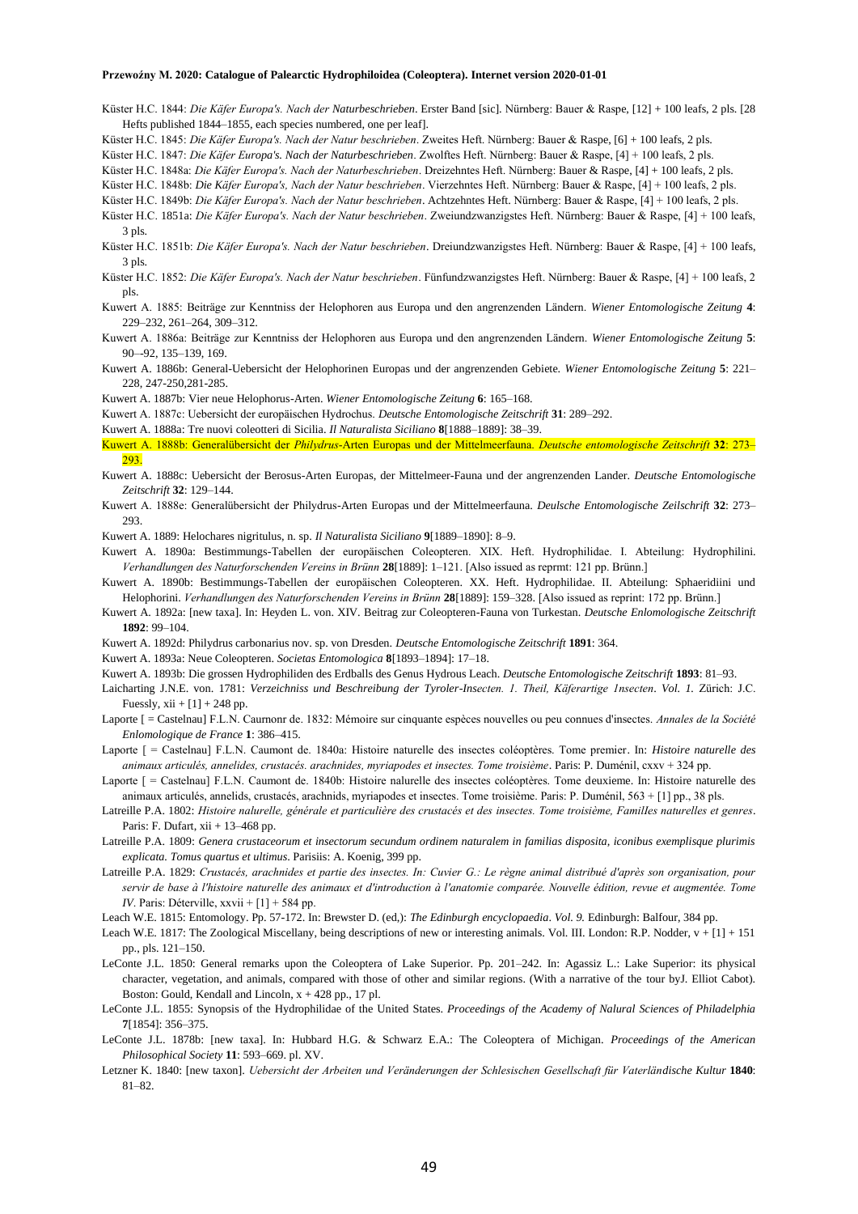Küster H.C. 1844: *Die Käfer Europa's. Nach der Naturbeschrieben*. Erster Band [sic]. Nürnberg: Bauer & Raspe, [12] + 100 leafs, 2 pls. [28 Hefts published 1844–1855, each species numbered, one per leaf].

Küster H.C. 1845: *Die Käfer Europa's. Nach der Natur beschrieben*. Zweites Heft. Nürnberg: Bauer & Raspe, [6] + 100 leafs, 2 pls.

Küster H.C. 1847: *Die Käfer Europa's. Nach der Naturbeschrieben*. Zwolftes Heft. Nürnberg: Bauer & Raspe, [4] + 100 leafs, 2 pls.

Küster H.C. 1848a: *Die Käfer Europa's. Nach der Naturbeschrieben*. Dreizehntes Heft. Nürnberg: Bauer & Raspe, [4] + 100 leafs, 2 pls.

Küster H.C. 1848b: *Die Käfer Europa's, Nach der Natur beschrieben*. Vierzehntes Heft. Nürnberg: Bauer & Raspe, [4] + 100 leafs, 2 pls.

Küster H.C. 1849b: *Die Käfer Europa's. Nach der Natur beschrieben*. Achtzehntes Heft. Nürnberg: Bauer & Raspe, [4] + 100 leafs, 2 pls.

Küster H.C. 1851a: *Die Käfer Europa's. Nach der Natur beschrieben*. Zweiundzwanzigstes Heft. Nürnberg: Bauer & Raspe, [4] + 100 leafs, 3 pls.

Küster H.C. 1851b: *Die Käfer Europa's. Nach der Natur beschrieben*. Dreiundzwanzigstes Heft. Nürnberg: Bauer & Raspe, [4] + 100 leafs, 3 pls.

Küster H.C. 1852: *Die Käfer Europa's. Nach der Natur beschrieben*. Fünfundzwanzigstes Heft. Nürnberg: Bauer & Raspe, [4] + 100 leafs, 2 pls.

Kuwert A. 1885: Beiträge zur Kenntniss der Helophoren aus Europa und den angrenzenden Ländern. *Wiener Entomologische Zeitung* **4**: 229–232, 261–264, 309–312.

Kuwert A. 1886a: Beiträge zur Kenntniss der Helophoren aus Europa und den angrenzenden Ländern. *Wiener Entomologische Zeitung* **5**: 90–-92, 135–139, 169.

Kuwert A. 1886b: General-Uebersicht der Helophorinen Europas und der angrenzenden Gebiete. *Wiener Entomologische Zeitung* **5**: 221–228, 247-250,281-285.

Kuwert A. 1887b: Vier neue Helophorus-Arten. *Wiener Entomologische Zeitung* **6**: 165–168.

Kuwert A. 1887c: Uebersicht der europäischen Hydrochus. *Deutsche Entomologische Zeitschrift* **31**: 289–292.

Kuwert A. 1888a: Tre nuovi coleotteri di Sicilia. *Il Naturalista Siciliano* **8**[1888–1889]: 38–39.

Kuwert A. 1888b: Generalübersicht der *Philydrus*-Arten Europas und der Mittelmeerfauna. *Deutsche entomologische Zeitschrift* **32**: 273–293.

Kuwert A. 1888c: Uebersicht der Berosus-Arten Europas, der Mittelmeer-Fauna und der angrenzenden Lander. *Deutsche Entomologische Zeitschrift* **32**: 129–144.

Kuwert A. 1888e: Generalübersicht der Philydrus-Arten Europas und der Mittelmeerfauna. *Deulsche Entomologische Zeilschrift* **32**: 273–293.

Kuwert A. 1889: Helochares nigritulus, n. sp. *Il Naturalista Siciliano* **9**[1889–1890]: 8–9.

Kuwert A. 1890a: Bestimmungs-Tabellen der europäischen Coleopteren. XIX. Heft. Hydrophilidae. I. Abteilung: Hydrophilini. *Verhandlungen des Naturforschenden Vereins in Brünn* **28**[1889]: 1–121. [Also issued as reprmt: 121 pp. Brünn.]

Kuwert A. 1890b: Bestimmungs-Tabellen der europäischen Coleopteren. XX. Heft. Hydrophilidae. II. Abteilung: Sphaeridiini und Helophorini. *Verhandlungen des Naturforschenden Vereins in Brünn* **28**[1889]: 159–328. [Also issued as reprint: 172 pp. Brünn.]

Kuwert A. 1892a: [new taxa]. In: Heyden L. von. XIV. Beitrag zur Coleopteren-Fauna von Turkestan. *Deutsche Enlomologische Zeitschrift* **1892**: 99–104.

Kuwert A. 1892d: Philydrus carbonarius nov. sp. von Dresden. *Deutsche Entomologische Zeitschrift* **1891**: 364.

Kuwert A. 1893a: Neue Coleopteren. *Societas Entomologica* **8**[1893–1894]: 17–18.

Kuwert A. 1893b: Die grossen Hydrophiliden des Erdballs des Genus Hydrous Leach. *Deutsche Entomologische Zeitschrift* **1893**: 81–93.

Laicharting J.N.E. von. 1781: *Verzeichniss und Beschreibung der Tyroler-Insecten. 1. Theil, Käferartige 1nsecten*. *Vol. 1.* Zürich: J.C. Fuessly, xii + [1] + 248 pp.

Laporte [ = Castelnau] F.L.N. Caurnonr de. 1832: Mémoire sur cinquante espèces nouvelles ou peu connues d'insectes. *Annales de la Société Enlomologique de France* **1**: 386–415.

Laporte [ = Castelnau] F.L.N. Caumont de. 1840a: Histoire naturelle des insectes coléoptères. Tome premier. In: *Histoire naturelle des animaux articulés, annelides, crustacés. arachnides, myriapodes et insectes. Tome troisième*. Paris: P. Duménil, cxxv + 324 pp.

Laporte [ = Castelnau] F.L.N. Caumont de. 1840b: Histoire nalurelle des insectes coléoptères. Tome deuxieme. In: Histoire naturelle des animaux articulés, annelids, crustacés, arachnids, myriapodes et insectes. Tome troisième. Paris: P. Duménil, 563 + [1] pp., 38 pls.

Latreille P.A. 1802: *Histoire nalurelle, générale et particulière des crustacés et des insectes. Tome troisième, Familles naturelles et genres*. Paris: F. Dufart, xii + 13–468 pp.

Latreille P.A. 1809: *Genera crustaceorum et insectorum secundum ordinem naturalem in familias disposita, iconibus exemplisque plurimis explicata. Tomus quartus et ultimus*. Parisiis: A. Koenig, 399 pp.

Latreille P.A. 1829: *Crustacés, arachnides et partie des insectes. In: Cuvier G.: Le règne animal distribué d'après son organisation, pour servir de base à l'histoire naturelle des animaux et d'introduction à l'anatomie comparée. Nouvelle édition, revue et augmentée. Tome IV*. Paris: Déterville, xxvii + [1] + 584 pp.

Leach W.E. 1815: Entomology. Pp. 57-172. In: Brewster D. (ed,): *The Edinburgh encyclopaedia*. *Vol. 9.* Edinburgh: Balfour, 384 pp.

Leach W.E. 1817: The Zoological Miscellany, being descriptions of new or interesting animals. Vol. III. London: R.P. Nodder, v + [1] + 151 pp., pls. 121–150.

LeConte J.L. 1850: General remarks upon the Coleoptera of Lake Superior. Pp. 201–242. In: Agassiz L.: Lake Superior: its physical character, vegetation, and animals, compared with those of other and similar regions. (With a narrative of the tour byJ. Elliot Cabot). Boston: Gould, Kendall and Lincoln, x + 428 pp., 17 pl.

LeConte J.L. 1855: Synopsis of the Hydrophilidae of the United States. *Proceedings of the Academy of Nalural Sciences of Philadelphia* **7**[1854]: 356–375.

LeConte J.L. 1878b: [new taxa]. In: Hubbard H.G. & Schwarz E.A.: The Coleoptera of Michigan. *Proceedings of the American Philosophical Society* **11**: 593–669. pl. XV.

Letzner K. 1840: [new taxon]. *Uebersicht der Arbeiten und Veränderungen der Schlesischen Gesellschaft für Vaterländische Kultur* **1840**: 81–82.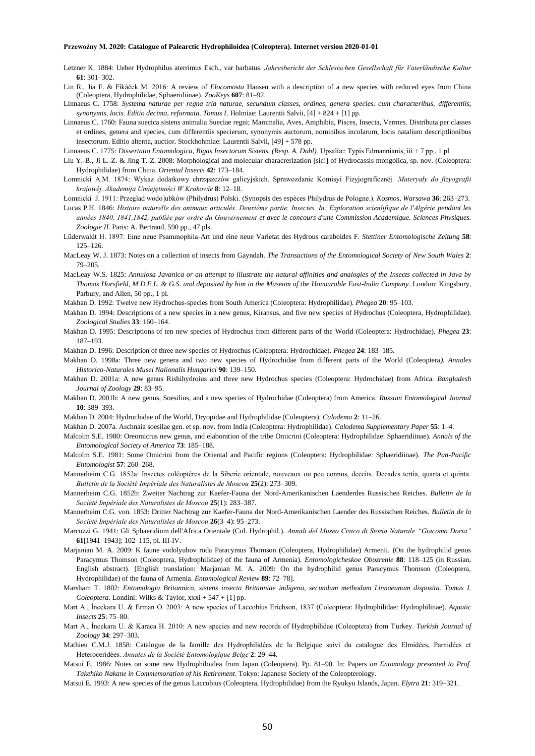Letzner K. 1884: Ueber Hydrophilus aterrimus Esch., var barbatus. *Jahresbericht der Schlesischen Gesellschaft für Vaterländische Kultur* **61**: 301–302.

Lin R., Jia F. & Fikáček M. 2016: A review of *Elocomosta* Hansen with a description of a new species with reduced eyes from China (Coleoptera, Hydrophilidae, Sphaeridiinae). *ZooKeys* **607**: 81–92.

Linnaeus C. 1758: *Systema naturae per regna tria naturae, secundum classes, ordines, genera species. cum characteribus, differentiis, synonymis, locis. Editio decima, reformata. Tomus I*. Holmiae: Laurentii Salvii, [4] + 824 + [1] pp.

Linnaeus C. 1760: Fauna suecica sistens animalia Sueciae regni; Mammalia, Aves, Amphibia, Pisces, Insecta, Vermes. Distributa per classes et ordines, genera and species, cum differentiis specierum, synonymis auctorum, nominibus incolarum, locis natalium descriptlionibus insectorum. Editio alterna, auctior. Stockhohmiae: Laurentii Salvii, [49] + 578 pp.

Linnaeus C. 1775: *Dissertatio Entomologica, Bigas Insectorum Sistens. (Resp. A. Dahl).* Upsaliæ: Typis Edmannianis, iii + 7 pp., 1 pl.

Liu Y.-B., Ji L.-Z. & Jing T.-Z. 2008: Morphological and molecular characrerization [sic!] of Hydrocassis mongolica, sp. nov. (Coleoptera: Hydrophilidae) from China. *Oriental Insects* **42**: 173–184.

Łomnicki A.M. 1874: Wykaz dodatkowy chrząszczów galicyjskich. Sprawozdanie Komisyi Fizyjograficznéj. *Materyały do fizyografii krajowéj. Akademija Umiejętności W Krakowie* **8**: 12–18.

Łomnicki J. 1911: Przeglad wodo]ubków (Philydrus) Polski. (Synopsis des espèces Philydrus de Pologne.). *Kosmos, Warsawa* **36**: 263–273.

Lucas P.H. 1846: *Histoire naturelle des animaux articulés. Deuxième partie. Insectes. In: Exploration scienlifique de l'Algérie pendant les années 1840, 1841,1842, publiée par ordre du Gouvernement et avec le concours d'une Commission Academique. Sciences Physiques. Zoologie II*. Paris: A. Bertrand, 590 pp., 47 pls.

Lüderwaldt H. 1897: Eine neue Psammophila-Art und eine neue Varietat des Hydrous caraboides F. *Stettiner Entomologische Zeitung* **58**: 125–126.

MacLeay W. J. 1873: Notes on a collection of insects from Gayndah. *The Transactions of the Entomological Society of New South Wales* **2**: 79–205.

MacLeay W.S. 1825: *Annulosa Javanica or an attempt to illustrate the natural affinities and analogies of the Insects collected in Java by Thomas Horsfield, M.D.F.L. & G.S. and deposited by him in the Museum of the Honourable East-India Company*. London: Kingsbury, Parbury, and Allen, 50 pp., 1 pl.

Makhan D. 1992: Twelve new Hydrochus-species from South America (Coleoptera: Hydrophilidae). *Phegea* **20**: 95–103.

Makhan D. 1994: Descriptions of a new species in a new genus, Kiransus, and five new species of Hydrochus (Coleoptera, Hydrophilidae). *Zoological Studies* **33**: 160–164.

Makhan D. 1995: Descriptions of ten new species of Hydrochus from different parts of the World (Coleoptera: Hydrochidae). *Phegea* **23**: 187–193.

Makhan D. 1996: Description of three new species of Hydrochus (Coleoptera: Hydrochidae). *Phegea* **24**: 183–185.

Makhan D. 1998a: Three new genera and two new species of Hydrochidae from different parts of the World (Coleoptera*). Annales Historico-Naturales Musei Nalionalis Hungarici* **90**: 139–150.

Makhan D. 2001a: A new genus Rishihydroius and three new Hydrochus species (Coleoptera: Hydrochidae) from Africa. *Bangladesh Journal of Zoology* **29**: 83–95.

Makhan D. 2001b: A new genus, Soesilius, and a new species of Hydrochidae (Coleoptera) from America. *Russian Entomological Journal* **10**: 389–393.

Makhan D. 2004: Hydrochidae of the World, Dryopidae and Hydrophilidae (Coleoptera). *Calodema* **2**: 11–26.

Makhan D. 2007a. Aschnaia soesilae gen. et sp. nov. from India (Coleoptera: Hydrophilidae). *Calodema Supplementary Paper* **55**: 1–4.

Malcolm S.E. 1980: Oreomicrus new genus, and elaboration of the tribe Omicrini (Coleoptera: Hydrophilidae: Sphaeridiinae). *Annals of the Entomologlcal Society of America* **73**: 185–188.

Malcolm S.E. 1981: Some Omicrini from the Oriental and Pacific regions (Coleoptera: Hydrophilidae: Sphaeridiinae). *The Pan-Pacific Entomologist* **57**: 260–268.

Mannerheim C.G. 1852a: Insectes coléoptères de la Siberie orientale, nouveaux ou peu connus, deceits. Decades tertia, quarta et quinta. *Bulletin de la Société Impériale des Naturalistes de Moscou* **25**(2): 273–309.

Mannerheim C.G. 1852b: Zweiter Nachtrag zur Kaefer-Fauna der Nord-Amerikanischen Laenderdes Russischen Reiches. *Bulletin de la Société Impériale des Naturalistes de Moscou* **25**(1): 283–387.

Mannerheim C.G. von. 1853: Dritter Nachtrag zur Kaefer-Fauna der Nord-Amerikanischen Laender des Russischen Reiches. *Bulletin de la Société Impériale des Naturalisles de Moscou* **26**(3–4): 95–273.

Marcuzzi G. 1941: Gli Sphaeridium dell'Africa Orientale (Col. Hydrophil.). *Annali del Museo Civico di Storia Naturale "Giacomo Doria"* **61**[1941–1943]: 102–115, pl. III-IV.

Marjanian M. A. 2009: K faune vodolyubov roda Paracymus Thomson (Coleoptera, Hydrophilidae) Armenii. (On the hydrophilid genus Paracymus Thomson (Coleoptera, Hydrophilidae) of the fauna of Armenia). *Entomologicheskoe Obozrenie* **88**: 118–125 (in Russian, English abstract). [English translation: Marjanian M. A. 2009: On the hydrophilid genus Paracymus Thomson (Coleoptera, Hydrophilidae) of the fauna of Armenia. *Entomological Review* **89**: 72–78].

Marsham T. 1802: *Entomologia Britannica, sistens insecta Britanniae indigena, secundum methodum Linnaeanam disposita. Tomus I. Coleoptera*. Londini: Wilks & Taylor, xxxi + 547 + [1] pp.

Mart A., İncekara U. & Erman O. 2003: A new species of Laccobius Erichson, 1837 (Coleoptera: Hydrophilidae: Hydrophilinae). *Aquatic Insects* **25**: 75–80.

Mart A., İncekara U. & Karaca H. 2010: A new species and new records of Hydrophilidae (Coleoptera) from Turkey. *Turkish Journal of Zoology* **34**: 297–303.

Mathieu C.M.J. 1858: Catalogue de la famille des Hydrophilidées de la Belgique suivi du catalogue des Elmidées, Parnidées et Heteroceridées. *Annales de la Société Entomologique Belge* **2**: 29–44.

Matsui E. 1986: Notes on some new Hydrophiloidea from Japan (Coleoptera). Pp. 81–90. In: Papers *on Entomology presented to Prof. Takehiko Nakane in Commemoration of his Retirement*. Tokyo: Japanese Society of the Coleopterology.

Matsui E. 1993: A new species of the genus Laccobius (Coleoptera, Hydrophilidae) from the Ryukyu Islands, Japan. *Elytra* **21**: 319–321.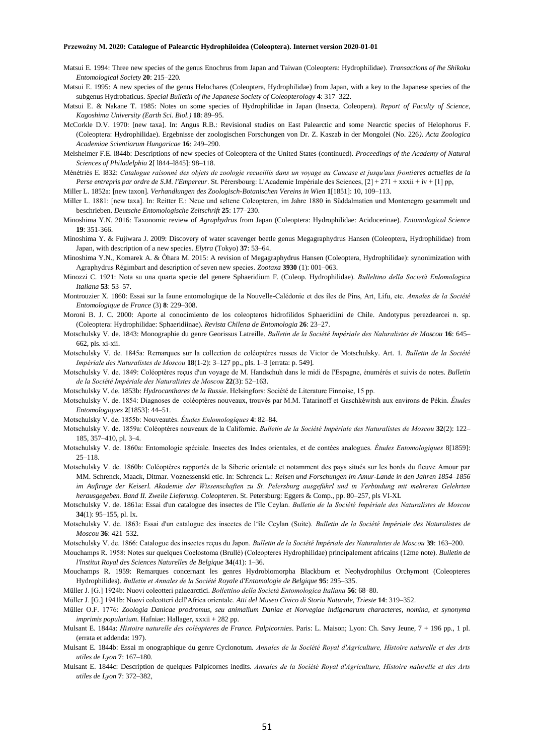Matsui E. 1994: Three new species of the genus Enochrus from Japan and Taiwan (Coleoptera: Hydrophilidae). *Transactions of lhe Shikoku Entomological Society* **20**: 215–220.

Matsui E. 1995: A new species of the genus Helochares (Coleoptera, Hydrophilidae) from Japan, with a key to the Japanese species of the subgenus Hydrobaticus. *Special Bulletin of lhe Japanese Society of Coleopterology* **4**: 317–322.

Matsui E. & Nakane T. 1985: Notes on some species of Hydrophilidae in Japan (Insecta, Coleopera). *Report of Faculty of Science, Kagoshima University (Earth Sci. Biol.)* **18**: 89–95.

McCorkle D.V. 1970: [new taxa]. In: Angus R.B.: Revisional studies on East Palearctic and some Nearctic species of Helophorus F. (Coleoptera: Hydrophilidae). Ergebnisse der zoologischen Forschungen von Dr. Z. Kaszab in der Mongolei (No. 226*). Acta Zoologica Academiae Scientiarum Hungaricae* **16**: 249–290.

Melsheimer F.E. l844b: Descriptions of new species of Coleoptera of the United States (continued). *Proceedings of the Academy of Natural Sciences of Philadelphia* **2**[ l844–l845]: 98–118.

Ménétriés E. l832: *Catalogue raisonné des objets de zoologie recueillis dans un voyage au Caucase et jusqu'aux frontieres actuelles de la Perse entrepris par ordre de S.M. l'Empereur*. St. Pérersbourg: L'Academie Impériale des Sciences, [2] + 271 + xxxii + iv + [1] pp,

Miller L. 1852a: [new taxon]. *Verhandlungen des Zoologisch-Botanischen Vereins in Wien* **1**[1851]: 10, 109–113.

Miller L. 1881: [new taxa]. In: Reitter E.: Neue und seltene Coleopteren, im Jahre 1880 in Süddalmatien und Montenegro gesammelt und beschrieben. *Deutsche Entomologische Zeitschrift* **25**: 177–230.

Minoshima Y.N. 2016: Taxonomic review of *Agraphydrus* from Japan (Coleoptera: Hydrophilidae: Acidocerinae). *Entomological Science* **19**: 351-366.

Minoshima Y. & Fujiwara J. 2009: Discovery of water scavenger beetle genus Megagraphydrus Hansen (Coleoptera, Hydrophilidae) from Japan, with description of a new species. *Elytra* (Tokyo) **37**: 53–64.

Minoshima Y.N., Komarek A. & Ôhara M. 2015: A revision of Megagraphydrus Hansen (Coleoptera, Hydrophilidae): synonimization with Agraphydrus Régimbart and description of seven new species. *Zootaxa* **3930** (1): 001–063.

Minozzi C. 1921: Nota su una quarta specie del genere Sphaeridium F. (Coleop. Hydrophilidae). *Bulleltino della Società Enlomologica Italiana* **53**: 53–57.

Montrouzier X. 1860: Essai sur la faune entomologique de la Nouvelle-Calédonie et des íles de Pins, Art, Lifu, etc. *Annales de la Société Entomologique de France* (3) **8**: 229–308.

Moroni B. J. C. 2000: Aporte al conocimiento de los coleopteros hidrofilidos Sphaeridiini de Chile. Andotypus perezdearcei n. sp. (Coleoptera: Hydrophilidae: Sphaeridiinae). *Revista Chilena de Entomologia* **26**: 23–27.

Motschulsky V. de. 1843: Monographie du genre Georissus Latreille. *Bulletin de la Société Impériale des Naluralistes de Moscou* **16**: 645–662, pls. xi-xii.

Motschulsky V. de. 1845a: Remarques sur la collection de coléoptères russes de Victor de Motschulsky. Art. 1. *Bulletin de la Société Impériale des Naturalistes de Moscou* **18**(1-2): 3–127 pp., pls. 1–3 [errata: p. 549].

Motschulsky V. de. 1849: Coléoptères reçus d'un voyage de M. Handschuh dans le midi de l'Espagne, énumérés et suivis de notes. *Bulletin de la Société Impériale des Naturalistes de Moscou* **22**(3): 52–163.

Motschulsky V. de. 1853b: *Hydrocanthares de la Russie*. Helsingfors: Société de Literature Finnoise, 15 pp.

Motschulsky V. de. 1854: Diagnoses de coléoptères nouveaux, trouvés par M.M. Tatarinoff et Gaschkéwitsh aux environs de Pékin. *Études Entomologiques* **2**[1853]: 44–51.

Motschulsky V. de. 1855b: Nouveautés. *Études Enlomologiques* **4**: 82–84.

Motschulsky V. de. 1859a: Coléoptères nouveaux de la Californie. *Bulletin de la Société Impériale des Naturalistes de Moscou* **32**(2): 122–185, 357–410, pl. 3–4.

Motschulsky V. de. 1860a: Entomologie spéciale. Insectes des Indes orientales, et de contées analogues. *Études Entomologiques* 8[1859]: 25–118.

Motschulsky V. de. 1860b: Coléoptères rapportés de la Siberie orientale et notamment des pays situés sur les bords du fleuve Amour par MM. Schrenck, Maack, Ditmar. Voznessenski etlc. In: Schrenck L.: *Reisen und Forschungen im Amur-Lande in den Jahren 1854–1856 im Auftrage der Keiserl. Akademie der Wissenschaften zu St. Pelersburg ausgeführl und in Verbindung mit mehreren Gelehrten herausgegeben. Band II. Zweile Lieferung. Coleopteren*. St. Petersburg: Eggers & Comp., pp. 80–257, pls VI-XL

Motschulsky V. de. 1861a: Essai d'un catalogue des insectes de l'île Ceylan. *Bulletin de la Société Impériale des Naturalistes de Moscou* **34**(1): 95–155, pl. Ix.

Motschulsky V. de. 1863: Essai d'un catalogue des insectes de l'île Ceylan (Suite). *Bulletin de la Société Impériale des Naturalistes de Moscou* **36**: 421–532.

Motschulsky V. de. 1866: Catalogue des insectes reçus du Japon. *Bulletin de la Société Impériale des Naturalistes de Moscou* **39**: 163–200.

Mouchamps R. 1958: Notes sur quelques Coelostoma (Brullé) (Coleopteres Hydrophilidae) principalement africains (12me note). *Bulletin de l'lnstitut Royal des Sciences Naturelles de Belgique* **34**(41): 1–36.

Mouchamps R. 1959: Remarques concernant les genres Hydrobiomorpha Blackburn et Neohydrophilus Orchymont (Coleopteres Hydrophilides). *Bulletin et Annales de la Société Royale d'Entomologie de Belgique* **95**: 295–335.

Müller J. [G.] 1924b: Nuovi coleotteri palaearctici. *Bollettino della Società Entomologica Italiana* **56**: 68–80.

Müller J. [G.] 1941b: Nuovi coleotteri dell'Africa orientale. *Atti del Museo Civico di Storia Naturale, Trieste* **14**: 319–352.

Müller O.F. 1776: *Zoologia Danicae prodromus, seu animalium Daniae et Norvegiae indigenarum characteres, nomina, et synonyma imprimis popularium*. Hafniae: Hallager, xxxii + 282 pp.

Mulsant E. 1844a: *Histoire naturelle des coléopteres de France. Palpicornies*. Paris: L. Maison; Lyon: Ch. Savy Jeune, 7 + 196 pp., 1 pl. (errata et addenda: 197).

Mulsant E. 1844b: Essai m onographique du genre Cyclonotum. *Annales de la Société Royal d'Agriculture, Histoire nalurelle et des Arts utiles de Lyon* **7**: 167–180.

Mulsant E. 1844c: Description de quelques Palpicornes inedits. *Annales de la Société Royal d'Agriculture, Histoire nalurelle et des Arts utiles de Lyon* **7**: 372–382,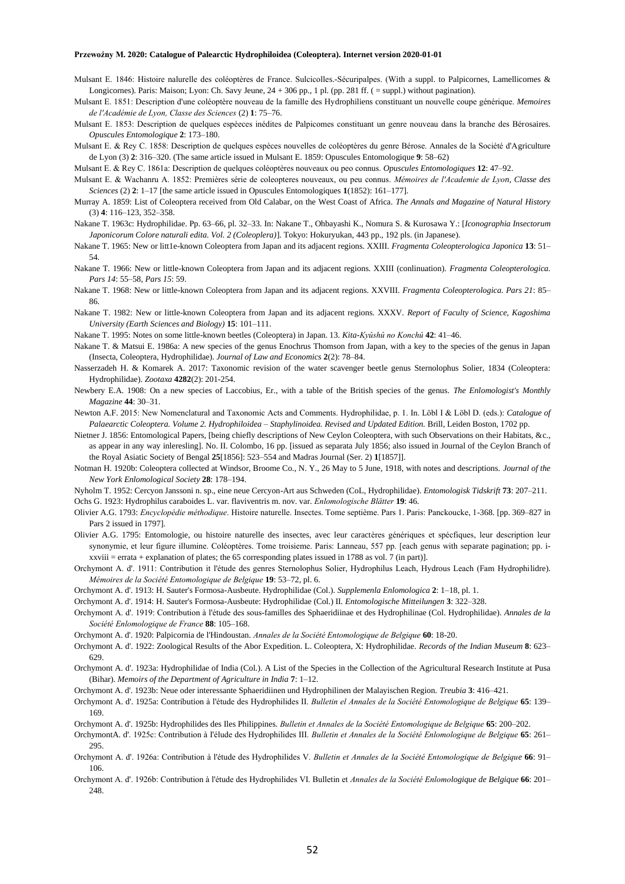Mulsant E. 1846: Histoire nalurelle des coléoptères de France. Sulcicolles.-Sécuripalpes. (With a suppl. to Palpicornes, Lamellicornes & Longicornes). Paris: Maison; Lyon: Ch. Savy Jeune, 24 + 306 pp., 1 pl. (pp. 281 ff. ( = suppl.) without pagination).

Mulsant E. 1851: Description d'une coléoptère nouveau de la famille des Hydrophiliens constituant un nouvelle coupe générique. *Memoires de l'Académie de Lyon, Classe des Sciences* (2) **1**: 75–76.

Mulsant E. 1853: Description de quelques espèeces inédites de Palpicornes constituant un genre nouveau dans la branche des Bérosaires. *Opuscules Entomologique* **2**: 173–180.

Mulsant E. & Rey C. 1858: Description de quelques espèces nouvelles de coléoptères du genre Bérose. Annales de la Société d'Agriculture de Lyon (3) **2**: 316–320. (The same article issued in Mulsant E. 1859: Opuscules Entomologique **9**: 58–62)

Mulsant E. & Rey C. 1861a: Description de quelques coléoptères nouveaux ou peo connus. *Opuscules Entomologiques* **12**: 47–92.

Mulsant E. & Wachanru A. 1852: Premières série de coleopteres nouveaux, ou peu connus. *Mémoires de l'Academie de Lyon, Classe des Sciences* (2) **2**: 1–17 [the same article issued in Opuscules Entomologiques **1**(1852): 161–177].

Murray A. 1859: List of Coleoptera received from Old Calabar, on the West Coast of Africa. *The Annals and Magazine of Natural History* (3) **4**: 116–123, 352–358.

Nakane T. 1963c: Hydrophilidae. Pp. 63–66, pl. 32–33. In: Nakane T., Ohbayashi K., Nomura S. & Kurosawa Y.: [*Iconographia Insectorum Japonicorum Colore naturali edita. Vol. 2 (Coleoplera)*]. Tokyo: Hokuryukan, 443 pp., 192 pls. (in Japanese).

Nakane T. 1965: New or litt1e-known Coleoptera from Japan and its adjacent regions. XXIII. *Fragmenta Coleopterologica Japonica* **13**: 51–54.

Nakane T. 1966: New or little-known Coleoptera from Japan and its adjacent regions. XXIII (conlinuation). *Fragmenta Coleopterologica. Pars 14*: 55–58, *Pars 15*: 59.

Nakane T. 1968: New or little-known Coleoptera from Japan and its adjacent regions. XXVIII. *Fragmenta Coleopterologica. Pars 21*: 85–86.

Nakane T. 1982: New or little-known Coleoptera from Japan and its adjacent regions. XXXV. *Report of Faculty of Science, Kagoshima University (Earth Sciences and Biology)* **15**: 101–111.

Nakane T. 1995: Notes on some little-known beetles (Coleoptera) in Japan. 13. *Kita-Kyûshû no Konchû* **42**: 41–46.

Nakane T. & Matsui E. 1986a: A new species of the genus Enochrus Thomson from Japan, with a key to the species of the genus in Japan (Insecta, Coleoptera, Hydrophilidae). *Journal of Law and Economics* **2**(2): 78–84.

Nasserzadeh H. & Komarek A. 2017: Taxonomic revision of the water scavenger beetle genus Sternolophus Solier, 1834 (Coleoptera: Hydrophilidae). *Zootaxa* **4282**(2): 201-254.

Newbery E.A. 1908: On a new species of Laccobius, Er., with a table of the British species of the genus. *The Enlomologist's Monthly Magazine* **44**: 30–31.

Newton A.F. 2015: New Nomenclatural and Taxonomic Acts and Comments. Hydrophilidae, p. 1. In. Löbl I & Löbl D. (eds.): *Catalogue of Palaearctic Coleoptera. Volume 2. Hydrophiloidea – Staphylinoidea. Revised and Updated Edition.* Brill, Leiden Boston, 1702 pp.

Nietner J. 1856: Entomological Papers, [being chiefly descriptions of New Ceylon Coleoptera, with such Observations on their Habitats, &c., as appear in any way inleresling]. No. II. Colombo, 16 pp. [issued as separata July 1856; also issued in Journal of the Ceylon Branch of the Royal Asiatic Society of Bengal **25**[1856]: 523–554 and Madras Journal (Ser. 2) **1**[1857]].

Notman H. 1920b: Coleoptera collected at Windsor, Broome Co., N. Y., 26 May to 5 June, 1918, with notes and descriptions. *Journal of the New York Enlomological Society* **28**: 178–194.

Nyholm T. 1952: Cercyon Janssoni n. sp., eine neue Cercyon-Art aus Schweden (CoL, Hydrophilidae). *Entomologisk Tidskrift* **73**: 207–211.

Ochs G. 1923: Hydrophilus caraboides L. var. flaviventris m. nov. var. *Enlomologische Blätter* **19**: 46.

Olivier A.G. 1793: *Encyclopédie méthodique*. Histoire naturelle. Insectes. Tome septième. Pars 1. Paris: Panckoucke, 1-368. [pp. 369–827 in Pars 2 issued in 1797].

Olivier A.G. 1795: Entomologie, ou histoire naturelle des insectes, avec leur caractères génériques et spécfiques, leur description leur synonymie, et leur figure illumine. Coléoptères. Tome troisieme. Paris: Lanneau, 557 pp. [each genus with separate pagination; pp. i-xxviii = errata + explanation of plates; the 65 corresponding plates issued in 1788 as vol. 7 (in part)].

Orchymont A. d'. 1911: Contribution it l'étude des genres Sternolophus Solier, Hydrophilus Leach, Hydrous Leach (Fam Hydrophilidre). *Mémoires de la Société Entomologique de Belgique* **19**: 53–72, pl. 6.

Orchymont A. d'. 1913: H. Sauter's Formosa-Ausbeute. Hydrophilidae (Col.). *Supplemenla Enlomologica* **2**: 1–18, pl. 1.

Orchymont A. d'. 1914: H. Sauter's Formosa-Ausbeute: Hydrophilidae (Col.) II. *Entomologische Mitteilungen* **3**: 322–328.

Orchymont A. d'. 1919: Contribution à l'étude des sous-familles des Sphaeridiinae et des Hydrophilinae (Col. Hydrophilidae). *Annales de la Société Enlomologique de France* **88**: 105–168.

Orchymont A. d'. 1920: Palpicornia de l'Hindoustan. *Annales de la Société Entomologique de Belgique* **60**: 18-20.

Orchymont A. d'. 1922: Zoological Results of the Abor Expedition. L. Coleoptera, X: Hydrophilidae. *Records of the Indian Museum* **8**: 623–629.

Orchymont A. d'. 1923a: Hydrophilidae of India (Col.). A List of the Species in the Collection of the Agricultural Research Institute at Pusa (Bihar). *Memoirs of the Department of Agriculture in India* **7**: 1–12.

Orchymont A. d'. 1923b: Neue oder interessante Sphaeridiinen und Hydrophilinen der Malayischen Region. *Treubia* **3**: 416–421.

Orchymont A. d'. 1925a: Contribution à l'étude des Hydrophilides II. *Bulletin el Annales de la Société Entomologique de Belgique* **65**: 139–169.

Orchymont A. d'. 1925b: Hydrophilides des Iles Philippines. *Bulletin et Annales de la Société Entomologique de Belgique* **65**: 200–202.

OrchymontA. d'. 1925c: Contribution à l'élude des Hydrophilides III. *Bulletin et Annales de la Société Enlomologique de Belgique* **65**: 261–295.

Orchymont A. d'. 1926a: Contribution à l'étude des Hydrophilides V. *Bulletin et Annales de la Société Entomologique de Belgique* **66**: 91–106.

Orchymont A. d'. 1926b: Contribution à l'étude des Hydrophilides VI. Bulletin et *Annales de la Société Enlomologique de Belgique* **66**: 201–248.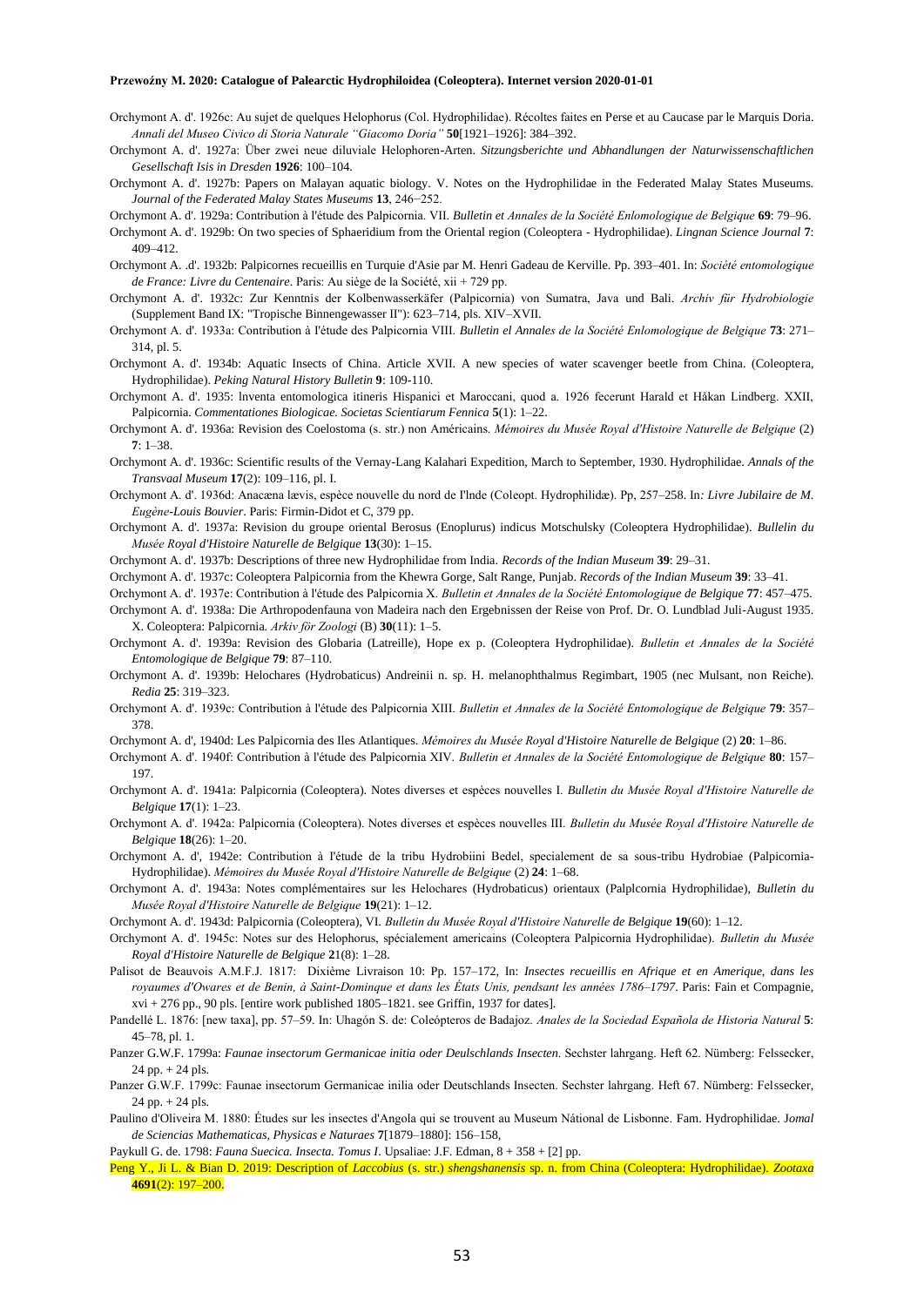Orchymont A. d'. 1926c: Au sujet de quelques Helophorus (Col. Hydrophilidae). Récoltes faites en Perse et au Caucase par le Marquis Doria. *Annali del Museo Civico di Storia Naturale "Giacomo Doria"* **50**[1921–1926]: 384–392.

Orchymont A. d'. 1927a: Über zwei neue diluviale Helophoren-Arten. *Sitzungsberichte und Abhandlungen der Naturwissenschaftlichen Gesellschaft Isis in Dresden* **1926**: 100–104.

Orchymont A. d'. 1927b: Papers on Malayan aquatic biology. V. Notes on the Hydrophilidae in the Federated Malay States Museums. *Journal of the Federated Malay States Museums* **13**, 246−252.

Orchymont A. d'. 1929a: Contribution à l'étude des Palpicornia. VII. *Bulletin et Annales de la Société Enlomologique de Belgique* **69**: 79–96.

Orchymont A. d'. 1929b: On two species of Sphaeridium from the Oriental region (Coleoptera - Hydrophilidae). *Lingnan Science Journal* **7**: 409–412.

Orchymont A. .d'. 1932b: Palpicornes recueillis en Turquie d'Asie par M. Henri Gadeau de Kerville. Pp. 393–401. In: *Société entomologique de France: Livre du Centenaire*. Paris: Au siège de la Société, xii + 729 pp.

Orchymont A. d'. 1932c: Zur Kenntnis der Kolbenwasserkäfer (Palpicornia) von Sumatra, Java und Bali. *Archiv für Hydrobiologie* (Supplement Band IX: "Tropische Binnengewasser II"): 623–714, pls. XIV–XVII.

Orchymont A. d'. 1933a: Contribution à l'étude des Palpicornia VIII. *Bulletin el Annales de la Société Enlomologique de Belgique* **73**: 271–314, pl. 5.

Orchymont A. d'. 1934b: Aquatic Insects of China. Article XVII. A new species of water scavenger beetle from China. (Coleoptera, Hydrophilidae). *Peking Natural History Bulletin* **9**: 109-110.

Orchymont A. d'. 1935: Inventa entomologica itineris Hispanici et Maroccani, quod a. 1926 fecerunt Harald et Håkan Lindberg. XXII, Palpicornia. *Commentationes Biologicae. Societas Scientiarum Fennica* **5**(1): 1–22.

Orchymont A. d'. 1936a: Revision des Coelostoma (s. str.) non Américains. *Mémoires du Musée Royal d'Histoire Naturelle de Belgique* (2) **7**: 1–38.

Orchymont A. d'. 1936c: Scientific results of the Vernay-Lang Kalahari Expedition, March to September, 1930. Hydrophilidae. *Annals of the Transvaal Museum* **17**(2): 109–116, pl. I.

Orchymont A. d'. 1936d: Anacæna lævis, espèce nouvelle du nord de l'lnde (Coleopt. Hydrophilidæ). Pp, 257–258. In*: Livre Jubilaire de M. Eugène-Louis Bouvier*. Paris: Firmin-Didot et C, 379 pp.

Orchymont A. d'. 1937a: Revision du groupe oriental Berosus (Enoplurus) indicus Motschulsky (Coleoptera Hydrophilidae). *Bullelin du Musée Royal d'Histoire Naturelle de Belgique* **13**(30): 1–15.

Orchymont A. d'. 1937b: Descriptions of three new Hydrophilidae from India. *Records of the Indian Museum* **39**: 29–31.

Orchymont A. d'. 1937c: Coleoptera Palpicornia from the Khewra Gorge, Salt Range, Punjab. *Records of the Indian Museum* **39**: 33–41.

Orchymont A. d'. 1937e: Contribution à l'étude des Palpicornia X. *Bulletin et Annales de la Société Entomologique de Belgique* **77**: 457–475.

Orchymont A. d'. 1938a: Die Arthropodenfauna von Madeira nach den Ergebnissen der Reise von Prof. Dr. O. Lundblad Juli-August 1935. X. Coleoptera: Palpicornia. *Arkiv för Zoologi* (B) **30**(11): 1–5.

Orchymont A. d'. 1939a: Revision des Globaria (Latreille), Hope ex p. (Coleoptera Hydrophilidae). *Bulletin et Annales de la Société Entomologique de Belgique* **79**: 87–110.

Orchymont A. d'. 1939b: Helochares (Hydrobaticus) Andreinii n. sp. H. melanophthalmus Regimbart, 1905 (nec Mulsant, non Reiche). *Redia* **25**: 319–323.

Orchymont A. d'. 1939c: Contribution à l'étude des Palpicornia XIII. *Bulletin et Annales de la Société Entomologique de Belgique* **79**: 357–378.

Orchymont A. d', 1940d: Les Palpicornia des Iles Atlantiques. *Mémoires du Musée Royal d'Histoire Naturelle de Belgique* (2) **20**: 1–86.

Orchymont A. d'. 1940f: Contribution à l'étude des Palpicornia XIV. *Bulletin et Annales de la Société Entomologique de Belgique* **80**: 157–197.

Orchymont A. d'. 1941a: Palpicornia (Coleoptera). Notes diverses et espèces nouvelles I. *Bulletin du Musée Royal d'Histoire Naturelle de Belgique* **17**(1): 1–23.

Orchymont A. d'. 1942a: Palpicornia (Coleoptera). Notes diverses et espèces nouvelles III. *Bulletin du Musée Royal d'Histoire Naturelle de Belgique* **18**(26): 1–20.

Orchymont A. d', 1942e: Contribution à l'étude de la tribu Hydrobiini Bedel, specialement de sa sous-tribu Hydrobiae (Palpicornia-Hydrophilidae). *Mémoires du Musée Royal d'Histoire Naturelle de Belgique* (2) **24**: 1–68.

Orchymont A. d'. 1943a: Notes complémentaires sur les Helochares (Hydrobaticus) orientaux (Palplcornia Hydrophilidae), *Bulletin du Musée Royal d'Histoire Naturelle de Belgique* **19**(21): 1–12.

Orchymont A. d'. 1943d: Palpicornia (Coleoptera), VI. *Bulletin du Musée Royal d'Histoire Naturelle de Belgique* **19**(60): 1–12.

Orchymont A. d'. 1945c: Notes sur des Helophorus, spécialement americains (Coleoptera Palpicornia Hydrophilidae). *Bulletin du Musée Royal d'Histoire Naturelle de Belgique* **2**1(8): 1–28.

Palisot de Beauvois A.M.F.J. 1817: Dixième Livraison 10: Pp. 157–172, In: *Insectes recueillis en Afrique et en Amerique, dans les royaumes d'Owares et de Benin, à Saint-Dominque et dans les États Unis, pendsant les années 1786–1797*. Paris: Fain et Compagnie, xvi + 276 pp., 90 pls. [entire work published 1805–1821. see Griffin, 1937 for dates].

Pandellé L. 1876: [new taxa], pp. 57–59. In: Uhagón S. de: Coleópteros de Badajoz. *Anales de la Sociedad Española de Historia Natural* **5**: 45–78, pl. 1.

Panzer G.W.F. 1799a: *Faunae insectorum Germanicae initia oder Deulschlands Insecten*. Sechster lahrgang. Heft 62. Nümberg: Felssecker, 24 pp. + 24 pls.

Panzer G.W.F. 1799c: Faunae insectorum Germanicae inilia oder Deutschlands Insecten. Sechster lahrgang. Heft 67. Nümberg: Felssecker, 24 pp. + 24 pls.

Paulino d'Oliveira M. 1880: Études sur les insectes d'Angola qui se trouvent au Museum Nátional de Lisbonne. Fam. Hydrophilidae. J*omal de Sciencias Mathematicas, Physicas e Naturaes* **7**[1879–1880]: 156–158,

Paykull G. de. 1798: *Fauna Suecica. Insecta. Tomus I*. Upsaliae: J.F. Edman, 8 + 358 + [2] pp.

Peng Y., Ji L. & Bian D. 2019: Description of *Laccobius* (s. str.) *shengshanensis* sp. n. from China (Coleoptera: Hydrophilidae). *Zootaxa* **4691**(2): 197–200.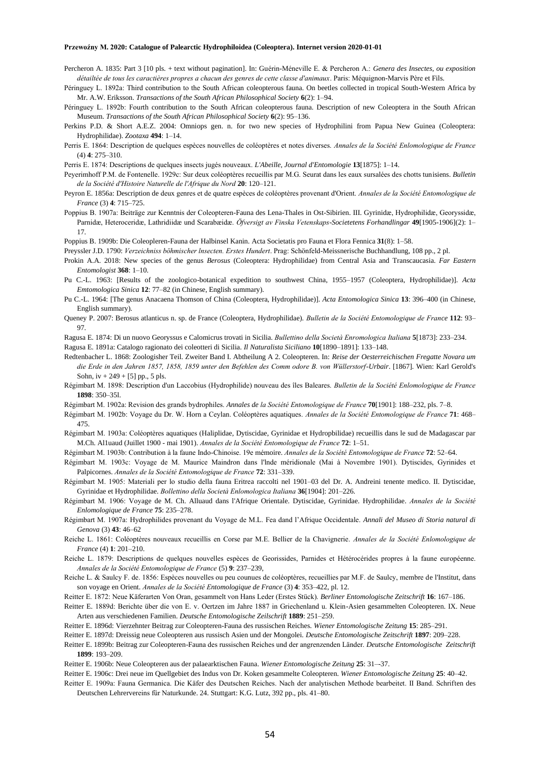Percheron A. 1835: Part 3 [10 pls. + text without pagination]. In: Guérin-Méneville E. & Percheron A.: *Genera des Insectes, ou exposition détaîltée de tous les caractières propres a chacun des genres de cette classe d'animaux*. Paris: Méquignon-Marvis Père et Fils.

Péringuey L. 1892a: Third contribution to the South African coleopterous fauna. On beetles collected in tropical South-Western Africa by Mr. A.W. Eriksson. *Transactions of the South African Philosophical Society* **6**(2): 1–94.

Péringuey L. 1892b: Fourth contribution to the South African coleopterous fauna. Description of new Coleoptera in the South African Museum. *Transactions of the South African Philosophical Society* **6**(2): 95–136.

Perkins P.D. & Short A.E.Z. 2004: Omniops gen. n. for two new species of Hydrophilini from Papua New Guinea (Coleoptera: Hydrophilidae). *Zootaxa* **494**: 1–14.

Perris E. 1864: Description de quelques espèces nouvelles de coléoptères et notes diverses. *Annales de la Société Enlomologique de France* (4) **4**: 275–310.

Perris E. 1874: Descriptions de quelques insects jugés nouveaux. *L'Abeille, Journal d'Entomologie* **13**[1875]: 1–14.

Peyerimhoff P.M. de Fontenelle. 1929c: Sur deux coléoptères recueillis par M.G. Seurat dans les eaux sursalées des chotts tunisiens. *Bulletin de la Société d'Histoire Naturelle de l'Afrique du Nord* **20**: 120–121.

Peyron E. 1856a: Description de deux genres et de quatre espèces de coléoptères provenant d'Orient. *Annales de la Société Entomologique de France* (3) **4**: 715–725.

Poppius B. 1907a: Beiträge zur Kenntnis der Coleopteren-Fauna des Lena-Thales in Ost-Sibirien. III. Gyrinidæ, Hydrophilidæ, Georyssidæ, Parnidæ, Heteroceridæ, Lathridiidæ und Scarabæidæ. *Öfversigt av Finska Vetenskaps-Societetens Forhandlingar* **49**[1905-1906](2): 1–17.

Poppius B. 1909b: Die Coleopleren-Fauna der Halbinsel Kanin. Acta Societatis pro Fauna et Flora Fennica **31**(8): 1–58.

Preyssler J.D. 1790: *Verzeichniss böhmischer lnsecten. Erstes Hundert*. Prag: Schönfeld-Meissnerische Buchhandlung, 108 pp., 2 pl.

Prokin A.A. 2018: New species of the genus *Berosus* (Coleoptera: Hydrophilidae) from Central Asia and Transcaucasia. *Far Eastern Entomologist* **368**: 1–10.

Pu C.-L. 1963: [Results of the zoologico-botanical expedition to southwest China, 1955–1957 (Coleoptera, Hydrophilidae)]. *Acta Emtomologica Sinica* **12**: 77–82 (in Chinese, English summary).

Pu C.-L. 1964: [The genus Anacaena Thomson of China (Coleoptera, Hydrophilidae)]. *Acta Entomologica Sinica* **13**: 396–400 (in Chinese, English summary).

Queney P. 2007: Berosus atlanticus n. sp. de France (Coleoptera, Hydrophilidae). *Bulletin de la Société Entomologique de France* **112**: 93–97.

Ragusa E. 1874: Di un nuovo Georyssus e Calomicrus trovati in Sicilia. *Bullettino della Società Enromologica Italiana* **5**[1873]: 233–234.

Ragusa E. 1891a: Catalogo ragionato dei coleotteri di Sicilia. *Il Naturalista Siciliano* **10**[1890–1891]: 133–148.

Redtenbacher L. 1868: Zoologisher Teil. Zweiter Band I. Abtheilung A 2. Coleopteren. In: *Reise der Oesterreichischen Fregatte Novara um die Erde in den Jahren 1857, 1858, 1859 unter den Befehlen des Comm odore B. von Wüllerstorf-Urbair*. [1867]. Wien: Karl Gerold's Sohn, iv + 249 + [5] pp., 5 pls.

Régimbart M. 1898: Description d'un Laccobius (Hydrophilide) nouveau des îles Baleares. *Bulletin de la Société Enlomologique de France* **1898**: 350–35l.

Régimbart M. 1902a: Revision des grands bydrophiles. *Annales de la Société Entomologique de France* **70**[1901]: 188–232, pls. 7–8.

Régimbart M. 1902b: Voyage du Dr. W. Horn a Ceylan. Coléoptères aquatiques. *Annales de la Société Entomologique de France* **71**: 468–475.

Régimbart M. 1903a: Coléoptères aquatiques (Haliplidae, Dytiscidae, Gyrinidae et Hydropbilidae) recueillis dans le sud de Madagascar par M.Ch. Al1uaud (Juillet 1900 - mai 1901). *Annales de la Société Entomologique de France* **72**: 1–51.

Régimbart M. 1903b: Contribution à la faune Indo-Chinoise. 19e mémoire. *Annales de la Société Entomologique de France* **72**: 52–64.

Régimbart M. 1903c: Voyage de M. Maurice Maindron dans l'lnde méridionale (Mai à Novembre 1901). Dytiscides, Gyrinides et Palpicornes. *Annales de la Société Entomologique de France* **72**: 331–339.

Régimbart M. 1905: Materiali per lo studio della fauna Eritrea raccolti nel 1901–03 del Dr. A. Andreini tenente medico. II. Dytiscidae, Gyrinidae et Hydrophilidae. *Bollettino della Società Enlomologica Italiana* **36**[1904]: 201–226.

Régimbart M. 1906: Voyage de M. Ch. Alluaud dans l'Afrique Orientale. Dytiscidae, Gyrinidae. Hydrophilidae. *Annales de la Société Enlomologique de France* **75**: 235–278.

Régimbart M. 1907a: Hydrophilides provenant du Voyage de M.L. Fea dand l'Afrique Occidentale. *Annali del Museo di Storia natural di Genova* (3) **43**: 46–62

Reiche L. 1861: Coléoptères nouveaux recueillis en Corse par M.E. Bellier de la Chavignerie. *Annales de la Société Enlomologique de France* (4) **1**: 201–210.

Reiche L. 1879: Descriptions de quelques nouvelles espèces de Georissides, Parnides et Hétérocérides propres à la faune européenne. *Annales de la Société Entomologique de France* (5) **9**: 237–239,

Reiche L. & Saulcy F. de. 1856: Espèces nouvelles ou peu counues de coléoptères, recueillies par M.F. de Saulcy, membre de l'Institut, dans son voyage en Orient. *Annales de la Société Entomologique de France* (3) **4**: 353–422, pl. 12.

Reitter E. 1872: Neue Käferarten Von Oran, gesammelt von Hans Leder (Erstes Stück). *Berliner Entomologische Zeitschrift* **16**: 167–186.

Reitter E. 1889d: Berichte über die von E. v. Oertzen im Jahre 1887 in Griechenland u. Klein-Asien gesammelten Coleopteren. IX. Neue Arten aus verschiedenen Familien. *Deutsche Entomologische Zeilschrift* **1889**: 251–259.

Reitter E. 1896d: Vierzehnter Beitrag zur Coleopteren-Fauna des russischen Reiches. *Wiener Entomologische Zeitung* **15**: 285–291.

Reitter E. 1897d: Dreissig neue Coleopteren aus russisch Asien und der Mongolei. *Deutsche Entomologische Zeitschrift* **1897**: 209–228.

Reitter E. 1899b: Beitrag zur Coleopteren-Fauna des russischen Reiches und der angrenzenden Länder. *Deutsche Entomologische Zeitschrift* **1899**: 193–209.

Reitter E. 1906b: Neue Coleopteren aus der palaearktischen Fauna. *Wiener Entomologische Zeitung* **25**: 31–-37.

Reitter E. 1906c: Drei neue im Quellgebiet des Indus von Dr. Koken gesammelte Coleopteren. *Wiener Entomologische Zeitung* **25**: 40–42.

Reitter E. 1909a: Fauna Germanica. Die Käfer des Deutschen Reiches. Nach der analytischen Methode bearbeitet. II Band. Schriften des Deutschen Lehrervereins für Naturkunde. 24. Stuttgart: K.G. Lutz, 392 pp., pls. 41–80.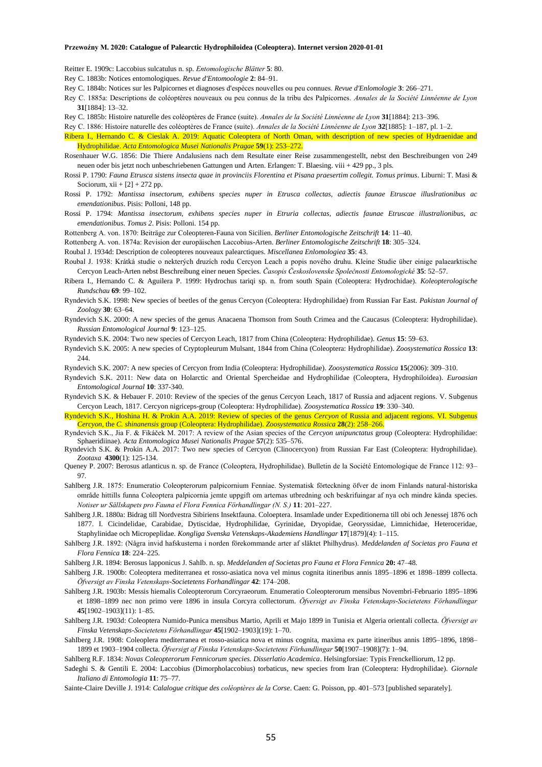Reitter E. 1909c: Laccobius sulcatulus n. sp. *Entomologische Blätter* **5**: 80.

Rey C. 1883b: Notices entomologiques. *Revue d'Entomoologie* **2**: 84–91.

Rey C. 1884b: Notices sur les Palpicornes et diagnoses d'espèces nouvelles ou peu connues. *Revue d'Enlomologie* **3**: 266–271.

Rey C. 1885a: Descriptions de coléoptères nouveaux ou peu connus de la tribu des Palpicornes. *Annales de la Société Linnéenne de Lyon* **31**[1884]: 13–32.

Rey C. 1885b: Histoire naturelle des coléoptères de France (suite). *Annales de la Société Linnéenne de Lyon* **31**[1884]: 213–396.

Rey C. 1886: Histoire naturelle des coléoptères de France (suite). *Annales de la Société Linnéenne de Lyon* **32**[1885]: 1–187, pl. 1–2.

Ribera I., Hernando C. & Cieslak A. 2019: Aquatic Coleoptera of North Oman, with description of new species of Hydraenidae and Hydrophilidae. *Acta Entomologica Musei Nationalis Pragae* **59**(1): 253–272.

Rosenhauer W.G. 1856: Die Thiere Andalusiens nach dem Resultate einer Reise zusammengestellt, nebst den Beschreibungen von 249 neuen oder bis jetzt noch unbeschriebenen Gattungen und Arten. Erlangen: T. Blaesing. viii + 429 pp., 3 pls.

Rossi P. 1790: *Fauna Etrusca sistens insecta quae in provinciis Florentina et Pisana praesertim collegit. Tomus primus*. Liburni: T. Masi & Sociorum, xii + [2] + 272 pp.

Rossi P. 1792: *Mantissa insectorum, exhibens species nuper in Etrusca collectas, adiectis faunae Etruscae illuslrationibus ac emendationibus*. Pisis: Polloni, 148 pp.

Rossi P. 1794: *Mantissa insectorum, exhibens species nuper in Etruria collectas, adiectis faunae Etruscae illustralionibus, ac emendationibus. Tomus 2*. Pisis: Polloni. 154 pp.

Rottenberg A. von. 1870: Beiträge zur Coleopteren-Fauna von Sicilien. *Berliner Entomologische Zeitschrift* **14**: 11–40.

Rottenberg A. von. 1874a: Revision der europäischen Laccobius-Arten. *Berliner Entomologische Zeitschrift* **18**: 305–324.

Roubal J. 1934d: Description de coleopteres nouveaux palearctiques. *Miscellanea Enlomologiea* **35**: 43.

Roubal J. 1938: Krátká studie o nekterých druzích rodu Cercyon Leach a popis nového druhu. Kleine Studie über einige palaearktische Cercyon Leach-Arten nebst Beschreibung einer neuen Species. *Časopis Československe Společnosti Entomologické* **35**: 52–57.

Ribera I., Hernando C. & Aguilera P. 1999: Hydrochus tariqi sp. n. from south Spain (Coleoptera: Hydrochidae). *Koleopterologische Rundschau* **69**: 99–102.

Ryndevich S.K. 1998: New species of beetles of the genus Cercyon (Coleoptera: Hydrophilidae) from Russian Far East. *Pakistan Journal of Zoology* **30**: 63–64.

Ryndevich S.K. 2000: A new species of the genus Anacaena Thomson from South Crimea and the Caucasus (Coleoptera: Hydrophilidae). *Russian Entomological Journal* **9**: 123–125.

Ryndevich S.K. 2004: Two new species of Cercyon Leach, 1817 from China (Coleoptera: Hydrophilidae). *Genus* **15**: 59–63.

Ryndevich S.K. 2005: A new species of Cryptopleurum Mulsant, 1844 from China (Coleoptera: Hydrophilidae). *Zoosystematica Rossica* **13**: 244.

Ryndevich S.K. 2007: A new species of Cercyon from India (Coleoptera: Hydrophilidae). *Zoosystematica Rossica* **15**(2006): 309–310.

Ryndevich S.K. 2011: New data on Holarctic and Oriental Spercheidae and Hydrophilidae (Coleoptera, Hydrophiloidea). *Euroasian Entomological Journal* **10**: 337-340.

Ryndevich S.K. & Hebauer F. 2010: Review of the species of the genus Cercyon Leach, 1817 of Russia and adjacent regions. V. Subgenus Cercyon Leach, 1817. Cercyon nigriceps-group (Coleoptera: Hydrophilidae). *Zoosystematica Rossica* **19**: 330–340.

Ryndevich S.K., Hoshina H. & Prokin A.A. 2019: Review of species of the genus *Cercyon* of Russia and adjacent regions. VI. Subgenus *Cercyon*, the *C. shinanensis* group (Coleoptera: Hydrophilidae). *Zoosystematica Rossica* **28**(2): 258–266.

Ryndevich S.K., Jia F. & Fikáček M. 2017: A review of the Asian species of the *Cercyon unipunctatus* group (Coleoptera: Hydrophilidae: Sphaeridiinae). *Acta Entomologica Musei Nationalis Pragae* **57**(2): 535–576.

Ryndevich S.K & Prokin A.A. 2017: Two new species of Cercyon (Clinocercyon) from Russian Far East (Coleoptera: Hydrophilidae). *Zootaxa* **4300**(1): 125-134.

Queney P. 2007: Berosus atlanticus n. sp. de France (Coleoptera, Hydrophilidae). Bulletin de la Société Entomologique de France 112: 93–97.

Sahlberg J.R. 1875: Enumeratio Coleopterorum palpicornium Fenniae. Systematisk förteckning öfver de inom Finlands natural-historiska område hittills funna Coleoptera palpicornia jemte uppgift om arternas utbredning och beskrifuingar af nya och mindre kända species. *Notiser ur Sällskapets pro Fauna el Flora Fennica Förhandlingar (N. S.)* **11**: 201–227.

Sahlberg J.R. 1880a: Bidrag till Nordvestra Sibiriens Insektfauna. Coloeptera. Insamlade under Expeditionerna till obi och Jenessej 1876 och 1877. I. Cicindelidae, Carabidae, Dytiscidae, Hydrophilidae, Gyrinidae, Dryopidae, Georyssidae, Limnichidae, Heteroceridae, Staphylinidae och Micropeplidae. *Kongliga Svenska Vetenskaps-Akademiens Handlingar* **17**[1879](4): 1–115.

Sahlberg J.R. 1892: (Några invid hafskusterna i norden förekommande arter af släktet Philhydrus). *Meddelanden af Societas pro Fauna et Flora Fennica* **18**: 224–225.

Sahlberg J.R. 1894: Berosus lapponicus J. Sahlb. n. sp. *Meddelanden af Societas pro Fauna et Flora Fennica* **20:** 47–48.

Sahlberg J.R. 1900b: Coleoptera mediterranea et rosso-asiatica nova vel minus cognita itineribus annis 1895–1896 et 1898–1899 collecta. *Öfversigt av Finska Vetenskaps-Societetens Forhandlingar* **42**: 174–208.

Sahlberg J.R. 1903b: Messis hiemalis Coleopterorum Corcyraeorum. Enumeratio Coleopterorum mensibus Novembri-Februario 1895–1896 et 1898–1899 nec non primo vere 1896 in insula Corcyra collectorum. *Öfversigt av Finska Vetenskaps-Societetens Förhandlingar* **45**[1902–1903](11): 1–85.

Sahlberg J.R. 1903d: Coleoptera Numido-Punica mensibus Martio, Aprili et Majo 1899 in Tunisia et Algeria orientali collecta. *Öfversigt av Finska Vetenskaps-Societetens Förhandlingar* **45**[1902–1903](19): 1–70.

Sahlberg J.R. 1908: Coleoplera mediterranea et rosso-asiatica nova et minus cognita, maxima ex parte itineribus annis 1895–1896, 1898–1899 et 1903–1904 collecta. *Öfversigt af Finska Vetenskaps-Societetens Förhandlingar* **50**[1907–1908](7): 1–94.

Sahlberg R.F. 1834: *Novas Coleopterorum Fennicorum species. Disserlatio Academica*. Helsingforsiae: Typis Frenckelliorum, 12 pp.

Sadeghi S. & Gentili E. 2004: Laccobius (Dimorpholaccobius) torbaticus, new species from Iran (Coleoptera: Hydrophilidae). *Giornale Italiano di Entomologia* **11**: 75–77.

Sainte-Claire Deville J. 1914: *Calalogue critique des coléoptères de la Corse*. Caen: G. Poisson, pp. 401–573 [published separately].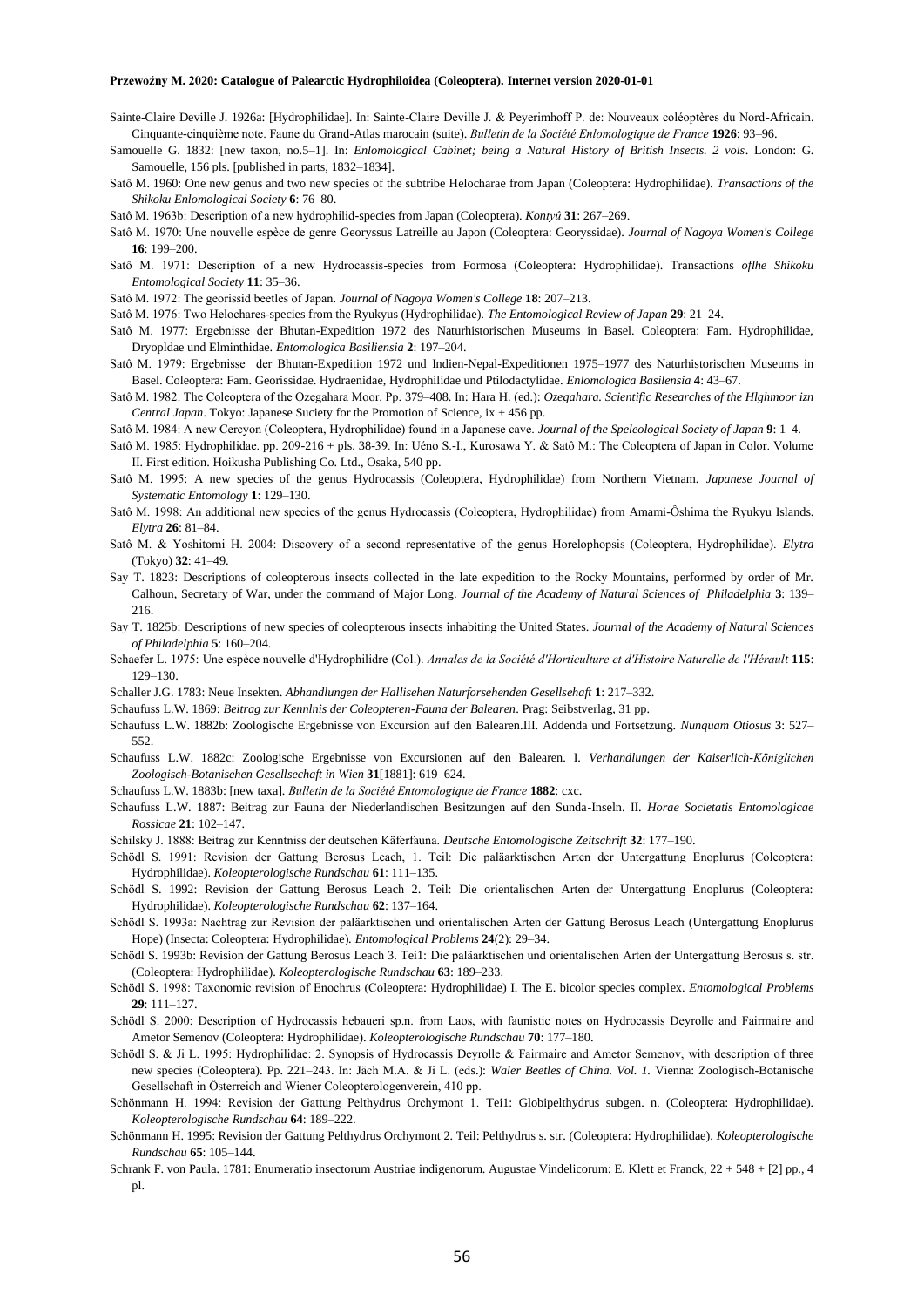Sainte-Claire Deville J. 1926a: [Hydrophilidae]. In: Sainte-Claire Deville J. & Peyerimhoff P. de: Nouveaux coléoptères du Nord-Africain. Cinquante-cinquième note. Faune du Grand-Atlas marocain (suite). *Bulletin de la Société Enlomologique de France* **1926**: 93–96.

Samouelle G. 1832: [new taxon, no.5–1]. In: *Enlomological Cabinet; being a Natural History of British Insects. 2 vols*. London: G. Samouelle, 156 pls. [published in parts, 1832–1834].

Satô M. 1960: One new genus and two new species of the subtribe Helocharae from Japan (Coleoptera: Hydrophilidae). *Transactions of the Shikoku Enlomological Society* **6**: 76–80.

Satô M. 1963b: Description of a new hydrophilid-species from Japan (Coleoptera). *Kontyû* **31**: 267–269.

Satô M. 1970: Une nouvelle espèce de genre Georyssus Latreille au Japon (Coleoptera: Georyssidae). *Journal of Nagoya Women's College* **16**: 199–200.

Satô M. 1971: Description of a new Hydrocassis-species from Formosa (Coleoptera: Hydrophilidae). Transactions *oflhe Shikoku Entomological Society* **11**: 35–36.

Satô M. 1972: The georissid beetles of Japan. *Journal of Nagoya Women's College* **18**: 207–213.

Satô M. 1976: Two Helochares-species from the Ryukyus (Hydrophilidae). *The Entomological Review of Japan* **29**: 21–24.

Satô M. 1977: Ergebnisse der Bhutan-Expedition 1972 des Naturhistorischen Museums in Basel. Coleoptera: Fam. Hydrophilidae, Dryopldae und Elminthidae. *Entomologica Basiliensia* **2**: 197–204.

Satô M. 1979: Ergebnisse der Bhutan-Expedition 1972 und Indien-Nepal-Expeditionen 1975–1977 des Naturhistorischen Museums in Basel. Coleoptera: Fam. Georissidae. Hydraenidae, Hydrophilidae und Ptilodactylidae. *Enlomologica Basilensia* **4**: 43–67.

Satô M. 1982: The Coleoptera of the Ozegahara Moor. Pp. 379–408. In: Hara H. (ed.): *Ozegahara. Scientific Researches of the Hlghmoor izn Central Japan*. Tokyo: Japanese Suciety for the Promotion of Science, ix + 456 pp.

Satô M. 1984: A new Cercyon (Coleoptera, Hydrophilidae) found in a Japanese cave. *Journal of the Speleological Society of Japan* **9**: 1–4.

Satô M. 1985: Hydrophilidae. pp. 209-216 + pls. 38-39. In: Uéno S.-I., Kurosawa Y. & Satô M.: The Coleoptera of Japan in Color. Volume II. First edition. Hoikusha Publishing Co. Ltd., Osaka, 540 pp.

Satô M. 1995: A new species of the genus Hydrocassis (Coleoptera, Hydrophilidae) from Northern Vietnam. *Japanese Journal of Systematic Entomology* **1**: 129–130.

Satô M. 1998: An additional new species of the genus Hydrocassis (Coleoptera, Hydrophilidae) from Amami-Ôshima the Ryukyu Islands. *Elytra* **26**: 81–84.

Satô M. & Yoshitomi H. 2004: Discovery of a second representative of the genus Horelophopsis (Coleoptera, Hydrophilidae). *Elytra* (Tokyo) **32**: 41–49.

Say T. 1823: Descriptions of coleopterous insects collected in the late expedition to the Rocky Mountains, performed by order of Mr. Calhoun, Secretary of War, under the command of Major Long. *Journal of the Academy of Natural Sciences of Philadelphia* **3**: 139–216.

Say T. 1825b: Descriptions of new species of coleopterous insects inhabiting the United States. *Journal of the Academy of Natural Sciences of Philadelphia* **5**: 160–204.

Schaefer L. 1975: Une espèce nouvelle d'Hydrophilidre (Col.). *Annales de la Société d'Horticulture et d'Histoire Naturelle de l'Hérault* **115**: 129–130.

Schaller J.G. 1783: Neue Insekten. *Abhandlungen der Hallisehen Naturforsehenden Gesellsehaft* **1**: 217–332.

Schaufuss L.W. 1869: *Beitrag zur Kennlnis der Coleopteren-Fauna der Balearen*. Prag: Seibstverlag, 31 pp.

Schaufuss L.W. 1882b: Zoologische Ergebnisse von Excursion auf den Balearen.III. Addenda und Fortsetzung. *Nunquam Otiosus* **3**: 527–552.

Schaufuss L.W. 1882c: Zoologische Ergebnisse von Excursionen auf den Balearen. I. *Verhandlungen der Kaiserlich-Königlichen Zoologisch-Botanisehen Gesellsechaft in Wien* **31**[1881]: 619–624.

Schaufuss L.W. 1883b: [new taxa]. *Bulletin de la Société Entomologique de France* **1882**: cxc.

Schaufuss L.W. 1887: Beitrag zur Fauna der Niederlandischen Besitzungen auf den Sunda-Inseln. II. *Horae Societatis Entomologicae Rossicae* **21**: 102–147.

Schilsky J. 1888: Beitrag zur Kenntniss der deutschen Käferfauna. *Deutsche Entomologische Zeitschrift* **32**: 177–190.

Schödl S. 1991: Revision der Gattung Berosus Leach, 1. Teil: Die paläarktischen Arten der Untergattung Enoplurus (Coleoptera: Hydrophilidae). *Koleopterologische Rundschau* **61**: 111–135.

Schödl S. 1992: Revision der Gattung Berosus Leach 2. Teil: Die orientalischen Arten der Untergattung Enoplurus (Coleoptera: Hydrophilidae). *Koleopterologische Rundschau* **62**: 137–164.

Schödl S. 1993a: Nachtrag zur Revision der paläarktischen und orientalischen Arten der Gattung Berosus Leach (Untergattung Enoplurus Hope) (Insecta: Coleoptera: Hydrophilidae). *Entomological Problems* **24**(2): 29–34.

Schödl S. 1993b: Revision der Gattung Berosus Leach 3. Tei1: Die paläarktischen und orientalischen Arten der Untergattung Berosus s. str. (Coleoptera: Hydrophilidae). *Koleopterologische Rundschau* **63**: 189–233.

Schödl S. 1998: Taxonomic revision of Enochrus (Coleoptera: Hydrophilidae) I. The E. bicolor species complex. *Entomological Problems* **29**: 111–127.

Schödl S. 2000: Description of Hydrocassis hebaueri sp.n. from Laos, with faunistic notes on Hydrocassis Deyrolle and Fairmaire and Ametor Semenov (Coleoptera: Hydrophilidae). *Koleopterologische Rundschau* **70**: 177–180.

Schödl S. & Ji L. 1995: Hydrophilidae: 2. Synopsis of Hydrocassis Deyrolle & Fairmaire and Ametor Semenov, with description of three new species (Coleoptera). Pp. 221–243. In: Jäch M.A. & Ji L. (eds.): *Waler Beetles of China. Vol. 1.* Vienna: Zoologisch-Botanische Gesellschaft in Österreich and Wiener Coleopterologenverein, 410 pp.

Schönmann H. 1994: Revision der Gattung Pelthydrus Orchymont 1. Tei1: Globipelthydrus subgen. n. (Coleoptera: Hydrophilidae). *Koleopterologische Rundschau* **64**: 189–222.

Schönmann H. 1995: Revision der Gattung Pelthydrus Orchymont 2. Teil: Pelthydrus s. str. (Coleoptera: Hydrophilidae). *Koleopterologische Rundschau* **65**: 105–144.

Schrank F. von Paula. 1781: Enumeratio insectorum Austriae indigenorum. Augustae Vindelicorum: E. Klett et Franck, 22 + 548 + [2] pp., 4 pl.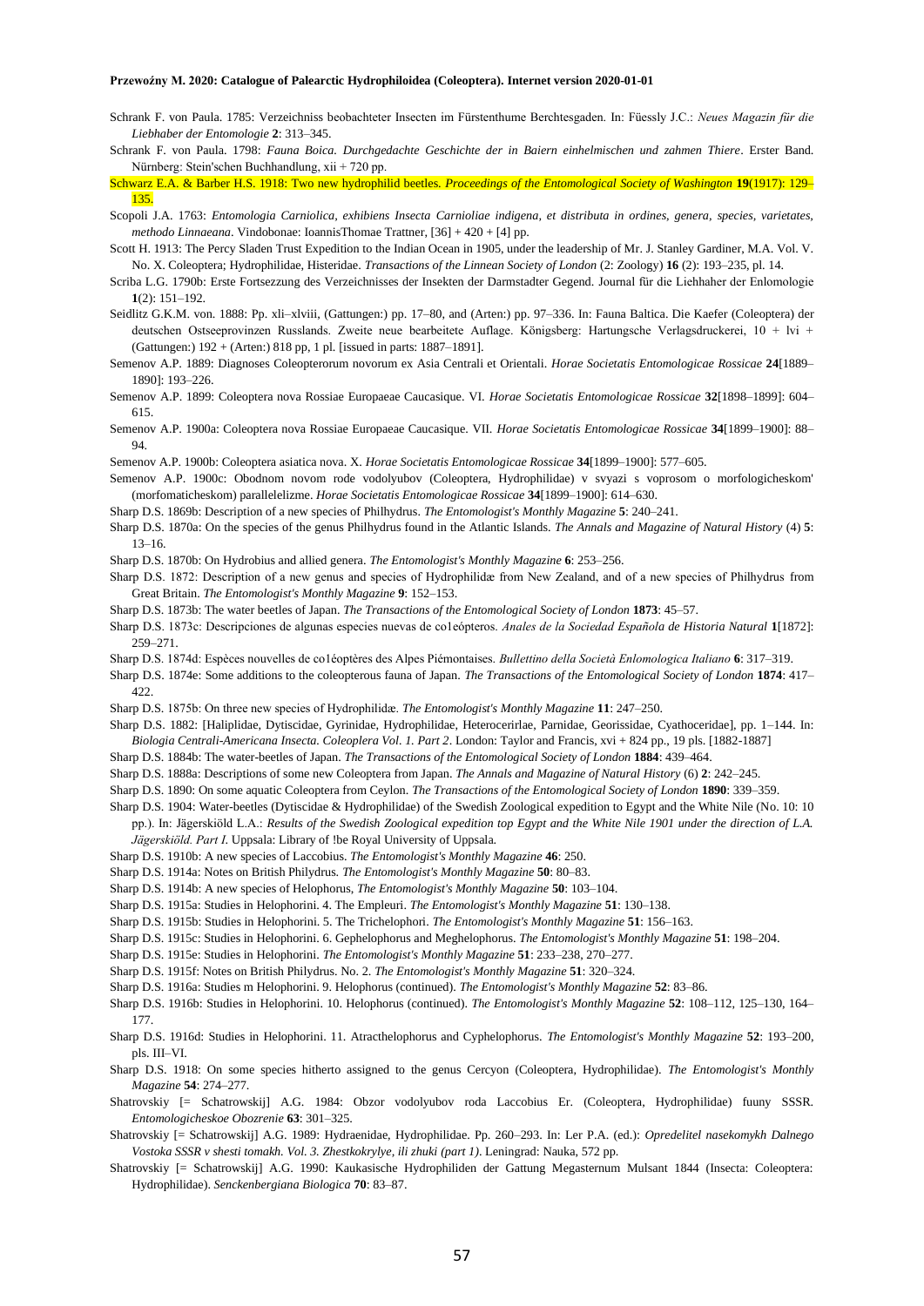Schrank F. von Paula. 1785: Verzeichniss beobachteter Insecten im Fürstenthume Berchtesgaden. In: Füessly J.C.: *Neues Magazin für die Liebhaber der Entomologie* **2**: 313–345.

Schrank F. von Paula. 1798: *Fauna Boica. Durchgedachte Geschichte der in Baiern einhelmischen und zahmen Thiere*. Erster Band. Nürnberg: Stein'schen Buchhandlung, xii + 720 pp.

Schwarz E.A. & Barber H.S. 1918: Two new hydrophilid beetles. *Proceedings of the Entomological Society of Washington* **19**(1917): 129–135.

Scopoli J.A. 1763: *Entomologia Carniolica, exhibiens Insecta Carnioliae indigena, et distributa in ordines, genera, species, varietates, methodo Linnaeana*. Vindobonae: IoannisThomae Trattner, [36] + 420 + [4] pp.

Scott H. 1913: The Percy Sladen Trust Expedition to the Indian Ocean in 1905, under the leadership of Mr. J. Stanley Gardiner, M.A. Vol. V. No. X. Coleoptera; Hydrophilidae, Histeridae. *Transactions of the Linnean Society of London* (2: Zoology) **16** (2): 193–235, pl. 14.

Scriba L.G. 1790b: Erste Fortsezzung des Verzeichnisses der Insekten der Darmstadter Gegend. Journal für die Liehhaber der Enlomologie **1**(2): 151–192.

Seidlitz G.K.M. von. 1888: Pp. xli–xlviii, (Gattungen:) pp. 17–80, and (Arten:) pp. 97–336. In: Fauna Baltica. Die Kaefer (Coleoptera) der deutschen Ostseeprovinzen Russlands. Zweite neue bearbeitete Auflage. Königsberg: Hartungsche Verlagsdruckerei, 10 + lvi + (Gattungen:) 192 + (Arten:) 818 pp, 1 pl. [issued in parts: 1887–1891].

Semenov A.P. 1889: Diagnoses Coleopterorum novorum ex Asia Centrali et Orientali. *Horae Societatis Entomologicae Rossicae* **24**[1889–1890]: 193–226.

Semenov A.P. 1899: Coleoptera nova Rossiae Europaeae Caucasique. VI. *Horae Societatis Entomologicae Rossicae* **32**[1898–1899]: 604–615.

Semenov A.P. 1900a: Coleoptera nova Rossiae Europaeae Caucasique. VII. *Horae Societatis Entomologicae Rossicae* **34**[1899–1900]: 88–94.

Semenov A.P. 1900b: Coleoptera asiatica nova. X. *Horae Societatis Entomologicae Rossicae* **34**[1899–1900]: 577–605.

Semenov A.P. 1900c: Obodnom novom rode vodolyubov (Coleoptera, Hydrophilidae) v svyazi s voprosom o morfologicheskom' (morfomaticheskom) parallelelizme. *Horae Societatis Entomologicae Rossicae* **34**[1899–1900]: 614–630.

Sharp D.S. 1869b: Description of a new species of Philhydrus. *The Entomologist's Monthly Magazine* **5**: 240–241.

Sharp D.S. 1870a: On the species of the genus Philhydrus found in the Atlantic Islands. *The Annals and Magazine of Natural History* (4) **5**: 13–16.

Sharp D.S. 1870b: On Hydrobius and allied genera. *The Entomologist's Monthly Magazine* **6**: 253–256.

Sharp D.S. 1872: Description of a new genus and species of Hydrophilidæ from New Zealand, and of a new species of Philhydrus from Great Britain. *The Entomologist's Monthly Magazine* **9**: 152–153.

Sharp D.S. 1873b: The water beetles of Japan. *The Transactions of the Entomological Society of London* **1873**: 45–57.

Sharp D.S. 1873c: Descripciones de algunas especies nuevas de co1eópteros. *Anales de la Sociedad Española de Historia Natural* **1**[1872]: 259–271.

Sharp D.S. 1874d: Espèces nouvelles de co1éoptères des Alpes Piémontaises. *Bullettino della Società Enlomologica Italiano* **6**: 317–319.

Sharp D.S. 1874e: Some additions to the coleopterous fauna of Japan. *The Transactions of the Entomological Society of London* **1874**: 417–422.

Sharp D.S. 1875b: On three new species of Hydrophilidæ. *The Entomologist's Monthly Magazine* **11**: 247–250.

Sharp D.S. 1882: [Haliplidae, Dytiscidae, Gyrinidae, Hydrophilidae, Heterocerirlae, Parnidae, Georissidae, Cyathoceridae], pp. 1–144. In: *Biologia Centrali-Americana Insecta. Coleoplera Vol. 1. Part 2*. London: Taylor and Francis, xvi + 824 pp., 19 pls. [1882-1887]

Sharp D.S. 1884b: The water-beetles of Japan. *The Transactions of the Entomological Society of London* **1884**: 439–464.

Sharp D.S. 1888a: Descriptions of some new Coleoptera from Japan. *The Annals and Magazine of Natural History* (6) **2**: 242–245.

Sharp D.S. 1890: On some aquatic Coleoptera from Ceylon. *The Transactions of the Entomological Society of London* **1890**: 339–359.

Sharp D.S. 1904: Water-beetles (Dytiscidae & Hydrophilidae) of the Swedish Zoological expedition to Egypt and the White Nile (No. 10: 10 pp.). In: Jägerskiöld L.A.: *Results of the Swedish Zoological expedition top Egypt and the White Nile 1901 under the direction of L.A. Jägerskiöld. Part I*. Uppsala: Library of !be Royal University of Uppsala.

Sharp D.S. 1910b: A new species of Laccobius. *The Entomologist's Monthly Magazine* **46**: 250.

Sharp D.S. 1914a: Notes on British Philydrus. *The Entomologist's Monthly Magazine* **50**: 80–83.

Sharp D.S. 1914b: A new species of Helophorus, *The Entomologist's Monthly Magazine* **50**: 103–104.

Sharp D.S. 1915a: Studies in Helophorini. 4. The Empleuri. *The Entomologist's Monthly Magazine* **51**: 130–138.

Sharp D.S. 1915b: Studies in Helophorini. 5. The Trichelophori. *The Entomologist's Monthly Magazine* **51**: 156–163.

Sharp D.S. 1915c: Studies in Helophorini. 6. Gephelophorus and Meghelophorus. *The Entomologist's Monthly Magazine* **51**: 198–204.

Sharp D.S. 1915e: Studies in Helophorini. *The Entomologist's Monthly Magazine* **51**: 233–238, 270–277.

Sharp D.S. 1915f: Notes on British Philydrus. No. 2. *The Entomologist's Monthly Magazine* **51**: 320–324.

Sharp D.S. 1916a: Studies m Helophorini. 9. Helophorus (continued). *The Entomologist's Monthly Magazine* **52**: 83–86.

Sharp D.S. 1916b: Studies in Helophorini. 10. Helophorus (continued). *The Entomologist's Monthly Magazine* **52**: 108–112, 125–130, 164–177.

Sharp D.S. 1916d: Studies in Helophorini. 11. Atracthelophorus and Cyphelophorus. *The Entomologist's Monthly Magazine* **52**: 193–200, pls. III–VI.

Sharp D.S. 1918: On some species hitherto assigned to the genus Cercyon (Coleoptera, Hydrophilidae). *The Entomologist's Monthly Magazine* **54**: 274–277.

Shatrovskiy [= Schatrowskij] A.G. 1984: Obzor vodolyubov roda Laccobius Er. (Coleoptera, Hydrophilidae) fuuny SSSR. *Entomologicheskoe Obozrenie* **63**: 301–325.

Shatrovskiy [= Schatrowskij] A.G. 1989: Hydraenidae, Hydrophilidae. Pp. 260–293. In: Ler P.A. (ed.): *Opredelitel nasekomykh Dalnego Vostoka SSSR v shesti tomakh. Vol. 3. Zhestkokrylye, ili zhuki (part 1)*. Leningrad: Nauka, 572 pp.

Shatrovskiy [= Schatrowskij] A.G. 1990: Kaukasische Hydrophiliden der Gattung Megasternum Mulsant 1844 (Insecta: Coleoptera: Hydrophilidae). *Senckenbergiana Biologica* **70**: 83–87.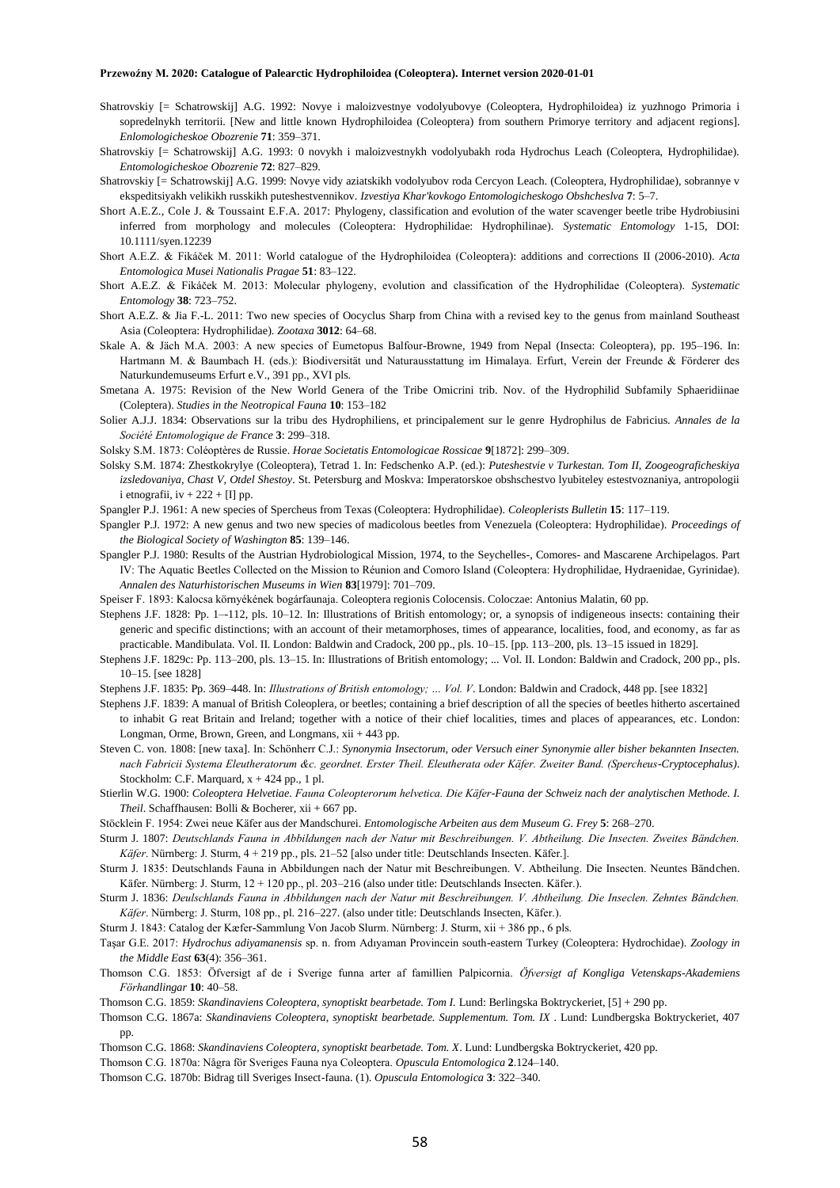Shatrovskiy [= Schatrowskij] A.G. 1992: Novye i maloizvestnye vodolyubovye (Coleoptera, Hydrophiloidea) iz yuzhnogo Primoria i sopredelnykh territorii. [New and little known Hydrophiloidea (Coleoptera) from southern Primorye territory and adjacent regions]. *Enlomologicheskoe Obozrenie* **71**: 359–371.

Shatrovskiy [= Schatrowskij] A.G. 1993: 0 novykh i maloizvestnykh vodolyubakh roda Hydrochus Leach (Coleoptera, Hydrophilidae). *Entomologicheskoe Obozrenie* **72**: 827–829.

Shatrovskiy [= Schatrowskij] A.G. 1999: Novye vidy aziatskikh vodolyubov roda Cercyon Leach. (Coleoptera, Hydrophilidae), sobrannye v ekspeditsiyakh velikikh russkikh puteshestvennikov. *Izvestiya Khar'kovkogo Entomologicheskogo Obshcheslva* **7**: 5–7.

Short A.E.Z., Cole J. & Toussaint E.F.A. 2017: Phylogeny, classification and evolution of the water scavenger beetle tribe Hydrobiusini inferred from morphology and molecules (Coleoptera: Hydrophilidae: Hydrophilinae). *Systematic Entomology* 1-15, DOI: 10.1111/syen.12239

Short A.E.Z. & Fikáček M. 2011: World catalogue of the Hydrophiloidea (Coleoptera): additions and corrections II (2006-2010). *Acta Entomologica Musei Nationalis Pragae* **51**: 83–122.

Short A.E.Z. & Fikáček M. 2013: Molecular phylogeny, evolution and classification of the Hydrophilidae (Coleoptera). *Systematic Entomology* **38**: 723–752.

Short A.E.Z. & Jia F.-L. 2011: Two new species of Oocyclus Sharp from China with a revised key to the genus from mainland Southeast Asia (Coleoptera: Hydrophilidae). *Zootaxa* **3012**: 64–68.

Skale A. & Jäch M.A. 2003: A new species of Eumetopus Balfour-Browne, 1949 from Nepal (Insecta: Coleoptera), pp. 195–196. In: Hartmann M. & Baumbach H. (eds.): Biodiversität und Naturausstattung im Himalaya. Erfurt, Verein der Freunde & Förderer des Naturkundemuseums Erfurt e.V., 391 pp., XVI pls.

Smetana A. 1975: Revision of the New World Genera of the Tribe Omicrini trib. Nov. of the Hydrophilid Subfamily Sphaeridiinae (Coleptera). *Studies in the Neotropical Fauna* **10**: 153–182

Solier A.J.J. 1834: Observations sur la tribu des Hydrophiliens, et principalement sur le genre Hydrophilus de Fabricius. *Annales de la Société Entomologique de France* **3**: 299–318.

Solsky S.M. 1873: Coléoptères de Russie. *Horae Societatis Entomologicae Rossicae* **9**[1872]: 299–309.

Solsky S.M. 1874: Zhestkokrylye (Coleoptera), Tetrad 1. In: Fedschenko A.P. (ed.): *Puteshestvie v Turkestan. Tom II, Zoogeograficheskiya izsledovaniya, Chast V, Otdel Shestoy*. St. Petersburg and Moskva: Imperatorskoe obshschestvo lyubiteley estestvoznaniya, antropologii i etnografii, iv + 222 + [I] pp.

Spangler P.J. 1961: A new species of Spercheus from Texas (Coleoptera: Hydrophilidae). *Coleoplerists Bulletin* **15**: 117–119.

Spangler P.J. 1972: A new genus and two new species of madicolous beetles from Venezuela (Coleoptera: Hydrophilidae). *Proceedings of the Biological Society of Washington* **85**: 139–146.

Spangler P.J. 1980: Results of the Austrian Hydrobiological Mission, 1974, to the Seychelles-, Comores- and Mascarene Archipelagos. Part IV: The Aquatic Beetles Collected on the Mission to Réunion and Comoro Island (Coleoptera: Hydrophilidae, Hydraenidae, Gyrinidae). *Annalen des Naturhistorischen Museums in Wien* **83**[1979]: 701–709.

Speiser F. 1893: Kalocsa környékének bogárfaunaja. Coleoptera regionis Colocensis. Coloczae: Antonius Malatin, 60 pp.

Stephens J.F. 1828: Pp. 1–-112, pls. 10–12. In: Illustrations of British entomology; or, a synopsis of indigeneous insects: containing their generic and specific distinctions; with an account of their metamorphoses, times of appearance, localities, food, and economy, as far as practicable. Mandibulata. Vol. II. London: Baldwin and Cradock, 200 pp., pls. 10–15. [pp. 113–200, pls. 13–15 issued in 1829].

Stephens J.F. 1829c: Pp. 113–200, pls. 13–15. In: Illustrations of British entomology; ... Vol. II. London: Baldwin and Cradock, 200 pp., pls. 10–15. [see 1828]

Stephens J.F. 1835: Pp. 369–448. In: *Illustrations of British entomology; ... Vol. V*. London: Baldwin and Cradock, 448 pp. [see 1832]

Stephens J.F. 1839: A manual of British Coleoplera, or beetles; containing a brief description of all the species of beetles hitherto ascertained to inhabit G reat Britain and Ireland; together with a notice of their chief localities, times and places of appearances, etc. London: Longman, Orme, Brown, Green, and Longmans, xii + 443 pp.

Steven C. von. 1808: [new taxa]. In: Schönherr C.J.: *Synonymia Insectorum, oder Versuch einer Synonymie aller bisher bekannten Insecten. nach Fabricii Systema Eleutheratorum &c. geordnet. Erster Theil. Eleutherata oder Käfer. Zweiter Band. (Spercheus-Cryptocephalus)*. Stockholm: C.F. Marquard, x + 424 pp., 1 pl.

Stierlin W.G. 1900: *Coleoptera Helvetiae. Fauna Coleopterorum helvetica. Die Käfer-Fauna der Schweiz nach der analytischen Methode. I. Theil*. Schaffhausen: Bolli & Bocherer, xii + 667 pp.

Stöcklein F. 1954: Zwei neue Käfer aus der Mandschurei. *Entomologische Arbeiten aus dem Museum G. Frey* **5**: 268–270.

Sturm J. 1807: *Deutschlands Fauna in Abbildungen nach der Natur mit Beschreibungen. V. Abtheilung. Die Insecten. Zweites Bändchen. Käfer*. Nürnberg: J. Sturm, 4 + 219 pp., pls. 21–52 [also under title: Deutschlands Insecten. Käfer.].

Sturm J. 1835: Deutschlands Fauna in Abbildungen nach der Natur mit Beschreibungen. V. Abtheilung. Die Insecten. Neuntes Bändchen. Käfer. Nürnberg: J. Sturm, 12 + 120 pp., pl. 203–216 (also under title: Deutschlands Insecten. Käfer.).

Sturm J. 1836: *Deulschlands Fauna in Abbildungen nach der Natur mit Beschreibungen. V. Abtheilung. Die Inseclen. Zehntes Bändchen. Käfer*. Nürnberg: J. Sturm, 108 pp., pl. 216–227. (also under title: Deutschlands Insecten, Käfer.).

Sturm J. 1843: Catalog der Kæfer-Sammlung Von Jacob Slurm. Nürnberg: J. Sturm, xii + 386 pp., 6 pls.

Taşar G.E. 2017: *Hydrochus adiyamanensis* sp. n. from Adıyaman Provincein south-eastern Turkey (Coleoptera: Hydrochidae). *Zoology in the Middle East* **63**(4): 356–361.

Thomson C.G. 1853: Öfversigt af de i Sverige funna arter af famillien Palpicornia. *Öfversigt af Kongliga Vetenskaps-Akademiens Förhandlingar* **10**: 40–58.

Thomson C.G. 1859: *Skandinaviens Coleoptera, synoptiskt bearbetade. Tom I.* Lund: Berlingska Boktryckeriet, [5] + 290 pp.

Thomson C.G. 1867a: *Skandinaviens Coleoptera, synoptiskt bearbetade. Supplementum. Tom. IX* . Lund: Lundbergska Boktryckeriet, 407 pp.

Thomson C.G. 1868: *Skandinaviens Coleoptera, synoptiskt bearbetade. Tom. X*. Lund: Lundbergska Boktryckeriet, 420 pp.

Thomson C.G. 1870a: Några för Sveriges Fauna nya Coleoptera. *Opuscula Entomologica* **2**.124–140.

Thomson C.G. 1870b: Bidrag till Sveriges Insect-fauna. (1). *Opuscula Entomologica* **3**: 322–340.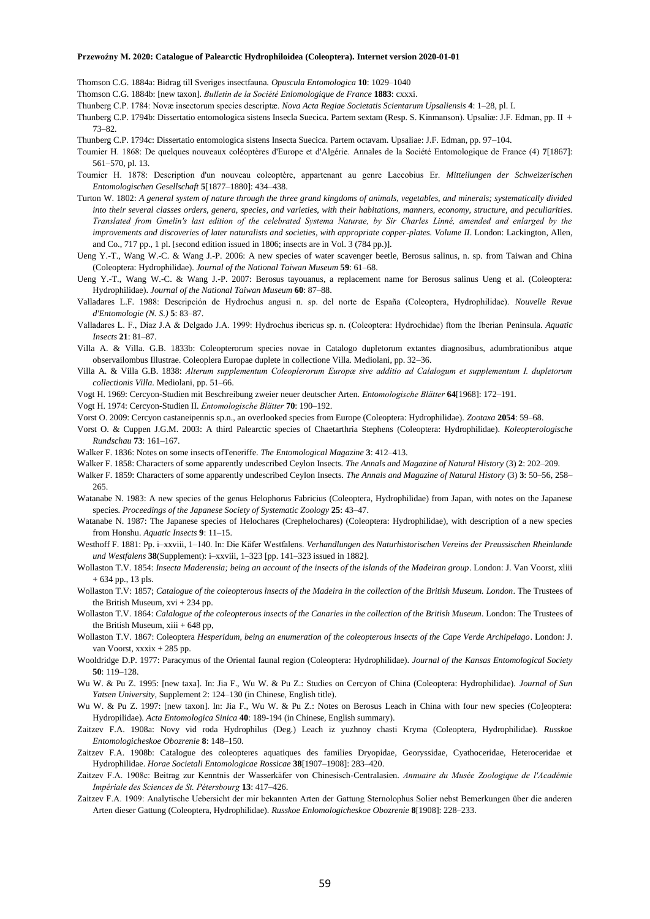Thomson C.G. 1884a: Bidrag till Sveriges insectfauna. *Opuscula Entomologica* **10**: 1029–1040

Thomson C.G. 1884b: [new taxon]. *Bulletin de la Société Enlomologique de France* **1883**: cxxxi.

Thunberg C.P. 1784: Novæ insectorum species descriptæ. *Nova Acta Regiae Societatis Scientarum Upsaliensis* **4**: 1–28, pl. I.

Thunberg C.P. 1794b: Dissertatio entomologica sistens Insecla Suecica. Partem sextam (Resp. S. Kinmanson). Upsaliæ: J.F. Edman, pp. II + 73–82.

Thunberg C.P. 1794c: Dissertatio entomologica sistens Insecta Suecica. Partem octavam. Upsaliae: J.F. Edman, pp. 97–104.

Tournier H. 1868: De quelques nouveaux coléoptères d'Europe et d'Algérie. Annales de la Société Entomologique de France (4) **7**[1867]: 561–570, pl. 13.

Tournier H. 1878: Description d'un nouveau coleoptère, appartenant au genre Laccobius Er. *Mitteilungen der Schweizerischen Entomologischen Gesellschaft* **5**[1877–1880]: 434–438.

Turton W. 1802: *A general system of nature through the three grand kingdoms of animals, vegetables, and minerals; systematically divided into their several classes orders, genera, species, and varieties, with their habitations, manners, economy, structure, and peculiarities. Translated from Gmelin's last edition of the celebrated Systema Naturae, by Sir Charles Linné, amended and enlarged by the improvements and discoveries of later naturalists and societies, with appropriate copper-plates. Volume II*. London: Lackington, Allen, and Co., 717 pp., 1 pl. [second edition issued in 1806; insects are in Vol. 3 (784 pp.)].

Ueng Y.-T., Wang W.-C. & Wang J.-P. 2006: A new species of water scavenger beetle, Berosus salinus, n. sp. from Taiwan and China (Coleoptera: Hydrophilidae). *Journal of the National Taiwan Museum* **59**: 61–68.

Ueng Y.-T., Wang W.-C. & Wang J.-P. 2007: Berosus tayouanus, a replacement name for Berosus salinus Ueng et al. (Coleoptera: Hydrophilidae). *Journal of the National Taiwan Museum* **60**: 87–88.

Valladares L.F. 1988: Descripción de Hydrochus angusi n. sp. del norte de España (Coleoptera, Hydrophilidae). *Nouvelle Revue d'Entomologie (N. S.)* **5**: 83–87.

Valladares L. F., Díaz J.A & Delgado J.A. 1999: Hydrochus ibericus sp. n. (Coleoptera: Hydrochidae) ftom the Iberian Peninsula. *Aquatic Insects* **21**: 81–87.

Villa A. & Villa. G.B. 1833b: Coleopterorum species novae in Catalogo dupletorum extantes diagnosibus, adumbrationibus atque observailombus Illustrae. Coleoplera Europae duplete in collectione Villa. Mediolani, pp. 32–36.

Villa A. & Villa G.B. 1838: *Alterum supplementum Coleoplerorum Europæ sive additio ad Calalogum et supplementum I. dupletorum collectionis Villa*. Mediolani, pp. 51–66.

Vogt H. 1969: Cercyon-Studien mit Beschreibung zweier neuer deutscher Arten. *Entomologische Blätter* **64**[1968]: 172–191.

Vogt H. 1974: Cercyon-Studien II. *Entomologische Blätter* **70**: 190–192.

Vorst O. 2009: Cercyon castaneipennis sp.n., an overlooked species from Europe (Coleoptera: Hydrophilidae). *Zootaxa* **2054**: 59–68.

Vorst O. & Cuppen J.G.M. 2003: A third Palearctic species of Chaetarthria Stephens (Coleoptera: Hydrophilidae). *Koleopterologische Rundschau* **73**: 161–167.

Walker F. 1836: Notes on some insects ofTeneriffe. *The Entomological Magazine* **3**: 412–413.

Walker F. 1858: Characters of some apparently undescribed Ceylon Insects. *The Annals and Magazine of Natural History* (3) **2**: 202–209.

Walker F. 1859: Characters of some apparently undescribed Ceylon Insects. *The Annals and Magazine of Natural History* (3) **3**: 50–56, 258–265.

Watanabe N. 1983: A new species of the genus Helophorus Fabricius (Coleoptera, Hydrophilidae) from Japan, with notes on the Japanese species. *Proceedings of the Japanese Society of Systematic Zoology* **25**: 43–47.

Watanabe N. 1987: The Japanese species of Helochares (Crephelochares) (Coleoptera: Hydrophilidae), with description of a new species from Honshu. *Aquatic Insects* **9**: 11–15.

Westhoff F. 1881: Pp. i–xxviii, 1–140. In: Die Käfer Westfalens. *Verhandlungen des Naturhistorischen Vereins der Preussischen Rheinlande und Westfalens* **38**(Supplement): i–xxviii, 1–323 [pp. 141–323 issued in 1882].

Wollaston T.V. 1854: *Insecta Maderensia; being an account of the insects of the islands of the Madeiran group*. London: J. Van Voorst, xliii + 634 pp., 13 pls.

Wollaston T.V: 1857; *Catalogue of the coleopterous lnsects of the Madeira in the collection of the British Museum. London*. The Trustees of the British Museum, xvi + 234 pp.

Wollaston T.V. 1864: *Calalogue of the coleopterous insects of the Canaries in the collection of the British Museum*. London: The Trustees of the British Museum, xiii + 648 pp,

Wollaston T.V. 1867: Coleoptera *Hesperidum, being an enumeration of the coleopterous insects of the Cape Verde Archipelago*. London: J. van Voorst, xxxix + 285 pp.

Wooldridge D.P. 1977: Paracymus of the Oriental faunal region (Coleoptera: Hydrophilidae). *Journal of the Kansas Entomological Society* **50**: 119–128.

Wu W. & Pu Z. 1995: [new taxa]. In: Jia F., Wu W. & Pu Z.: Studies on Cercyon of China (Coleoptera: Hydrophilidae). *Journal of Sun Yatsen University*, Supplement 2: 124–130 (in Chinese, English title).

Wu W. & Pu Z. 1997: [new taxon]. In: Jia F., Wu W. & Pu Z.: Notes on Berosus Leach in China with four new species (Co]eoptera: Hydropilidae). *Acta Entomologica Sinica* **40**: 189-194 (in Chinese, English summary).

Zaitzev F.A. 1908a: Novy vid roda Hydrophilus (Deg.) Leach iz yuzhnoy chasti Kryma (Coleoptera, Hydrophilidae). *Russkoe Entomologicheskoe Obozrenie* **8**: 148–150.

Zaitzev F.A. 1908b: Catalogue des coleopteres aquatiques des families Dryopidae, Georyssidae, Cyathoceridae, Heteroceridae et Hydrophilidae. *Horae Societali Entomologicae Rossicae* **38**[1907–1908]: 283–420.

Zaitzev F.A. 1908c: Beitrag zur Kenntnis der Wasserkäfer von Chinesisch-Centralasien. *Annuaire du Musée Zoologique de l'Académie Impériale des Sciences de St. Pétersbourg* **13**: 417–426.

Zaitzev F.A. 1909: Analytische Uebersicht der mir bekannten Arten der Gattung Sternolophus Solier nebst Bemerkungen über die anderen Arten dieser Gattung (Coleoptera, Hydrophilidae). *Russkoe Enlomologicheskoe Obozrenie* **8**[1908]: 228–233.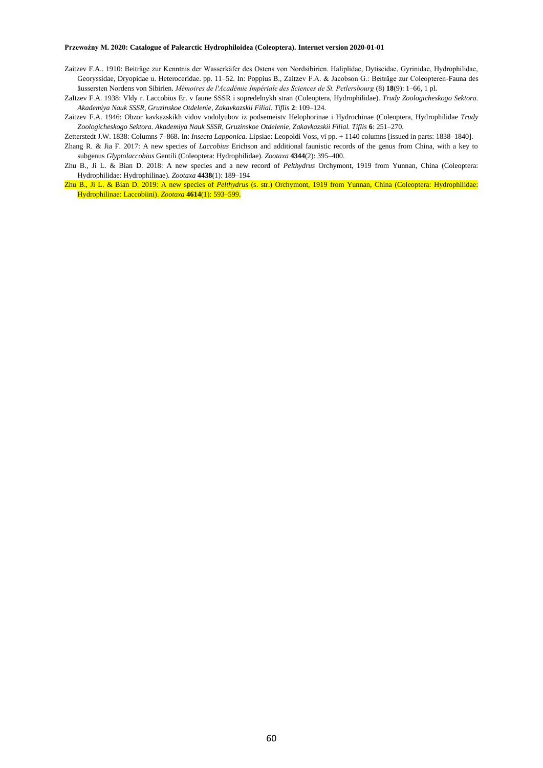Zaitzev F.A.. 1910: Beiträge zur Kenntnis der Wasserkäfer des Ostens von Nordsibirien. Haliplidae, Dytiscidae, Gyrinidae, Hydrophilidae, Georyssidae, Dryopidae u. Heteroceridae. pp. 11–52. In: Poppius B., Zaitzev F.A. & Jacobson G.: Beiträge zur Coleopteren-Fauna des äussersten Nordens von Sibirien. *Mémoires de l'Académie Impériale des Sciences de St. Petlersbourg* (8) **18**(9): 1–66, 1 pl.

ZaItzev F.A. 1938: Vldy r. Laccobius Er. v faune SSSR i sopredelnykh stran (Coleoptera, Hydrophilidae). *Trudy Zoologicheskogo Sektora. Akademiya Nauk SSSR, Gruzinskoe Otdelenie, Zakavkazskii Filial. Tiflis* **2**: 109–124.

Zaitzev F.A. 1946: Obzor kavkazskikh vidov vodolyubov iz podsemeistv Helophorinae i Hydrochinae (Coleoptera, Hydrophilidae *Trudy Zoologicheskogo Sektora. Akademiya Nauk SSSR, Gruzinskoe Otdelenie, Zakavkazskii Filial. Tiflis* **6**: 251–270.

Zetterstedt J.W. 1838: Columns 7–868. In: *Insecta Lapponica.* Lipsiae: Leopoldi Voss, vi pp. + 1140 columns [issued in parts: 1838–1840].

Zhang R. & Jia F. 2017: A new species of *Laccobius* Erichson and additional faunistic records of the genus from China, with a key to subgenus *Glyptolaccobius* Gentili (Coleoptera: Hydrophilidae). *Zootaxa* **4344**(2): 395–400.

Zhu B., Ji L. & Bian D. 2018: A new species and a new record of *Pelthydrus* Orchymont, 1919 from Yunnan, China (Coleoptera: Hydrophilidae: Hydrophilinae). *Zootaxa* **4438**(1): 189–194

Zhu B., Ji L. & Bian D. 2019: A new species of *Pelthydrus* (s. str.) Orchymont, 1919 from Yunnan, China (Coleoptera: Hydrophilidae: Hydrophilinae: Laccobiini). *Zootaxa* **4614**(1): 593–599.